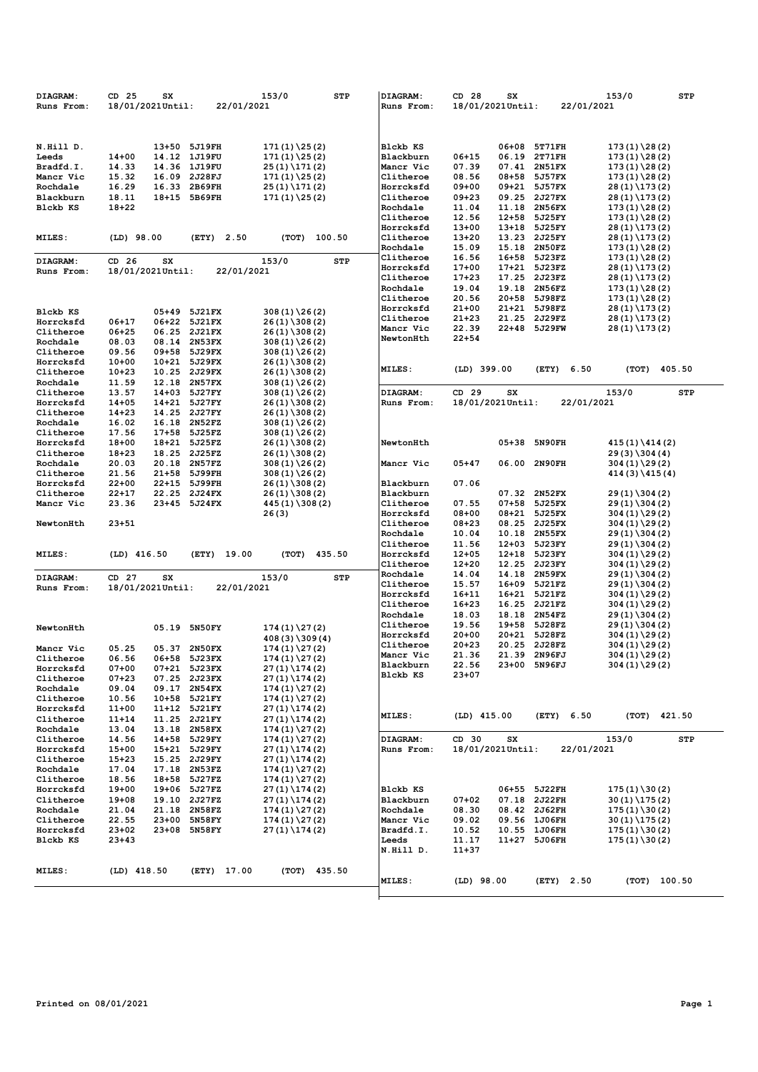**DIAGRAM:** CD 25 SX 153/0 STP
**Runs From:** 18/01/2021 **Until:** 22/01/2021

| | | | | |
|---|---|---|---|---|
| N.Hill D. | | 13+50 | 5J19FH | 171(1)\25(2) |
| Leeds | 14+00 | 14.12 | 1J19FU | 171(1)\25(2) |
| Bradfd.I. | 14.33 | 14.36 | 1J19FU | 25(1)\171(2) |
| Mancr Vic | 15.32 | 16.09 | 2J28FJ | 171(1)\25(2) |
| Rochdale | 16.29 | 16.33 | 2B69FH | 25(1)\171(2) |
| Blackburn | 18.11 | 18+15 | 5B69FH | 171(1)\25(2) |
| Blckb KS | 18+22 | | | |

**MILES:** (LD) 98.00 (ETY) 2.50 (TOT) 100.50

**DIAGRAM:** CD 26 SX 153/0 STP
**Runs From:** 18/01/2021 **Until:** 22/01/2021

| | | | | |
|---|---|---|---|---|
| Blckb KS | | 05+49 | 5J21FX | 308(1)\26(2) |
| Horrcksfd | 06+17 | 06+22 | 5J21FX | 26(1)\308(2) |
| Clitheroe | 06+25 | 06.25 | 2J21FX | 26(1)\308(2) |
| Rochdale | 08.03 | 08.14 | 2N53FX | 308(1)\26(2) |
| Clitheroe | 09.56 | 09+58 | 5J29FX | 308(1)\26(2) |
| Horrcksfd | 10+00 | 10+21 | 5J29FX | 26(1)\308(2) |
| Clitheroe | 10+23 | 10.25 | 2J29FX | 26(1)\308(2) |
| Rochdale | 11.59 | 12.18 | 2N57FX | 308(1)\26(2) |
| Clitheroe | 13.57 | 14+03 | 5J27FY | 308(1)\26(2) |
| Horrcksfd | 14+05 | 14+21 | 5J27FY | 26(1)\308(2) |
| Clitheroe | 14+23 | 14.25 | 2J27FY | 26(1)\308(2) |
| Rochdale | 16.02 | 16.18 | 2N52FZ | 308(1)\26(2) |
| Clitheroe | 17.56 | 17+58 | 5J25FZ | 308(1)\26(2) |
| Horrcksfd | 18+00 | 18+21 | 5J25FZ | 26(1)\308(2) |
| Clitheroe | 18+23 | 18.25 | 2J25FZ | 26(1)\308(2) |
| Rochdale | 20.03 | 20.18 | 2N57FZ | 308(1)\26(2) |
| Clitheroe | 21.56 | 21+58 | 5J99FH | 308(1)\26(2) |
| Horrcksfd | 22+00 | 22+15 | 5J99FH | 26(1)\308(2) |
| Clitheroe | 22+17 | 22.25 | 2J24FX | 26(1)\308(2) |
| Mancr Vic | 23.36 | 23+45 | 5J24FX | 445(1)\308(2) 26(3) |
| NewtonHth | 23+51 | | | |

**MILES:** (LD) 416.50 (ETY) 19.00 (TOT) 435.50

**DIAGRAM:** CD 27 SX 153/0 STP
**Runs From:** 18/01/2021 **Until:** 22/01/2021

| | | | | |
|---|---|---|---|---|
| NewtonHth | | 05.19 | 5N50FY | 174(1)\27(2) 408(3)\309(4) |
| Mancr Vic | 05.25 | 05.37 | 2N50FX | 174(1)\27(2) |
| Clitheroe | 06.56 | 06+58 | 5J23FX | 174(1)\27(2) |
| Horrcksfd | 07+00 | 07+21 | 5J23FX | 27(1)\174(2) |
| Clitheroe | 07+23 | 07.25 | 2J23FX | 27(1)\174(2) |
| Rochdale | 09.04 | 09.17 | 2N54FX | 174(1)\27(2) |
| Clitheroe | 10.56 | 10+58 | 5J21FY | 174(1)\27(2) |
| Horrcksfd | 11+00 | 11+12 | 5J21FY | 27(1)\174(2) |
| Clitheroe | 11+14 | 11.25 | 2J21FY | 27(1)\174(2) |
| Rochdale | 13.04 | 13.18 | 2N58FX | 174(1)\27(2) |
| Clitheroe | 14.56 | 14+58 | 5J29FY | 174(1)\27(2) |
| Horrcksfd | 15+00 | 15+21 | 5J29FY | 27(1)\174(2) |
| Clitheroe | 15+23 | 15.25 | 2J29FY | 27(1)\174(2) |
| Rochdale | 17.04 | 17.18 | 2N53FZ | 174(1)\27(2) |
| Clitheroe | 18.56 | 18+58 | 5J27FZ | 174(1)\27(2) |
| Horrcksfd | 19+00 | 19+06 | 5J27FZ | 27(1)\174(2) |
| Clitheroe | 19+08 | 19.10 | 2J27FZ | 27(1)\174(2) |
| Rochdale | 21.04 | 21.18 | 2N58FZ | 174(1)\27(2) |
| Clitheroe | 22.55 | 23+00 | 5N58FY | 174(1)\27(2) |
| Horrcksfd | 23+02 | 23+08 | 5N58FY | 27(1)\174(2) |
| Blckb KS | 23+43 | | | |

**MILES:** (LD) 418.50 (ETY) 17.00 (TOT) 435.50

**DIAGRAM:** CD 28 SX 153/0 STP
**Runs From:** 18/01/2021 **Until:** 22/01/2021

| | | | | |
|---|---|---|---|---|
| Blckb KS | | 06+08 | 5T71FH | 173(1)\28(2) |
| Blackburn | 06+15 | 06.19 | 2T71FH | 173(1)\28(2) |
| Mancr Vic | 07.39 | 07.41 | 2N51FX | 173(1)\28(2) |
| Clitheroe | 08.56 | 08+58 | 5J57FX | 173(1)\28(2) |
| Horrcksfd | 09+00 | 09+21 | 5J57FX | 28(1)\173(2) |
| Clitheroe | 09+23 | 09.25 | 2J27FX | 28(1)\173(2) |
| Rochdale | 11.04 | 11.18 | 2N56FX | 173(1)\28(2) |
| Clitheroe | 12.56 | 12+58 | 5J25FY | 173(1)\28(2) |
| Horrcksfd | 13+00 | 13+18 | 5J25FY | 28(1)\173(2) |
| Clitheroe | 13+20 | 13.23 | 2J25FY | 28(1)\173(2) |
| Rochdale | 15.09 | 15.18 | 2N50FZ | 173(1)\28(2) |
| Clitheroe | 16.56 | 16+58 | 5J23FZ | 173(1)\28(2) |
| Horrcksfd | 17+00 | 17+21 | 5J23FZ | 28(1)\173(2) |
| Clitheroe | 17+23 | 17.25 | 2J23FZ | 28(1)\173(2) |
| Rochdale | 19.04 | 19.18 | 2N56FZ | 173(1)\28(2) |
| Clitheroe | 20.56 | 20+58 | 5J98FZ | 173(1)\28(2) |
| Horrcksfd | 21+00 | 21+21 | 5J98FZ | 28(1)\173(2) |
| Clitheroe | 21+23 | 21.25 | 2J29FZ | 28(1)\173(2) |
| Mancr Vic | 22.39 | 22+48 | 5J29FW | 28(1)\173(2) |
| NewtonHth | 22+54 | | | |

**MILES:** (LD) 399.00 (ETY) 6.50 (TOT) 405.50

**DIAGRAM:** CD 29 SX 153/0 STP
**Runs From:** 18/01/2021 **Until:** 22/01/2021

| | | | | |
|---|---|---|---|---|
| NewtonHth | | 05+38 | 5N90FH | 415(1)\414(2) 29(3)\304(4) |
| Mancr Vic | 05+47 | 06.00 | 2N90FH | 304(1)\29(2) 414(3)\415(4) |
| Blackburn | 07.06 | | | |
| Blackburn | | 07.32 | 2N52FX | 29(1)\304(2) |
| Clitheroe | 07.55 | 07+58 | 5J25FX | 29(1)\304(2) |
| Horrcksfd | 08+00 | 08+21 | 5J25FX | 304(1)\29(2) |
| Clitheroe | 08+23 | 08.25 | 2J25FX | 304(1)\29(2) |
| Rochdale | 10.04 | 10.18 | 2N55FX | 29(1)\304(2) |
| Clitheroe | 11.56 | 12+03 | 5J23FY | 29(1)\304(2) |
| Horrcksfd | 12+05 | 12+18 | 5J23FY | 304(1)\29(2) |
| Clitheroe | 12+20 | 12.25 | 2J23FY | 304(1)\29(2) |
| Rochdale | 14.04 | 14.18 | 2N59FX | 29(1)\304(2) |
| Clitheroe | 15.57 | 16+09 | 5J21FZ | 29(1)\304(2) |
| Horrcksfd | 16+11 | 16+21 | 5J21FZ | 304(1)\29(2) |
| Clitheroe | 16+23 | 16.25 | 2J21FZ | 304(1)\29(2) |
| Rochdale | 18.03 | 18.18 | 2N54FZ | 29(1)\304(2) |
| Clitheroe | 19.56 | 19+58 | 5J28FZ | 29(1)\304(2) |
| Horrcksfd | 20+00 | 20+21 | 5J28FZ | 304(1)\29(2) |
| Clitheroe | 20+23 | 20.25 | 2J28FZ | 304(1)\29(2) |
| Mancr Vic | 21.36 | 21.39 | 2N96FJ | 304(1)\29(2) |
| Blackburn | 22.56 | 23+00 | 5N96FJ | 304(1)\29(2) |
| Blckb KS | 23+07 | | | |

**MILES:** (LD) 415.00 (ETY) 6.50 (TOT) 421.50

**DIAGRAM:** CD 30 SX 153/0 STP
**Runs From:** 18/01/2021 **Until:** 22/01/2021

| | | | | |
|---|---|---|---|---|
| Blckb KS | | 06+55 | 5J22FH | 175(1)\30(2) |
| Blackburn | 07+02 | 07.18 | 2J22FH | 30(1)\175(2) |
| Rochdale | 08.30 | 08.42 | 2J62FH | 175(1)\30(2) |
| Mancr Vic | 09.02 | 09.56 | 1J06FH | 30(1)\175(2) |
| Bradfd.I. | 10.52 | 10.55 | 1J06FH | 175(1)\30(2) |
| Leeds | 11.17 | 11+27 | 5J06FH | 175(1)\30(2) |
| N.Hill D. | 11+37 | | | |

**MILES:** (LD) 98.00 (ETY) 2.50 (TOT) 100.50

Printed on 08/01/2021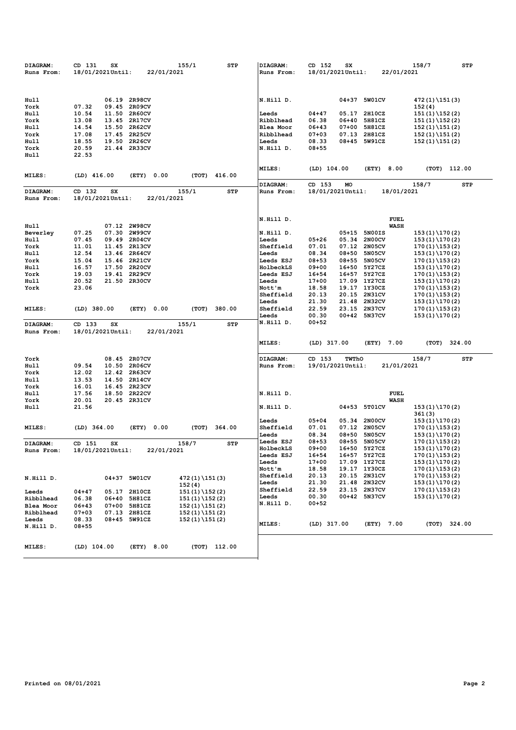| DIAGRAM: | CD 131 | SX | | 155/1 | STP |
|---|---|---|---|---|---|
| Runs From: | 18/01/2021 | Until: | 22/01/2021 | | |

| | | | | |
|---|---|---|---|---|
| Hull | | 06.19 | 2R98CV | |
| York | 07.32 | 09.45 | 2R09CV | |
| Hull | 10.54 | 11.50 | 2R60CV | |
| York | 13.08 | 13.45 | 2R17CV | |
| Hull | 14.54 | 15.50 | 2R62CV | |
| York | 17.08 | 17.45 | 2R25CV | |
| Hull | 18.55 | 19.50 | 2R26CV | |
| York | 20.59 | 21.44 | 2R33CV | |
| Hull | 22.53 | | | |

MILES: (LD) 416.00 (ETY) 0.00 (TOT) 416.00

| DIAGRAM: | CD 132 | SX | | 155/1 | STP |
|---|---|---|---|---|---|
| Runs From: | 18/01/2021 | Until: | 22/01/2021 | | |

| | | | | |
|---|---|---|---|---|
| Hull | | 07.12 | 2W98CV | |
| Beverley | 07.25 | 07.30 | 2W99CV | |
| Hull | 07.45 | 09.49 | 2R04CV | |
| York | 11.01 | 11.45 | 2R13CV | |
| Hull | 12.54 | 13.46 | 2R64CV | |
| York | 15.04 | 15.46 | 2R21CV | |
| Hull | 16.57 | 17.50 | 2R20CV | |
| York | 19.03 | 19.41 | 2R29CV | |
| Hull | 20.52 | 21.50 | 2R30CV | |
| York | 23.06 | | | |

MILES: (LD) 380.00 (ETY) 0.00 (TOT) 380.00

| DIAGRAM: | CD 133 | SX | | 155/1 | STP |
|---|---|---|---|---|---|
| Runs From: | 18/01/2021 | Until: | 22/01/2021 | | |

| | | | | |
|---|---|---|---|---|
| York | | 08.45 | 2R07CV | |
| Hull | 09.54 | 10.50 | 2R06CV | |
| York | 12.02 | 12.42 | 2R63CV | |
| Hull | 13.53 | 14.50 | 2R14CV | |
| York | 16.01 | 16.45 | 2R23CV | |
| Hull | 17.56 | 18.50 | 2R22CV | |
| York | 20.01 | 20.45 | 2R31CV | |
| Hull | 21.56 | | | |

MILES: (LD) 364.00 (ETY) 0.00 (TOT) 364.00

| DIAGRAM: | CD 151 | SX | | 158/7 | STP |
|---|---|---|---|---|---|
| Runs From: | 18/01/2021 | Until: | 22/01/2021 | | |

| | | | | |
|---|---|---|---|---|
| N.Hill D. | | 04+37 | 5W01CV | 472(1)\151(3) 152(4) |
| Leeds | 04+47 | 05.17 | 2H10CZ | 151(1)\152(2) |
| Ribblhead | 06.38 | 06+40 | 5H81CZ | 151(1)\152(2) |
| Blea Moor | 06+43 | 07+00 | 5H81CZ | 152(1)\151(2) |
| Ribblhead | 07+03 | 07.13 | 2H81CZ | 152(1)\151(2) |
| Leeds | 08.33 | 08+45 | 5W91CZ | 152(1)\151(2) |
| N.Hill D. | 08+55 | | | |

MILES: (LD) 104.00 (ETY) 8.00 (TOT) 112.00

| DIAGRAM: | CD 152 | SX | | 158/7 | STP |
|---|---|---|---|---|---|
| Runs From: | 18/01/2021 | Until: | 22/01/2021 | | |

| | | | | |
|---|---|---|---|---|
| N.Hill D. | | 04+37 | 5W01CV | 472(1)\151(3) 152(4) |
| Leeds | 04+47 | 05.17 | 2H10CZ | 151(1)\152(2) |
| Ribblhead | 06.38 | 06+40 | 5H81CZ | 151(1)\152(2) |
| Blea Moor | 06+43 | 07+00 | 5H81CZ | 152(1)\151(2) |
| Ribblhead | 07+03 | 07.13 | 2H81CZ | 152(1)\151(2) |
| Leeds | 08.33 | 08+45 | 5W91CZ | 152(1)\151(2) |
| N.Hill D. | 08+55 | | | |

MILES: (LD) 104.00 (ETY) 8.00 (TOT) 112.00

| DIAGRAM: | CD 153 | MO | | 158/7 | STP |
|---|---|---|---|---|---|
| Runs From: | 18/01/2021 | Until: | 18/01/2021 | | |

| | | | | |
|---|---|---|---|---|
| N.Hill D. | | | FUEL WASH | |
| N.Hill D. | | 05+15 | 5N00IS | 153(1)\170(2) |
| Leeds | 05+26 | 05.34 | 2N00CV | 153(1)\170(2) |
| Sheffield | 07.01 | 07.12 | 2N05CV | 170(1)\153(2) |
| Leeds | 08.34 | 08+50 | 5N05CV | 153(1)\170(2) |
| Leeds ESJ | 08+53 | 08+55 | 5N05CV | 170(1)\153(2) |
| HolbeckLS | 09+00 | 16+50 | 5Y27CZ | 153(1)\170(2) |
| Leeds ESJ | 16+54 | 16+57 | 5Y27CZ | 170(1)\153(2) |
| Leeds | 17+00 | 17.09 | 1Y27CZ | 153(1)\170(2) |
| Nott'm | 18.58 | 19.17 | 1Y30CZ | 170(1)\153(2) |
| Sheffield | 20.13 | 20.15 | 2N31CV | 170(1)\153(2) |
| Leeds | 21.30 | 21.48 | 2N32CV | 153(1)\170(2) |
| Sheffield | 22.59 | 23.15 | 2N37CV | 170(1)\153(2) |
| Leeds | 00.30 | 00+42 | 5N37CV | 153(1)\170(2) |
| N.Hill D. | 00+52 | | | |

MILES: (LD) 317.00 (ETY) 7.00 (TOT) 324.00

| DIAGRAM: | CD 153 | TWThO | | 158/7 | STP |
|---|---|---|---|---|---|
| Runs From: | 19/01/2021 | Until: | 21/01/2021 | | |

| | | | | |
|---|---|---|---|---|
| N.Hill D. | | | FUEL WASH | |
| N.Hill D. | | 04+53 | 5T01CV | 153(1)\170(2) 361(3) |
| Leeds | 05+04 | 05.34 | 2N00CV | 153(1)\170(2) |
| Sheffield | 07.01 | 07.12 | 2N05CV | 170(1)\153(2) |
| Leeds | 08.34 | 08+50 | 5N05CV | 153(1)\170(2) |
| Leeds ESJ | 08+53 | 08+55 | 5N05CV | 170(1)\153(2) |
| HolbeckLS | 09+00 | 16+50 | 5Y27CZ | 153(1)\170(2) |
| Leeds ESJ | 16+54 | 16+57 | 5Y27CZ | 170(1)\153(2) |
| Leeds | 17+00 | 17.09 | 1Y27CZ | 153(1)\170(2) |
| Nott'm | 18.58 | 19.17 | 1Y30CZ | 170(1)\153(2) |
| Sheffield | 20.13 | 20.15 | 2N31CV | 170(1)\153(2) |
| Leeds | 21.30 | 21.48 | 2N32CV | 153(1)\170(2) |
| Sheffield | 22.59 | 23.15 | 2N37CV | 170(1)\153(2) |
| Leeds | 00.30 | 00+42 | 5N37CV | 153(1)\170(2) |
| N.Hill D. | 00+52 | | | |

MILES: (LD) 317.00 (ETY) 7.00 (TOT) 324.00

Printed on 08/01/2021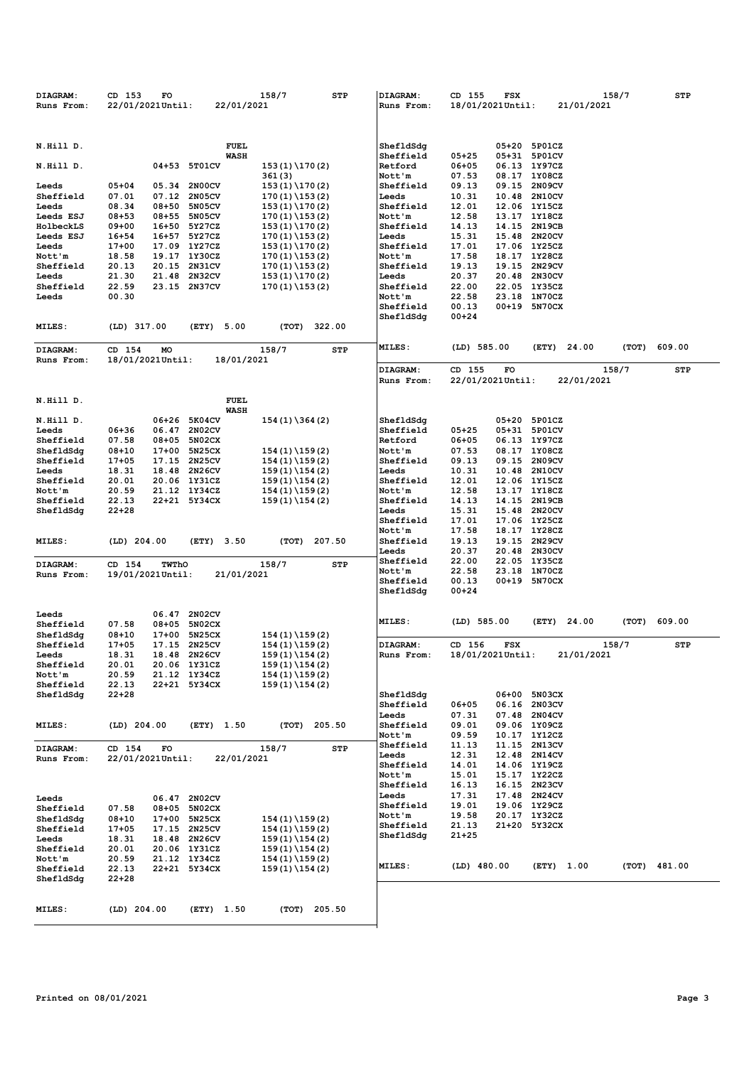**DIAGRAM:** CD 153 FO 158/7 STP
**Runs From:** 22/01/2021 **Until:** 22/01/2021

| | | | | |
|---|---|---|---|---|
| N.Hill D. | | | FUEL WASH | |
| N.Hill D. | | 04+53 | 5T01CV | 153(1)\170(2) 361(3) |
| Leeds | 05+04 | 05.34 | 2N00CV | 153(1)\170(2) |
| Sheffield | 07.01 | 07.12 | 2N05CV | 170(1)\153(2) |
| Leeds | 08.34 | 08+50 | 5N05CV | 153(1)\170(2) |
| Leeds ESJ | 08+53 | 08+55 | 5N05CV | 170(1)\153(2) |
| HolbeckLS | 09+00 | 16+50 | 5Y27CZ | 153(1)\170(2) |
| Leeds ESJ | 16+54 | 16+57 | 5Y27CZ | 170(1)\153(2) |
| Leeds | 17+00 | 17.09 | 1Y27CZ | 153(1)\170(2) |
| Nott'm | 18.58 | 19.17 | 1Y30CZ | 170(1)\153(2) |
| Sheffield | 20.13 | 20.15 | 2N31CV | 170(1)\153(2) |
| Leeds | 21.30 | 21.48 | 2N32CV | 153(1)\170(2) |
| Sheffield | 22.59 | 23.15 | 2N37CV | 170(1)\153(2) |
| Leeds | 00.30 | | | |

**MILES:** (LD) 317.00 (ETY) 5.00 (TOT) 322.00

---

**DIAGRAM:** CD 154 MO 158/7 STP
**Runs From:** 18/01/2021 **Until:** 18/01/2021

| | | | | |
|---|---|---|---|---|
| N.Hill D. | | | FUEL WASH | |
| N.Hill D. | | 06+26 | 5K04CV | 154(1)\364(2) |
| Leeds | 06+36 | 06.47 | 2N02CV | |
| Sheffield | 07.58 | 08+05 | 5N02CX | |
| ShefldSdg | 08+10 | 17+00 | 5N25CX | 154(1)\159(2) |
| Sheffield | 17+05 | 17.15 | 2N25CV | 154(1)\159(2) |
| Leeds | 18.31 | 18.48 | 2N26CV | 159(1)\154(2) |
| Sheffield | 20.01 | 20.06 | 1Y31CZ | 159(1)\154(2) |
| Nott'm | 20.59 | 21.12 | 1Y34CZ | 154(1)\159(2) |
| Sheffield | 22.13 | 22+21 | 5Y34CX | 159(1)\154(2) |
| ShefldSdg | 22+28 | | | |

**MILES:** (LD) 204.00 (ETY) 3.50 (TOT) 207.50

---

**DIAGRAM:** CD 154 TWThO 158/7 STP
**Runs From:** 19/01/2021 **Until:** 21/01/2021

| | | | | |
|---|---|---|---|---|
| Leeds | | 06.47 | 2N02CV | |
| Sheffield | 07.58 | 08+05 | 5N02CX | |
| ShefldSdg | 08+10 | 17+00 | 5N25CX | 154(1)\159(2) |
| Sheffield | 17+05 | 17.15 | 2N25CV | 154(1)\159(2) |
| Leeds | 18.31 | 18.48 | 2N26CV | 159(1)\154(2) |
| Sheffield | 20.01 | 20.06 | 1Y31CZ | 159(1)\154(2) |
| Nott'm | 20.59 | 21.12 | 1Y34CZ | 154(1)\159(2) |
| Sheffield | 22.13 | 22+21 | 5Y34CX | 159(1)\154(2) |
| ShefldSdg | 22+28 | | | |

**MILES:** (LD) 204.00 (ETY) 1.50 (TOT) 205.50

---

**DIAGRAM:** CD 154 FO 158/7 STP
**Runs From:** 22/01/2021 **Until:** 22/01/2021

| | | | | |
|---|---|---|---|---|
| Leeds | | 06.47 | 2N02CV | |
| Sheffield | 07.58 | 08+05 | 5N02CX | |
| ShefldSdg | 08+10 | 17+00 | 5N25CX | 154(1)\159(2) |
| Sheffield | 17+05 | 17.15 | 2N25CV | 154(1)\159(2) |
| Leeds | 18.31 | 18.48 | 2N26CV | 159(1)\154(2) |
| Sheffield | 20.01 | 20.06 | 1Y31CZ | 159(1)\154(2) |
| Nott'm | 20.59 | 21.12 | 1Y34CZ | 154(1)\159(2) |
| Sheffield | 22.13 | 22+21 | 5Y34CX | 159(1)\154(2) |
| ShefldSdg | 22+28 | | | |

**MILES:** (LD) 204.00 (ETY) 1.50 (TOT) 205.50

---

**DIAGRAM:** CD 155 FSX 158/7 STP
**Runs From:** 18/01/2021 **Until:** 21/01/2021

| | | | |
|---|---|---|---|
| ShefldSdg | | 05+20 | 5P01CZ |
| Sheffield | 05+25 | 05+31 | 5P01CV |
| Retford | 06+05 | 06.13 | 1Y97CZ |
| Nott'm | 07.53 | 08.17 | 1Y08CZ |
| Sheffield | 09.13 | 09.15 | 2N09CV |
| Leeds | 10.31 | 10.48 | 2N10CV |
| Sheffield | 12.01 | 12.06 | 1Y15CZ |
| Nott'm | 12.58 | 13.17 | 1Y18CZ |
| Sheffield | 14.13 | 14.15 | 2N19CB |
| Leeds | 15.31 | 15.48 | 2N20CV |
| Sheffield | 17.01 | 17.06 | 1Y25CZ |
| Nott'm | 17.58 | 18.17 | 1Y28CZ |
| Sheffield | 19.13 | 19.15 | 2N29CV |
| Leeds | 20.37 | 20.48 | 2N30CV |
| Sheffield | 22.00 | 22.05 | 1Y35CZ |
| Nott'm | 22.58 | 23.18 | 1N70CZ |
| Sheffield | 00.13 | 00+19 | 5N70CX |
| ShefldSdg | 00+24 | | |

**MILES:** (LD) 585.00 (ETY) 24.00 (TOT) 609.00

---

**DIAGRAM:** CD 155 FO 158/7 STP
**Runs From:** 22/01/2021 **Until:** 22/01/2021

| | | | |
|---|---|---|---|
| ShefldSdg | | 05+20 | 5P01CZ |
| Sheffield | 05+25 | 05+31 | 5P01CV |
| Retford | 06+05 | 06.13 | 1Y97CZ |
| Nott'm | 07.53 | 08.17 | 1Y08CZ |
| Sheffield | 09.13 | 09.15 | 2N09CV |
| Leeds | 10.31 | 10.48 | 2N10CV |
| Sheffield | 12.01 | 12.06 | 1Y15CZ |
| Nott'm | 12.58 | 13.17 | 1Y18CZ |
| Sheffield | 14.13 | 14.15 | 2N19CB |
| Leeds | 15.31 | 15.48 | 2N20CV |
| Sheffield | 17.01 | 17.06 | 1Y25CZ |
| Nott'm | 17.58 | 18.17 | 1Y28CZ |
| Sheffield | 19.13 | 19.15 | 2N29CV |
| Leeds | 20.37 | 20.48 | 2N30CV |
| Sheffield | 22.00 | 22.05 | 1Y35CZ |
| Nott'm | 22.58 | 23.18 | 1N70CZ |
| Sheffield | 00.13 | 00+19 | 5N70CX |
| ShefldSdg | 00+24 | | |

**MILES:** (LD) 585.00 (ETY) 24.00 (TOT) 609.00

---

**DIAGRAM:** CD 156 FSX 158/7 STP
**Runs From:** 18/01/2021 **Until:** 21/01/2021

| | | | |
|---|---|---|---|
| ShefldSdg | | 06+00 | 5N03CX |
| Sheffield | 06+05 | 06.16 | 2N03CV |
| Leeds | 07.31 | 07.48 | 2N04CV |
| Sheffield | 09.01 | 09.06 | 1Y09CZ |
| Nott'm | 09.59 | 10.17 | 1Y12CZ |
| Sheffield | 11.13 | 11.15 | 2N13CV |
| Leeds | 12.31 | 12.48 | 2N14CV |
| Sheffield | 14.01 | 14.06 | 1Y19CZ |
| Nott'm | 15.01 | 15.17 | 1Y22CZ |
| Sheffield | 16.13 | 16.15 | 2N23CV |
| Leeds | 17.31 | 17.48 | 2N24CV |
| Sheffield | 19.01 | 19.06 | 1Y29CZ |
| Nott'm | 19.58 | 20.17 | 1Y32CZ |
| Sheffield | 21.13 | 21+20 | 5Y32CX |
| ShefldSdg | 21+25 | | |

**MILES:** (LD) 480.00 (ETY) 1.00 (TOT) 481.00

Printed on 08/01/2021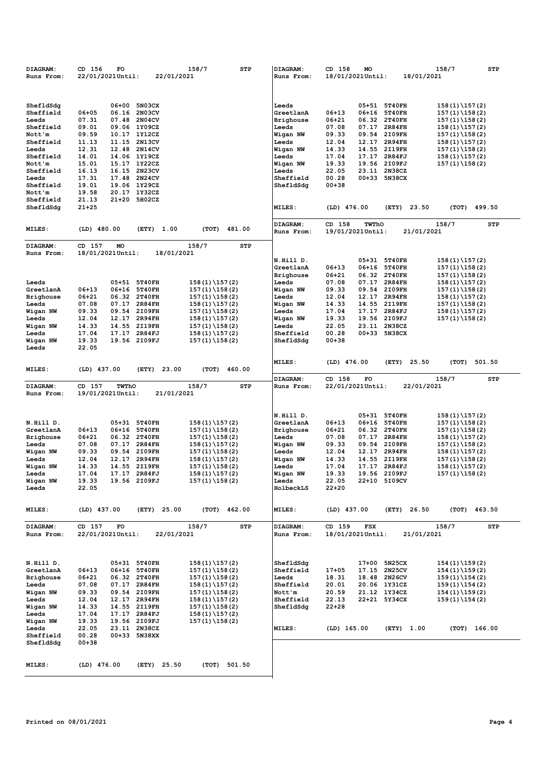| DIAGRAM: | CD 156 | FO | | 158/7 | STP |
|---|---|---|---|---|---|
| Runs From: | 22/01/2021 | Until: | 22/01/2021 | | |
| | | | | | |
| ShefldSdg | | 06+00 | 5N03CX | | |
| Sheffield | 06+05 | 06.16 | 2N03CV | | |
| Leeds | 07.31 | 07.48 | 2N04CV | | |
| Sheffield | 09.01 | 09.06 | 1Y09CZ | | |
| Nott'm | 09.59 | 10.17 | 1Y12CZ | | |
| Sheffield | 11.13 | 11.15 | 2N13CV | | |
| Leeds | 12.31 | 12.48 | 2N14CV | | |
| Sheffield | 14.01 | 14.06 | 1Y19CZ | | |
| Nott'm | 15.01 | 15.17 | 1Y22CZ | | |
| Sheffield | 16.13 | 16.15 | 2N23CV | | |
| Leeds | 17.31 | 17.48 | 2N24CV | | |
| Sheffield | 19.01 | 19.06 | 1Y29CZ | | |
| Nott'm | 19.58 | 20.17 | 1Y32CZ | | |
| Sheffield | 21.13 | 21+20 | 5H02CZ | | |
| ShefldSdg | 21+25 | | | | |
| MILES: | (LD) 480.00 | | (ETY) 1.00 | (TOT) 481.00 | |

| DIAGRAM: | CD 157 | MO | | 158/7 | STP |
|---|---|---|---|---|---|
| Runs From: | 18/01/2021 | Until: | 18/01/2021 | | |
| | | | | | |
| Leeds | | 05+51 | 5T40FH | 158(1)\157(2) | |
| GreetlanA | 06+13 | 06+16 | 5T40FH | 157(1)\158(2) | |
| Brighouse | 06+21 | 06.32 | 2T40FH | 157(1)\158(2) | |
| Leeds | 07.08 | 07.17 | 2R84FH | 158(1)\157(2) | |
| Wigan NW | 09.33 | 09.54 | 2I09FH | 157(1)\158(2) | |
| Leeds | 12.04 | 12.17 | 2R94FH | 158(1)\157(2) | |
| Wigan NW | 14.33 | 14.55 | 2I19FH | 157(1)\158(2) | |
| Leeds | 17.04 | 17.17 | 2R84FJ | 158(1)\157(2) | |
| Wigan NW | 19.33 | 19.56 | 2I09FJ | 157(1)\158(2) | |
| Leeds | 22.05 | | | | |
| MILES: | (LD) 437.00 | | (ETY) 23.00 | (TOT) 460.00 | |

| DIAGRAM: | CD 157 | TWThO | | 158/7 | STP |
|---|---|---|---|---|---|
| Runs From: | 19/01/2021 | Until: | 21/01/2021 | | |
| | | | | | |
| N.Hill D. | | 05+31 | 5T40FH | 158(1)\157(2) | |
| GreetlanA | 06+13 | 06+16 | 5T40FH | 157(1)\158(2) | |
| Brighouse | 06+21 | 06.32 | 2T40FH | 157(1)\158(2) | |
| Leeds | 07.08 | 07.17 | 2R84FH | 158(1)\157(2) | |
| Wigan NW | 09.33 | 09.54 | 2I09FH | 157(1)\158(2) | |
| Leeds | 12.04 | 12.17 | 2R94FH | 158(1)\157(2) | |
| Wigan NW | 14.33 | 14.55 | 2I19FH | 157(1)\158(2) | |
| Leeds | 17.04 | 17.17 | 2R84FJ | 158(1)\157(2) | |
| Wigan NW | 19.33 | 19.56 | 2I09FJ | 157(1)\158(2) | |
| Leeds | 22.05 | | | | |
| MILES: | (LD) 437.00 | | (ETY) 25.00 | (TOT) 462.00 | |

| DIAGRAM: | CD 157 | FO | | 158/7 | STP |
|---|---|---|---|---|---|
| Runs From: | 22/01/2021 | Until: | 22/01/2021 | | |
| | | | | | |
| N.Hill D. | | 05+31 | 5T40FH | 158(1)\157(2) | |
| GreetlanA | 06+13 | 06+16 | 5T40FH | 157(1)\158(2) | |
| Brighouse | 06+21 | 06.32 | 2T40FH | 157(1)\158(2) | |
| Leeds | 07.08 | 07.17 | 2R84FH | 158(1)\157(2) | |
| Wigan NW | 09.33 | 09.54 | 2I09FH | 157(1)\158(2) | |
| Leeds | 12.04 | 12.17 | 2R94FH | 158(1)\157(2) | |
| Wigan NW | 14.33 | 14.55 | 2I19FH | 157(1)\158(2) | |
| Leeds | 17.04 | 17.17 | 2R84FJ | 158(1)\157(2) | |
| Wigan NW | 19.33 | 19.56 | 2I09FJ | 157(1)\158(2) | |
| Leeds | 22.05 | 23.11 | 2N38CZ | | |
| Sheffield | 00.28 | 00+33 | 5N38XX | | |
| ShefldSdg | 00+38 | | | | |
| MILES: | (LD) 476.00 | | (ETY) 25.50 | (TOT) 501.50 | |

| DIAGRAM: | CD 158 | MO | | 158/7 | STP |
|---|---|---|---|---|---|
| Runs From: | 18/01/2021 | Until: | 18/01/2021 | | |
| | | | | | |
| Leeds | | 05+51 | 5T40FH | 158(1)\157(2) | |
| GreetlanA | 06+13 | 06+16 | 5T40FH | 157(1)\158(2) | |
| Brighouse | 06+21 | 06.32 | 2T40FH | 157(1)\158(2) | |
| Leeds | 07.08 | 07.17 | 2R84FH | 158(1)\157(2) | |
| Wigan NW | 09.33 | 09.54 | 2I09FH | 157(1)\158(2) | |
| Leeds | 12.04 | 12.17 | 2R94FH | 158(1)\157(2) | |
| Wigan NW | 14.33 | 14.55 | 2I19FH | 157(1)\158(2) | |
| Leeds | 17.04 | 17.17 | 2R84FJ | 158(1)\157(2) | |
| Wigan NW | 19.33 | 19.56 | 2I09FJ | 157(1)\158(2) | |
| Leeds | 22.05 | 23.11 | 2N38CZ | | |
| Sheffield | 00.28 | 00+33 | 5N38CX | | |
| ShefldSdg | 00+38 | | | | |
| MILES: | (LD) 476.00 | | (ETY) 23.50 | (TOT) 499.50 | |

| DIAGRAM: | CD 158 | TWThO | | 158/7 | STP |
|---|---|---|---|---|---|
| Runs From: | 19/01/2021 | Until: | 21/01/2021 | | |
| | | | | | |
| N.Hill D. | | 05+31 | 5T40FH | 158(1)\157(2) | |
| GreetlanA | 06+13 | 06+16 | 5T40FH | 157(1)\158(2) | |
| Brighouse | 06+21 | 06.32 | 2T40FH | 157(1)\158(2) | |
| Leeds | 07.08 | 07.17 | 2R84FH | 158(1)\157(2) | |
| Wigan NW | 09.33 | 09.54 | 2I09FH | 157(1)\158(2) | |
| Leeds | 12.04 | 12.17 | 2R94FH | 158(1)\157(2) | |
| Wigan NW | 14.33 | 14.55 | 2I19FH | 157(1)\158(2) | |
| Leeds | 17.04 | 17.17 | 2R84FJ | 158(1)\157(2) | |
| Wigan NW | 19.33 | 19.56 | 2I09FJ | 157(1)\158(2) | |
| Leeds | 22.05 | 23.11 | 2N38CZ | | |
| Sheffield | 00.28 | 00+33 | 5N38CX | | |
| ShefldSdg | 00+38 | | | | |
| MILES: | (LD) 476.00 | | (ETY) 25.50 | (TOT) 501.50 | |

| DIAGRAM: | CD 158 | FO | | 158/7 | STP |
|---|---|---|---|---|---|
| Runs From: | 22/01/2021 | Until: | 22/01/2021 | | |
| | | | | | |
| N.Hill D. | | 05+31 | 5T40FH | 158(1)\157(2) | |
| GreetlanA | 06+13 | 06+16 | 5T40FH | 157(1)\158(2) | |
| Brighouse | 06+21 | 06.32 | 2T40FH | 157(1)\158(2) | |
| Leeds | 07.08 | 07.17 | 2R84FH | 158(1)\157(2) | |
| Wigan NW | 09.33 | 09.54 | 2I09FH | 157(1)\158(2) | |
| Leeds | 12.04 | 12.17 | 2R94FH | 158(1)\157(2) | |
| Wigan NW | 14.33 | 14.55 | 2I19FH | 157(1)\158(2) | |
| Leeds | 17.04 | 17.17 | 2R84FJ | 158(1)\157(2) | |
| Wigan NW | 19.33 | 19.56 | 2I09FJ | 157(1)\158(2) | |
| Leeds | 22.05 | 22+10 | 5I09CV | | |
| HolbeckLS | 22+20 | | | | |
| MILES: | (LD) 437.00 | | (ETY) 26.50 | (TOT) 463.50 | |

| DIAGRAM: | CD 159 | FSX | | 158/7 | STP |
|---|---|---|---|---|---|
| Runs From: | 18/01/2021 | Until: | 21/01/2021 | | |
| | | | | | |
| ShefldSdg | | 17+00 | 5N25CX | 154(1)\159(2) | |
| Sheffield | 17+05 | 17.15 | 2N25CV | 154(1)\159(2) | |
| Leeds | 18.31 | 18.48 | 2N26CV | 159(1)\154(2) | |
| Sheffield | 20.01 | 20.06 | 1Y31CZ | 159(1)\154(2) | |
| Nott'm | 20.59 | 21.12 | 1Y34CZ | 154(1)\159(2) | |
| Sheffield | 22.13 | 22+21 | 5Y34CX | 159(1)\154(2) | |
| ShefldSdg | 22+28 | | | | |
| MILES: | (LD) 165.00 | | (ETY) 1.00 | (TOT) 166.00 | |

Printed on 08/01/2021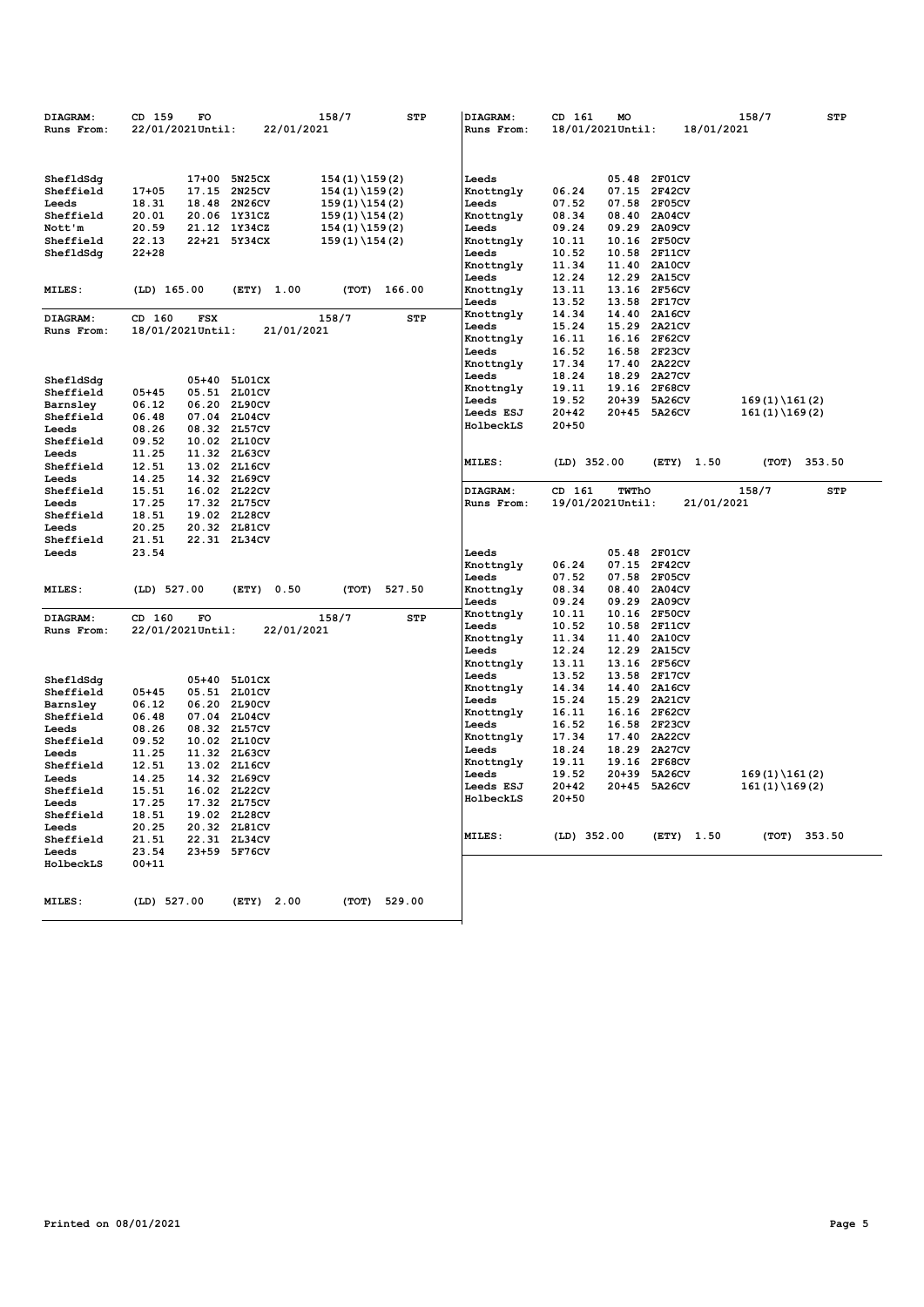| DIAGRAM: | CD 159 | FO | | 158/7 | STP |
|---|---|---|---|---|---|
| Runs From: | 22/01/2021Until: | | 22/01/2021 | | |

| | | | | |
|---|---|---|---|---|
| ShefldSdg | | 17+00 | 5N25CX | 154(1)\159(2) |
| Sheffield | 17+05 | 17.15 | 2N25CV | 154(1)\159(2) |
| Leeds | 18.31 | 18.48 | 2N26CV | 159(1)\154(2) |
| Sheffield | 20.01 | 20.06 | 1Y31CZ | 159(1)\154(2) |
| Nott'm | 20.59 | 21.12 | 1Y34CZ | 154(1)\159(2) |
| Sheffield | 22.13 | 22+21 | 5Y34CX | 159(1)\154(2) |
| ShefldSdg | 22+28 | | | |

MILES: (LD) 165.00 (ETY) 1.00 (TOT) 166.00

| DIAGRAM: | CD 160 | FSX | | 158/7 | STP |
|---|---|---|---|---|---|
| Runs From: | 18/01/2021Until: | | 21/01/2021 | | |

| | | | |
|---|---|---|---|
| ShefldSdg | | 05+40 | 5L01CX |
| Sheffield | 05+45 | 05.51 | 2L01CV |
| Barnsley | 06.12 | 06.20 | 2L90CV |
| Sheffield | 06.48 | 07.04 | 2L04CV |
| Leeds | 08.26 | 08.32 | 2L57CV |
| Sheffield | 09.52 | 10.02 | 2L10CV |
| Leeds | 11.25 | 11.32 | 2L63CV |
| Sheffield | 12.51 | 13.02 | 2L16CV |
| Leeds | 14.25 | 14.32 | 2L69CV |
| Sheffield | 15.51 | 16.02 | 2L22CV |
| Leeds | 17.25 | 17.32 | 2L75CV |
| Sheffield | 18.51 | 19.02 | 2L28CV |
| Leeds | 20.25 | 20.32 | 2L81CV |
| Sheffield | 21.51 | 22.31 | 2L34CV |
| Leeds | 23.54 | | |

MILES: (LD) 527.00 (ETY) 0.50 (TOT) 527.50

| DIAGRAM: | CD 160 | FO | | 158/7 | STP |
|---|---|---|---|---|---|
| Runs From: | 22/01/2021Until: | | 22/01/2021 | | |

| | | | |
|---|---|---|---|
| ShefldSdg | | 05+40 | 5L01CX |
| Sheffield | 05+45 | 05.51 | 2L01CV |
| Barnsley | 06.12 | 06.20 | 2L90CV |
| Sheffield | 06.48 | 07.04 | 2L04CV |
| Leeds | 08.26 | 08.32 | 2L57CV |
| Sheffield | 09.52 | 10.02 | 2L10CV |
| Leeds | 11.25 | 11.32 | 2L63CV |
| Sheffield | 12.51 | 13.02 | 2L16CV |
| Leeds | 14.25 | 14.32 | 2L69CV |
| Sheffield | 15.51 | 16.02 | 2L22CV |
| Leeds | 17.25 | 17.32 | 2L75CV |
| Sheffield | 18.51 | 19.02 | 2L28CV |
| Leeds | 20.25 | 20.32 | 2L81CV |
| Sheffield | 21.51 | 22.31 | 2L34CV |
| Leeds | 23.54 | 23+59 | 5F76CV |
| HolbeckLS | 00+11 | | |

MILES: (LD) 527.00 (ETY) 2.00 (TOT) 529.00

| DIAGRAM: | CD 161 | MO | | 158/7 | STP |
|---|---|---|---|---|---|
| Runs From: | 18/01/2021Until: | | 18/01/2021 | | |

| | | | | |
|---|---|---|---|---|
| Leeds | | 05.48 | 2F01CV | |
| Knottngly | 06.24 | 07.15 | 2F42CV | |
| Leeds | 07.52 | 07.58 | 2F05CV | |
| Knottngly | 08.34 | 08.40 | 2A04CV | |
| Leeds | 09.24 | 09.29 | 2A09CV | |
| Knottngly | 10.11 | 10.16 | 2F50CV | |
| Leeds | 10.52 | 10.58 | 2F11CV | |
| Knottngly | 11.34 | 11.40 | 2A10CV | |
| Leeds | 12.24 | 12.29 | 2A15CV | |
| Knottngly | 13.11 | 13.16 | 2F56CV | |
| Leeds | 13.52 | 13.58 | 2F17CV | |
| Knottngly | 14.34 | 14.40 | 2A16CV | |
| Leeds | 15.24 | 15.29 | 2A21CV | |
| Knottngly | 16.11 | 16.16 | 2F62CV | |
| Leeds | 16.52 | 16.58 | 2F23CV | |
| Knottngly | 17.34 | 17.40 | 2A22CV | |
| Leeds | 18.24 | 18.29 | 2A27CV | |
| Knottngly | 19.11 | 19.16 | 2F68CV | |
| Leeds | 19.52 | 20+39 | 5A26CV | 169(1)\161(2) |
| Leeds ESJ | 20+42 | 20+45 | 5A26CV | 161(1)\169(2) |
| HolbeckLS | 20+50 | | | |

MILES: (LD) 352.00 (ETY) 1.50 (TOT) 353.50

| DIAGRAM: | CD 161 | TWThO | | 158/7 | STP |
|---|---|---|---|---|---|
| Runs From: | 19/01/2021Until: | | 21/01/2021 | | |

| | | | | |
|---|---|---|---|---|
| Leeds | | 05.48 | 2F01CV | |
| Knottngly | 06.24 | 07.15 | 2F42CV | |
| Leeds | 07.52 | 07.58 | 2F05CV | |
| Knottngly | 08.34 | 08.40 | 2A04CV | |
| Leeds | 09.24 | 09.29 | 2A09CV | |
| Knottngly | 10.11 | 10.16 | 2F50CV | |
| Leeds | 10.52 | 10.58 | 2F11CV | |
| Knottngly | 11.34 | 11.40 | 2A10CV | |
| Leeds | 12.24 | 12.29 | 2A15CV | |
| Knottngly | 13.11 | 13.16 | 2F56CV | |
| Leeds | 13.52 | 13.58 | 2F17CV | |
| Knottngly | 14.34 | 14.40 | 2A16CV | |
| Leeds | 15.24 | 15.29 | 2A21CV | |
| Knottngly | 16.11 | 16.16 | 2F62CV | |
| Leeds | 16.52 | 16.58 | 2F23CV | |
| Knottngly | 17.34 | 17.40 | 2A22CV | |
| Leeds | 18.24 | 18.29 | 2A27CV | |
| Knottngly | 19.11 | 19.16 | 2F68CV | |
| Leeds | 19.52 | 20+39 | 5A26CV | 169(1)\161(2) |
| Leeds ESJ | 20+42 | 20+45 | 5A26CV | 161(1)\169(2) |
| HolbeckLS | 20+50 | | | |

MILES: (LD) 352.00 (ETY) 1.50 (TOT) 353.50

Printed on 08/01/2021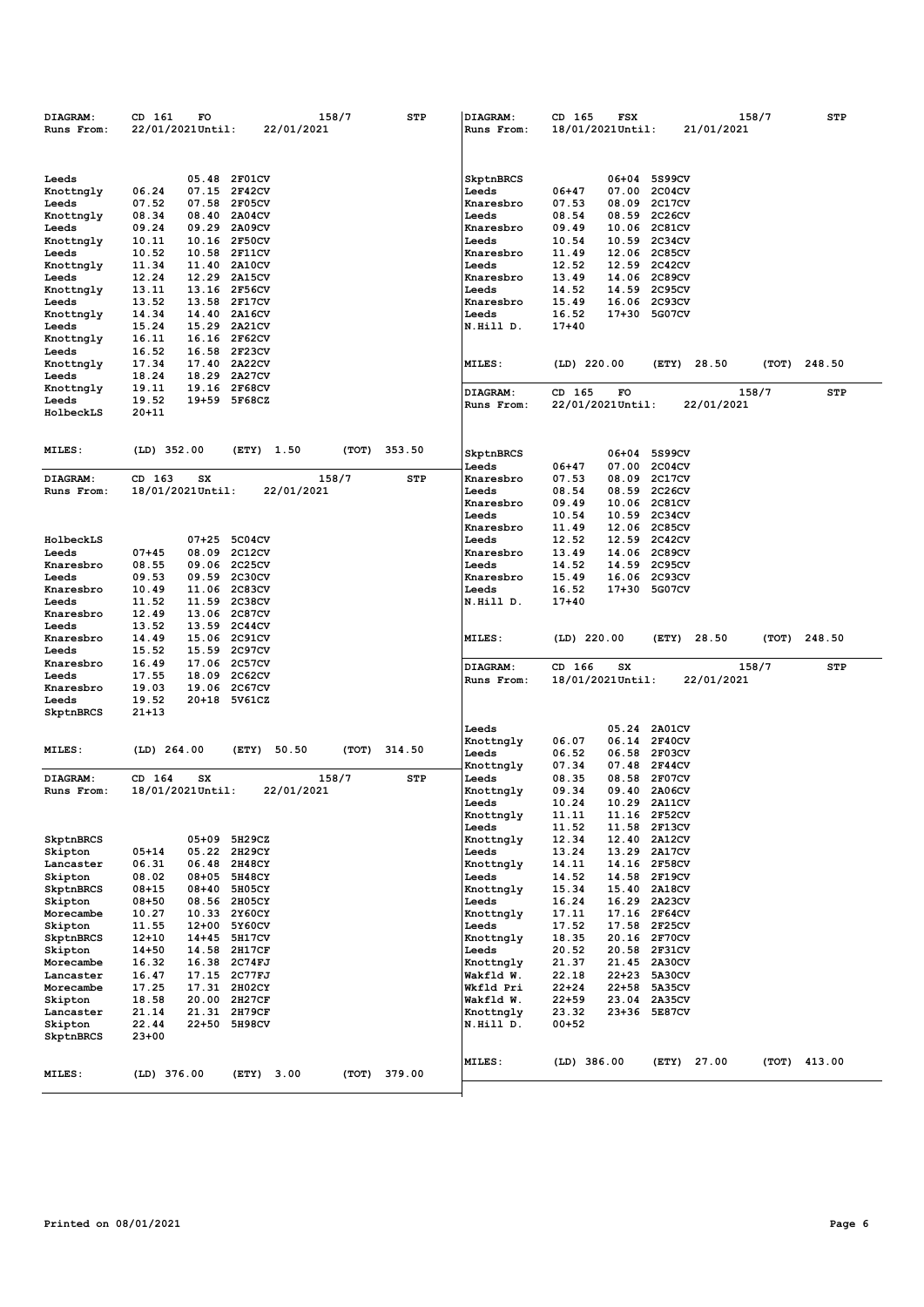| | | | | | |
|---|---|---|---|---|---|
| DIAGRAM: | CD 161 | FO | | 158/7 | STP |
| Runs From: | 22/01/2021Until: | | 22/01/2021 | | |

| | | | |
|---|---|---|---|
| Leeds | | 05.48 | 2F01CV |
| Knottngly | 06.24 | 07.15 | 2F42CV |
| Leeds | 07.52 | 07.58 | 2F05CV |
| Knottngly | 08.34 | 08.40 | 2A04CV |
| Leeds | 09.24 | 09.29 | 2A09CV |
| Knottngly | 10.11 | 10.16 | 2F50CV |
| Leeds | 10.52 | 10.58 | 2F11CV |
| Knottngly | 11.34 | 11.40 | 2A10CV |
| Leeds | 12.24 | 12.29 | 2A15CV |
| Knottngly | 13.11 | 13.16 | 2F56CV |
| Leeds | 13.52 | 13.58 | 2F17CV |
| Knottngly | 14.34 | 14.40 | 2A16CV |
| Leeds | 15.24 | 15.29 | 2A21CV |
| Knottngly | 16.11 | 16.16 | 2F62CV |
| Leeds | 16.52 | 16.58 | 2F23CV |
| Knottngly | 17.34 | 17.40 | 2A22CV |
| Leeds | 18.24 | 18.29 | 2A27CV |
| Knottngly | 19.11 | 19.16 | 2F68CV |
| Leeds | 19.52 | 19+59 | 5F68CZ |
| HolbeckLS | 20+11 | | |

MILES: (LD) 352.00 (ETY) 1.50 (TOT) 353.50

| | | | | | |
|---|---|---|---|---|---|
| DIAGRAM: | CD 163 | SX | | 158/7 | STP |
| Runs From: | 18/01/2021Until: | | 22/01/2021 | | |

| | | | |
|---|---|---|---|
| HolbeckLS | | 07+25 | 5C04CV |
| Leeds | 07+45 | 08.09 | 2C12CV |
| Knaresbro | 08.55 | 09.06 | 2C25CV |
| Leeds | 09.53 | 09.59 | 2C30CV |
| Knaresbro | 10.49 | 11.06 | 2C83CV |
| Leeds | 11.52 | 11.59 | 2C38CV |
| Knaresbro | 12.49 | 13.06 | 2C87CV |
| Leeds | 13.52 | 13.59 | 2C44CV |
| Knaresbro | 14.49 | 15.06 | 2C91CV |
| Leeds | 15.52 | 15.59 | 2C97CV |
| Knaresbro | 16.49 | 17.06 | 2C57CV |
| Leeds | 17.55 | 18.09 | 2C62CV |
| Knaresbro | 19.03 | 19.06 | 2C67CV |
| Leeds | 19.52 | 20+18 | 5V61CZ |
| SkptnBRCS | 21+13 | | |

MILES: (LD) 264.00 (ETY) 50.50 (TOT) 314.50

| | | | | | |
|---|---|---|---|---|---|
| DIAGRAM: | CD 164 | SX | | 158/7 | STP |
| Runs From: | 18/01/2021Until: | | 22/01/2021 | | |

| | | | |
|---|---|---|---|
| SkptnBRCS | | 05+09 | 5H29CZ |
| Skipton | 05+14 | 05.22 | 2H29CY |
| Lancaster | 06.31 | 06.48 | 2H48CY |
| Skipton | 08.02 | 08+05 | 5H48CY |
| SkptnBRCS | 08+15 | 08+40 | 5H05CY |
| Skipton | 08+50 | 08.56 | 2H05CY |
| Morecambe | 10.27 | 10.33 | 2Y60CY |
| Skipton | 11.55 | 12+00 | 5Y60CV |
| SkptnBRCS | 12+10 | 14+45 | 5H17CV |
| Skipton | 14+50 | 14.58 | 2H17CF |
| Morecambe | 16.32 | 16.38 | 2C74FJ |
| Lancaster | 16.47 | 17.15 | 2C77FJ |
| Morecambe | 17.25 | 17.31 | 2H02CY |
| Skipton | 18.58 | 20.00 | 2H27CF |
| Lancaster | 21.14 | 21.31 | 2H79CF |
| Skipton | 22.44 | 22+50 | 5H98CV |
| SkptnBRCS | 23+00 | | |

MILES: (LD) 376.00 (ETY) 3.00 (TOT) 379.00

| | | | | | |
|---|---|---|---|---|---|
| DIAGRAM: | CD 165 | FSX | | 158/7 | STP |
| Runs From: | 18/01/2021Until: | | 21/01/2021 | | |

| | | | |
|---|---|---|---|
| SkptnBRCS | | 06+04 | 5S99CV |
| Leeds | 06+47 | 07.00 | 2C04CV |
| Knaresbro | 07.53 | 08.09 | 2C17CV |
| Leeds | 08.54 | 08.59 | 2C26CV |
| Knaresbro | 09.49 | 10.06 | 2C81CV |
| Leeds | 10.54 | 10.59 | 2C34CV |
| Knaresbro | 11.49 | 12.06 | 2C85CV |
| Leeds | 12.52 | 12.59 | 2C42CV |
| Knaresbro | 13.49 | 14.06 | 2C89CV |
| Leeds | 14.52 | 14.59 | 2C95CV |
| Knaresbro | 15.49 | 16.06 | 2C93CV |
| Leeds | 16.52 | 17+30 | 5G07CV |
| N.Hill D. | 17+40 | | |

MILES: (LD) 220.00 (ETY) 28.50 (TOT) 248.50

| | | | | | |
|---|---|---|---|---|---|
| DIAGRAM: | CD 165 | FO | | 158/7 | STP |
| Runs From: | 22/01/2021Until: | | 22/01/2021 | | |

| | | | |
|---|---|---|---|
| SkptnBRCS | | 06+04 | 5S99CV |
| Leeds | 06+47 | 07.00 | 2C04CV |
| Knaresbro | 07.53 | 08.09 | 2C17CV |
| Leeds | 08.54 | 08.59 | 2C26CV |
| Knaresbro | 09.49 | 10.06 | 2C81CV |
| Leeds | 10.54 | 10.59 | 2C34CV |
| Knaresbro | 11.49 | 12.06 | 2C85CV |
| Leeds | 12.52 | 12.59 | 2C42CV |
| Knaresbro | 13.49 | 14.06 | 2C89CV |
| Leeds | 14.52 | 14.59 | 2C95CV |
| Knaresbro | 15.49 | 16.06 | 2C93CV |
| Leeds | 16.52 | 17+30 | 5G07CV |
| N.Hill D. | 17+40 | | |

MILES: (LD) 220.00 (ETY) 28.50 (TOT) 248.50

| | | | | | |
|---|---|---|---|---|---|
| DIAGRAM: | CD 166 | SX | | 158/7 | STP |
| Runs From: | 18/01/2021Until: | | 22/01/2021 | | |

| | | | |
|---|---|---|---|
| Leeds | | 05.24 | 2A01CV |
| Knottngly | 06.07 | 06.14 | 2F40CV |
| Leeds | 06.52 | 06.58 | 2F03CV |
| Knottngly | 07.34 | 07.48 | 2F44CV |
| Leeds | 08.35 | 08.58 | 2F07CV |
| Knottngly | 09.34 | 09.40 | 2A06CV |
| Leeds | 10.24 | 10.29 | 2A11CV |
| Knottngly | 11.11 | 11.16 | 2F52CV |
| Leeds | 11.52 | 11.58 | 2F13CV |
| Knottngly | 12.34 | 12.40 | 2A12CV |
| Leeds | 13.24 | 13.29 | 2A17CV |
| Knottngly | 14.11 | 14.16 | 2F58CV |
| Leeds | 14.52 | 14.58 | 2F19CV |
| Knottngly | 15.34 | 15.40 | 2A18CV |
| Leeds | 16.24 | 16.29 | 2A23CV |
| Knottngly | 17.11 | 17.16 | 2F64CV |
| Leeds | 17.52 | 17.58 | 2F25CV |
| Knottngly | 18.35 | 20.16 | 2F70CV |
| Leeds | 20.52 | 20.58 | 2F31CV |
| Knottngly | 21.37 | 21.45 | 2A30CV |
| Wakfld W. | 22.18 | 22+23 | 5A30CV |
| Wkfld Pri | 22+24 | 22+58 | 5A35CV |
| Wakfld W. | 22+59 | 23.04 | 2A35CV |
| Knottngly | 23.32 | 23+36 | 5E87CV |
| N.Hill D. | 00+52 | | |

MILES: (LD) 386.00 (ETY) 27.00 (TOT) 413.00

Printed on 08/01/2021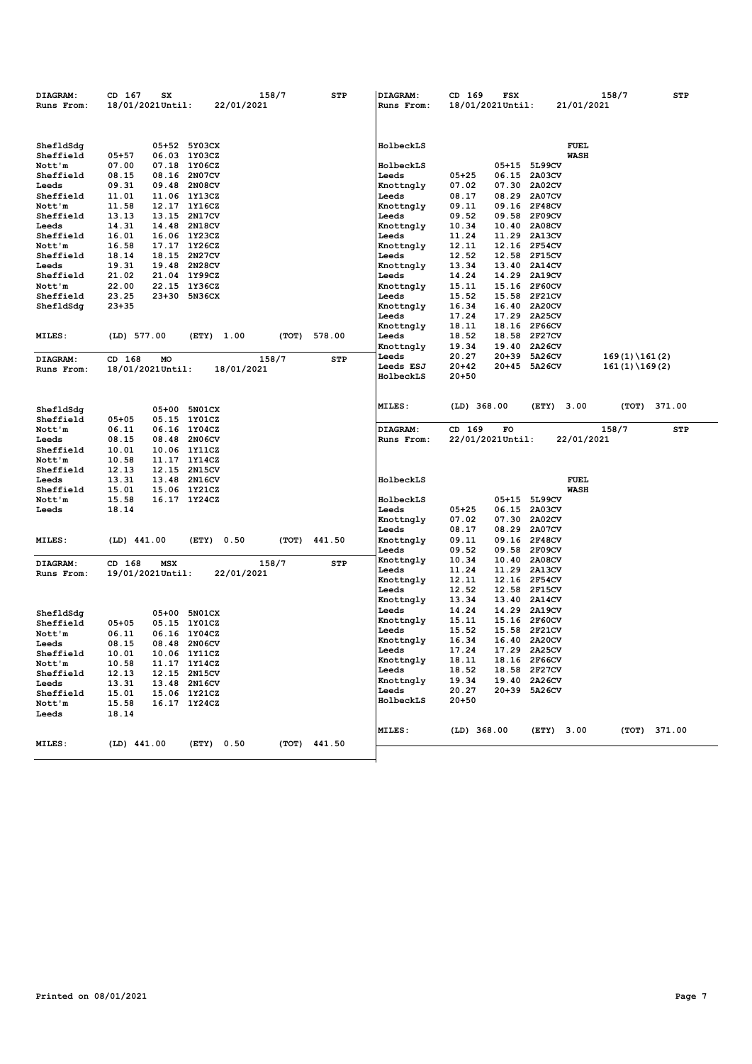| DIAGRAM: | CD 167 SX | | | 158/7 | STP |
|---|---|---|---|---|---|
| Runs From: | 18/01/2021Until: | | 22/01/2021 | | |
| ShefldSdg | | 05+52 | 5Y03CX | | |
| Sheffield | 05+57 | 06.03 | 1Y03CZ | | |
| Nott'm | 07.00 | 07.18 | 1Y06CZ | | |
| Sheffield | 08.15 | 08.16 | 2N07CV | | |
| Leeds | 09.31 | 09.48 | 2N08CV | | |
| Sheffield | 11.01 | 11.06 | 1Y13CZ | | |
| Nott'm | 11.58 | 12.17 | 1Y16CZ | | |
| Sheffield | 13.13 | 13.15 | 2N17CV | | |
| Leeds | 14.31 | 14.48 | 2N18CV | | |
| Sheffield | 16.01 | 16.06 | 1Y23CZ | | |
| Nott'm | 16.58 | 17.17 | 1Y26CZ | | |
| Sheffield | 18.14 | 18.15 | 2N27CV | | |
| Leeds | 19.31 | 19.48 | 2N28CV | | |
| Sheffield | 21.02 | 21.04 | 1Y99CZ | | |
| Nott'm | 22.00 | 22.15 | 1Y36CZ | | |
| Sheffield | 23.25 | 23+30 | 5N36CX | | |
| ShefldSdg | 23+35 | | | | |
| MILES: | (LD) 577.00 | | (ETY) 1.00 | | (TOT) 578.00 |

| DIAGRAM: | CD 168 MO | | | 158/7 | STP |
|---|---|---|---|---|---|
| Runs From: | 18/01/2021Until: | | 18/01/2021 | | |
| ShefldSdg | | 05+00 | 5N01CX | | |
| Sheffield | 05+05 | 05.15 | 1Y01CZ | | |
| Nott'm | 06.11 | 06.16 | 1Y04CZ | | |
| Leeds | 08.15 | 08.48 | 2N06CV | | |
| Sheffield | 10.01 | 10.06 | 1Y11CZ | | |
| Nott'm | 10.58 | 11.17 | 1Y14CZ | | |
| Sheffield | 12.13 | 12.15 | 2N15CV | | |
| Leeds | 13.31 | 13.48 | 2N16CV | | |
| Sheffield | 15.01 | 15.06 | 1Y21CZ | | |
| Nott'm | 15.58 | 16.17 | 1Y24CZ | | |
| Leeds | 18.14 | | | | |
| MILES: | (LD) 441.00 | | (ETY) 0.50 | | (TOT) 441.50 |

| DIAGRAM: | CD 168 MSX | | | 158/7 | STP |
|---|---|---|---|---|---|
| Runs From: | 19/01/2021Until: | | 22/01/2021 | | |
| ShefldSdg | | 05+00 | 5N01CX | | |
| Sheffield | 05+05 | 05.15 | 1Y01CZ | | |
| Nott'm | 06.11 | 06.16 | 1Y04CZ | | |
| Leeds | 08.15 | 08.48 | 2N06CV | | |
| Sheffield | 10.01 | 10.06 | 1Y11CZ | | |
| Nott'm | 10.58 | 11.17 | 1Y14CZ | | |
| Sheffield | 12.13 | 12.15 | 2N15CV | | |
| Leeds | 13.31 | 13.48 | 2N16CV | | |
| Sheffield | 15.01 | 15.06 | 1Y21CZ | | |
| Nott'm | 15.58 | 16.17 | 1Y24CZ | | |
| Leeds | 18.14 | | | | |
| MILES: | (LD) 441.00 | | (ETY) 0.50 | | (TOT) 441.50 |

| DIAGRAM: | CD 169 FSX | | | | 158/7 | STP |
|---|---|---|---|---|---|---|
| Runs From: | 18/01/2021Until: | | | 21/01/2021 | | |
| HolbeckLS | | | | FUEL WASH | | |
| HolbeckLS | | 05+15 | 5L99CV | | | |
| Leeds | 05+25 | 06.15 | 2A03CV | | | |
| Knottngly | 07.02 | 07.30 | 2A02CV | | | |
| Leeds | 08.17 | 08.29 | 2A07CV | | | |
| Knottngly | 09.11 | 09.16 | 2F48CV | | | |
| Leeds | 09.52 | 09.58 | 2F09CV | | | |
| Knottngly | 10.34 | 10.40 | 2A08CV | | | |
| Leeds | 11.24 | 11.29 | 2A13CV | | | |
| Knottngly | 12.11 | 12.16 | 2F54CV | | | |
| Leeds | 12.52 | 12.58 | 2F15CV | | | |
| Knottngly | 13.34 | 13.40 | 2A14CV | | | |
| Leeds | 14.24 | 14.29 | 2A19CV | | | |
| Knottngly | 15.11 | 15.16 | 2F60CV | | | |
| Leeds | 15.52 | 15.58 | 2F21CV | | | |
| Knottngly | 16.34 | 16.40 | 2A20CV | | | |
| Leeds | 17.24 | 17.29 | 2A25CV | | | |
| Knottngly | 18.11 | 18.16 | 2F66CV | | | |
| Leeds | 18.52 | 18.58 | 2F27CV | | | |
| Knottngly | 19.34 | 19.40 | 2A26CV | | | |
| Leeds | 20.27 | 20+39 | 5A26CV | | 169(1)\169(2) | |
| Leeds ESJ | 20+42 | 20+45 | 5A26CV | | 161(1)\169(2) | |
| HolbeckLS | 20+50 | | | | | |
| MILES: | (LD) 368.00 | | (ETY) 3.00 | | (TOT) 371.00 | |

| DIAGRAM: | CD 169 FO | | | | 158/7 | STP |
|---|---|---|---|---|---|---|
| Runs From: | 22/01/2021Until: | | | 22/01/2021 | | |
| HolbeckLS | | | | FUEL WASH | | |
| HolbeckLS | | 05+15 | 5L99CV | | | |
| Leeds | 05+25 | 06.15 | 2A03CV | | | |
| Knottngly | 07.02 | 07.30 | 2A02CV | | | |
| Leeds | 08.17 | 08.29 | 2A07CV | | | |
| Knottngly | 09.11 | 09.16 | 2F48CV | | | |
| Leeds | 09.52 | 09.58 | 2F09CV | | | |
| Knottngly | 10.34 | 10.40 | 2A08CV | | | |
| Leeds | 11.24 | 11.29 | 2A13CV | | | |
| Knottngly | 12.11 | 12.16 | 2F54CV | | | |
| Leeds | 12.52 | 12.58 | 2F15CV | | | |
| Knottngly | 13.34 | 13.40 | 2A14CV | | | |
| Leeds | 14.24 | 14.29 | 2A19CV | | | |
| Knottngly | 15.11 | 15.16 | 2F60CV | | | |
| Leeds | 15.52 | 15.58 | 2F21CV | | | |
| Knottngly | 16.34 | 16.40 | 2A20CV | | | |
| Leeds | 17.24 | 17.29 | 2A25CV | | | |
| Knottngly | 18.11 | 18.16 | 2F66CV | | | |
| Leeds | 18.52 | 18.58 | 2F27CV | | | |
| Knottngly | 19.34 | 19.40 | 2A26CV | | | |
| Leeds | 20.27 | 20+39 | 5A26CV | | | |
| HolbeckLS | 20+50 | | | | | |
| MILES: | (LD) 368.00 | | (ETY) 3.00 | | (TOT) 371.00 | |

Printed on 08/01/2021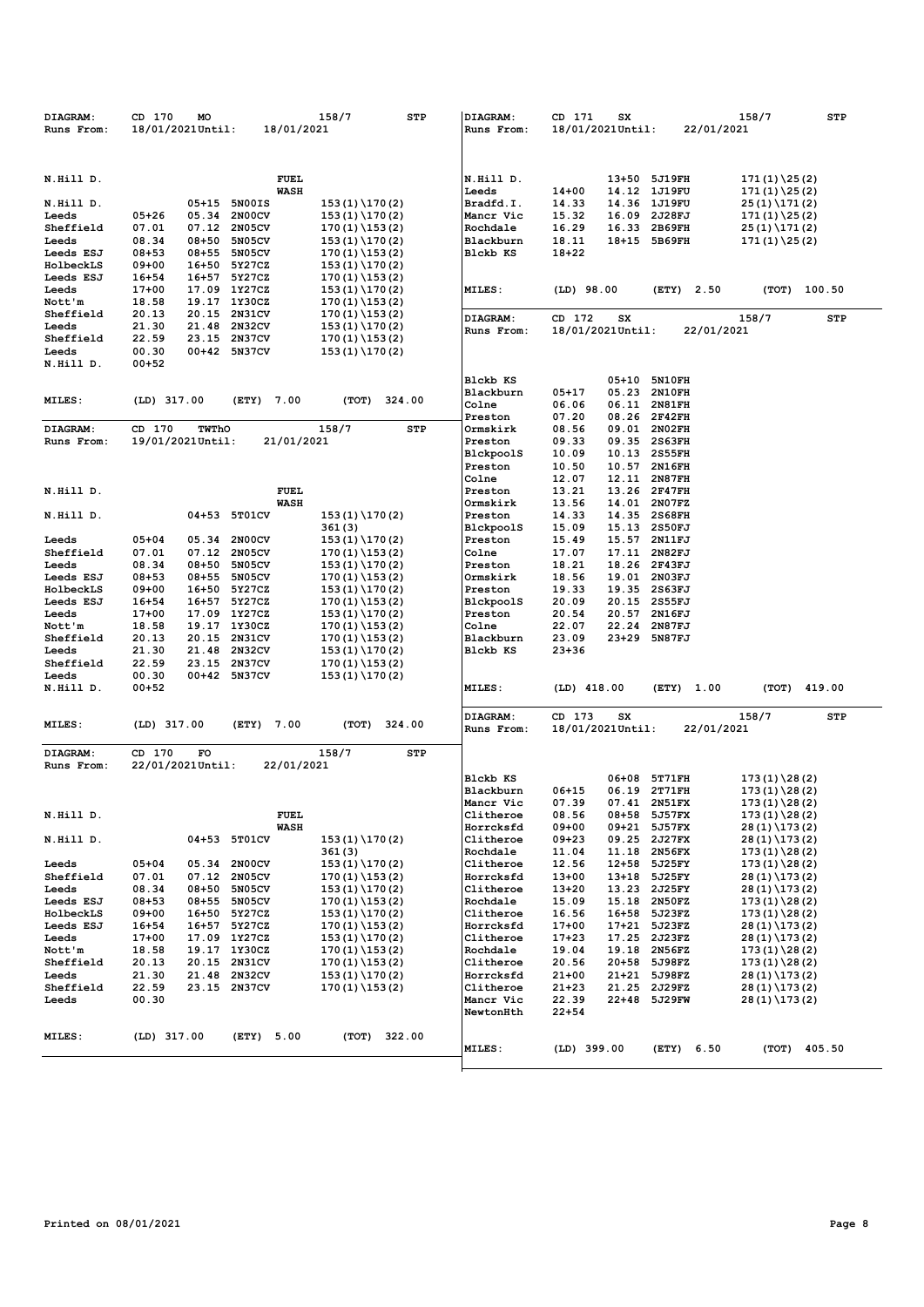DIAGRAM: CD 170 MO 158/7 STP
Runs From: 18/01/2021Until: 18/01/2021

| | | | | |
|---|---|---|---|---|
| N.Hill D. | | | FUEL WASH | |
| N.Hill D. | | 05+15 | 5N00IS | 153(1)\170(2) |
| Leeds | 05+26 | 05.34 | 2N00CV | 153(1)\170(2) |
| Sheffield | 07.01 | 07.12 | 2N05CV | 170(1)\153(2) |
| Leeds | 08.34 | 08+50 | 5N05CV | 153(1)\170(2) |
| Leeds ESJ | 08+53 | 08+55 | 5N05CV | 170(1)\153(2) |
| HolbeckLS | 09+00 | 16+50 | 5Y27CZ | 153(1)\170(2) |
| Leeds ESJ | 16+54 | 16+57 | 5Y27CZ | 170(1)\153(2) |
| Leeds | 17+00 | 17.09 | 1Y27CZ | 153(1)\170(2) |
| Nott'm | 18.58 | 19.17 | 1Y30CZ | 170(1)\153(2) |
| Sheffield | 20.13 | 20.15 | 2N31CV | 170(1)\153(2) |
| Leeds | 21.30 | 21.48 | 2N32CV | 153(1)\170(2) |
| Sheffield | 22.59 | 23.15 | 2N37CV | 170(1)\153(2) |
| Leeds | 00.30 | 00+42 | 5N37CV | 153(1)\170(2) |
| N.Hill D. | 00+52 | | | |

MILES: (LD) 317.00 (ETY) 7.00 (TOT) 324.00

DIAGRAM: CD 170 TWThO 158/7 STP
Runs From: 19/01/2021Until: 21/01/2021

| | | | | |
|---|---|---|---|---|
| N.Hill D. | | | FUEL WASH | |
| N.Hill D. | | 04+53 | 5T01CV | 153(1)\170(2) 361(3) |
| Leeds | 05+04 | 05.34 | 2N00CV | 153(1)\170(2) |
| Sheffield | 07.01 | 07.12 | 2N05CV | 170(1)\153(2) |
| Leeds | 08.34 | 08+50 | 5N05CV | 153(1)\170(2) |
| Leeds ESJ | 08+53 | 08+55 | 5N05CV | 170(1)\153(2) |
| HolbeckLS | 09+00 | 16+50 | 5Y27CZ | 153(1)\170(2) |
| Leeds ESJ | 16+54 | 16+57 | 5Y27CZ | 170(1)\153(2) |
| Leeds | 17+00 | 17.09 | 1Y27CZ | 153(1)\170(2) |
| Nott'm | 18.58 | 19.17 | 1Y30CZ | 170(1)\153(2) |
| Sheffield | 20.13 | 20.15 | 2N31CV | 170(1)\153(2) |
| Leeds | 21.30 | 21.48 | 2N32CV | 153(1)\170(2) |
| Sheffield | 22.59 | 23.15 | 2N37CV | 170(1)\153(2) |
| Leeds | 00.30 | 00+42 | 5N37CV | 153(1)\170(2) |
| N.Hill D. | 00+52 | | | |

MILES: (LD) 317.00 (ETY) 7.00 (TOT) 324.00

DIAGRAM: CD 170 FO 158/7 STP
Runs From: 22/01/2021Until: 22/01/2021

| | | | | |
|---|---|---|---|---|
| N.Hill D. | | | FUEL WASH | |
| N.Hill D. | | 04+53 | 5T01CV | 153(1)\170(2) 361(3) |
| Leeds | 05+04 | 05.34 | 2N00CV | 153(1)\170(2) |
| Sheffield | 07.01 | 07.12 | 2N05CV | 170(1)\153(2) |
| Leeds | 08.34 | 08+50 | 5N05CV | 153(1)\170(2) |
| Leeds ESJ | 08+53 | 08+55 | 5N05CV | 170(1)\153(2) |
| HolbeckLS | 09+00 | 16+50 | 5Y27CZ | 153(1)\170(2) |
| Leeds ESJ | 16+54 | 16+57 | 5Y27CZ | 170(1)\153(2) |
| Leeds | 17+00 | 17.09 | 1Y27CZ | 153(1)\170(2) |
| Nott'm | 18.58 | 19.17 | 1Y30CZ | 170(1)\153(2) |
| Sheffield | 20.13 | 20.15 | 2N31CV | 170(1)\153(2) |
| Leeds | 21.30 | 21.48 | 2N32CV | 153(1)\170(2) |
| Sheffield | 22.59 | 23.15 | 2N37CV | 170(1)\153(2) |
| Leeds | 00.30 | | | |

MILES: (LD) 317.00 (ETY) 5.00 (TOT) 322.00

DIAGRAM: CD 171 SX 158/7 STP
Runs From: 18/01/2021Until: 22/01/2021

| | | | | |
|---|---|---|---|---|
| N.Hill D. | | 13+50 | 5J19FH | 171(1)\25(2) |
| Leeds | 14+00 | 14.12 | 1J19FU | 171(1)\25(2) |
| Bradfd.I. | 14.33 | 14.36 | 1J19FU | 25(1)\171(2) |
| Mancr Vic | 15.32 | 16.09 | 2J28FJ | 171(1)\25(2) |
| Rochdale | 16.29 | 16.33 | 2B69FH | 25(1)\171(2) |
| Blackburn | 18.11 | 18+15 | 5B69FH | 171(1)\25(2) |
| Blckb KS | 18+22 | | | |

MILES: (LD) 98.00 (ETY) 2.50 (TOT) 100.50

DIAGRAM: CD 172 SX 158/7 STP
Runs From: 18/01/2021Until: 22/01/2021

| | | | |
|---|---|---|---|
| Blckb KS | | 05+10 | 5N10FH |
| Blackburn | 05+17 | 05.23 | 2N10FH |
| Colne | 06.06 | 06.11 | 2N81FH |
| Preston | 07.20 | 08.26 | 2F42FH |
| Ormskirk | 08.56 | 09.01 | 2N02FH |
| Preston | 09.33 | 09.35 | 2S63FH |
| BlckpoolS | 10.09 | 10.13 | 2S55FH |
| Preston | 10.50 | 10.57 | 2N16FH |
| Colne | 12.07 | 12.11 | 2N87FH |
| Preston | 13.21 | 13.26 | 2F47FH |
| Ormskirk | 13.56 | 14.01 | 2N07FZ |
| Preston | 14.33 | 14.35 | 2S68FH |
| BlckpoolS | 15.09 | 15.13 | 2S50FJ |
| Preston | 15.49 | 15.57 | 2N11FJ |
| Colne | 17.07 | 17.11 | 2N82FJ |
| Preston | 18.21 | 18.26 | 2F43FJ |
| Ormskirk | 18.56 | 19.01 | 2N03FJ |
| Preston | 19.33 | 19.35 | 2S63FJ |
| BlckpoolS | 20.09 | 20.15 | 2S55FJ |
| Preston | 20.54 | 20.57 | 2N16FJ |
| Colne | 22.07 | 22.24 | 2N87FJ |
| Blackburn | 23.09 | 23+29 | 5N87FJ |
| Blckb KS | 23+36 | | |

MILES: (LD) 418.00 (ETY) 1.00 (TOT) 419.00

DIAGRAM: CD 173 SX 158/7 STP
Runs From: 18/01/2021Until: 22/01/2021

| | | | | |
|---|---|---|---|---|
| Blckb KS | | 06+08 | 5T71FH | 173(1)\28(2) |
| Blackburn | 06+15 | 06.19 | 2T71FH | 173(1)\28(2) |
| Mancr Vic | 07.39 | 07.41 | 2N51FX | 173(1)\28(2) |
| Clitheroe | 08.56 | 08+58 | 5J57FX | 173(1)\28(2) |
| Horrcksfd | 09+00 | 09+21 | 5J57FX | 28(1)\173(2) |
| Clitheroe | 09+23 | 09.25 | 2J27FX | 28(1)\173(2) |
| Rochdale | 11.04 | 11.18 | 2N56FX | 173(1)\28(2) |
| Clitheroe | 12.56 | 12+58 | 5J25FY | 173(1)\28(2) |
| Horrcksfd | 13+00 | 13+18 | 5J25FY | 28(1)\173(2) |
| Clitheroe | 13+20 | 13.23 | 2J25FY | 28(1)\173(2) |
| Rochdale | 15.09 | 15.18 | 2N50FZ | 173(1)\28(2) |
| Clitheroe | 16.56 | 16+58 | 5J23FZ | 173(1)\28(2) |
| Horrcksfd | 17+00 | 17+21 | 5J23FZ | 28(1)\173(2) |
| Clitheroe | 17+23 | 17.25 | 2J23FZ | 28(1)\173(2) |
| Rochdale | 19.04 | 19.18 | 2N56FZ | 173(1)\28(2) |
| Clitheroe | 20.56 | 20+58 | 5J98FZ | 173(1)\28(2) |
| Horrcksfd | 21+00 | 21+21 | 5J98FZ | 28(1)\173(2) |
| Clitheroe | 21+23 | 21.25 | 2J29FZ | 28(1)\173(2) |
| Mancr Vic | 22.39 | 22+48 | 5J29FW | 28(1)\173(2) |
| NewtonHth | 22+54 | | | |

MILES: (LD) 399.00 (ETY) 6.50 (TOT) 405.50

Printed on 08/01/2021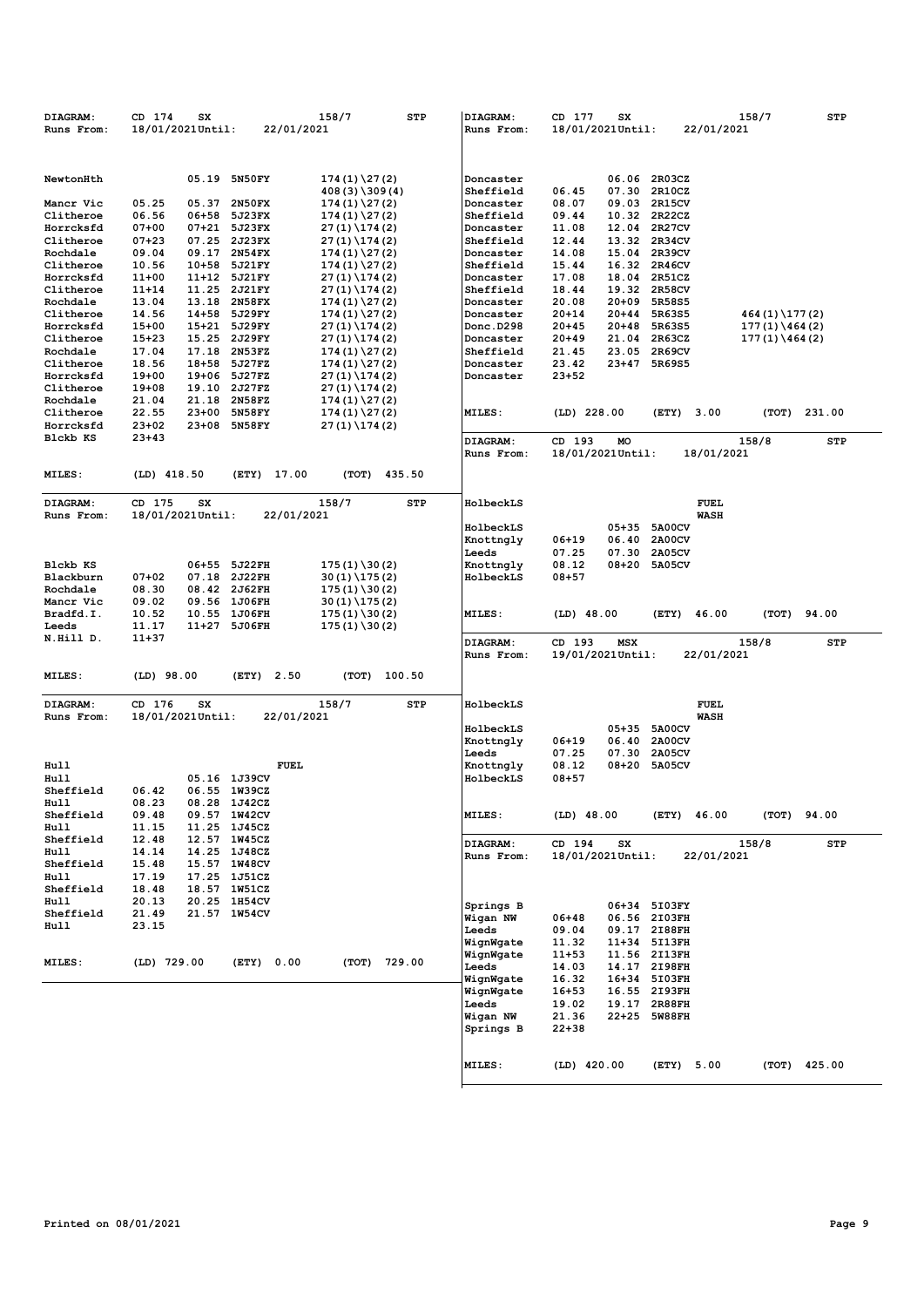**DIAGRAM:** CD 174 SX 158/7 STP
**Runs From:** 18/01/2021 Until: 22/01/2021

| | | | | |
|---|---|---|---|---|
| NewtonHth | | 05.19 | 5N50FY | 174(1)\27(2) 408(3)\309(4) |
| Mancr Vic | 05.25 | 05.37 | 2N50FX | 174(1)\27(2) |
| Clitheroe | 06.56 | 06+58 | 5J23FX | 174(1)\27(2) |
| Horrcksfd | 07+00 | 07+21 | 5J23FX | 27(1)\174(2) |
| Clitheroe | 07+23 | 07.25 | 2J23FX | 27(1)\174(2) |
| Rochdale | 09.04 | 09.17 | 2N54FX | 174(1)\27(2) |
| Clitheroe | 10.56 | 10+58 | 5J21FY | 174(1)\27(2) |
| Horrcksfd | 11+00 | 11+12 | 5J21FY | 27(1)\174(2) |
| Clitheroe | 11+14 | 11.25 | 2J21FY | 27(1)\174(2) |
| Rochdale | 13.04 | 13.18 | 2N58FX | 174(1)\27(2) |
| Clitheroe | 14.56 | 14+58 | 5J29FY | 174(1)\27(2) |
| Horrcksfd | 15+00 | 15+21 | 5J29FY | 27(1)\174(2) |
| Clitheroe | 15+23 | 15.25 | 2J29FY | 27(1)\174(2) |
| Rochdale | 17.04 | 17.18 | 2N53FZ | 174(1)\27(2) |
| Clitheroe | 18.56 | 18+58 | 5J27FZ | 174(1)\27(2) |
| Horrcksfd | 19+00 | 19+06 | 5J27FZ | 27(1)\174(2) |
| Clitheroe | 19+08 | 19.10 | 2J27FZ | 27(1)\174(2) |
| Rochdale | 21.04 | 21.18 | 2N58FZ | 174(1)\27(2) |
| Clitheroe | 22.55 | 23+00 | 5N58FY | 174(1)\27(2) |
| Horrcksfd | 23+02 | 23+08 | 5N58FY | 27(1)\174(2) |
| Blckb KS | 23+43 | | | |

**MILES:** (LD) 418.50 (ETY) 17.00 (TOT) 435.50

**DIAGRAM:** CD 175 SX 158/7 STP
**Runs From:** 18/01/2021 Until: 22/01/2021

| | | | | |
|---|---|---|---|---|
| Blckb KS | | 06+55 | 5J22FH | 175(1)\30(2) |
| Blackburn | 07+02 | 07.18 | 2J22FH | 30(1)\175(2) |
| Rochdale | 08.30 | 08.42 | 2J62FH | 175(1)\30(2) |
| Mancr Vic | 09.02 | 09.56 | 1J06FH | 30(1)\175(2) |
| Bradfd.I. | 10.52 | 10.55 | 1J06FH | 175(1)\30(2) |
| Leeds | 11.17 | 11+27 | 5J06FH | 175(1)\30(2) |
| N.Hill D. | 11+37 | | | |

**MILES:** (LD) 98.00 (ETY) 2.50 (TOT) 100.50

**DIAGRAM:** CD 176 SX 158/7 STP
**Runs From:** 18/01/2021 Until: 22/01/2021

| | | | | |
|---|---|---|---|---|
| Hull | | | | FUEL |
| Hull | | 05.16 | 1J39CV | |
| Sheffield | 06.42 | 06.55 | 1W39CZ | |
| Hull | 08.23 | 08.28 | 1J42CZ | |
| Sheffield | 09.48 | 09.57 | 1W42CV | |
| Hull | 11.15 | 11.25 | 1J45CZ | |
| Sheffield | 12.48 | 12.57 | 1W45CZ | |
| Hull | 14.14 | 14.25 | 1J48CZ | |
| Sheffield | 15.48 | 15.57 | 1W48CV | |
| Hull | 17.19 | 17.25 | 1J51CZ | |
| Sheffield | 18.48 | 18.57 | 1W51CZ | |
| Hull | 20.13 | 20.25 | 1H54CV | |
| Sheffield | 21.49 | 21.57 | 1W54CV | |
| Hull | 23.15 | | | |

**MILES:** (LD) 729.00 (ETY) 0.00 (TOT) 729.00

**DIAGRAM:** CD 177 SX 158/7 STP
**Runs From:** 18/01/2021 Until: 22/01/2021

| | | | | |
|---|---|---|---|---|
| Doncaster | | 06.06 | 2R03CZ | |
| Sheffield | 06.45 | 07.30 | 2R10CZ | |
| Doncaster | 08.07 | 09.03 | 2R15CV | |
| Sheffield | 09.44 | 10.32 | 2R22CZ | |
| Doncaster | 11.08 | 12.04 | 2R27CV | |
| Sheffield | 12.44 | 13.32 | 2R34CV | |
| Doncaster | 14.08 | 15.04 | 2R39CV | |
| Sheffield | 15.44 | 16.32 | 2R46CV | |
| Doncaster | 17.08 | 18.04 | 2R51CZ | |
| Sheffield | 18.44 | 19.32 | 2R58CV | |
| Doncaster | 20.08 | 20+09 | 5R58S5 | |
| Doncaster | 20+14 | 20+44 | 5R63S5 | 464(1)\177(2) |
| Donc.D298 | 20+45 | 20+48 | 5R63S5 | 177(1)\464(2) |
| Doncaster | 20+49 | 21.04 | 2R63CZ | 177(1)\464(2) |
| Sheffield | 21.45 | 23.05 | 2R69CV | |
| Doncaster | 23.42 | 23+47 | 5R69S5 | |
| Doncaster | 23+52 | | | |

**MILES:** (LD) 228.00 (ETY) 3.00 (TOT) 231.00

**DIAGRAM:** CD 193 MO 158/8 STP
**Runs From:** 18/01/2021 Until: 18/01/2021

| | | | | |
|---|---|---|---|---|
| HolbeckLS | | | | FUEL WASH |
| HolbeckLS | | 05+35 | 5A00CV | |
| Knottngly | 06+19 | 06.40 | 2A00CV | |
| Leeds | 07.25 | 07.30 | 2A05CV | |
| Knottngly | 08.12 | 08+20 | 5A05CV | |
| HolbeckLS | 08+57 | | | |

**MILES:** (LD) 48.00 (ETY) 46.00 (TOT) 94.00

**DIAGRAM:** CD 193 MSX 158/8 STP
**Runs From:** 19/01/2021 Until: 22/01/2021

| | | | | |
|---|---|---|---|---|
| HolbeckLS | | | | FUEL WASH |
| HolbeckLS | | 05+35 | 5A00CV | |
| Knottngly | 06+19 | 06.40 | 2A00CV | |
| Leeds | 07.25 | 07.30 | 2A05CV | |
| Knottngly | 08.12 | 08+20 | 5A05CV | |
| HolbeckLS | 08+57 | | | |

**MILES:** (LD) 48.00 (ETY) 46.00 (TOT) 94.00

**DIAGRAM:** CD 194 SX 158/8 STP
**Runs From:** 18/01/2021 Until: 22/01/2021

| | | | |
|---|---|---|---|
| Springs B | | 06+34 | 5I03FY |
| Wigan NW | 06+48 | 06.56 | 2I03FH |
| Leeds | 09.04 | 09.17 | 2I88FH |
| WignWgate | 11.32 | 11+34 | 5I13FH |
| WignWgate | 11+53 | 11.56 | 2I13FH |
| Leeds | 14.03 | 14.17 | 2I98FH |
| WignWgate | 16.32 | 16+34 | 5I03FH |
| WignWgate | 16+53 | 16.55 | 2I93FH |
| Leeds | 19.02 | 19.17 | 2R88FH |
| Wigan NW | 21.36 | 22+25 | 5W88FH |
| Springs B | 22+38 | | |

**MILES:** (LD) 420.00 (ETY) 5.00 (TOT) 425.00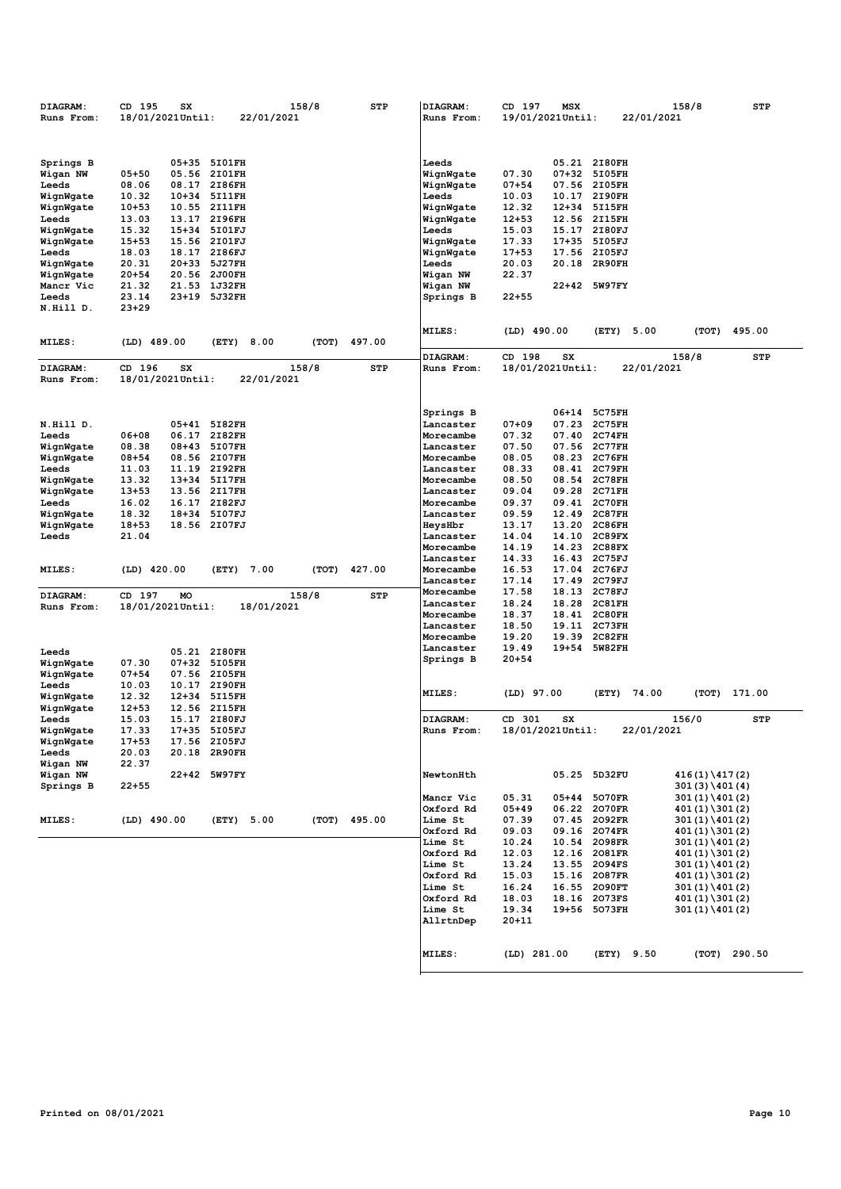| DIAGRAM: | CD 195 | SX | | 158/8 | STP |
|---|---|---|---|---|---|
| Runs From: | 18/01/2021 | Until: | 22/01/2021 | | |
| Springs B | | 05+35 | 5I01FH | | |
| Wigan NW | 05+50 | 05.56 | 2I01FH | | |
| Leeds | 08.06 | 08.17 | 2I86FH | | |
| WignWgate | 10.32 | 10+34 | 5I11FH | | |
| WignWgate | 10+53 | 10.55 | 2I11FH | | |
| Leeds | 13.03 | 13.17 | 2I96FH | | |
| WignWgate | 15.32 | 15+34 | 5I01FJ | | |
| WignWgate | 15+53 | 15.56 | 2I01FJ | | |
| Leeds | 18.03 | 18.17 | 2I86FJ | | |
| WignWgate | 20.31 | 20+33 | 5J27FH | | |
| WignWgate | 20+54 | 20.56 | 2J00FH | | |
| Mancr Vic | 21.32 | 21.53 | 1J32FH | | |
| Leeds | 23.14 | 23+19 | 5J32FH | | |
| N.Hill D. | 23+29 | | | | |
| MILES: | (LD) 489.00 | | (ETY) 8.00 | | (TOT) 497.00 |

| DIAGRAM: | CD 196 | SX | | 158/8 | STP |
|---|---|---|---|---|---|
| Runs From: | 18/01/2021 | Until: | 22/01/2021 | | |
| N.Hill D. | | 05+41 | 5I82FH | | |
| Leeds | 06+08 | 06.17 | 2I82FH | | |
| WignWgate | 08.38 | 08+43 | 5I07FH | | |
| WignWgate | 08+54 | 08.56 | 2I07FH | | |
| Leeds | 11.03 | 11.19 | 2I92FH | | |
| WignWgate | 13.32 | 13+34 | 5I17FH | | |
| WignWgate | 13+53 | 13.56 | 2I17FH | | |
| Leeds | 16.02 | 16.17 | 2I82FJ | | |
| WignWgate | 18.32 | 18+34 | 5I07FJ | | |
| WignWgate | 18+53 | 18.56 | 2I07FJ | | |
| Leeds | 21.04 | | | | |
| MILES: | (LD) 420.00 | | (ETY) 7.00 | | (TOT) 427.00 |

| DIAGRAM: | CD 197 | MO | | 158/8 | STP |
|---|---|---|---|---|---|
| Runs From: | 18/01/2021 | Until: | 18/01/2021 | | |
| Leeds | | 05.21 | 2I80FH | | |
| WignWgate | 07.30 | 07+32 | 5I05FH | | |
| WignWgate | 07+54 | 07.56 | 2I05FH | | |
| Leeds | 10.03 | 10.17 | 2I90FH | | |
| WignWgate | 12.32 | 12+34 | 5I15FH | | |
| WignWgate | 12+53 | 12.56 | 2I15FH | | |
| Leeds | 15.03 | 15.17 | 2I80FJ | | |
| WignWgate | 17.33 | 17+35 | 5I05FJ | | |
| WignWgate | 17+53 | 17.56 | 2I05FJ | | |
| Leeds | 20.03 | 20.18 | 2R90FH | | |
| Wigan NW | 22.37 | | | | |
| Wigan NW | | 22+42 | 5W97FY | | |
| Springs B | 22+55 | | | | |
| MILES: | (LD) 490.00 | | (ETY) 5.00 | | (TOT) 495.00 |

| DIAGRAM: | CD 197 | MSX | | 158/8 | STP |
|---|---|---|---|---|---|
| Runs From: | 19/01/2021 | Until: | 22/01/2021 | | |
| Leeds | | 05.21 | 2I80FH | | |
| WignWgate | 07.30 | 07+32 | 5I05FH | | |
| WignWgate | 07+54 | 07.56 | 2I05FH | | |
| Leeds | 10.03 | 10.17 | 2I90FH | | |
| WignWgate | 12.32 | 12+34 | 5I15FH | | |
| WignWgate | 12+53 | 12.56 | 2I15FH | | |
| Leeds | 15.03 | 15.17 | 2I80FJ | | |
| WignWgate | 17.33 | 17+35 | 5I05FJ | | |
| WignWgate | 17+53 | 17.56 | 2I05FJ | | |
| Leeds | 20.03 | 20.18 | 2R90FH | | |
| Wigan NW | 22.37 | | | | |
| Wigan NW | | 22+42 | 5W97FY | | |
| Springs B | 22+55 | | | | |
| MILES: | (LD) 490.00 | | (ETY) 5.00 | | (TOT) 495.00 |

| DIAGRAM: | CD 198 | SX | | 158/8 | STP |
|---|---|---|---|---|---|
| Runs From: | 18/01/2021 | Until: | 22/01/2021 | | |
| Springs B | | 06+14 | 5C75FH | | |
| Lancaster | 07+09 | 07.23 | 2C75FH | | |
| Morecambe | 07.32 | 07.40 | 2C74FH | | |
| Lancaster | 07.50 | 07.56 | 2C77FH | | |
| Morecambe | 08.05 | 08.23 | 2C76FH | | |
| Lancaster | 08.33 | 08.41 | 2C79FH | | |
| Morecambe | 08.50 | 08.54 | 2C78FH | | |
| Lancaster | 09.04 | 09.28 | 2C71FH | | |
| Morecambe | 09.37 | 09.41 | 2C70FH | | |
| Lancaster | 09.59 | 12.49 | 2C87FH | | |
| HeysHbr | 13.17 | 13.20 | 2C86FH | | |
| Lancaster | 14.04 | 14.10 | 2C89FX | | |
| Morecambe | 14.19 | 14.23 | 2C88FX | | |
| Lancaster | 14.33 | 16.43 | 2C75FJ | | |
| Morecambe | 16.53 | 17.04 | 2C76FJ | | |
| Lancaster | 17.14 | 17.49 | 2C79FJ | | |
| Morecambe | 17.58 | 18.13 | 2C78FJ | | |
| Lancaster | 18.24 | 18.28 | 2C81FH | | |
| Morecambe | 18.37 | 18.41 | 2C80FH | | |
| Lancaster | 18.50 | 19.11 | 2C73FH | | |
| Morecambe | 19.20 | 19.39 | 2C82FH | | |
| Lancaster | 19.49 | 19+54 | 5W82FH | | |
| Springs B | 20+54 | | | | |
| MILES: | (LD) 97.00 | | (ETY) 74.00 | | (TOT) 171.00 |

| DIAGRAM: | CD 301 | SX | | 156/0 | STP |
|---|---|---|---|---|---|
| Runs From: | 18/01/2021 | Until: | 22/01/2021 | | |
| NewtonHth | | 05.25 | 5D32FU | 416(1)\417(2) 301(3)\401(4) | |
| Mancr Vic | 05.31 | 05+44 | 5O70FR | 301(1)\401(2) | |
| Oxford Rd | 05+49 | 06.22 | 2O70FR | 401(1)\301(2) | |
| Lime St | 07.39 | 07.45 | 2O92FR | 301(1)\401(2) | |
| Oxford Rd | 09.03 | 09.16 | 2O74FR | 401(1)\301(2) | |
| Lime St | 10.24 | 10.54 | 2O98FR | 301(1)\401(2) | |
| Oxford Rd | 12.03 | 12.16 | 2O81FR | 401(1)\301(2) | |
| Lime St | 13.24 | 13.55 | 2O94FS | 301(1)\401(2) | |
| Oxford Rd | 15.03 | 15.16 | 2O87FR | 401(1)\301(2) | |
| Lime St | 16.24 | 16.55 | 2O90FT | 301(1)\401(2) | |
| Oxford Rd | 18.03 | 18.16 | 2O73FS | 401(1)\301(2) | |
| Lime St | 19.34 | 19+56 | 5O73FH | 301(1)\401(2) | |
| AllrtnDep | 20+11 | | | | |
| MILES: | (LD) 281.00 | | (ETY) 9.50 | | (TOT) 290.50 |

Printed on 08/01/2021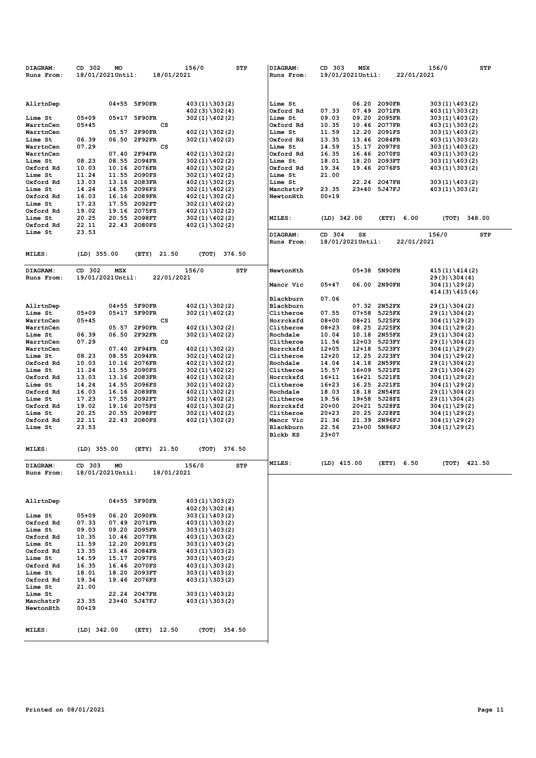| DIAGRAM: | CD 302 | MO | | 156/0 | STP |
|---|---|---|---|---|---|
| Runs From: | 18/01/2021 | Until: | 18/01/2021 | | |
| AllrtnDep | | 04+55 | 5F90FR | 403(1)\303(2) 402(3)\302(4) | |
| Lime St | 05+09 | 05+17 | 5F90FR | 302(1)\402(2) | |
| WarrtnCen | 05+45 | | CS | | |
| WarrtnCen | | 05.57 | 2F90FR | 402(1)\302(2) | |
| Lime St | 06.39 | 06.50 | 2F92FR | 302(1)\402(2) | |
| WarrtnCen | 07.29 | | CS | | |
| WarrtnCen | | 07.40 | 2F94FR | 402(1)\302(2) | |
| Lime St | 08.23 | 08.55 | 2O94FR | 302(1)\402(2) | |
| Oxford Rd | 10.03 | 10.16 | 2O76FR | 402(1)\302(2) | |
| Lime St | 11.24 | 11.55 | 2O90FS | 302(1)\402(2) | |
| Oxford Rd | 13.03 | 13.16 | 2O83FR | 402(1)\302(2) | |
| Lime St | 14.24 | 14.55 | 2O96FS | 302(1)\402(2) | |
| Oxford Rd | 16.03 | 16.16 | 2O89FR | 402(1)\302(2) | |
| Lime St | 17.23 | 17.55 | 2O92FT | 302(1)\402(2) | |
| Oxford Rd | 19.02 | 19.16 | 2O75FS | 402(1)\302(2) | |
| Lime St | 20.25 | 20.55 | 2O98FT | 302(1)\402(2) | |
| Oxford Rd | 22.11 | 22.43 | 2O80FS | 402(1)\302(2) | |
| Lime St | 23.53 | | | | |
| MILES: | (LD) 355.00 | | (ETY) 21.50 | (TOT) 376.50 | |

| DIAGRAM: | CD 302 | MSX | | 156/0 | STP |
|---|---|---|---|---|---|
| Runs From: | 19/01/2021 | Until: | 22/01/2021 | | |
| AllrtnDep | | 04+55 | 5F90FR | 402(1)\302(2) | |
| Lime St | 05+09 | 05+17 | 5F90FR | 302(1)\402(2) | |
| WarrtnCen | 05+45 | | CS | | |
| WarrtnCen | | 05.57 | 2F90FR | 402(1)\302(2) | |
| Lime St | 06.39 | 06.50 | 2F92FR | 302(1)\402(2) | |
| WarrtnCen | 07.29 | | CS | | |
| WarrtnCen | | 07.40 | 2F94FR | 402(1)\302(2) | |
| Lime St | 08.23 | 08.55 | 2O94FR | 302(1)\402(2) | |
| Oxford Rd | 10.03 | 10.16 | 2O76FR | 402(1)\302(2) | |
| Lime St | 11.24 | 11.55 | 2O90FS | 302(1)\402(2) | |
| Oxford Rd | 13.03 | 13.16 | 2O83FR | 402(1)\302(2) | |
| Lime St | 14.24 | 14.55 | 2O96FS | 302(1)\402(2) | |
| Oxford Rd | 16.03 | 16.16 | 2O89FR | 402(1)\302(2) | |
| Lime St | 17.23 | 17.55 | 2O92FT | 302(1)\402(2) | |
| Oxford Rd | 19.02 | 19.16 | 2O75FS | 402(1)\302(2) | |
| Lime St | 20.25 | 20.55 | 2O98FT | 302(1)\402(2) | |
| Oxford Rd | 22.11 | 22.43 | 2O80FS | 402(1)\302(2) | |
| Lime St | 23.53 | | | | |
| MILES: | (LD) 355.00 | | (ETY) 21.50 | (TOT) 376.50 | |

| DIAGRAM: | CD 303 | MO | | 156/0 | STP |
|---|---|---|---|---|---|
| Runs From: | 18/01/2021 | Until: | 18/01/2021 | | |
| AllrtnDep | | 04+55 | 5F90FR | 403(1)\303(2) 402(3)\302(4) | |
| Lime St | 05+09 | 06.20 | 2O90FR | 303(1)\403(2) | |
| Oxford Rd | 07.33 | 07.49 | 2O71FR | 403(1)\303(2) | |
| Lime St | 09.03 | 09.20 | 2O95FR | 303(1)\403(2) | |
| Oxford Rd | 10.35 | 10.46 | 2O77FR | 403(1)\303(2) | |
| Lime St | 11.59 | 12.20 | 2O91FS | 303(1)\403(2) | |
| Oxford Rd | 13.35 | 13.46 | 2O84FR | 403(1)\303(2) | |
| Lime St | 14.59 | 15.17 | 2O97FS | 303(1)\403(2) | |
| Oxford Rd | 16.35 | 16.46 | 2O70FS | 403(1)\303(2) | |
| Lime St | 18.01 | 18.20 | 2O93FT | 303(1)\403(2) | |
| Oxford Rd | 19.34 | 19.46 | 2O76FS | 403(1)\303(2) | |
| Lime St | 21.00 | | | | |
| Lime St | | 22.24 | 2O47FH | 303(1)\403(2) | |
| ManchstrP | 23.35 | 23+40 | 5J47FJ | 403(1)\303(2) | |
| NewtonHth | 00+19 | | | | |
| MILES: | (LD) 342.00 | | (ETY) 12.50 | (TOT) 354.50 | |

| DIAGRAM: | CD 303 | MSX | | 156/0 | STP |
|---|---|---|---|---|---|
| Runs From: | 19/01/2021 | Until: | 22/01/2021 | | |
| Lime St | | 06.20 | 2O90FR | 303(1)\403(2) | |
| Oxford Rd | 07.33 | 07.49 | 2O71FR | 403(1)\303(2) | |
| Lime St | 09.03 | 09.20 | 2O95FR | 303(1)\403(2) | |
| Oxford Rd | 10.35 | 10.46 | 2O77FR | 403(1)\303(2) | |
| Lime St | 11.59 | 12.20 | 2O91FS | 303(1)\403(2) | |
| Oxford Rd | 13.35 | 13.46 | 2O84FR | 403(1)\303(2) | |
| Lime St | 14.59 | 15.17 | 2O97FS | 303(1)\403(2) | |
| Oxford Rd | 16.35 | 16.46 | 2O70FS | 403(1)\303(2) | |
| Lime St | 18.01 | 18.20 | 2O93FT | 303(1)\403(2) | |
| Oxford Rd | 19.34 | 19.46 | 2O76FS | 403(1)\303(2) | |
| Lime St | 21.00 | | | | |
| Lime St | | 22.24 | 2O47FH | 303(1)\403(2) | |
| ManchstrP | 23.35 | 23+40 | 5J47FJ | 403(1)\303(2) | |
| NewtonHth | 00+19 | | | | |
| MILES: | (LD) 342.00 | | (ETY) 6.00 | (TOT) 348.00 | |

| DIAGRAM: | CD 304 | SX | | 156/0 | STP |
|---|---|---|---|---|---|
| Runs From: | 18/01/2021 | Until: | 22/01/2021 | | |
| NewtonHth | | 05+38 | 5N90FH | 415(1)\414(2) 29(3)\304(4) | |
| Mancr Vic | 05+47 | 06.00 | 2N90FH | 304(1)\29(2) 414(3)\415(4) | |
| Blackburn | 07.06 | | | | |
| Blackburn | | 07.32 | 2N52FX | 29(1)\304(2) | |
| Clitheroe | 07.55 | 07+58 | 5J25FX | 29(1)\304(2) | |
| Horrcksfd | 08+00 | 08+21 | 5J25FX | 304(1)\29(2) | |
| Clitheroe | 08+23 | 08.25 | 2J25FX | 304(1)\29(2) | |
| Rochdale | 10.04 | 10.18 | 2N55FX | 29(1)\304(2) | |
| Clitheroe | 11.56 | 12+03 | 5J23FY | 29(1)\304(2) | |
| Horrcksfd | 12+05 | 12+18 | 5J23FY | 304(1)\29(2) | |
| Clitheroe | 12+20 | 12.25 | 2J23FY | 304(1)\29(2) | |
| Rochdale | 14.04 | 14.18 | 2N59FX | 29(1)\304(2) | |
| Clitheroe | 15.57 | 16+09 | 5J21FZ | 29(1)\304(2) | |
| Horrcksfd | 16+11 | 16+21 | 5J21FZ | 304(1)\29(2) | |
| Clitheroe | 16+23 | 16.25 | 2J21FZ | 304(1)\29(2) | |
| Rochdale | 18.03 | 18.18 | 2N54FZ | 29(1)\304(2) | |
| Clitheroe | 19.56 | 19+58 | 5J28FZ | 29(1)\304(2) | |
| Horrcksfd | 20+00 | 20+21 | 5J28FZ | 304(1)\29(2) | |
| Clitheroe | 20+23 | 20.25 | 2J28FZ | 304(1)\29(2) | |
| Mancr Vic | 21.36 | 21.39 | 2N96FJ | 304(1)\29(2) | |
| Blackburn | 22.56 | 23+00 | 5N96FJ | 304(1)\29(2) | |
| Blckb KS | 23+07 | | | | |
| MILES: | (LD) 415.00 | | (ETY) 6.50 | (TOT) 421.50 | |

Printed on 08/01/2021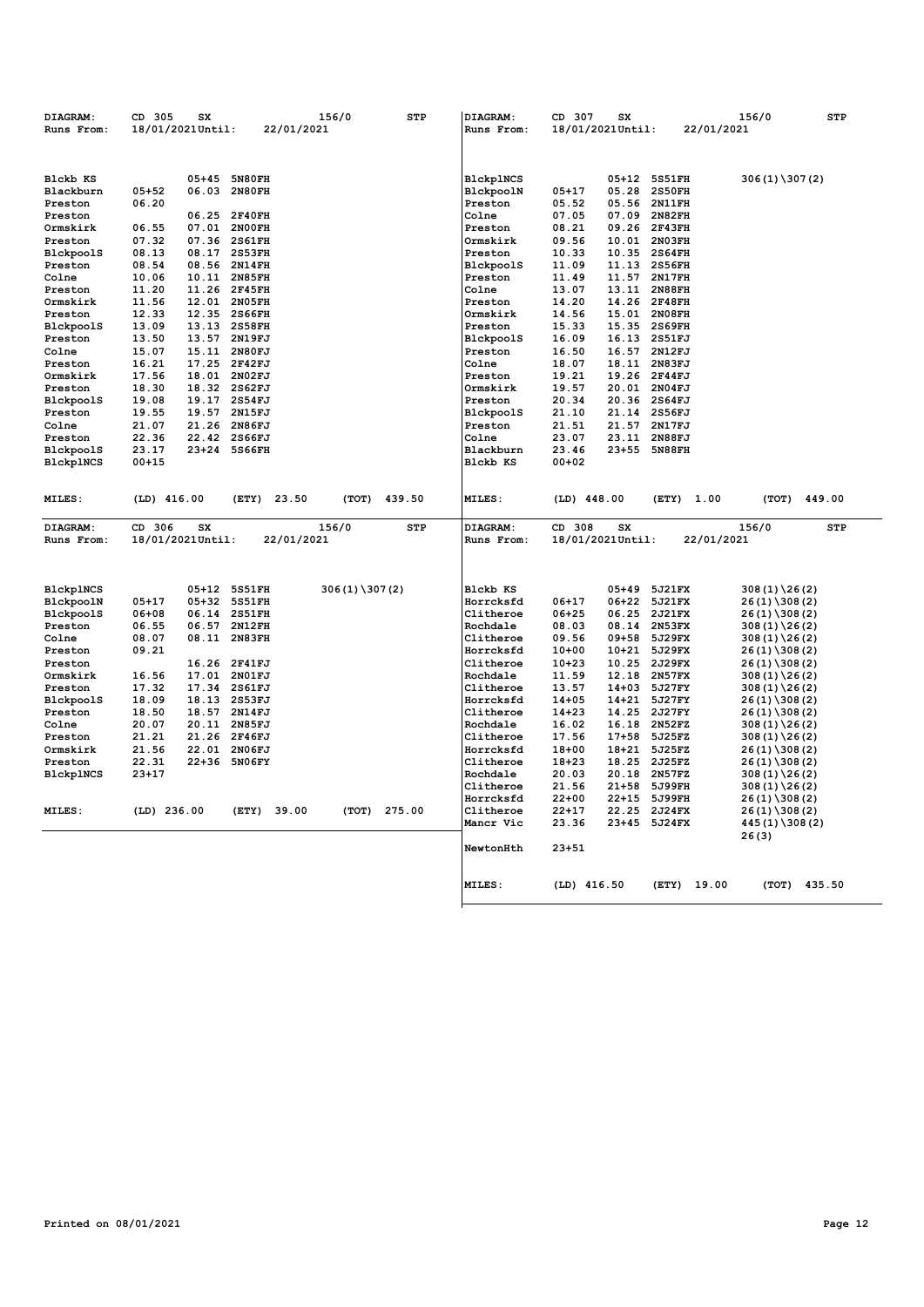**DIAGRAM:** CD 305 SX 156/0 STP
**Runs From:** 18/01/2021 Until: 22/01/2021

| | | | | |
|---|---|---|---|---|
| Blckb KS | | 05+45 | 5N80FH | |
| Blackburn | 05+52 | 06.03 | 2N80FH | |
| Preston | 06.20 | | | |
| Preston | | 06.25 | 2F40FH | |
| Ormskirk | 06.55 | 07.01 | 2N00FH | |
| Preston | 07.32 | 07.36 | 2S61FH | |
| BlckpoolS | 08.13 | 08.17 | 2S53FH | |
| Preston | 08.54 | 08.56 | 2N14FH | |
| Colne | 10.06 | 10.11 | 2N85FH | |
| Preston | 11.20 | 11.26 | 2F45FH | |
| Ormskirk | 11.56 | 12.01 | 2N05FH | |
| Preston | 12.33 | 12.35 | 2S66FH | |
| BlckpoolS | 13.09 | 13.13 | 2S58FH | |
| Preston | 13.50 | 13.57 | 2N19FJ | |
| Colne | 15.07 | 15.11 | 2N80FJ | |
| Preston | 16.21 | 17.25 | 2F42FJ | |
| Ormskirk | 17.56 | 18.01 | 2N02FJ | |
| Preston | 18.30 | 18.32 | 2S62FJ | |
| BlckpoolS | 19.08 | 19.17 | 2S54FJ | |
| Preston | 19.55 | 19.57 | 2N15FJ | |
| Colne | 21.07 | 21.26 | 2N86FJ | |
| Preston | 22.36 | 22.42 | 2S66FJ | |
| BlckpoolS | 23.17 | 23+24 | 5S66FH | |
| BlckplNCS | 00+15 | | | |

**MILES:** (LD) 416.00 (ETY) 23.50 (TOT) 439.50

**DIAGRAM:** CD 307 SX 156/0 STP
**Runs From:** 18/01/2021 Until: 22/01/2021

| | | | | |
|---|---|---|---|---|
| BlckplNCS | | 05+12 | 5S51FH | 306(1)\307(2) |
| BlckpoolN | 05+17 | 05.28 | 2S50FH | |
| Preston | 05.52 | 05.56 | 2N11FH | |
| Colne | 07.05 | 07.09 | 2N82FH | |
| Preston | 08.21 | 09.26 | 2F43FH | |
| Ormskirk | 09.56 | 10.01 | 2N03FH | |
| Preston | 10.33 | 10.35 | 2S64FH | |
| BlckpoolS | 11.09 | 11.13 | 2S56FH | |
| Preston | 11.49 | 11.57 | 2N17FH | |
| Colne | 13.07 | 13.11 | 2N88FH | |
| Preston | 14.20 | 14.26 | 2F48FH | |
| Ormskirk | 14.56 | 15.01 | 2N08FH | |
| Preston | 15.33 | 15.35 | 2S69FH | |
| BlckpoolS | 16.09 | 16.13 | 2S51FJ | |
| Preston | 16.50 | 16.57 | 2N12FJ | |
| Colne | 18.07 | 18.11 | 2N83FJ | |
| Preston | 19.21 | 19.26 | 2F44FJ | |
| Ormskirk | 19.57 | 20.01 | 2N04FJ | |
| Preston | 20.34 | 20.36 | 2S64FJ | |
| BlckpoolS | 21.10 | 21.14 | 2S56FJ | |
| Preston | 21.51 | 21.57 | 2N17FJ | |
| Colne | 23.07 | 23.11 | 2N88FJ | |
| Blackburn | 23.46 | 23+55 | 5N88FH | |
| Blckb KS | 00+02 | | | |

**MILES:** (LD) 448.00 (ETY) 1.00 (TOT) 449.00

**DIAGRAM:** CD 306 SX 156/0 STP
**Runs From:** 18/01/2021 Until: 22/01/2021

| | | | | |
|---|---|---|---|---|
| BlckplNCS | | 05+12 | 5S51FH | 306(1)\307(2) |
| BlckpoolN | 05+17 | 05+32 | 5S51FH | |
| BlckpoolS | 06+08 | 06.14 | 2S51FH | |
| Preston | 06.55 | 06.57 | 2N12FH | |
| Colne | 08.07 | 08.11 | 2N83FH | |
| Preston | 09.21 | | | |
| Preston | | 16.26 | 2F41FJ | |
| Ormskirk | 16.56 | 17.01 | 2N01FJ | |
| Preston | 17.32 | 17.34 | 2S61FJ | |
| BlckpoolS | 18.09 | 18.13 | 2S53FJ | |
| Preston | 18.50 | 18.57 | 2N14FJ | |
| Colne | 20.07 | 20.11 | 2N85FJ | |
| Preston | 21.21 | 21.26 | 2F46FJ | |
| Ormskirk | 21.56 | 22.01 | 2N06FJ | |
| Preston | 22.31 | 22+36 | 5N06FY | |
| BlckplNCS | 23+17 | | | |

**MILES:** (LD) 236.00 (ETY) 39.00 (TOT) 275.00

**DIAGRAM:** CD 308 SX 156/0 STP
**Runs From:** 18/01/2021 Until: 22/01/2021

| | | | | |
|---|---|---|---|---|
| Blckb KS | | 05+49 | 5J21FX | 308(1)\26(2) |
| Horrcksfd | 06+17 | 06+22 | 5J21FX | 26(1)\308(2) |
| Clitheroe | 06+25 | 06.25 | 2J21FX | 26(1)\308(2) |
| Rochdale | 08.03 | 08.14 | 2N53FX | 308(1)\26(2) |
| Clitheroe | 09.56 | 09+58 | 5J29FX | 308(1)\26(2) |
| Horrcksfd | 10+00 | 10+21 | 5J29FX | 26(1)\308(2) |
| Clitheroe | 10+23 | 10.25 | 2J29FX | 26(1)\308(2) |
| Rochdale | 11.59 | 12.18 | 2N57FX | 308(1)\26(2) |
| Clitheroe | 13.57 | 14+03 | 5J27FY | 308(1)\26(2) |
| Horrcksfd | 14+05 | 14+21 | 5J27FY | 26(1)\308(2) |
| Clitheroe | 14+23 | 14.25 | 2J27FY | 26(1)\308(2) |
| Rochdale | 16.02 | 16.18 | 2N52FZ | 308(1)\26(2) |
| Clitheroe | 17.56 | 17+58 | 5J25FZ | 308(1)\26(2) |
| Horrcksfd | 18+00 | 18+21 | 5J25FZ | 26(1)\308(2) |
| Clitheroe | 18+23 | 18.25 | 2J25FZ | 26(1)\308(2) |
| Rochdale | 20.03 | 20.18 | 2N57FZ | 308(1)\26(2) |
| Clitheroe | 21.56 | 21+58 | 5J99FH | 308(1)\26(2) |
| Horrcksfd | 22+00 | 22+15 | 5J99FH | 26(1)\308(2) |
| Clitheroe | 22+17 | 22.25 | 2J24FX | 26(1)\308(2) |
| Mancr Vic | 23.36 | 23+45 | 5J24FX | 445(1)\308(2) 26(3) |
| NewtonHth | 23+51 | | | |

**MILES:** (LD) 416.50 (ETY) 19.00 (TOT) 435.50

Printed on 08/01/2021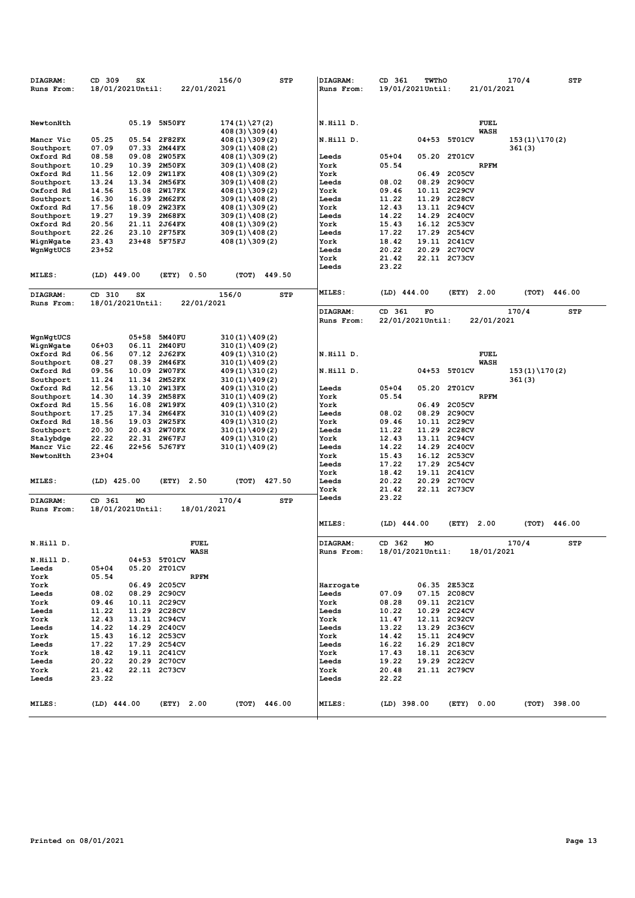| | | | | | |
|---|---|---|---|---|---|
| DIAGRAM: | CD 309 | SX | | 156/0 | STP |
| Runs From: | 18/01/2021 | Until: | 22/01/2021 | | |
| NewtonHth | | 05.19 | 5N50FY | 174(1)\27(2) 408(3)\309(4) | |
| Mancr Vic | 05.25 | 05.54 | 2F82FX | 408(1)\309(2) | |
| Southport | 07.09 | 07.33 | 2M44FX | 309(1)\408(2) | |
| Oxford Rd | 08.58 | 09.08 | 2W05FX | 408(1)\309(2) | |
| Southport | 10.29 | 10.39 | 2M50FX | 309(1)\408(2) | |
| Oxford Rd | 11.56 | 12.09 | 2W11FX | 408(1)\309(2) | |
| Southport | 13.24 | 13.34 | 2M56FX | 309(1)\408(2) | |
| Oxford Rd | 14.56 | 15.08 | 2W17FX | 408(1)\309(2) | |
| Southport | 16.30 | 16.39 | 2M62FX | 309(1)\408(2) | |
| Oxford Rd | 17.56 | 18.09 | 2W23FX | 408(1)\309(2) | |
| Southport | 19.27 | 19.39 | 2M68FX | 309(1)\408(2) | |
| Oxford Rd | 20.56 | 21.11 | 2J64FX | 408(1)\309(2) | |
| Southport | 22.26 | 23.10 | 2F75FX | 309(1)\408(2) | |
| WignWgate | 23.43 | 23+48 | 5F75FJ | 408(1)\309(2) | |
| WgnWgtUCS | 23+52 | | | | |
| MILES: | (LD) 449.00 | | (ETY) 0.50 | (TOT) 449.50 | |

| | | | | | |
|---|---|---|---|---|---|
| DIAGRAM: | CD 310 | SX | | 156/0 | STP |
| Runs From: | 18/01/2021 | Until: | 22/01/2021 | | |
| WgnWgtUCS | | 05+58 | 5M40FU | 310(1)\409(2) | |
| WignWgate | 06+03 | 06.11 | 2M40FU | 310(1)\409(2) | |
| Oxford Rd | 06.56 | 07.12 | 2J62FX | 409(1)\310(2) | |
| Southport | 08.27 | 08.39 | 2M46FX | 310(1)\409(2) | |
| Oxford Rd | 09.56 | 10.09 | 2W07FX | 409(1)\310(2) | |
| Southport | 11.24 | 11.34 | 2M52FX | 310(1)\409(2) | |
| Oxford Rd | 12.56 | 13.10 | 2W13FX | 409(1)\310(2) | |
| Southport | 14.30 | 14.39 | 2M58FX | 310(1)\409(2) | |
| Oxford Rd | 15.56 | 16.08 | 2W19FX | 409(1)\310(2) | |
| Southport | 17.25 | 17.34 | 2M64FX | 310(1)\409(2) | |
| Oxford Rd | 18.56 | 19.03 | 2W25FX | 409(1)\310(2) | |
| Southport | 20.30 | 20.43 | 2W70FX | 310(1)\409(2) | |
| Stalybdge | 22.22 | 22.31 | 2W67FJ | 409(1)\310(2) | |
| Mancr Vic | 22.46 | 22+56 | 5J67FY | 310(1)\409(2) | |
| NewtonHth | 23+04 | | | | |
| MILES: | (LD) 425.00 | | (ETY) 2.50 | (TOT) 427.50 | |

| | | | | | |
|---|---|---|---|---|---|
| DIAGRAM: | CD 361 | MO | | 170/4 | STP |
| Runs From: | 18/01/2021 | Until: | 18/01/2021 | | |
| N.Hill D. | | | FUEL WASH | | |
| N.Hill D. | | 04+53 | 5T01CV | | |
| Leeds | 05+04 | 05.20 | 2T01CV | | |
| York | 05.54 | | RPFM | | |
| York | | 06.49 | 2C05CV | | |
| Leeds | 08.02 | 08.29 | 2C90CV | | |
| York | 09.46 | 10.11 | 2C29CV | | |
| Leeds | 11.22 | 11.29 | 2C28CV | | |
| York | 12.43 | 13.11 | 2C94CV | | |
| Leeds | 14.22 | 14.29 | 2C40CV | | |
| York | 15.43 | 16.12 | 2C53CV | | |
| Leeds | 17.22 | 17.29 | 2C54CV | | |
| York | 18.42 | 19.11 | 2C41CV | | |
| Leeds | 20.22 | 20.29 | 2C70CV | | |
| York | 21.42 | 22.11 | 2C73CV | | |
| Leeds | 23.22 | | | | |
| MILES: | (LD) 444.00 | | (ETY) 2.00 | (TOT) 446.00 | |

| | | | | | |
|---|---|---|---|---|---|
| DIAGRAM: | CD 361 | TWThO | | 170/4 | STP |
| Runs From: | 19/01/2021 | Until: | 21/01/2021 | | |
| N.Hill D. | | | FUEL WASH | | |
| N.Hill D. | | 04+53 | 5T01CV | 153(1)\170(2) 361(3) | |
| Leeds | 05+04 | 05.20 | 2T01CV | | |
| York | 05.54 | | RPFM | | |
| York | | 06.49 | 2C05CV | | |
| Leeds | 08.02 | 08.29 | 2C90CV | | |
| York | 09.46 | 10.11 | 2C29CV | | |
| Leeds | 11.22 | 11.29 | 2C28CV | | |
| York | 12.43 | 13.11 | 2C94CV | | |
| Leeds | 14.22 | 14.29 | 2C40CV | | |
| York | 15.43 | 16.12 | 2C53CV | | |
| Leeds | 17.22 | 17.29 | 2C54CV | | |
| York | 18.42 | 19.11 | 2C41CV | | |
| Leeds | 20.22 | 20.29 | 2C70CV | | |
| York | 21.42 | 22.11 | 2C73CV | | |
| Leeds | 23.22 | | | | |
| MILES: | (LD) 444.00 | | (ETY) 2.00 | (TOT) 446.00 | |

| | | | | | |
|---|---|---|---|---|---|
| DIAGRAM: | CD 361 | FO | | 170/4 | STP |
| Runs From: | 22/01/2021 | Until: | 22/01/2021 | | |
| N.Hill D. | | | FUEL WASH | | |
| N.Hill D. | | 04+53 | 5T01CV | 153(1)\170(2) 361(3) | |
| Leeds | 05+04 | 05.20 | 2T01CV | | |
| York | 05.54 | | RPFM | | |
| York | | 06.49 | 2C05CV | | |
| Leeds | 08.02 | 08.29 | 2C90CV | | |
| York | 09.46 | 10.11 | 2C29CV | | |
| Leeds | 11.22 | 11.29 | 2C28CV | | |
| York | 12.43 | 13.11 | 2C94CV | | |
| Leeds | 14.22 | 14.29 | 2C40CV | | |
| York | 15.43 | 16.12 | 2C53CV | | |
| Leeds | 17.22 | 17.29 | 2C54CV | | |
| York | 18.42 | 19.11 | 2C41CV | | |
| Leeds | 20.22 | 20.29 | 2C70CV | | |
| York | 21.42 | 22.11 | 2C73CV | | |
| Leeds | 23.22 | | | | |
| MILES: | (LD) 444.00 | | (ETY) 2.00 | (TOT) 446.00 | |

| | | | | | |
|---|---|---|---|---|---|
| DIAGRAM: | CD 362 | MO | | 170/4 | STP |
| Runs From: | 18/01/2021 | Until: | 18/01/2021 | | |
| Harrogate | | 06.35 | 2E53CZ | | |
| Leeds | 07.09 | 07.15 | 2C08CV | | |
| York | 08.28 | 09.11 | 2C21CV | | |
| Leeds | 10.22 | 10.29 | 2C24CV | | |
| York | 11.47 | 12.11 | 2C92CV | | |
| Leeds | 13.22 | 13.29 | 2C36CV | | |
| York | 14.42 | 15.11 | 2C49CV | | |
| Leeds | 16.22 | 16.29 | 2C18CV | | |
| York | 17.43 | 18.11 | 2C63CV | | |
| Leeds | 19.22 | 19.29 | 2C22CV | | |
| York | 20.48 | 21.11 | 2C79CV | | |
| Leeds | 22.22 | | | | |
| MILES: | (LD) 398.00 | | (ETY) 0.00 | (TOT) 398.00 | |

Printed on 08/01/2021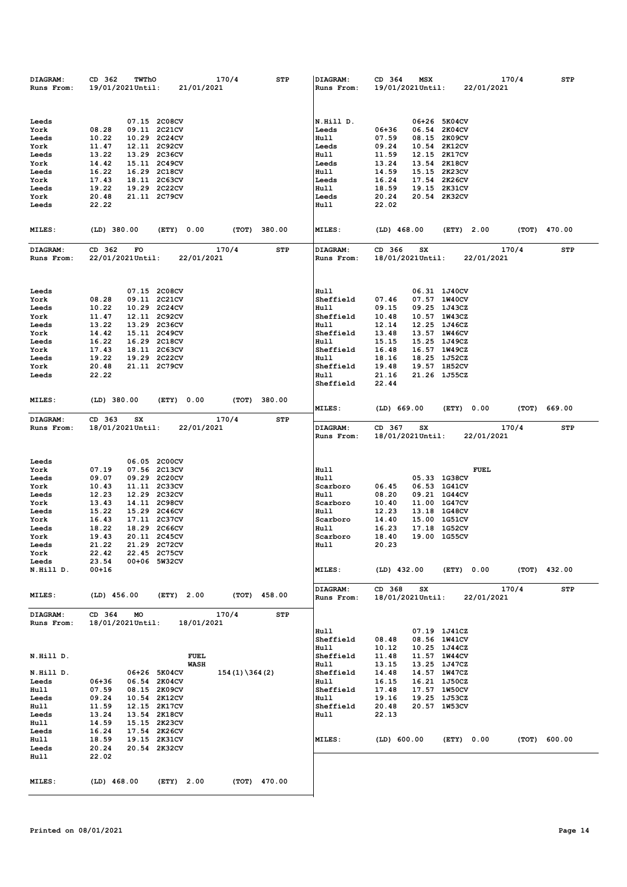**DIAGRAM:** CD 362 TWThO 170/4 STP
**Runs From:** 19/01/2021 **Until:** 21/01/2021

| | | | |
|---|---|---|---|
| Leeds | | 07.15 | 2C08CV |
| York | 08.28 | 09.11 | 2C21CV |
| Leeds | 10.22 | 10.29 | 2C24CV |
| York | 11.47 | 12.11 | 2C92CV |
| Leeds | 13.22 | 13.29 | 2C36CV |
| York | 14.42 | 15.11 | 2C49CV |
| Leeds | 16.22 | 16.29 | 2C18CV |
| York | 17.43 | 18.11 | 2C63CV |
| Leeds | 19.22 | 19.29 | 2C22CV |
| York | 20.48 | 21.11 | 2C79CV |
| Leeds | 22.22 | | |

**MILES:** (LD) 380.00 (ETY) 0.00 (TOT) 380.00

**DIAGRAM:** CD 362 FO 170/4 STP
**Runs From:** 22/01/2021 **Until:** 22/01/2021

| | | | |
|---|---|---|---|
| Leeds | | 07.15 | 2C08CV |
| York | 08.28 | 09.11 | 2C21CV |
| Leeds | 10.22 | 10.29 | 2C24CV |
| York | 11.47 | 12.11 | 2C92CV |
| Leeds | 13.22 | 13.29 | 2C36CV |
| York | 14.42 | 15.11 | 2C49CV |
| Leeds | 16.22 | 16.29 | 2C18CV |
| York | 17.43 | 18.11 | 2C63CV |
| Leeds | 19.22 | 19.29 | 2C22CV |
| York | 20.48 | 21.11 | 2C79CV |
| Leeds | 22.22 | | |

**MILES:** (LD) 380.00 (ETY) 0.00 (TOT) 380.00

**DIAGRAM:** CD 363 SX 170/4 STP
**Runs From:** 18/01/2021 **Until:** 22/01/2021

| | | | |
|---|---|---|---|
| Leeds | | 06.05 | 2C00CV |
| York | 07.19 | 07.56 | 2C13CV |
| Leeds | 09.07 | 09.29 | 2C20CV |
| York | 10.43 | 11.11 | 2C33CV |
| Leeds | 12.23 | 12.29 | 2C32CV |
| York | 13.43 | 14.11 | 2C98CV |
| Leeds | 15.22 | 15.29 | 2C46CV |
| York | 16.43 | 17.11 | 2C37CV |
| Leeds | 18.22 | 18.29 | 2C66CV |
| York | 19.43 | 20.11 | 2C45CV |
| Leeds | 21.22 | 21.29 | 2C72CV |
| York | 22.42 | 22.45 | 2C75CV |
| Leeds | 23.54 | 00+06 | 5W32CV |
| N.Hill D. | 00+16 | | |

**MILES:** (LD) 456.00 (ETY) 2.00 (TOT) 458.00

**DIAGRAM:** CD 364 MO 170/4 STP
**Runs From:** 18/01/2021 **Until:** 18/01/2021

| | | | | |
|---|---|---|---|---|
| N.Hill D. | | | FUEL WASH | |
| N.Hill D. | | 06+26 | 5K04CV | 154(1)\364(2) |
| Leeds | 06+36 | 06.54 | 2K04CV | |
| Hull | 07.59 | 08.15 | 2K09CV | |
| Leeds | 09.24 | 10.54 | 2K12CV | |
| Hull | 11.59 | 12.15 | 2K17CV | |
| Leeds | 13.24 | 13.54 | 2K18CV | |
| Hull | 14.59 | 15.15 | 2K23CV | |
| Leeds | 16.24 | 17.54 | 2K26CV | |
| Hull | 18.59 | 19.15 | 2K31CV | |
| Leeds | 20.24 | 20.54 | 2K32CV | |
| Hull | 22.02 | | | |

**MILES:** (LD) 468.00 (ETY) 2.00 (TOT) 470.00

**DIAGRAM:** CD 364 MSX 170/4 STP
**Runs From:** 19/01/2021 **Until:** 22/01/2021

| | | | |
|---|---|---|---|
| N.Hill D. | | 06+26 | 5K04CV |
| Leeds | 06+36 | 06.54 | 2K04CV |
| Hull | 07.59 | 08.15 | 2K09CV |
| Leeds | 09.24 | 10.54 | 2K12CV |
| Hull | 11.59 | 12.15 | 2K17CV |
| Leeds | 13.24 | 13.54 | 2K18CV |
| Hull | 14.59 | 15.15 | 2K23CV |
| Leeds | 16.24 | 17.54 | 2K26CV |
| Hull | 18.59 | 19.15 | 2K31CV |
| Leeds | 20.24 | 20.54 | 2K32CV |
| Hull | 22.02 | | |

**MILES:** (LD) 468.00 (ETY) 2.00 (TOT) 470.00

**DIAGRAM:** CD 366 SX 170/4 STP
**Runs From:** 18/01/2021 **Until:** 22/01/2021

| | | | |
|---|---|---|---|
| Hull | | 06.31 | 1J40CV |
| Sheffield | 07.46 | 07.57 | 1W40CV |
| Hull | 09.15 | 09.25 | 1J43CZ |
| Sheffield | 10.48 | 10.57 | 1W43CZ |
| Hull | 12.14 | 12.25 | 1J46CZ |
| Sheffield | 13.48 | 13.57 | 1W46CV |
| Hull | 15.15 | 15.25 | 1J49CZ |
| Sheffield | 16.48 | 16.57 | 1W49CZ |
| Hull | 18.16 | 18.25 | 1J52CZ |
| Sheffield | 19.48 | 19.57 | 1H52CV |
| Hull | 21.16 | 21.26 | 1J55CZ |
| Sheffield | 22.44 | | |

**MILES:** (LD) 669.00 (ETY) 0.00 (TOT) 669.00

**DIAGRAM:** CD 367 SX 170/4 STP
**Runs From:** 18/01/2021 **Until:** 22/01/2021

| | | | |
|---|---|---|---|
| Hull | | | FUEL |
| Hull | | 05.33 | 1G38CV |
| Scarboro | 06.45 | 06.53 | 1G41CV |
| Hull | 08.20 | 09.21 | 1G44CV |
| Scarboro | 10.40 | 11.00 | 1G47CV |
| Hull | 12.23 | 13.18 | 1G48CV |
| Scarboro | 14.40 | 15.00 | 1G51CV |
| Hull | 16.23 | 17.18 | 1G52CV |
| Scarboro | 18.40 | 19.00 | 1G55CV |
| Hull | 20.23 | | |

**MILES:** (LD) 432.00 (ETY) 0.00 (TOT) 432.00

**DIAGRAM:** CD 368 SX 170/4 STP
**Runs From:** 18/01/2021 **Until:** 22/01/2021

| | | | |
|---|---|---|---|
| Hull | | 07.19 | 1J41CZ |
| Sheffield | 08.48 | 08.56 | 1W41CV |
| Hull | 10.12 | 10.25 | 1J44CZ |
| Sheffield | 11.48 | 11.57 | 1W44CV |
| Hull | 13.15 | 13.25 | 1J47CZ |
| Sheffield | 14.48 | 14.57 | 1W47CZ |
| Hull | 16.15 | 16.21 | 1J50CZ |
| Sheffield | 17.48 | 17.57 | 1W50CV |
| Hull | 19.16 | 19.25 | 1J53CZ |
| Sheffield | 20.48 | 20.57 | 1W53CV |
| Hull | 22.13 | | |

**MILES:** (LD) 600.00 (ETY) 0.00 (TOT) 600.00

Printed on 08/01/2021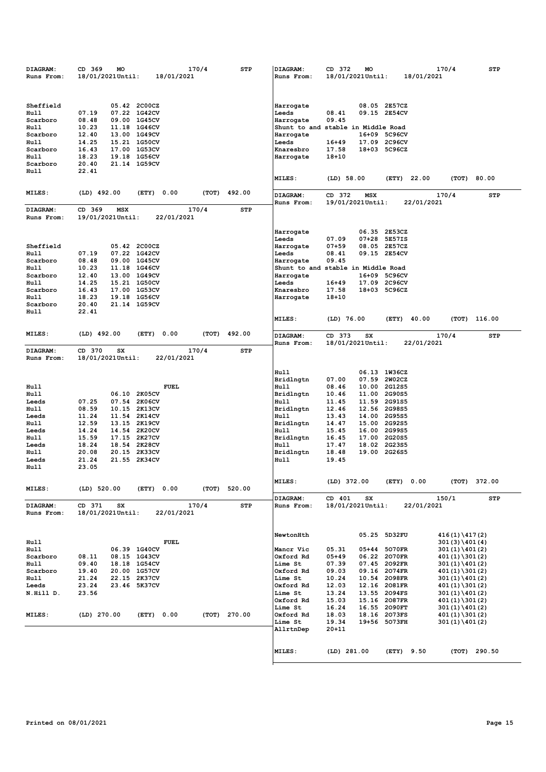**DIAGRAM:** CD 369 MO 170/4 STP
**Runs From:** 18/01/2021 **Until:** 18/01/2021

| | | | |
|---|---|---|---|
| Sheffield | | 05.42 | 2C00CZ |
| Hull | 07.19 | 07.22 | 1G42CV |
| Scarboro | 08.48 | 09.00 | 1G45CV |
| Hull | 10.23 | 11.18 | 1G46CV |
| Scarboro | 12.40 | 13.00 | 1G49CV |
| Hull | 14.25 | 15.21 | 1G50CV |
| Scarboro | 16.43 | 17.00 | 1G53CV |
| Hull | 18.23 | 19.18 | 1G56CV |
| Scarboro | 20.40 | 21.14 | 1G59CV |
| Hull | 22.41 | | |

**MILES:** (LD) 492.00 (ETY) 0.00 (TOT) 492.00

**DIAGRAM:** CD 369 MSX 170/4 STP
**Runs From:** 19/01/2021 **Until:** 22/01/2021

| | | | |
|---|---|---|---|
| Sheffield | | 05.42 | 2C00CZ |
| Hull | 07.19 | 07.22 | 1G42CV |
| Scarboro | 08.48 | 09.00 | 1G45CV |
| Hull | 10.23 | 11.18 | 1G46CV |
| Scarboro | 12.40 | 13.00 | 1G49CV |
| Hull | 14.25 | 15.21 | 1G50CV |
| Scarboro | 16.43 | 17.00 | 1G53CV |
| Hull | 18.23 | 19.18 | 1G56CV |
| Scarboro | 20.40 | 21.14 | 1G59CV |
| Hull | 22.41 | | |

**MILES:** (LD) 492.00 (ETY) 0.00 (TOT) 492.00

**DIAGRAM:** CD 370 SX 170/4 STP
**Runs From:** 18/01/2021 **Until:** 22/01/2021

| | | | |
|---|---|---|---|
| Hull | | | FUEL |
| Hull | | 06.10 | 2K05CV |
| Leeds | 07.25 | 07.54 | 2K06CV |
| Hull | 08.59 | 10.15 | 2K13CV |
| Leeds | 11.24 | 11.54 | 2K14CV |
| Hull | 12.59 | 13.15 | 2K19CV |
| Leeds | 14.24 | 14.54 | 2K20CV |
| Hull | 15.59 | 17.15 | 2K27CV |
| Leeds | 18.24 | 18.54 | 2K28CV |
| Hull | 20.08 | 20.15 | 2K33CV |
| Leeds | 21.24 | 21.55 | 2K34CV |
| Hull | 23.05 | | |

**MILES:** (LD) 520.00 (ETY) 0.00 (TOT) 520.00

**DIAGRAM:** CD 371 SX 170/4 STP
**Runs From:** 18/01/2021 **Until:** 22/01/2021

| | | | |
|---|---|---|---|
| Hull | | | FUEL |
| Hull | | 06.39 | 1G40CV |
| Scarboro | 08.11 | 08.15 | 1G43CV |
| Hull | 09.40 | 18.18 | 1G54CV |
| Scarboro | 19.40 | 20.00 | 1G57CV |
| Hull | 21.24 | 22.15 | 2K37CV |
| Leeds | 23.24 | 23.46 | 5K37CV |
| N.Hill D. | 23.56 | | |

**MILES:** (LD) 270.00 (ETY) 0.00 (TOT) 270.00

**DIAGRAM:** CD 372 MO 170/4 STP
**Runs From:** 18/01/2021 **Until:** 18/01/2021

| | | | |
|---|---|---|---|
| Harrogate | | 08.05 | 2E57CZ |
| Leeds | 08.41 | 09.15 | 2E54CV |
| Harrogate | 09.45 | | |
| Shunt to and stable in Middle Road | | | |
| Harrogate | | 16+09 | 5C96CV |
| Leeds | 16+49 | 17.09 | 2C96CV |
| Knaresbro | 17.58 | 18+03 | 5C96CZ |
| Harrogate | 18+10 | | |

**MILES:** (LD) 58.00 (ETY) 22.00 (TOT) 80.00

**DIAGRAM:** CD 372 MSX 170/4 STP
**Runs From:** 19/01/2021 **Until:** 22/01/2021

| | | | |
|---|---|---|---|
| Harrogate | | 06.35 | 2E53CZ |
| Leeds | 07.09 | 07+28 | 5E57IS |
| Harrogate | 07+59 | 08.05 | 2E57CZ |
| Leeds | 08.41 | 09.15 | 2E54CV |
| Harrogate | 09.45 | | |
| Shunt to and stable in Middle Road | | | |
| Harrogate | | 16+09 | 5C96CV |
| Leeds | 16+49 | 17.09 | 2C96CV |
| Knaresbro | 17.58 | 18+03 | 5C96CZ |
| Harrogate | 18+10 | | |

**MILES:** (LD) 76.00 (ETY) 40.00 (TOT) 116.00

**DIAGRAM:** CD 373 SX 170/4 STP
**Runs From:** 18/01/2021 **Until:** 22/01/2021

| | | | |
|---|---|---|---|
| Hull | | 06.13 | 1W36CZ |
| Bridlngtn | 07.00 | 07.59 | 2W02CZ |
| Hull | 08.46 | 10.00 | 2G12S5 |
| Bridlngtn | 10.46 | 11.00 | 2G90S5 |
| Hull | 11.45 | 11.59 | 2G91S5 |
| Bridlngtn | 12.46 | 12.56 | 2G98S5 |
| Hull | 13.43 | 14.00 | 2G95S5 |
| Bridlngtn | 14.47 | 15.00 | 2G92S5 |
| Hull | 15.45 | 16.00 | 2G99S5 |
| Bridlngtn | 16.45 | 17.00 | 2G20S5 |
| Hull | 17.47 | 18.02 | 2G23S5 |
| Bridlngtn | 18.48 | 19.00 | 2G26S5 |
| Hull | 19.45 | | |

**MILES:** (LD) 372.00 (ETY) 0.00 (TOT) 372.00

**DIAGRAM:** CD 401 SX 150/1 STP
**Runs From:** 18/01/2021 **Until:** 22/01/2021

| | | | | |
|---|---|---|---|---|
| NewtonHth | | 05.25 | 5D32FU | 416(1)\417(2) |
| | | | | 301(3)\401(4) |
| Mancr Vic | 05.31 | 05+44 | 5O70FR | 301(1)\401(2) |
| Oxford Rd | 05+49 | 06.22 | 2O70FR | 401(1)\301(2) |
| Lime St | 07.39 | 07.45 | 2O92FR | 301(1)\401(2) |
| Oxford Rd | 09.03 | 09.16 | 2O74FR | 401(1)\301(2) |
| Lime St | 10.24 | 10.54 | 2O98FR | 301(1)\401(2) |
| Oxford Rd | 12.03 | 12.16 | 2O81FR | 401(1)\301(2) |
| Lime St | 13.24 | 13.55 | 2O94FS | 301(1)\401(2) |
| Oxford Rd | 15.03 | 15.16 | 2O87FR | 401(1)\301(2) |
| Lime St | 16.24 | 16.55 | 2O90FT | 301(1)\401(2) |
| Oxford Rd | 18.03 | 18.16 | 2O73FS | 401(1)\301(2) |
| Lime St | 19.34 | 19+56 | 5O73FH | 301(1)\401(2) |
| AllrtnDep | 20+11 | | | |

**MILES:** (LD) 281.00 (ETY) 9.50 (TOT) 290.50

Printed on 08/01/2021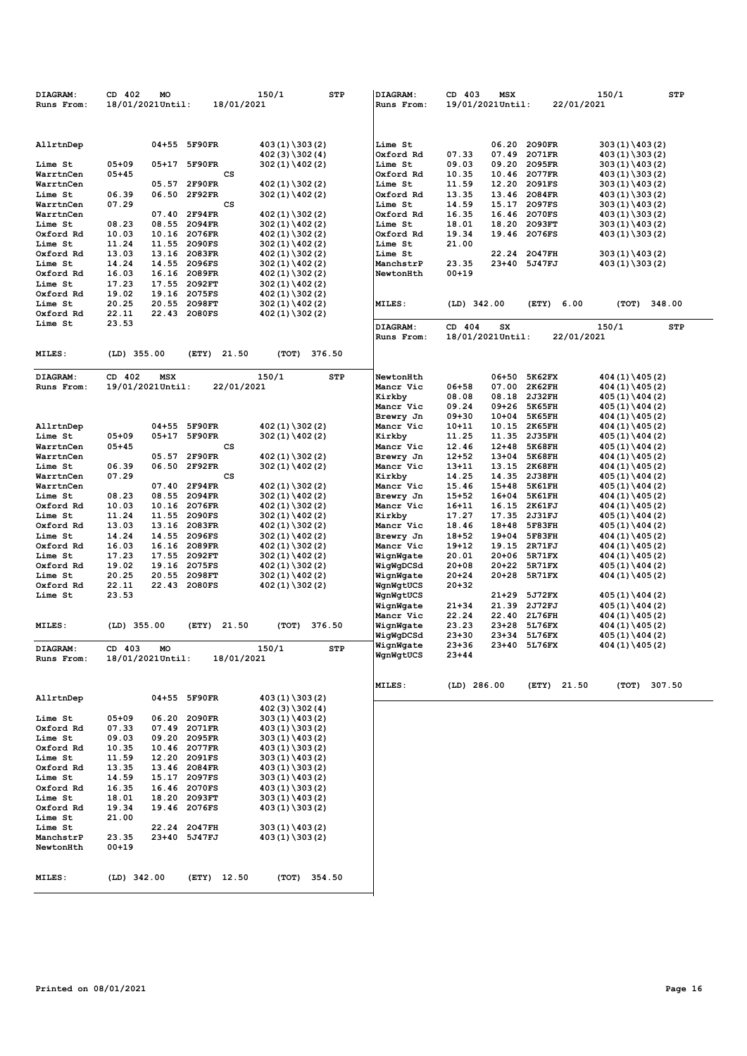| DIAGRAM: | CD 402 | MO | | 150/1 | STP |
|---|---|---|---|---|---|
| Runs From: | 18/01/2021Until: | | 18/01/2021 | | |
| AllrtnDep | | 04+55 | 5F90FR | 403(1)\303(2) 402(3)\302(4) | |
| Lime St | 05+09 | 05+17 | 5F90FR | 302(1)\402(2) | |
| WarrtnCen | 05+45 | | CS | | |
| WarrtnCen | | 05.57 | 2F90FR | 402(1)\302(2) | |
| Lime St | 06.39 | 06.50 | 2F92FR | 302(1)\402(2) | |
| WarrtnCen | 07.29 | | CS | | |
| WarrtnCen | | 07.40 | 2F94FR | 402(1)\302(2) | |
| Lime St | 08.23 | 08.55 | 2O94FR | 302(1)\402(2) | |
| Oxford Rd | 10.03 | 10.16 | 2O76FR | 402(1)\302(2) | |
| Lime St | 11.24 | 11.55 | 2O90FS | 302(1)\402(2) | |
| Oxford Rd | 13.03 | 13.16 | 2O83FR | 402(1)\302(2) | |
| Lime St | 14.24 | 14.55 | 2O96FS | 302(1)\402(2) | |
| Oxford Rd | 16.03 | 16.16 | 2O89FR | 402(1)\302(2) | |
| Lime St | 17.23 | 17.55 | 2O92FT | 302(1)\402(2) | |
| Oxford Rd | 19.02 | 19.16 | 2O75FS | 402(1)\302(2) | |
| Lime St | 20.25 | 20.55 | 2O98FT | 302(1)\402(2) | |
| Oxford Rd | 22.11 | 22.43 | 2O80FS | 402(1)\302(2) | |
| Lime St | 23.53 | | | | |
| MILES: | (LD) 355.00 | | (ETY) 21.50 | (TOT) 376.50 | |

| DIAGRAM: | CD 402 | MSX | | 150/1 | STP |
|---|---|---|---|---|---|
| Runs From: | 19/01/2021Until: | | 22/01/2021 | | |
| AllrtnDep | | 04+55 | 5F90FR | 402(1)\302(2) | |
| Lime St | 05+09 | 05+17 | 5F90FR | 302(1)\402(2) | |
| WarrtnCen | 05+45 | | CS | | |
| WarrtnCen | | 05.57 | 2F90FR | 402(1)\302(2) | |
| Lime St | 06.39 | 06.50 | 2F92FR | 302(1)\402(2) | |
| WarrtnCen | 07.29 | | CS | | |
| WarrtnCen | | 07.40 | 2F94FR | 402(1)\302(2) | |
| Lime St | 08.23 | 08.55 | 2O94FR | 302(1)\402(2) | |
| Oxford Rd | 10.03 | 10.16 | 2O76FR | 402(1)\302(2) | |
| Lime St | 11.24 | 11.55 | 2O90FS | 302(1)\402(2) | |
| Oxford Rd | 13.03 | 13.16 | 2O83FR | 402(1)\302(2) | |
| Lime St | 14.24 | 14.55 | 2O96FS | 302(1)\402(2) | |
| Oxford Rd | 16.03 | 16.16 | 2O89FR | 402(1)\302(2) | |
| Lime St | 17.23 | 17.55 | 2O92FT | 302(1)\402(2) | |
| Oxford Rd | 19.02 | 19.16 | 2O75FS | 402(1)\302(2) | |
| Lime St | 20.25 | 20.55 | 2O98FT | 302(1)\402(2) | |
| Oxford Rd | 22.11 | 22.43 | 2O80FS | 402(1)\302(2) | |
| Lime St | 23.53 | | | | |
| MILES: | (LD) 355.00 | | (ETY) 21.50 | (TOT) 376.50 | |

| DIAGRAM: | CD 403 | MO | | 150/1 | STP |
|---|---|---|---|---|---|
| Runs From: | 18/01/2021Until: | | 18/01/2021 | | |
| AllrtnDep | | 04+55 | 5F90FR | 403(1)\303(2) 402(3)\302(4) | |
| Lime St | 05+09 | 06.20 | 2O90FR | 303(1)\403(2) | |
| Oxford Rd | 07.33 | 07.49 | 2O71FR | 403(1)\303(2) | |
| Lime St | 09.03 | 09.20 | 2O95FR | 303(1)\403(2) | |
| Oxford Rd | 10.35 | 10.46 | 2O77FR | 403(1)\303(2) | |
| Lime St | 11.59 | 12.20 | 2O91FS | 303(1)\403(2) | |
| Oxford Rd | 13.35 | 13.46 | 2O84FR | 403(1)\303(2) | |
| Lime St | 14.59 | 15.17 | 2O97FS | 303(1)\403(2) | |
| Oxford Rd | 16.35 | 16.46 | 2O70FS | 403(1)\303(2) | |
| Lime St | 18.01 | 18.20 | 2O93FT | 303(1)\403(2) | |
| Oxford Rd | 19.34 | 19.46 | 2O76FS | 403(1)\303(2) | |
| Lime St | 21.00 | | | | |
| Lime St | | 22.24 | 2O47FH | 303(1)\403(2) | |
| ManchstrP | 23.35 | 23+40 | 5J47FJ | 403(1)\303(2) | |
| NewtonHth | 00+19 | | | | |
| MILES: | (LD) 342.00 | | (ETY) 12.50 | (TOT) 354.50 | |

| DIAGRAM: | CD 403 | MSX | | 150/1 | STP |
|---|---|---|---|---|---|
| Runs From: | 19/01/2021Until: | | 22/01/2021 | | |
| Lime St | | 06.20 | 2O90FR | 303(1)\403(2) | |
| Oxford Rd | 07.33 | 07.49 | 2O71FR | 403(1)\303(2) | |
| Lime St | 09.03 | 09.20 | 2O95FR | 303(1)\403(2) | |
| Oxford Rd | 10.35 | 10.46 | 2O77FR | 403(1)\303(2) | |
| Lime St | 11.59 | 12.20 | 2O91FS | 303(1)\403(2) | |
| Oxford Rd | 13.35 | 13.46 | 2O84FR | 403(1)\303(2) | |
| Lime St | 14.59 | 15.17 | 2O97FS | 303(1)\403(2) | |
| Oxford Rd | 16.35 | 16.46 | 2O70FS | 403(1)\303(2) | |
| Lime St | 18.01 | 18.20 | 2O93FT | 303(1)\403(2) | |
| Oxford Rd | 19.34 | 19.46 | 2O76FS | 403(1)\303(2) | |
| Lime St | 21.00 | | | | |
| Lime St | | 22.24 | 2O47FH | 303(1)\403(2) | |
| ManchstrP | 23.35 | 23+40 | 5J47FJ | 403(1)\303(2) | |
| NewtonHth | 00+19 | | | | |
| MILES: | (LD) 342.00 | | (ETY) 6.00 | (TOT) 348.00 | |

| DIAGRAM: | CD 404 | SX | | 150/1 | STP |
|---|---|---|---|---|---|
| Runs From: | 18/01/2021Until: | | 22/01/2021 | | |
| NewtonHth | | 06+50 | 5K62FX | 404(1)\405(2) | |
| Mancr Vic | 06+58 | 07.00 | 2K62FH | 404(1)\405(2) | |
| Kirkby | 08.08 | 08.18 | 2J32FH | 405(1)\404(2) | |
| Mancr Vic | 09.24 | 09+26 | 5K65FH | 405(1)\404(2) | |
| Brewry Jn | 09+30 | 10+04 | 5K65FH | 404(1)\405(2) | |
| Mancr Vic | 10+11 | 10.15 | 2K65FH | 404(1)\405(2) | |
| Kirkby | 11.25 | 11.35 | 2J35FH | 405(1)\404(2) | |
| Mancr Vic | 12.46 | 12+48 | 5K68FH | 405(1)\404(2) | |
| Brewry Jn | 12+52 | 13+04 | 5K68FH | 404(1)\405(2) | |
| Mancr Vic | 13+11 | 13.15 | 2K68FH | 404(1)\405(2) | |
| Kirkby | 14.25 | 14.35 | 2J38FH | 405(1)\404(2) | |
| Mancr Vic | 15.46 | 15+48 | 5K61FH | 405(1)\404(2) | |
| Brewry Jn | 15+52 | 16+04 | 5K61FH | 404(1)\405(2) | |
| Mancr Vic | 16+11 | 16.15 | 2K61FJ | 404(1)\405(2) | |
| Kirkby | 17.27 | 17.35 | 2J31FJ | 405(1)\404(2) | |
| Mancr Vic | 18.46 | 18+48 | 5F83FH | 405(1)\404(2) | |
| Brewry Jn | 18+52 | 19+04 | 5F83FH | 404(1)\405(2) | |
| Mancr Vic | 19+12 | 19.15 | 2R71FJ | 404(1)\405(2) | |
| WignWgate | 20.01 | 20+06 | 5R71FX | 404(1)\405(2) | |
| WigWgDCSd | 20+08 | 20+22 | 5R71FX | 405(1)\404(2) | |
| WignWgate | 20+24 | 20+28 | 5R71FX | 404(1)\405(2) | |
| WgnWgtUCS | 20+32 | | | | |
| WgnWgtUCS | | 21+29 | 5J72FX | 405(1)\404(2) | |
| WignWgate | 21+34 | 21.39 | 2J72FJ | 405(1)\404(2) | |
| Mancr Vic | 22.24 | 22.40 | 2L76FH | 404(1)\405(2) | |
| WignWgate | 23.23 | 23+28 | 5L76FX | 404(1)\405(2) | |
| WigWgDCSd | 23+30 | 23+34 | 5L76FX | 405(1)\404(2) | |
| WignWgate | 23+36 | 23+40 | 5L76FX | 404(1)\405(2) | |
| WgnWgtUCS | 23+44 | | | | |
| MILES: | (LD) 286.00 | | (ETY) 21.50 | (TOT) 307.50 | |

Printed on 08/01/2021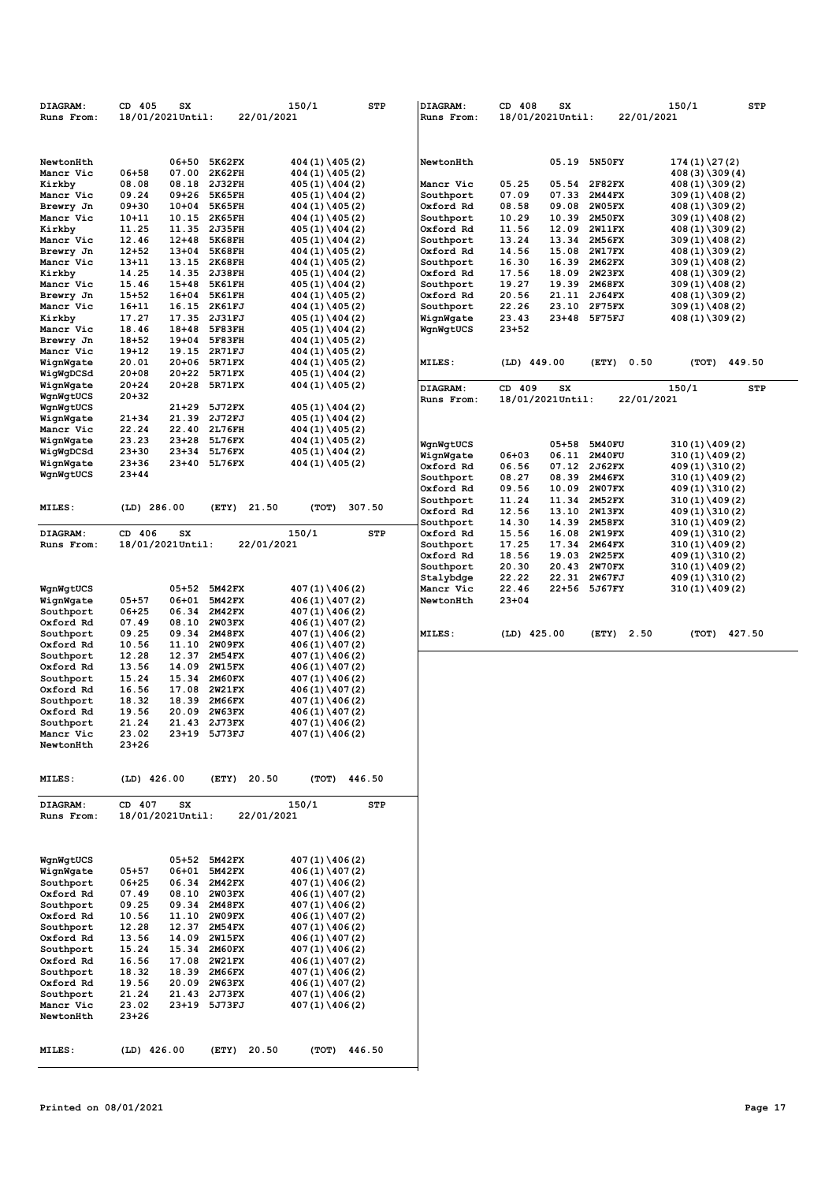| DIAGRAM: | CD 405 | SX | | 150/1 STP |
|---|---|---|---|---|
| Runs From: | 18/01/2021 Until: | 22/01/2021 | | |
| NewtonHth | | 06+50 | 5K62FX | 404(1)\405(2) |
| Mancr Vic | 06+58 | 07.00 | 2K62FH | 404(1)\405(2) |
| Kirkby | 08.08 | 08.18 | 2J32FH | 405(1)\404(2) |
| Mancr Vic | 09.24 | 09+26 | 5K65FH | 405(1)\404(2) |
| Brewry Jn | 09+30 | 10+04 | 5K65FH | 404(1)\405(2) |
| Mancr Vic | 10+11 | 10.15 | 2K65FH | 404(1)\405(2) |
| Kirkby | 11.25 | 11.35 | 2J35FH | 405(1)\404(2) |
| Mancr Vic | 12.46 | 12+48 | 5K68FH | 405(1)\404(2) |
| Brewry Jn | 12+52 | 13+04 | 5K68FH | 404(1)\405(2) |
| Mancr Vic | 13+11 | 13.15 | 2K68FH | 404(1)\405(2) |
| Kirkby | 14.25 | 14.35 | 2J38FH | 405(1)\404(2) |
| Mancr Vic | 15.46 | 15+48 | 5K61FH | 405(1)\404(2) |
| Brewry Jn | 15+52 | 16+04 | 5K61FH | 404(1)\405(2) |
| Mancr Vic | 16+11 | 16.15 | 2K61FJ | 404(1)\405(2) |
| Kirkby | 17.27 | 17.35 | 2J31FJ | 405(1)\404(2) |
| Mancr Vic | 18.46 | 18+48 | 5F83FH | 405(1)\404(2) |
| Brewry Jn | 18+52 | 19+04 | 5F83FH | 404(1)\405(2) |
| Mancr Vic | 19+12 | 19.15 | 2R71FJ | 404(1)\405(2) |
| WignWgate | 20.01 | 20+06 | 5R71FX | 404(1)\405(2) |
| WigWgDCSd | 20+08 | 20+22 | 5R71FX | 405(1)\404(2) |
| WignWgate | 20+24 | 20+28 | 5R71FX | 404(1)\405(2) |
| WgnWgtUCS | 20+32 | | | |
| WgnWgtUCS | | 21+29 | 5J72FX | 405(1)\404(2) |
| WignWgate | 21+34 | 21.39 | 2J72FJ | 405(1)\404(2) |
| Mancr Vic | 22.24 | 22.40 | 2L76FH | 404(1)\405(2) |
| WignWgate | 23.23 | 23+28 | 5L76FX | 404(1)\405(2) |
| WigWgDCSd | 23+30 | 23+34 | 5L76FX | 405(1)\404(2) |
| WignWgate | 23+36 | 23+40 | 5L76FX | 404(1)\405(2) |
| WgnWgtUCS | 23+44 | | | |
| MILES: | (LD) 286.00 | (ETY) 21.50 | | (TOT) 307.50 |

| DIAGRAM: | CD 406 | SX | | 150/1 STP |
|---|---|---|---|---|
| Runs From: | 18/01/2021 Until: | 22/01/2021 | | |
| WgnWgtUCS | | 05+52 | 5M42FX | 407(1)\406(2) |
| WignWgate | 05+57 | 06+01 | 5M42FX | 406(1)\407(2) |
| Southport | 06+25 | 06.34 | 2M42FX | 407(1)\406(2) |
| Oxford Rd | 07.49 | 08.10 | 2W03FX | 406(1)\407(2) |
| Southport | 09.25 | 09.34 | 2M48FX | 407(1)\406(2) |
| Oxford Rd | 10.56 | 11.10 | 2W09FX | 406(1)\407(2) |
| Southport | 12.28 | 12.37 | 2M54FX | 407(1)\406(2) |
| Oxford Rd | 13.56 | 14.09 | 2W15FX | 406(1)\407(2) |
| Southport | 15.24 | 15.34 | 2M60FX | 407(1)\406(2) |
| Oxford Rd | 16.56 | 17.08 | 2W21FX | 406(1)\407(2) |
| Southport | 18.32 | 18.39 | 2M66FX | 407(1)\406(2) |
| Oxford Rd | 19.56 | 20.09 | 2W63FX | 406(1)\407(2) |
| Southport | 21.24 | 21.43 | 2J73FX | 407(1)\406(2) |
| Mancr Vic | 23.02 | 23+19 | 5J73FJ | 407(1)\406(2) |
| NewtonHth | 23+26 | | | |
| MILES: | (LD) 426.00 | (ETY) 20.50 | | (TOT) 446.50 |

| DIAGRAM: | CD 407 | SX | | 150/1 STP |
|---|---|---|---|---|
| Runs From: | 18/01/2021 Until: | 22/01/2021 | | |
| WgnWgtUCS | | 05+52 | 5M42FX | 407(1)\406(2) |
| WignWgate | 05+57 | 06+01 | 5M42FX | 406(1)\407(2) |
| Southport | 06+25 | 06.34 | 2M42FX | 407(1)\406(2) |
| Oxford Rd | 07.49 | 08.10 | 2W03FX | 406(1)\407(2) |
| Southport | 09.25 | 09.34 | 2M48FX | 407(1)\406(2) |
| Oxford Rd | 10.56 | 11.10 | 2W09FX | 406(1)\407(2) |
| Southport | 12.28 | 12.37 | 2M54FX | 407(1)\406(2) |
| Oxford Rd | 13.56 | 14.09 | 2W15FX | 406(1)\407(2) |
| Southport | 15.24 | 15.34 | 2M60FX | 407(1)\406(2) |
| Oxford Rd | 16.56 | 17.08 | 2W21FX | 406(1)\407(2) |
| Southport | 18.32 | 18.39 | 2M66FX | 407(1)\406(2) |
| Oxford Rd | 19.56 | 20.09 | 2W63FX | 406(1)\407(2) |
| Southport | 21.24 | 21.43 | 2J73FX | 407(1)\406(2) |
| Mancr Vic | 23.02 | 23+19 | 5J73FJ | 407(1)\406(2) |
| NewtonHth | 23+26 | | | |
| MILES: | (LD) 426.00 | (ETY) 20.50 | | (TOT) 446.50 |

| DIAGRAM: | CD 408 | SX | | 150/1 STP |
|---|---|---|---|---|
| Runs From: | 18/01/2021 Until: | 22/01/2021 | | |
| NewtonHth | | 05.19 | 5N50FY | 174(1)\27(2) 408(3)\309(4) |
| Mancr Vic | 05.25 | 05.54 | 2F82FX | 408(1)\309(2) |
| Southport | 07.09 | 07.33 | 2M44FX | 309(1)\408(2) |
| Oxford Rd | 08.58 | 09.08 | 2W05FX | 408(1)\309(2) |
| Southport | 10.29 | 10.39 | 2M50FX | 309(1)\408(2) |
| Oxford Rd | 11.56 | 12.09 | 2W11FX | 408(1)\309(2) |
| Southport | 13.24 | 13.34 | 2M56FX | 309(1)\408(2) |
| Oxford Rd | 14.56 | 15.08 | 2W17FX | 408(1)\309(2) |
| Southport | 16.30 | 16.39 | 2M62FX | 309(1)\408(2) |
| Oxford Rd | 17.56 | 18.09 | 2W23FX | 408(1)\309(2) |
| Southport | 19.27 | 19.39 | 2M68FX | 309(1)\408(2) |
| Oxford Rd | 20.56 | 21.11 | 2J64FX | 408(1)\309(2) |
| Southport | 22.26 | 23.10 | 2F75FX | 309(1)\408(2) |
| WignWgate | 23.43 | 23+48 | 5F75FJ | 408(1)\309(2) |
| WgnWgtUCS | 23+52 | | | |
| MILES: | (LD) 449.00 | (ETY) 0.50 | | (TOT) 449.50 |

| DIAGRAM: | CD 409 | SX | | 150/1 STP |
|---|---|---|---|---|
| Runs From: | 18/01/2021 Until: | 22/01/2021 | | |
| WgnWgtUCS | | 05+58 | 5M40FU | 310(1)\409(2) |
| WignWgate | 06+03 | 06.11 | 2M40FU | 310(1)\409(2) |
| Oxford Rd | 06.56 | 07.12 | 2J62FX | 409(1)\310(2) |
| Southport | 08.27 | 08.39 | 2M46FX | 310(1)\409(2) |
| Oxford Rd | 09.56 | 10.09 | 2W07FX | 409(1)\310(2) |
| Southport | 11.24 | 11.34 | 2M52FX | 310(1)\409(2) |
| Oxford Rd | 12.56 | 13.10 | 2W13FX | 409(1)\310(2) |
| Southport | 14.30 | 14.39 | 2M58FX | 310(1)\409(2) |
| Oxford Rd | 15.56 | 16.08 | 2W19FX | 409(1)\310(2) |
| Southport | 17.25 | 17.34 | 2M64FX | 310(1)\409(2) |
| Oxford Rd | 18.56 | 19.03 | 2W25FX | 409(1)\310(2) |
| Southport | 20.30 | 20.43 | 2W70FX | 310(1)\409(2) |
| Stalybdge | 22.22 | 22.31 | 2W67FJ | 409(1)\310(2) |
| Mancr Vic | 22.46 | 22+56 | 5J67FY | 310(1)\409(2) |
| NewtonHth | 23+04 | | | |
| MILES: | (LD) 425.00 | (ETY) 2.50 | | (TOT) 427.50 |

Printed on 08/01/2021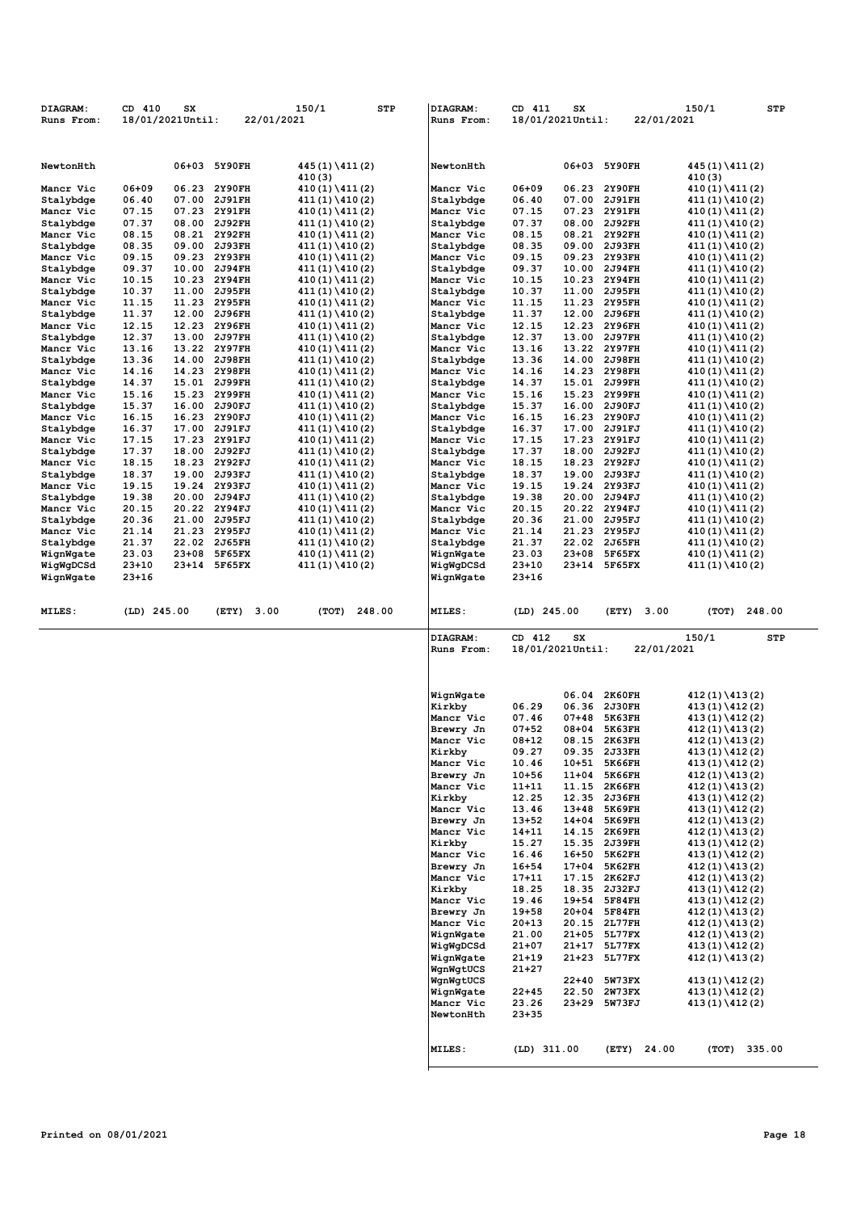| DIAGRAM: | CD 410 | SX | | 150/1 | STP |
|---|---|---|---|---|---|
| Runs From: | 18/01/2021Until: | | 22/01/2021 | | |
| NewtonHth | | 06+03 | 5Y90FH | 445(1)\411(2) 410(3) | |
| Mancr Vic | 06+09 | 06.23 | 2Y90FH | 410(1)\411(2) | |
| Stalybdge | 06.40 | 07.00 | 2J91FH | 411(1)\410(2) | |
| Mancr Vic | 07.15 | 07.23 | 2Y91FH | 410(1)\411(2) | |
| Stalybdge | 07.37 | 08.00 | 2J92FH | 411(1)\410(2) | |
| Mancr Vic | 08.15 | 08.21 | 2Y92FH | 410(1)\411(2) | |
| Stalybdge | 08.35 | 09.00 | 2J93FH | 411(1)\410(2) | |
| Mancr Vic | 09.15 | 09.23 | 2Y93FH | 410(1)\411(2) | |
| Stalybdge | 09.37 | 10.00 | 2J94FH | 411(1)\410(2) | |
| Mancr Vic | 10.15 | 10.23 | 2Y94FH | 410(1)\411(2) | |
| Stalybdge | 10.37 | 11.00 | 2J95FH | 411(1)\410(2) | |
| Mancr Vic | 11.15 | 11.23 | 2Y95FH | 410(1)\411(2) | |
| Stalybdge | 11.37 | 12.00 | 2J96FH | 411(1)\410(2) | |
| Mancr Vic | 12.15 | 12.23 | 2Y96FH | 410(1)\411(2) | |
| Stalybdge | 12.37 | 13.00 | 2J97FH | 411(1)\410(2) | |
| Mancr Vic | 13.16 | 13.22 | 2Y97FH | 410(1)\411(2) | |
| Stalybdge | 13.36 | 14.00 | 2J98FH | 411(1)\410(2) | |
| Mancr Vic | 14.16 | 14.23 | 2Y98FH | 410(1)\411(2) | |
| Stalybdge | 14.37 | 15.01 | 2J99FH | 411(1)\410(2) | |
| Mancr Vic | 15.16 | 15.23 | 2Y99FH | 410(1)\411(2) | |
| Stalybdge | 15.37 | 16.00 | 2J90FJ | 411(1)\410(2) | |
| Mancr Vic | 16.15 | 16.23 | 2Y90FJ | 410(1)\411(2) | |
| Stalybdge | 16.37 | 17.00 | 2J91FJ | 411(1)\410(2) | |
| Mancr Vic | 17.15 | 17.23 | 2Y91FJ | 410(1)\411(2) | |
| Stalybdge | 17.37 | 18.00 | 2J92FJ | 411(1)\410(2) | |
| Mancr Vic | 18.15 | 18.23 | 2Y92FJ | 410(1)\411(2) | |
| Stalybdge | 18.37 | 19.00 | 2J93FJ | 411(1)\410(2) | |
| Mancr Vic | 19.15 | 19.24 | 2Y93FJ | 410(1)\411(2) | |
| Stalybdge | 19.38 | 20.00 | 2J94FJ | 411(1)\410(2) | |
| Mancr Vic | 20.15 | 20.22 | 2Y94FJ | 410(1)\411(2) | |
| Stalybdge | 20.36 | 21.00 | 2J95FJ | 411(1)\410(2) | |
| Mancr Vic | 21.14 | 21.23 | 2Y95FJ | 410(1)\411(2) | |
| Stalybdge | 21.37 | 22.02 | 2J65FH | 411(1)\410(2) | |
| WignWgate | 23.03 | 23+08 | 5F65FX | 410(1)\411(2) | |
| WigWgDCSd | 23+10 | 23+14 | 5F65FX | 411(1)\410(2) | |
| WignWgate | 23+16 | | | | |
| MILES: | (LD) 245.00 | | (ETY) 3.00 | (TOT) 248.00 | |

| DIAGRAM: | CD 411 | SX | | 150/1 | STP |
|---|---|---|---|---|---|
| Runs From: | 18/01/2021Until: | | 22/01/2021 | | |
| NewtonHth | | 06+03 | 5Y90FH | 445(1)\411(2) 410(3) | |
| Mancr Vic | 06+09 | 06.23 | 2Y90FH | 410(1)\411(2) | |
| Stalybdge | 06.40 | 07.00 | 2J91FH | 411(1)\410(2) | |
| Mancr Vic | 07.15 | 07.23 | 2Y91FH | 410(1)\411(2) | |
| Stalybdge | 07.37 | 08.00 | 2J92FH | 411(1)\410(2) | |
| Mancr Vic | 08.15 | 08.21 | 2Y92FH | 410(1)\411(2) | |
| Stalybdge | 08.35 | 09.00 | 2J93FH | 411(1)\410(2) | |
| Mancr Vic | 09.15 | 09.23 | 2Y93FH | 410(1)\411(2) | |
| Stalybdge | 09.37 | 10.00 | 2J94FH | 411(1)\410(2) | |
| Mancr Vic | 10.15 | 10.23 | 2Y94FH | 410(1)\411(2) | |
| Stalybdge | 10.37 | 11.00 | 2J95FH | 411(1)\410(2) | |
| Mancr Vic | 11.15 | 11.23 | 2Y95FH | 410(1)\411(2) | |
| Stalybdge | 11.37 | 12.00 | 2J96FH | 411(1)\410(2) | |
| Mancr Vic | 12.15 | 12.23 | 2Y96FH | 410(1)\411(2) | |
| Stalybdge | 12.37 | 13.00 | 2J97FH | 411(1)\410(2) | |
| Mancr Vic | 13.16 | 13.22 | 2Y97FH | 410(1)\411(2) | |
| Stalybdge | 13.36 | 14.00 | 2J98FH | 411(1)\410(2) | |
| Mancr Vic | 14.16 | 14.23 | 2Y98FH | 410(1)\411(2) | |
| Stalybdge | 14.37 | 15.01 | 2J99FH | 411(1)\410(2) | |
| Mancr Vic | 15.16 | 15.23 | 2Y99FH | 410(1)\411(2) | |
| Stalybdge | 15.37 | 16.00 | 2J90FJ | 411(1)\410(2) | |
| Mancr Vic | 16.15 | 16.23 | 2Y90FJ | 410(1)\411(2) | |
| Stalybdge | 16.37 | 17.00 | 2J91FJ | 411(1)\410(2) | |
| Mancr Vic | 17.15 | 17.23 | 2Y91FJ | 410(1)\411(2) | |
| Stalybdge | 17.37 | 18.00 | 2J92FJ | 411(1)\410(2) | |
| Mancr Vic | 18.15 | 18.23 | 2Y92FJ | 410(1)\411(2) | |
| Stalybdge | 18.37 | 19.00 | 2J93FJ | 411(1)\410(2) | |
| Mancr Vic | 19.15 | 19.24 | 2Y93FJ | 410(1)\411(2) | |
| Stalybdge | 19.38 | 20.00 | 2J94FJ | 411(1)\410(2) | |
| Mancr Vic | 20.15 | 20.22 | 2Y94FJ | 410(1)\411(2) | |
| Stalybdge | 20.36 | 21.00 | 2J95FJ | 411(1)\410(2) | |
| Mancr Vic | 21.14 | 21.23 | 2Y95FJ | 410(1)\411(2) | |
| Stalybdge | 21.37 | 22.02 | 2J65FH | 411(1)\410(2) | |
| WignWgate | 23.03 | 23+08 | 5F65FX | 410(1)\411(2) | |
| WigWgDCSd | 23+10 | 23+14 | 5F65FX | 411(1)\410(2) | |
| WignWgate | 23+16 | | | | |
| MILES: | (LD) 245.00 | | (ETY) 3.00 | (TOT) 248.00 | |

| DIAGRAM: | CD 412 | SX | | 150/1 | STP |
|---|---|---|---|---|---|
| Runs From: | 18/01/2021Until: | | 22/01/2021 | | |
| WignWgate | | 06.04 | 2K60FH | 412(1)\413(2) | |
| Kirkby | 06.29 | 06.36 | 2J30FH | 413(1)\412(2) | |
| Mancr Vic | 07.46 | 07+48 | 5K63FH | 413(1)\412(2) | |
| Brewry Jn | 07+52 | 08+04 | 5K63FH | 412(1)\413(2) | |
| Mancr Vic | 08+12 | 08.15 | 2K63FH | 412(1)\413(2) | |
| Kirkby | 09.27 | 09.35 | 2J33FH | 413(1)\412(2) | |
| Mancr Vic | 10.46 | 10+51 | 5K66FH | 413(1)\412(2) | |
| Brewry Jn | 10+56 | 11+04 | 5K66FH | 412(1)\413(2) | |
| Mancr Vic | 11+11 | 11.15 | 2K66FH | 412(1)\413(2) | |
| Kirkby | 12.25 | 12.35 | 2J36FH | 413(1)\412(2) | |
| Mancr Vic | 13.46 | 13+48 | 5K69FH | 413(1)\412(2) | |
| Brewry Jn | 13+52 | 14+04 | 5K69FH | 412(1)\413(2) | |
| Mancr Vic | 14+11 | 14.15 | 2K69FH | 412(1)\413(2) | |
| Kirkby | 15.27 | 15.35 | 2J39FH | 413(1)\412(2) | |
| Mancr Vic | 16.46 | 16+50 | 5K62FH | 413(1)\412(2) | |
| Brewry Jn | 16+54 | 17+04 | 5K62FH | 412(1)\413(2) | |
| Mancr Vic | 17+11 | 17.15 | 2K62FJ | 412(1)\413(2) | |
| Kirkby | 18.25 | 18.35 | 2J32FJ | 413(1)\412(2) | |
| Mancr Vic | 19.46 | 19+54 | 5F84FH | 413(1)\412(2) | |
| Brewry Jn | 19+58 | 20+04 | 5F84FH | 412(1)\413(2) | |
| Mancr Vic | 20+13 | 20.15 | 2L77FH | 412(1)\413(2) | |
| WignWgate | 21.00 | 21+05 | 5L77FX | 412(1)\413(2) | |
| WigWgDCSd | 21+07 | 21+17 | 5L77FX | 413(1)\412(2) | |
| WignWgate | 21+19 | 21+23 | 5L77FX | 412(1)\413(2) | |
| WgnWgtUCS | 21+27 | | | | |
| WgnWgtUCS | | 22+40 | 5W73FX | 413(1)\412(2) | |
| WignWgate | 22+45 | 22.50 | 2W73FX | 413(1)\412(2) | |
| Mancr Vic | 23.26 | 23+29 | 5W73FJ | 413(1)\412(2) | |
| NewtonHth | 23+35 | | | | |
| MILES: | (LD) 311.00 | | (ETY) 24.00 | (TOT) 335.00 | |

Printed on 08/01/2021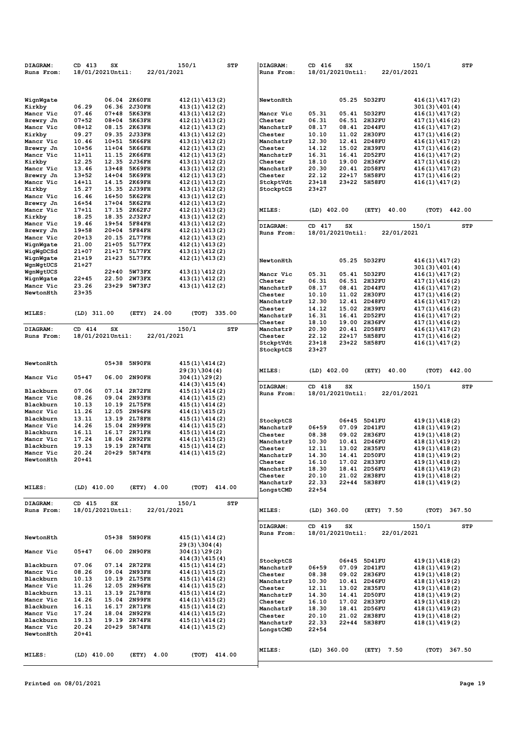| DIAGRAM: | CD 413 | SX | | 150/1 | STP |
|---|---|---|---|---|---|
| Runs From: | 18/01/2021 | Until: | 22/01/2021 | | |

| | | | | |
|---|---|---|---|---|
| WignWgate | | 06.04 | 2K60FH | 412(1)\413(2) |
| Kirkby | 06.29 | 06.36 | 2J30FH | 413(1)\412(2) |
| Mancr Vic | 07.46 | 07+48 | 5K63FH | 413(1)\412(2) |
| Brewry Jn | 07+52 | 08+04 | 5K63FH | 412(1)\413(2) |
| Mancr Vic | 08+12 | 08.15 | 2K63FH | 412(1)\413(2) |
| Kirkby | 09.27 | 09.35 | 2J33FH | 413(1)\412(2) |
| Mancr Vic | 10.46 | 10+51 | 5K66FH | 413(1)\412(2) |
| Brewry Jn | 10+56 | 11+04 | 5K66FH | 412(1)\413(2) |
| Mancr Vic | 11+11 | 11.15 | 2K66FH | 412(1)\413(2) |
| Kirkby | 12.25 | 12.35 | 2J36FH | 413(1)\412(2) |
| Mancr Vic | 13.46 | 13+48 | 5K69FH | 413(1)\412(2) |
| Brewry Jn | 13+52 | 14+04 | 5K69FH | 412(1)\413(2) |
| Mancr Vic | 14+11 | 14.15 | 2K69FH | 412(1)\413(2) |
| Kirkby | 15.27 | 15.35 | 2J39FH | 413(1)\412(2) |
| Mancr Vic | 16.46 | 16+50 | 5K62FH | 413(1)\412(2) |
| Brewry Jn | 16+54 | 17+04 | 5K62FH | 412(1)\413(2) |
| Mancr Vic | 17+11 | 17.15 | 2K62FJ | 412(1)\413(2) |
| Kirkby | 18.25 | 18.35 | 2J32FJ | 413(1)\412(2) |
| Mancr Vic | 19.46 | 19+54 | 5F84FH | 413(1)\412(2) |
| Brewry Jn | 19+58 | 20+04 | 5F84FH | 412(1)\413(2) |
| Mancr Vic | 20+13 | 20.15 | 2L77FH | 412(1)\413(2) |
| WignWgate | 21.00 | 21+05 | 5L77FX | 412(1)\413(2) |
| WigWgDCSd | 21+07 | 21+17 | 5L77FX | 413(1)\412(2) |
| WignWgate | 21+19 | 21+23 | 5L77FX | 412(1)\413(2) |
| WgnWgtUCS | 21+27 | | | |
| WgnWgtUCS | | 22+40 | 5W73FX | 413(1)\412(2) |
| WignWgate | 22+45 | 22.50 | 2W73FX | 413(1)\412(2) |
| Mancr Vic | 23.26 | 23+29 | 5W73FJ | 413(1)\412(2) |
| NewtonHth | 23+35 | | | |

MILES: (LD) 311.00 (ETY) 24.00 (TOT) 335.00

| DIAGRAM: | CD 414 | SX | | 150/1 | STP |
|---|---|---|---|---|---|
| Runs From: | 18/01/2021 | Until: | 22/01/2021 | | |

| | | | | |
|---|---|---|---|---|
| NewtonHth | | 05+38 | 5N90FH | 415(1)\414(2) 29(3)\304(4) |
| Mancr Vic | 05+47 | 06.00 | 2N90FH | 304(1)\29(2) 414(3)\415(4) |
| Blackburn | 07.06 | 07.14 | 2R72FH | 415(1)\414(2) |
| Mancr Vic | 08.26 | 09.04 | 2N93FH | 414(1)\415(2) |
| Blackburn | 10.13 | 10.19 | 2L75FH | 415(1)\414(2) |
| Mancr Vic | 11.26 | 12.05 | 2N96FH | 414(1)\415(2) |
| Blackburn | 13.11 | 13.19 | 2L78FH | 415(1)\414(2) |
| Mancr Vic | 14.26 | 15.04 | 2N99FH | 414(1)\415(2) |
| Blackburn | 16.11 | 16.17 | 2R71FH | 415(1)\414(2) |
| Mancr Vic | 17.24 | 18.04 | 2N92FH | 414(1)\415(2) |
| Blackburn | 19.13 | 19.19 | 2R74FH | 415(1)\414(2) |
| Mancr Vic | 20.24 | 20+29 | 5R74FH | 414(1)\415(2) |
| NewtonHth | 20+41 | | | |

MILES: (LD) 410.00 (ETY) 4.00 (TOT) 414.00

| DIAGRAM: | CD 415 | SX | | 150/1 | STP |
|---|---|---|---|---|---|
| Runs From: | 18/01/2021 | Until: | 22/01/2021 | | |

| | | | | |
|---|---|---|---|---|
| NewtonHth | | 05+38 | 5N90FH | 415(1)\414(2) 29(3)\304(4) |
| Mancr Vic | 05+47 | 06.00 | 2N90FH | 304(1)\29(2) 414(3)\415(4) |
| Blackburn | 07.06 | 07.14 | 2R72FH | 415(1)\414(2) |
| Mancr Vic | 08.26 | 09.04 | 2N93FH | 414(1)\415(2) |
| Blackburn | 10.13 | 10.19 | 2L75FH | 415(1)\414(2) |
| Mancr Vic | 11.26 | 12.05 | 2N96FH | 414(1)\415(2) |
| Blackburn | 13.11 | 13.19 | 2L78FH | 415(1)\414(2) |
| Mancr Vic | 14.26 | 15.04 | 2N99FH | 414(1)\415(2) |
| Blackburn | 16.11 | 16.17 | 2R71FH | 415(1)\414(2) |
| Mancr Vic | 17.24 | 18.04 | 2N92FH | 414(1)\415(2) |
| Blackburn | 19.13 | 19.19 | 2R74FH | 415(1)\414(2) |
| Mancr Vic | 20.24 | 20+29 | 5R74FH | 414(1)\415(2) |
| NewtonHth | 20+41 | | | |

MILES: (LD) 410.00 (ETY) 4.00 (TOT) 414.00

| DIAGRAM: | CD 416 | SX | | 150/1 | STP |
|---|---|---|---|---|---|
| Runs From: | 18/01/2021 | Until: | 22/01/2021 | | |

| | | | | |
|---|---|---|---|---|
| NewtonHth | | 05.25 | 5D32FU | 416(1)\417(2) 301(3)\401(4) |
| Mancr Vic | 05.31 | 05.41 | 5D32FU | 416(1)\417(2) |
| Chester | 06.31 | 06.51 | 2H32FU | 417(1)\416(2) |
| ManchstrP | 08.17 | 08.41 | 2D44FU | 416(1)\417(2) |
| Chester | 10.10 | 11.02 | 2H30FU | 417(1)\416(2) |
| ManchstrP | 12.30 | 12.41 | 2D48FU | 416(1)\417(2) |
| Chester | 14.12 | 15.02 | 2H39FU | 417(1)\416(2) |
| ManchstrP | 16.31 | 16.41 | 2D52FU | 416(1)\417(2) |
| Chester | 18.10 | 19.00 | 2H36FV | 417(1)\416(2) |
| ManchstrP | 20.30 | 20.41 | 2D58FU | 416(1)\417(2) |
| Chester | 22.12 | 22+17 | 5H58FU | 417(1)\416(2) |
| StckptVdt | 23+18 | 23+22 | 5H58FU | 416(1)\417(2) |
| StockptCS | 23+27 | | | |

MILES: (LD) 402.00 (ETY) 40.00 (TOT) 442.00

| DIAGRAM: | CD 417 | SX | | 150/1 | STP |
|---|---|---|---|---|---|
| Runs From: | 18/01/2021 | Until: | 22/01/2021 | | |

| | | | | |
|---|---|---|---|---|
| NewtonHth | | 05.25 | 5D32FU | 416(1)\417(2) 301(3)\401(4) |
| Mancr Vic | 05.31 | 05.41 | 5D32FU | 416(1)\417(2) |
| Chester | 06.31 | 06.51 | 2H32FU | 417(1)\416(2) |
| ManchstrP | 08.17 | 08.41 | 2D44FU | 416(1)\417(2) |
| Chester | 10.10 | 11.02 | 2H30FU | 417(1)\416(2) |
| ManchstrP | 12.30 | 12.41 | 2D48FU | 416(1)\417(2) |
| Chester | 14.12 | 15.02 | 2H39FU | 417(1)\416(2) |
| ManchstrP | 16.31 | 16.41 | 2D52FU | 416(1)\417(2) |
| Chester | 18.10 | 19.00 | 2H36FV | 417(1)\416(2) |
| ManchstrP | 20.30 | 20.41 | 2D58FU | 416(1)\417(2) |
| Chester | 22.12 | 22+17 | 5H58FU | 417(1)\416(2) |
| StckptVdt | 23+18 | 23+22 | 5H58FU | 416(1)\417(2) |
| StockptCS | 23+27 | | | |

MILES: (LD) 402.00 (ETY) 40.00 (TOT) 442.00

| DIAGRAM: | CD 418 | SX | | 150/1 | STP |
|---|---|---|---|---|---|
| Runs From: | 18/01/2021 | Until: | 22/01/2021 | | |

| | | | | |
|---|---|---|---|---|
| StockptCS | | 06+45 | 5D41FU | 419(1)\418(2) |
| ManchstrP | 06+59 | 07.09 | 2D41FU | 418(1)\419(2) |
| Chester | 08.38 | 09.02 | 2H36FU | 419(1)\418(2) |
| ManchstrP | 10.30 | 10.41 | 2D46FU | 418(1)\419(2) |
| Chester | 12.11 | 13.02 | 2H35FU | 419(1)\418(2) |
| ManchstrP | 14.30 | 14.41 | 2D50FU | 418(1)\419(2) |
| Chester | 16.10 | 17.02 | 2H33FU | 419(1)\418(2) |
| ManchstrP | 18.30 | 18.41 | 2D56FU | 418(1)\419(2) |
| Chester | 20.10 | 21.02 | 2H38FU | 419(1)\418(2) |
| ManchstrP | 22.33 | 22+44 | 5H38FU | 418(1)\419(2) |
| LongstCMD | 22+54 | | | |

MILES: (LD) 360.00 (ETY) 7.50 (TOT) 367.50

| DIAGRAM: | CD 419 | SX | | 150/1 | STP |
|---|---|---|---|---|---|
| Runs From: | 18/01/2021 | Until: | 22/01/2021 | | |

| | | | | |
|---|---|---|---|---|
| StockptCS | | 06+45 | 5D41FU | 419(1)\418(2) |
| ManchstrP | 06+59 | 07.09 | 2D41FU | 418(1)\419(2) |
| Chester | 08.38 | 09.02 | 2H36FU | 419(1)\418(2) |
| ManchstrP | 10.30 | 10.41 | 2D46FU | 418(1)\419(2) |
| Chester | 12.11 | 13.02 | 2H35FU | 419(1)\418(2) |
| ManchstrP | 14.30 | 14.41 | 2D50FU | 418(1)\419(2) |
| Chester | 16.10 | 17.02 | 2H33FU | 419(1)\418(2) |
| ManchstrP | 18.30 | 18.41 | 2D56FU | 418(1)\419(2) |
| Chester | 20.10 | 21.02 | 2H38FU | 419(1)\418(2) |
| ManchstrP | 22.33 | 22+44 | 5H38FU | 418(1)\419(2) |
| LongstCMD | 22+54 | | | |

MILES: (LD) 360.00 (ETY) 7.50 (TOT) 367.50

Printed on 08/01/2021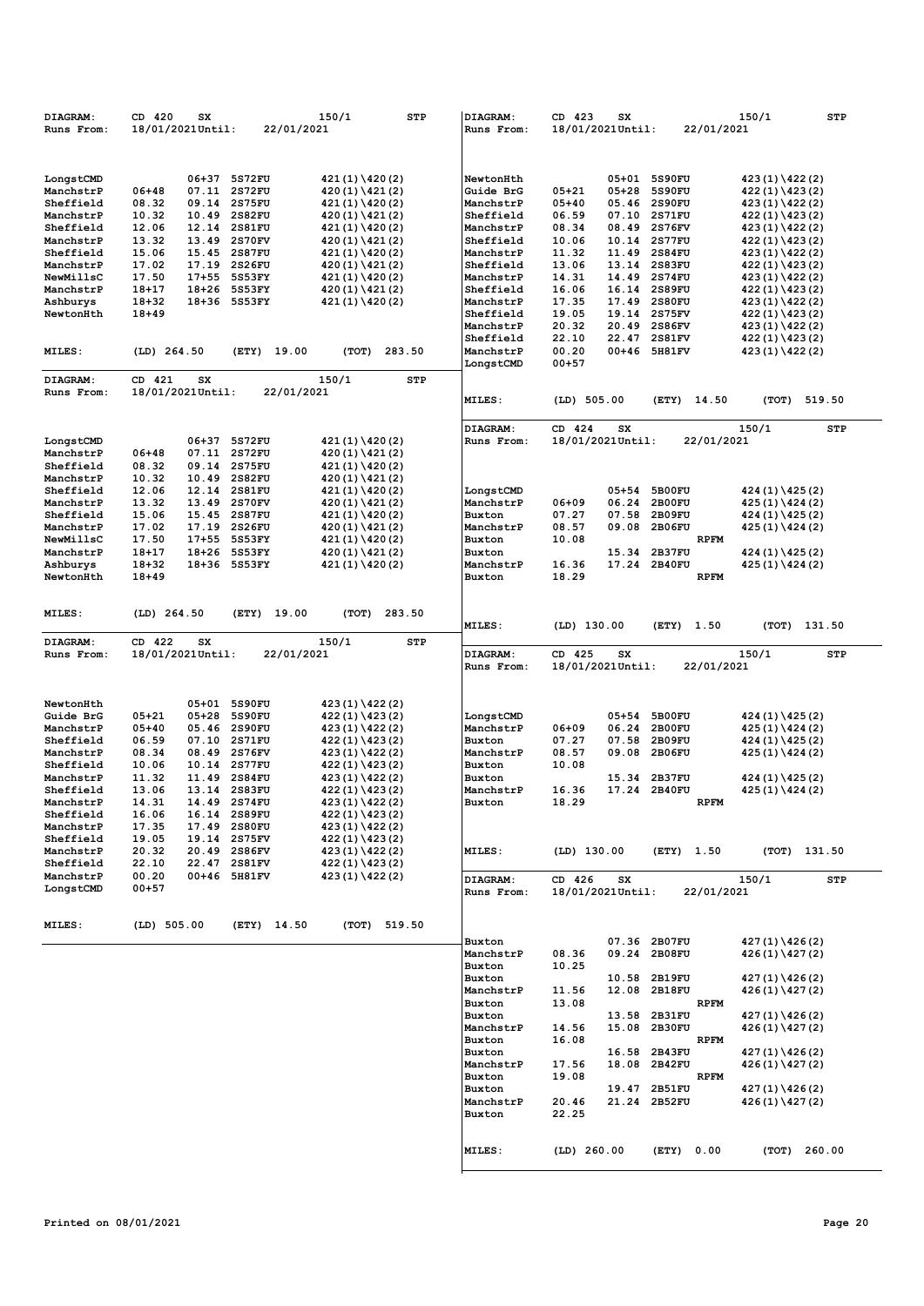| DIAGRAM: | CD 420 | SX | | 150/1 | STP |
|---|---|---|---|---|---|
| Runs From: | 18/01/2021Until: | | 22/01/2021 | | |
| LongstCMD | | 06+37 | 5S72FU | 421(1)\420(2) | |
| ManchstrP | 06+48 | 07.11 | 2S72FU | 420(1)\421(2) | |
| Sheffield | 08.32 | 09.14 | 2S75FU | 421(1)\420(2) | |
| ManchstrP | 10.32 | 10.49 | 2S82FU | 420(1)\421(2) | |
| Sheffield | 12.06 | 12.14 | 2S81FU | 421(1)\420(2) | |
| ManchstrP | 13.32 | 13.49 | 2S70FV | 420(1)\421(2) | |
| Sheffield | 15.06 | 15.45 | 2S87FU | 421(1)\420(2) | |
| ManchstrP | 17.02 | 17.19 | 2S26FU | 420(1)\421(2) | |
| NewMillsC | 17.50 | 17+55 | 5S53FY | 421(1)\420(2) | |
| ManchstrP | 18+17 | 18+26 | 5S53FY | 420(1)\421(2) | |
| Ashburys | 18+32 | 18+36 | 5S53FY | 421(1)\420(2) | |
| NewtonHth | 18+49 | | | | |
| MILES: | (LD) 264.50 | (ETY) 19.00 | | (TOT) 283.50 | |

| DIAGRAM: | CD 421 | SX | | 150/1 | STP |
|---|---|---|---|---|---|
| Runs From: | 18/01/2021Until: | | 22/01/2021 | | |
| LongstCMD | | 06+37 | 5S72FU | 421(1)\420(2) | |
| ManchstrP | 06+48 | 07.11 | 2S72FU | 420(1)\421(2) | |
| Sheffield | 08.32 | 09.14 | 2S75FU | 421(1)\420(2) | |
| ManchstrP | 10.32 | 10.49 | 2S82FU | 420(1)\421(2) | |
| Sheffield | 12.06 | 12.14 | 2S81FU | 421(1)\420(2) | |
| ManchstrP | 13.32 | 13.49 | 2S70FV | 420(1)\421(2) | |
| Sheffield | 15.06 | 15.45 | 2S87FU | 421(1)\420(2) | |
| ManchstrP | 17.02 | 17.19 | 2S26FU | 420(1)\421(2) | |
| NewMillsC | 17.50 | 17+55 | 5S53FY | 421(1)\420(2) | |
| ManchstrP | 18+17 | 18+26 | 5S53FY | 420(1)\421(2) | |
| Ashburys | 18+32 | 18+36 | 5S53FY | 421(1)\420(2) | |
| NewtonHth | 18+49 | | | | |
| MILES: | (LD) 264.50 | (ETY) 19.00 | | (TOT) 283.50 | |

| DIAGRAM: | CD 422 | SX | | 150/1 | STP |
|---|---|---|---|---|---|
| Runs From: | 18/01/2021Until: | | 22/01/2021 | | |
| NewtonHth | | 05+01 | 5S90FU | 423(1)\422(2) | |
| Guide BrG | 05+21 | 05+28 | 5S90FU | 422(1)\423(2) | |
| ManchstrP | 05+40 | 05.46 | 2S90FU | 423(1)\422(2) | |
| Sheffield | 06.59 | 07.10 | 2S71FU | 422(1)\423(2) | |
| ManchstrP | 08.34 | 08.49 | 2S76FV | 423(1)\422(2) | |
| Sheffield | 10.06 | 10.14 | 2S77FU | 422(1)\423(2) | |
| ManchstrP | 11.32 | 11.49 | 2S84FU | 423(1)\422(2) | |
| Sheffield | 13.06 | 13.14 | 2S83FU | 422(1)\423(2) | |
| ManchstrP | 14.31 | 14.49 | 2S74FU | 423(1)\422(2) | |
| Sheffield | 16.06 | 16.14 | 2S89FU | 422(1)\423(2) | |
| ManchstrP | 17.35 | 17.49 | 2S80FU | 423(1)\422(2) | |
| Sheffield | 19.05 | 19.14 | 2S75FV | 422(1)\423(2) | |
| ManchstrP | 20.32 | 20.49 | 2S86FV | 423(1)\422(2) | |
| Sheffield | 22.10 | 22.47 | 2S81FV | 422(1)\423(2) | |
| ManchstrP | 00.20 | 00+46 | 5H81FV | 423(1)\422(2) | |
| LongstCMD | 00+57 | | | | |
| MILES: | (LD) 505.00 | (ETY) 14.50 | | (TOT) 519.50 | |

| DIAGRAM: | CD 423 | SX | | 150/1 | STP |
|---|---|---|---|---|---|
| Runs From: | 18/01/2021Until: | | 22/01/2021 | | |
| NewtonHth | | 05+01 | 5S90FU | 423(1)\422(2) | |
| Guide BrG | 05+21 | 05+28 | 5S90FU | 422(1)\423(2) | |
| ManchstrP | 05+40 | 05.46 | 2S90FU | 423(1)\422(2) | |
| Sheffield | 06.59 | 07.10 | 2S71FU | 422(1)\423(2) | |
| ManchstrP | 08.34 | 08.49 | 2S76FV | 423(1)\422(2) | |
| Sheffield | 10.06 | 10.14 | 2S77FU | 422(1)\423(2) | |
| ManchstrP | 11.32 | 11.49 | 2S84FU | 423(1)\422(2) | |
| Sheffield | 13.06 | 13.14 | 2S83FU | 422(1)\423(2) | |
| ManchstrP | 14.31 | 14.49 | 2S74FU | 423(1)\422(2) | |
| Sheffield | 16.06 | 16.14 | 2S89FU | 422(1)\423(2) | |
| ManchstrP | 17.35 | 17.49 | 2S80FU | 423(1)\422(2) | |
| Sheffield | 19.05 | 19.14 | 2S75FV | 422(1)\423(2) | |
| ManchstrP | 20.32 | 20.49 | 2S86FV | 423(1)\422(2) | |
| Sheffield | 22.10 | 22.47 | 2S81FV | 422(1)\423(2) | |
| ManchstrP | 00.20 | 00+46 | 5H81FV | 423(1)\422(2) | |
| LongstCMD | 00+57 | | | | |
| MILES: | (LD) 505.00 | (ETY) 14.50 | | (TOT) 519.50 | |

| DIAGRAM: | CD 424 | SX | | 150/1 | STP |
|---|---|---|---|---|---|
| Runs From: | 18/01/2021Until: | | 22/01/2021 | | |
| LongstCMD | | 05+54 | 5B00FU | 424(1)\425(2) | |
| ManchstrP | 06+09 | 06.24 | 2B00FU | 425(1)\424(2) | |
| Buxton | 07.27 | 07.58 | 2B09FU | 424(1)\425(2) | |
| ManchstrP | 08.57 | 09.08 | 2B06FU | 425(1)\424(2) | |
| Buxton | 10.08 | | RPFM | | |
| Buxton | | 15.34 | 2B37FU | 424(1)\425(2) | |
| ManchstrP | 16.36 | 17.24 | 2B40FU | 425(1)\424(2) | |
| Buxton | 18.29 | | RPFM | | |
| MILES: | (LD) 130.00 | (ETY) 1.50 | | (TOT) 131.50 | |

| DIAGRAM: | CD 425 | SX | | 150/1 | STP |
|---|---|---|---|---|---|
| Runs From: | 18/01/2021Until: | | 22/01/2021 | | |
| LongstCMD | | 05+54 | 5B00FU | 424(1)\425(2) | |
| ManchstrP | 06+09 | 06.24 | 2B00FU | 425(1)\424(2) | |
| Buxton | 07.27 | 07.58 | 2B09FU | 424(1)\425(2) | |
| ManchstrP | 08.57 | 09.08 | 2B06FU | 425(1)\424(2) | |
| Buxton | 10.08 | | | | |
| Buxton | | 15.34 | 2B37FU | 424(1)\425(2) | |
| ManchstrP | 16.36 | 17.24 | 2B40FU | 425(1)\424(2) | |
| Buxton | 18.29 | | RPFM | | |
| MILES: | (LD) 130.00 | (ETY) 1.50 | | (TOT) 131.50 | |

| DIAGRAM: | CD 426 | SX | | 150/1 | STP |
|---|---|---|---|---|---|
| Runs From: | 18/01/2021Until: | | 22/01/2021 | | |
| Buxton | | 07.36 | 2B07FU | 427(1)\426(2) | |
| ManchstrP | 08.36 | 09.24 | 2B08FU | 426(1)\427(2) | |
| Buxton | 10.25 | | | | |
| Buxton | | 10.58 | 2B19FU | 427(1)\426(2) | |
| ManchstrP | 11.56 | 12.08 | 2B18FU | 426(1)\427(2) | |
| Buxton | 13.08 | | RPFM | | |
| Buxton | | 13.58 | 2B31FU | 427(1)\426(2) | |
| ManchstrP | 14.56 | 15.08 | 2B30FU | 426(1)\427(2) | |
| Buxton | 16.08 | | RPFM | | |
| Buxton | | 16.58 | 2B43FU | 427(1)\426(2) | |
| ManchstrP | 17.56 | 18.08 | 2B42FU | 426(1)\427(2) | |
| Buxton | 19.08 | | RPFM | | |
| Buxton | | 19.47 | 2B51FU | 427(1)\426(2) | |
| ManchstrP | 20.46 | 21.24 | 2B52FU | 426(1)\427(2) | |
| Buxton | 22.25 | | | | |
| MILES: | (LD) 260.00 | (ETY) 0.00 | | (TOT) 260.00 | |

Printed on 08/01/2021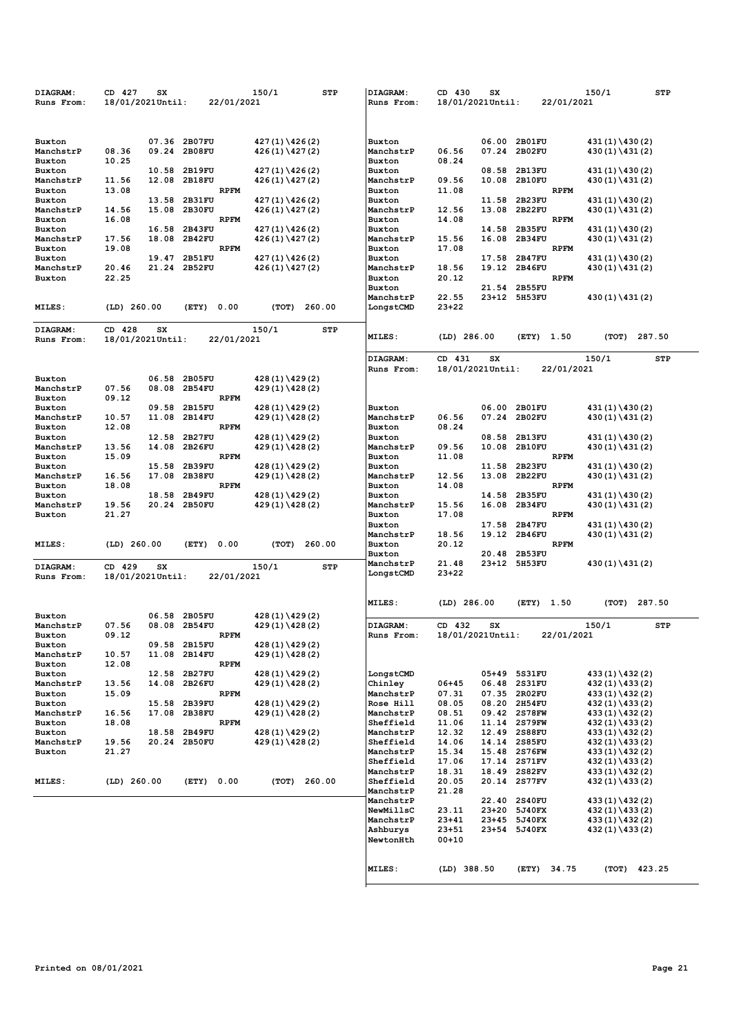**DIAGRAM:** CD 427 SX 150/1 STP
**Runs From:** 18/01/2021 Until: 22/01/2021

| | | | | |
|---|---|---|---|---|
| Buxton | | 07.36 | 2B07FU | 427(1)\426(2) |
| ManchstrP | 08.36 | 09.24 | 2B08FU | 426(1)\427(2) |
| Buxton | 10.25 | | | |
| Buxton | | 10.58 | 2B19FU | 427(1)\426(2) |
| ManchstrP | 11.56 | 12.08 | 2B18FU | 426(1)\427(2) |
| Buxton | 13.08 | | RPFM | |
| Buxton | | 13.58 | 2B31FU | 427(1)\426(2) |
| ManchstrP | 14.56 | 15.08 | 2B30FU | 426(1)\427(2) |
| Buxton | 16.08 | | RPFM | |
| Buxton | | 16.58 | 2B43FU | 427(1)\426(2) |
| ManchstrP | 17.56 | 18.08 | 2B42FU | 426(1)\427(2) |
| Buxton | 19.08 | | RPFM | |
| Buxton | | 19.47 | 2B51FU | 427(1)\426(2) |
| ManchstrP | 20.46 | 21.24 | 2B52FU | 426(1)\427(2) |
| Buxton | 22.25 | | | |

**MILES:** (LD) 260.00 (ETY) 0.00 (TOT) 260.00

**DIAGRAM:** CD 428 SX 150/1 STP
**Runs From:** 18/01/2021 Until: 22/01/2021

| | | | | |
|---|---|---|---|---|
| Buxton | | 06.58 | 2B05FU | 428(1)\429(2) |
| ManchstrP | 07.56 | 08.08 | 2B54FU | 429(1)\428(2) |
| Buxton | 09.12 | | RPFM | |
| Buxton | | 09.58 | 2B15FU | 428(1)\429(2) |
| ManchstrP | 10.57 | 11.08 | 2B14FU | 429(1)\428(2) |
| Buxton | 12.08 | | RPFM | |
| Buxton | | 12.58 | 2B27FU | 428(1)\429(2) |
| ManchstrP | 13.56 | 14.08 | 2B26FU | 429(1)\428(2) |
| Buxton | 15.09 | | RPFM | |
| Buxton | | 15.58 | 2B39FU | 428(1)\429(2) |
| ManchstrP | 16.56 | 17.08 | 2B38FU | 429(1)\428(2) |
| Buxton | 18.08 | | RPFM | |
| Buxton | | 18.58 | 2B49FU | 428(1)\429(2) |
| ManchstrP | 19.56 | 20.24 | 2B50FU | 429(1)\428(2) |
| Buxton | 21.27 | | | |

**MILES:** (LD) 260.00 (ETY) 0.00 (TOT) 260.00

**DIAGRAM:** CD 429 SX 150/1 STP
**Runs From:** 18/01/2021 Until: 22/01/2021

| | | | | |
|---|---|---|---|---|
| Buxton | | 06.58 | 2B05FU | 428(1)\429(2) |
| ManchstrP | 07.56 | 08.08 | 2B54FU | 429(1)\428(2) |
| Buxton | 09.12 | | RPFM | |
| Buxton | | 09.58 | 2B15FU | 428(1)\429(2) |
| ManchstrP | 10.57 | 11.08 | 2B14FU | 429(1)\428(2) |
| Buxton | 12.08 | | RPFM | |
| Buxton | | 12.58 | 2B27FU | 428(1)\429(2) |
| ManchstrP | 13.56 | 14.08 | 2B26FU | 429(1)\428(2) |
| Buxton | 15.09 | | RPFM | |
| Buxton | | 15.58 | 2B39FU | 428(1)\429(2) |
| ManchstrP | 16.56 | 17.08 | 2B38FU | 429(1)\428(2) |
| Buxton | 18.08 | | RPFM | |
| Buxton | | 18.58 | 2B49FU | 428(1)\429(2) |
| ManchstrP | 19.56 | 20.24 | 2B50FU | 429(1)\428(2) |
| Buxton | 21.27 | | | |

**MILES:** (LD) 260.00 (ETY) 0.00 (TOT) 260.00

**DIAGRAM:** CD 430 SX 150/1 STP
**Runs From:** 18/01/2021 Until: 22/01/2021

| | | | | |
|---|---|---|---|---|
| Buxton | | 06.00 | 2B01FU | 431(1)\430(2) |
| ManchstrP | 06.56 | 07.24 | 2B02FU | 430(1)\431(2) |
| Buxton | 08.24 | | | |
| Buxton | | 08.58 | 2B13FU | 431(1)\430(2) |
| ManchstrP | 09.56 | 10.08 | 2B10FU | 430(1)\431(2) |
| Buxton | 11.08 | | RPFM | |
| Buxton | | 11.58 | 2B23FU | 431(1)\430(2) |
| ManchstrP | 12.56 | 13.08 | 2B22FU | 430(1)\431(2) |
| Buxton | 14.08 | | RPFM | |
| Buxton | | 14.58 | 2B35FU | 431(1)\430(2) |
| ManchstrP | 15.56 | 16.08 | 2B34FU | 430(1)\431(2) |
| Buxton | 17.08 | | RPFM | |
| Buxton | | 17.58 | 2B47FU | 431(1)\430(2) |
| ManchstrP | 18.56 | 19.12 | 2B46FU | 430(1)\431(2) |
| Buxton | 20.12 | | RPFM | |
| Buxton | | 21.54 | 2B55FU | |
| ManchstrP | 22.55 | 23+12 | 5H53FU | 430(1)\431(2) |
| LongstCMD | 23+22 | | | |

**MILES:** (LD) 286.00 (ETY) 1.50 (TOT) 287.50

**DIAGRAM:** CD 431 SX 150/1 STP
**Runs From:** 18/01/2021 Until: 22/01/2021

| | | | | |
|---|---|---|---|---|
| Buxton | | 06.00 | 2B01FU | 431(1)\430(2) |
| ManchstrP | 06.56 | 07.24 | 2B02FU | 430(1)\431(2) |
| Buxton | 08.24 | | | |
| Buxton | | 08.58 | 2B13FU | 431(1)\430(2) |
| ManchstrP | 09.56 | 10.08 | 2B10FU | 430(1)\431(2) |
| Buxton | 11.08 | | RPFM | |
| Buxton | | 11.58 | 2B23FU | 431(1)\430(2) |
| ManchstrP | 12.56 | 13.08 | 2B22FU | 430(1)\431(2) |
| Buxton | 14.08 | | RPFM | |
| Buxton | | 14.58 | 2B35FU | 431(1)\430(2) |
| ManchstrP | 15.56 | 16.08 | 2B34FU | 430(1)\431(2) |
| Buxton | 17.08 | | RPFM | |
| Buxton | | 17.58 | 2B47FU | 431(1)\430(2) |
| ManchstrP | 18.56 | 19.12 | 2B46FU | 430(1)\431(2) |
| Buxton | 20.12 | | RPFM | |
| Buxton | | 20.48 | 2B53FU | |
| ManchstrP | 21.48 | 23+12 | 5H53FU | 430(1)\431(2) |
| LongstCMD | 23+22 | | | |

**MILES:** (LD) 286.00 (ETY) 1.50 (TOT) 287.50

**DIAGRAM:** CD 432 SX 150/1 STP
**Runs From:** 18/01/2021 Until: 22/01/2021

| | | | | |
|---|---|---|---|---|
| LongstCMD | | 05+49 | 5S31FU | 433(1)\432(2) |
| Chinley | 06+45 | 06.48 | 2S31FU | 432(1)\433(2) |
| ManchstrP | 07.31 | 07.35 | 2R02FU | 433(1)\432(2) |
| Rose Hill | 08.05 | 08.20 | 2H54FU | 432(1)\433(2) |
| ManchstrP | 08.51 | 09.42 | 2S78FW | 433(1)\432(2) |
| Sheffield | 11.06 | 11.14 | 2S79FW | 432(1)\433(2) |
| ManchstrP | 12.32 | 12.49 | 2S88FU | 433(1)\432(2) |
| Sheffield | 14.06 | 14.14 | 2S85FU | 432(1)\433(2) |
| ManchstrP | 15.34 | 15.48 | 2S76FW | 433(1)\432(2) |
| Sheffield | 17.06 | 17.14 | 2S71FV | 432(1)\433(2) |
| ManchstrP | 18.31 | 18.49 | 2S82FV | 433(1)\432(2) |
| Sheffield | 20.05 | 20.14 | 2S77FV | 432(1)\433(2) |
| ManchstrP | 21.28 | | | |
| ManchstrP | | 22.40 | 2S40FU | 433(1)\432(2) |
| NewMillsC | 23.11 | 23+20 | 5J40FX | 432(1)\433(2) |
| ManchstrP | 23+41 | 23+45 | 5J40FX | 433(1)\432(2) |
| Ashburys | 23+51 | 23+54 | 5J40FX | 432(1)\433(2) |
| NewtonHth | 00+10 | | | |

**MILES:** (LD) 388.50 (ETY) 34.75 (TOT) 423.25

Printed on 08/01/2021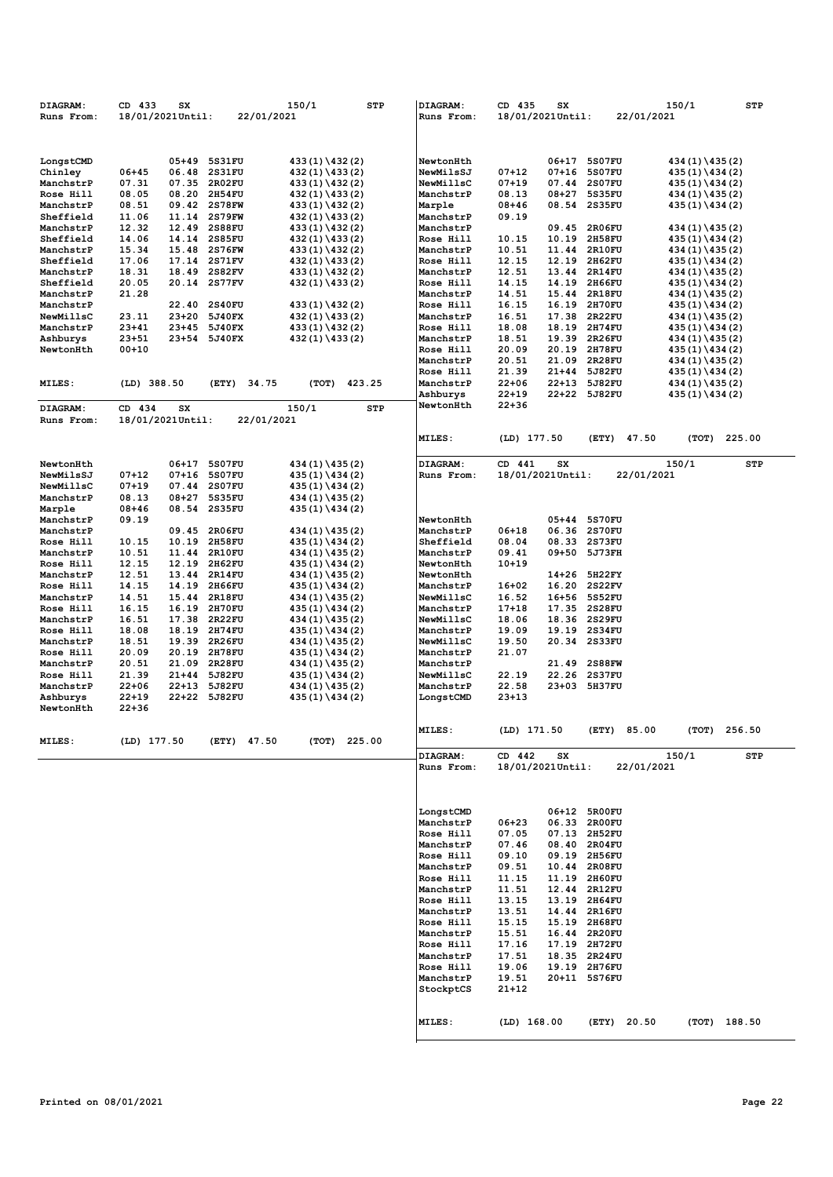| DIAGRAM: | CD 433 | SX | | 150/1 | STP |
|---|---|---|---|---|---|
| Runs From: | 18/01/2021 | Until: | 22/01/2021 | | |
| LongstCMD | | 05+49 | 5S31FU | 433(1)\432(2) | |
| Chinley | 06+45 | 06.48 | 2S31FU | 432(1)\433(2) | |
| ManchstrP | 07.31 | 07.35 | 2R02FU | 433(1)\432(2) | |
| Rose Hill | 08.05 | 08.20 | 2H54FU | 432(1)\433(2) | |
| ManchstrP | 08.51 | 09.42 | 2S78FW | 433(1)\432(2) | |
| Sheffield | 11.06 | 11.14 | 2S79FW | 432(1)\433(2) | |
| ManchstrP | 12.32 | 12.49 | 2S88FU | 433(1)\432(2) | |
| Sheffield | 14.06 | 14.14 | 2S85FU | 432(1)\433(2) | |
| ManchstrP | 15.34 | 15.48 | 2S76FW | 433(1)\432(2) | |
| Sheffield | 17.06 | 17.14 | 2S71FV | 432(1)\433(2) | |
| ManchstrP | 18.31 | 18.49 | 2S82FV | 433(1)\432(2) | |
| Sheffield | 20.05 | 20.14 | 2S77FV | 432(1)\433(2) | |
| ManchstrP | 21.28 | | | | |
| ManchstrP | | 22.40 | 2S40FU | 433(1)\432(2) | |
| NewMillsC | 23.11 | 23+20 | 5J40FX | 432(1)\433(2) | |
| ManchstrP | 23+41 | 23+45 | 5J40FX | 433(1)\432(2) | |
| Ashburys | 23+51 | 23+54 | 5J40FX | 432(1)\433(2) | |
| NewtonHth | 00+10 | | | | |
| MILES: | (LD) 388.50 | | (ETY) 34.75 | (TOT) 423.25 | |

| DIAGRAM: | CD 434 | SX | | 150/1 | STP |
|---|---|---|---|---|---|
| Runs From: | 18/01/2021 | Until: | 22/01/2021 | | |
| NewtonHth | | 06+17 | 5S07FU | 434(1)\435(2) | |
| NewMilsSJ | 07+12 | 07+16 | 5S07FU | 435(1)\434(2) | |
| NewMillsC | 07+19 | 07.44 | 2S07FU | 435(1)\434(2) | |
| ManchstrP | 08.13 | 08+27 | 5S35FU | 434(1)\435(2) | |
| Marple | 08+46 | 08.54 | 2S35FU | 435(1)\434(2) | |
| ManchstrP | 09.19 | | | | |
| ManchstrP | | 09.45 | 2R06FU | 434(1)\435(2) | |
| Rose Hill | 10.15 | 10.19 | 2H58FU | 435(1)\434(2) | |
| ManchstrP | 10.51 | 11.44 | 2R10FU | 434(1)\435(2) | |
| Rose Hill | 12.15 | 12.19 | 2H62FU | 435(1)\434(2) | |
| ManchstrP | 12.51 | 13.44 | 2R14FU | 434(1)\435(2) | |
| Rose Hill | 14.15 | 14.19 | 2H66FU | 435(1)\434(2) | |
| ManchstrP | 14.51 | 15.44 | 2R18FU | 434(1)\435(2) | |
| Rose Hill | 16.15 | 16.19 | 2H70FU | 435(1)\434(2) | |
| ManchstrP | 16.51 | 17.38 | 2R22FU | 434(1)\435(2) | |
| Rose Hill | 18.08 | 18.19 | 2H74FU | 435(1)\434(2) | |
| ManchstrP | 18.51 | 19.39 | 2R26FU | 434(1)\435(2) | |
| Rose Hill | 20.09 | 20.19 | 2H78FU | 435(1)\434(2) | |
| ManchstrP | 20.51 | 21.09 | 2R28FU | 434(1)\435(2) | |
| Rose Hill | 21.39 | 21+44 | 5J82FU | 435(1)\434(2) | |
| ManchstrP | 22+06 | 22+13 | 5J82FU | 434(1)\435(2) | |
| Ashburys | 22+19 | 22+22 | 5J82FU | 435(1)\434(2) | |
| NewtonHth | 22+36 | | | | |
| MILES: | (LD) 177.50 | | (ETY) 47.50 | (TOT) 225.00 | |

| DIAGRAM: | CD 435 | SX | | 150/1 | STP |
|---|---|---|---|---|---|
| Runs From: | 18/01/2021 | Until: | 22/01/2021 | | |
| NewtonHth | | 06+17 | 5S07FU | 434(1)\435(2) | |
| NewMilsSJ | 07+12 | 07+16 | 5S07FU | 435(1)\434(2) | |
| NewMillsC | 07+19 | 07.44 | 2S07FU | 435(1)\434(2) | |
| ManchstrP | 08.13 | 08+27 | 5S35FU | 434(1)\435(2) | |
| Marple | 08+46 | 08.54 | 2S35FU | 435(1)\434(2) | |
| ManchstrP | 09.19 | | | | |
| ManchstrP | | 09.45 | 2R06FU | 434(1)\435(2) | |
| Rose Hill | 10.15 | 10.19 | 2H58FU | 435(1)\434(2) | |
| ManchstrP | 10.51 | 11.44 | 2R10FU | 434(1)\435(2) | |
| Rose Hill | 12.15 | 12.19 | 2H62FU | 435(1)\434(2) | |
| ManchstrP | 12.51 | 13.44 | 2R14FU | 434(1)\435(2) | |
| Rose Hill | 14.15 | 14.19 | 2H66FU | 435(1)\434(2) | |
| ManchstrP | 14.51 | 15.44 | 2R18FU | 434(1)\435(2) | |
| Rose Hill | 16.15 | 16.19 | 2H70FU | 435(1)\434(2) | |
| ManchstrP | 16.51 | 17.38 | 2R22FU | 434(1)\435(2) | |
| Rose Hill | 18.08 | 18.19 | 2H74FU | 435(1)\434(2) | |
| ManchstrP | 18.51 | 19.39 | 2R26FU | 434(1)\435(2) | |
| Rose Hill | 20.09 | 20.19 | 2H78FU | 435(1)\434(2) | |
| ManchstrP | 20.51 | 21.09 | 2R28FU | 434(1)\435(2) | |
| Rose Hill | 21.39 | 21+44 | 5J82FU | 435(1)\434(2) | |
| ManchstrP | 22+06 | 22+13 | 5J82FU | 434(1)\435(2) | |
| Ashburys | 22+19 | 22+22 | 5J82FU | 435(1)\434(2) | |
| NewtonHth | 22+36 | | | | |
| MILES: | (LD) 177.50 | | (ETY) 47.50 | (TOT) 225.00 | |

| DIAGRAM: | CD 441 | SX | | 150/1 | STP |
|---|---|---|---|---|---|
| Runs From: | 18/01/2021 | Until: | 22/01/2021 | | |
| NewtonHth | | 05+44 | 5S70FU | | |
| ManchstrP | 06+18 | 06.36 | 2S70FU | | |
| Sheffield | 08.04 | 08.33 | 2S73FU | | |
| ManchstrP | 09.41 | 09+50 | 5J73FH | | |
| NewtonHth | 10+19 | | | | |
| NewtonHth | | 14+26 | 5H22FY | | |
| ManchstrP | 16+02 | 16.20 | 2S22FV | | |
| NewMillsC | 16.52 | 16+56 | 5S52FU | | |
| ManchstrP | 17+18 | 17.35 | 2S28FU | | |
| NewMillsC | 18.06 | 18.36 | 2S29FU | | |
| ManchstrP | 19.09 | 19.19 | 2S34FU | | |
| NewMillsC | 19.50 | 20.34 | 2S33FU | | |
| ManchstrP | 21.07 | | | | |
| ManchstrP | | 21.49 | 2S88FW | | |
| NewMillsC | 22.19 | 22.26 | 2S37FU | | |
| ManchstrP | 22.58 | 23+03 | 5H37FU | | |
| LongstCMD | 23+13 | | | | |
| MILES: | (LD) 171.50 | | (ETY) 85.00 | (TOT) 256.50 | |

| DIAGRAM: | CD 442 | SX | | 150/1 | STP |
|---|---|---|---|---|---|
| Runs From: | 18/01/2021 | Until: | 22/01/2021 | | |
| LongstCMD | | 06+12 | 5R00FU | | |
| ManchstrP | 06+23 | 06.33 | 2R00FU | | |
| Rose Hill | 07.05 | 07.13 | 2H52FU | | |
| ManchstrP | 07.46 | 08.40 | 2R04FU | | |
| Rose Hill | 09.10 | 09.19 | 2H56FU | | |
| ManchstrP | 09.51 | 10.44 | 2R08FU | | |
| Rose Hill | 11.15 | 11.19 | 2H60FU | | |
| ManchstrP | 11.51 | 12.44 | 2R12FU | | |
| Rose Hill | 13.15 | 13.19 | 2H64FU | | |
| ManchstrP | 13.51 | 14.44 | 2R16FU | | |
| Rose Hill | 15.15 | 15.19 | 2H68FU | | |
| ManchstrP | 15.51 | 16.44 | 2R20FU | | |
| Rose Hill | 17.16 | 17.19 | 2H72FU | | |
| ManchstrP | 17.51 | 18.35 | 2R24FU | | |
| Rose Hill | 19.06 | 19.19 | 2H76FU | | |
| ManchstrP | 19.51 | 20+11 | 5S76FU | | |
| StockptCS | 21+12 | | | | |
| MILES: | (LD) 168.00 | | (ETY) 20.50 | (TOT) 188.50 | |

Printed on 08/01/2021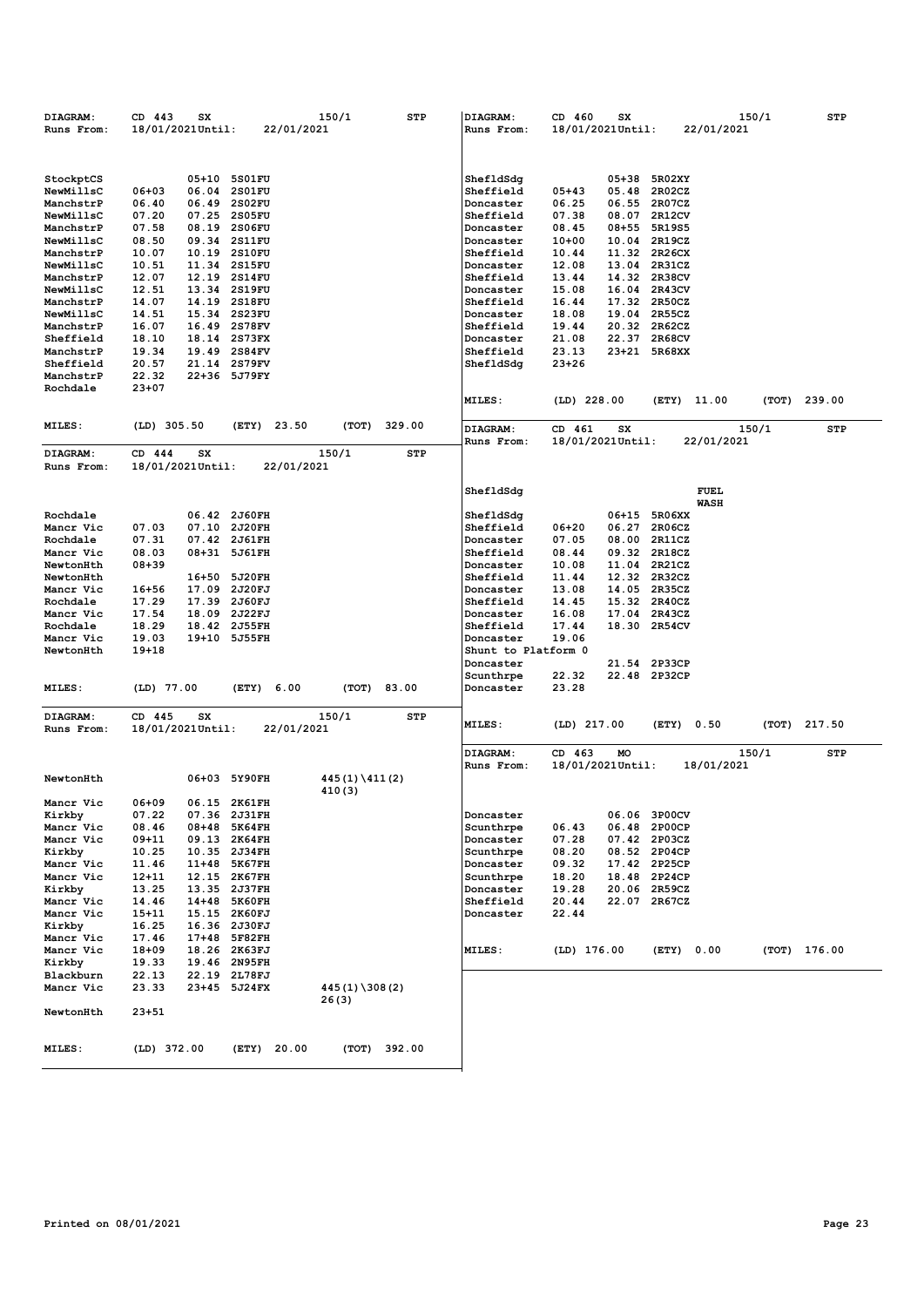| DIAGRAM: | CD 443 | SX | | 150/1 | STP |
|---|---|---|---|---|---|
| Runs From: | 18/01/2021 | Until: | 22/01/2021 | | |
| StockptCS | | 05+10 | 5S01FU | | |
| NewMillsC | 06+03 | 06.04 | 2S01FU | | |
| ManchstrP | 06.40 | 06.49 | 2S02FU | | |
| NewMillsC | 07.20 | 07.25 | 2S05FU | | |
| ManchstrP | 07.58 | 08.19 | 2S06FU | | |
| NewMillsC | 08.50 | 09.34 | 2S11FU | | |
| ManchstrP | 10.07 | 10.19 | 2S10FU | | |
| NewMillsC | 10.51 | 11.34 | 2S15FU | | |
| ManchstrP | 12.07 | 12.19 | 2S14FU | | |
| NewMillsC | 12.51 | 13.34 | 2S19FU | | |
| ManchstrP | 14.07 | 14.19 | 2S18FU | | |
| NewMillsC | 14.51 | 15.34 | 2S23FU | | |
| ManchstrP | 16.07 | 16.49 | 2S78FV | | |
| Sheffield | 18.10 | 18.14 | 2S73FX | | |
| ManchstrP | 19.34 | 19.49 | 2S84FV | | |
| Sheffield | 20.57 | 21.14 | 2S79FV | | |
| ManchstrP | 22.32 | 22+36 | 5J79FY | | |
| Rochdale | 23+07 | | | | |
| MILES: | (LD) 305.50 | (ETY) 23.50 | | (TOT) 329.00 | |

| DIAGRAM: | CD 444 | SX | | 150/1 | STP |
|---|---|---|---|---|---|
| Runs From: | 18/01/2021 | Until: | 22/01/2021 | | |
| Rochdale | | 06.42 | 2J60FH | | |
| Mancr Vic | 07.03 | 07.10 | 2J20FH | | |
| Rochdale | 07.31 | 07.42 | 2J61FH | | |
| Mancr Vic | 08.03 | 08+31 | 5J61FH | | |
| NewtonHth | 08+39 | | | | |
| NewtonHth | | 16+50 | 5J20FH | | |
| Mancr Vic | 16+56 | 17.09 | 2J20FJ | | |
| Rochdale | 17.29 | 17.39 | 2J60FJ | | |
| Mancr Vic | 17.54 | 18.09 | 2J22FJ | | |
| Rochdale | 18.29 | 18.42 | 2J55FH | | |
| Mancr Vic | 19.03 | 19+10 | 5J55FH | | |
| NewtonHth | 19+18 | | | | |
| MILES: | (LD) 77.00 | (ETY) 6.00 | | (TOT) 83.00 | |

| DIAGRAM: | CD 445 | SX | | 150/1 | STP |
|---|---|---|---|---|---|
| Runs From: | 18/01/2021 | Until: | 22/01/2021 | | |
| NewtonHth | | 06+03 | 5Y90FH | 445(1)\411(2) 410(3) | |
| Mancr Vic | 06+09 | 06.15 | 2K61FH | | |
| Kirkby | 07.22 | 07.36 | 2J31FH | | |
| Mancr Vic | 08.46 | 08+48 | 5K64FH | | |
| Mancr Vic | 09+11 | 09.13 | 2K64FH | | |
| Kirkby | 10.25 | 10.35 | 2J34FH | | |
| Mancr Vic | 11.46 | 11+48 | 5K67FH | | |
| Mancr Vic | 12+11 | 12.15 | 2K67FH | | |
| Kirkby | 13.25 | 13.35 | 2J37FH | | |
| Mancr Vic | 14.46 | 14+48 | 5K60FH | | |
| Mancr Vic | 15+11 | 15.15 | 2K60FJ | | |
| Kirkby | 16.25 | 16.36 | 2J30FJ | | |
| Mancr Vic | 17.46 | 17+48 | 5F82FH | | |
| Mancr Vic | 18+09 | 18.26 | 2K63FJ | | |
| Kirkby | 19.33 | 19.46 | 2N95FH | | |
| Blackburn | 22.13 | 22.19 | 2L78FJ | | |
| Mancr Vic | 23.33 | 23+45 | 5J24FX | 445(1)\308(2) 26(3) | |
| NewtonHth | 23+51 | | | | |
| MILES: | (LD) 372.00 | (ETY) 20.00 | | (TOT) 392.00 | |

| DIAGRAM: | CD 460 | SX | | 150/1 | STP |
|---|---|---|---|---|---|
| Runs From: | 18/01/2021 | Until: | 22/01/2021 | | |
| ShefldSdg | | 05+38 | 5R02XY | | |
| Sheffield | 05+43 | 05.48 | 2R02CZ | | |
| Doncaster | 06.25 | 06.55 | 2R07CZ | | |
| Sheffield | 07.38 | 08.07 | 2R12CV | | |
| Doncaster | 08.45 | 08+55 | 5R19S5 | | |
| Doncaster | 10+00 | 10.04 | 2R19CZ | | |
| Sheffield | 10.44 | 11.32 | 2R26CX | | |
| Doncaster | 12.08 | 13.04 | 2R31CZ | | |
| Sheffield | 13.44 | 14.32 | 2R38CV | | |
| Doncaster | 15.08 | 16.04 | 2R43CV | | |
| Sheffield | 16.44 | 17.32 | 2R50CZ | | |
| Doncaster | 18.08 | 19.04 | 2R55CZ | | |
| Sheffield | 19.44 | 20.32 | 2R62CZ | | |
| Doncaster | 21.08 | 22.37 | 2R68CV | | |
| Sheffield | 23.13 | 23+21 | 5R68XX | | |
| ShefldSdg | 23+26 | | | | |
| MILES: | (LD) 228.00 | (ETY) 11.00 | | (TOT) 239.00 | |

| DIAGRAM: | CD 461 | SX | | 150/1 | STP |
|---|---|---|---|---|---|
| Runs From: | 18/01/2021 | Until: | 22/01/2021 | | |
| ShefldSdg | | | FUEL WASH | | |
| ShefldSdg | | 06+15 | 5R06XX | | |
| Sheffield | 06+20 | 06.27 | 2R06CZ | | |
| Doncaster | 07.05 | 08.00 | 2R11CZ | | |
| Sheffield | 08.44 | 09.32 | 2R18CZ | | |
| Doncaster | 10.08 | 11.04 | 2R21CZ | | |
| Sheffield | 11.44 | 12.32 | 2R32CZ | | |
| Doncaster | 13.08 | 14.05 | 2R35CZ | | |
| Sheffield | 14.45 | 15.32 | 2R40CZ | | |
| Doncaster | 16.08 | 17.04 | 2R43CZ | | |
| Sheffield | 17.44 | 18.30 | 2R54CV | | |
| Doncaster | 19.06 | | | | |
| Shunt to Platform 0 | | | | | |
| Doncaster | | 21.54 | 2P33CP | | |
| Scunthrpe | 22.32 | 22.48 | 2P32CP | | |
| Doncaster | 23.28 | | | | |
| MILES: | (LD) 217.00 | (ETY) 0.50 | | (TOT) 217.50 | |

| DIAGRAM: | CD 463 | MO | | 150/1 | STP |
|---|---|---|---|---|---|
| Runs From: | 18/01/2021 | Until: | 18/01/2021 | | |
| Doncaster | | 06.06 | 3P00CV | | |
| Scunthrpe | 06.43 | 06.48 | 2P00CP | | |
| Doncaster | 07.28 | 07.42 | 2P03CZ | | |
| Scunthrpe | 08.20 | 08.52 | 2P04CP | | |
| Doncaster | 09.32 | 17.42 | 2P25CP | | |
| Scunthrpe | 18.20 | 18.48 | 2P24CP | | |
| Doncaster | 19.28 | 20.06 | 2R59CZ | | |
| Sheffield | 20.44 | 22.07 | 2R67CZ | | |
| Doncaster | 22.44 | | | | |
| MILES: | (LD) 176.00 | (ETY) 0.00 | | (TOT) 176.00 | |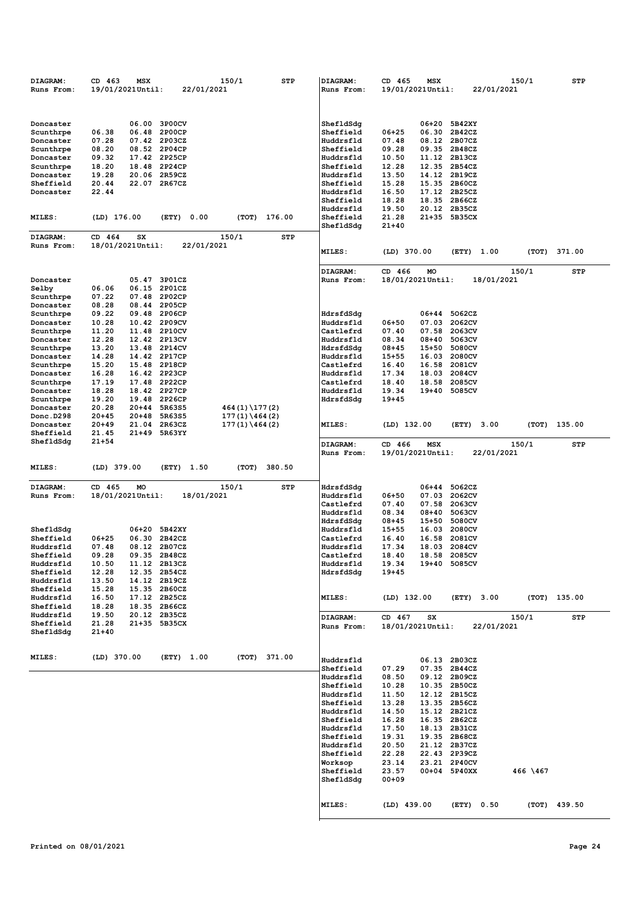## DIAGRAM: CD 463 MSX 150/1 STP

Runs From: 19/01/2021 Until: 22/01/2021

| | | | | |
|---|---|---|---|---|
| Doncaster | | 06.00 | 3P00CV | |
| Scunthrpe | 06.38 | 06.48 | 2P00CP | |
| Doncaster | 07.28 | 07.42 | 2P03CZ | |
| Scunthrpe | 08.20 | 08.52 | 2P04CP | |
| Doncaster | 09.32 | 17.42 | 2P25CP | |
| Scunthrpe | 18.20 | 18.48 | 2P24CP | |
| Doncaster | 19.28 | 20.06 | 2R59CZ | |
| Sheffield | 20.44 | 22.07 | 2R67CZ | |
| Doncaster | 22.44 | | | |

MILES: (LD) 176.00 (ETY) 0.00 (TOT) 176.00

## DIAGRAM: CD 464 SX 150/1 STP

Runs From: 18/01/2021 Until: 22/01/2021

| | | | | |
|---|---|---|---|---|
| Doncaster | | 05.47 | 3P01CZ | |
| Selby | 06.06 | 06.15 | 2P01CZ | |
| Scunthrpe | 07.22 | 07.48 | 2P02CP | |
| Doncaster | 08.28 | 08.44 | 2P05CP | |
| Scunthrpe | 09.22 | 09.48 | 2P06CP | |
| Doncaster | 10.28 | 10.42 | 2P09CV | |
| Scunthrpe | 11.20 | 11.48 | 2P10CV | |
| Doncaster | 12.28 | 12.42 | 2P13CV | |
| Scunthrpe | 13.20 | 13.48 | 2P14CV | |
| Doncaster | 14.28 | 14.42 | 2P17CP | |
| Scunthrpe | 15.20 | 15.48 | 2P18CP | |
| Doncaster | 16.28 | 16.42 | 2P23CP | |
| Scunthrpe | 17.19 | 17.48 | 2P22CP | |
| Doncaster | 18.28 | 18.42 | 2P27CP | |
| Scunthrpe | 19.20 | 19.48 | 2P26CP | |
| Doncaster | 20.28 | 20+44 | 5R63S5 | 464(1)\177(2) |
| Donc.D298 | 20+45 | 20+48 | 5R63S5 | 177(1)\464(2) |
| Doncaster | 20+49 | 21.04 | 2R63CZ | 177(1)\464(2) |
| Sheffield | 21.45 | 21+49 | 5R63YY | |
| ShefldSdg | 21+54 | | | |

MILES: (LD) 379.00 (ETY) 1.50 (TOT) 380.50

## DIAGRAM: CD 465 MO 150/1 STP

Runs From: 18/01/2021 Until: 18/01/2021

| | | | |
|---|---|---|---|
| ShefldSdg | | 06+20 | 5B42XY |
| Sheffield | 06+25 | 06.30 | 2B42CZ |
| Huddrsfld | 07.48 | 08.12 | 2B07CZ |
| Sheffield | 09.28 | 09.35 | 2B48CZ |
| Huddrsfld | 10.50 | 11.12 | 2B13CZ |
| Sheffield | 12.28 | 12.35 | 2B54CZ |
| Huddrsfld | 13.50 | 14.12 | 2B19CZ |
| Sheffield | 15.28 | 15.35 | 2B60CZ |
| Huddrsfld | 16.50 | 17.12 | 2B25CZ |
| Sheffield | 18.28 | 18.35 | 2B66CZ |
| Huddrsfld | 19.50 | 20.12 | 2B35CZ |
| Sheffield | 21.28 | 21+35 | 5B35CX |
| ShefldSdg | 21+40 | | |

MILES: (LD) 370.00 (ETY) 1.00 (TOT) 371.00

## DIAGRAM: CD 465 MSX 150/1 STP

Runs From: 19/01/2021 Until: 22/01/2021

| | | | |
|---|---|---|---|
| ShefldSdg | | 06+20 | 5B42XY |
| Sheffield | 06+25 | 06.30 | 2B42CZ |
| Huddrsfld | 07.48 | 08.12 | 2B07CZ |
| Sheffield | 09.28 | 09.35 | 2B48CZ |
| Huddrsfld | 10.50 | 11.12 | 2B13CZ |
| Sheffield | 12.28 | 12.35 | 2B54CZ |
| Huddrsfld | 13.50 | 14.12 | 2B19CZ |
| Sheffield | 15.28 | 15.35 | 2B60CZ |
| Huddrsfld | 16.50 | 17.12 | 2B25CZ |
| Sheffield | 18.28 | 18.35 | 2B66CZ |
| Huddrsfld | 19.50 | 20.12 | 2B35CZ |
| Sheffield | 21.28 | 21+35 | 5B35CX |
| ShefldSdg | 21+40 | | |

MILES: (LD) 370.00 (ETY) 1.00 (TOT) 371.00

## DIAGRAM: CD 466 MO 150/1 STP

Runs From: 18/01/2021 Until: 18/01/2021

| | | | |
|---|---|---|---|
| HdrsfdSdg | | 06+44 | 5O62CZ |
| Huddrsfld | 06+50 | 07.03 | 2O62CV |
| Castlefrd | 07.40 | 07.58 | 2O63CV |
| Huddrsfld | 08.34 | 08+40 | 5O63CV |
| HdrsfdSdg | 08+45 | 15+50 | 5O80CV |
| Huddrsfld | 15+55 | 16.03 | 2O80CV |
| Castlefrd | 16.40 | 16.58 | 2O81CV |
| Huddrsfld | 17.34 | 18.03 | 2O84CV |
| Castlefrd | 18.40 | 18.58 | 2O85CV |
| Huddrsfld | 19.34 | 19+40 | 5O85CV |
| HdrsfdSdg | 19+45 | | |

MILES: (LD) 132.00 (ETY) 3.00 (TOT) 135.00

## DIAGRAM: CD 466 MSX 150/1 STP

Runs From: 19/01/2021 Until: 22/01/2021

| | | | |
|---|---|---|---|
| HdrsfdSdg | | 06+44 | 5O62CZ |
| Huddrsfld | 06+50 | 07.03 | 2O62CV |
| Castlefrd | 07.40 | 07.58 | 2O63CV |
| Huddrsfld | 08.34 | 08+40 | 5O63CV |
| HdrsfdSdg | 08+45 | 15+50 | 5O80CV |
| Huddrsfld | 15+55 | 16.03 | 2O80CV |
| Castlefrd | 16.40 | 16.58 | 2O81CV |
| Huddrsfld | 17.34 | 18.03 | 2O84CV |
| Castlefrd | 18.40 | 18.58 | 2O85CV |
| Huddrsfld | 19.34 | 19+40 | 5O85CV |
| HdrsfdSdg | 19+45 | | |

MILES: (LD) 132.00 (ETY) 3.00 (TOT) 135.00

## DIAGRAM: CD 467 SX 150/1 STP

Runs From: 18/01/2021 Until: 22/01/2021

| | | | | |
|---|---|---|---|---|
| Huddrsfld | | 06.13 | 2B03CZ | |
| Sheffield | 07.29 | 07.35 | 2B44CZ | |
| Huddrsfld | 08.50 | 09.12 | 2B09CZ | |
| Sheffield | 10.28 | 10.35 | 2B50CZ | |
| Huddrsfld | 11.50 | 12.12 | 2B15CZ | |
| Sheffield | 13.28 | 13.35 | 2B56CZ | |
| Huddrsfld | 14.50 | 15.12 | 2B21CZ | |
| Sheffield | 16.28 | 16.35 | 2B62CZ | |
| Huddrsfld | 17.50 | 18.13 | 2B31CZ | |
| Sheffield | 19.31 | 19.35 | 2B68CZ | |
| Huddrsfld | 20.50 | 21.12 | 2B37CZ | |
| Sheffield | 22.28 | 22.43 | 2P39CZ | |
| Worksop | 23.14 | 23.21 | 2P40CV | |
| Sheffield | 23.57 | 00+04 | 5P40XX | 466 \467 |
| ShefldSdg | 00+09 | | | |

MILES: (LD) 439.00 (ETY) 0.50 (TOT) 439.50

Printed on 08/01/2021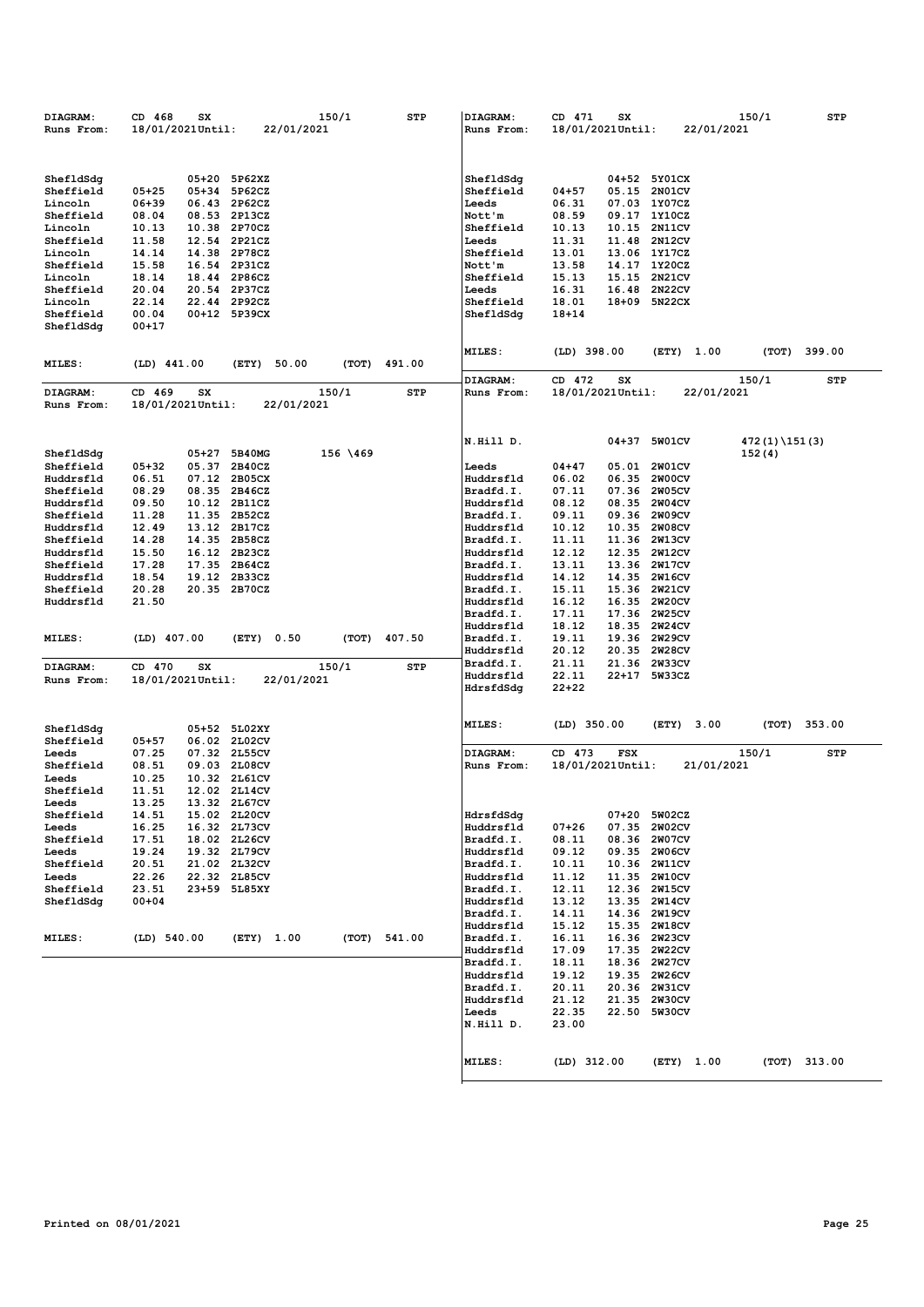**DIAGRAM:** CD 468 SX 150/1 STP
**Runs From:** 18/01/2021 **Until:** 22/01/2021

| | | | | |
|---|---|---|---|---|
| ShefldSdg | | 05+20 | 5P62XZ | |
| Sheffield | 05+25 | 05+34 | 5P62CZ | |
| Lincoln | 06+39 | 06.43 | 2P62CZ | |
| Sheffield | 08.04 | 08.53 | 2P13CZ | |
| Lincoln | 10.13 | 10.38 | 2P70CZ | |
| Sheffield | 11.58 | 12.54 | 2P21CZ | |
| Lincoln | 14.14 | 14.38 | 2P78CZ | |
| Sheffield | 15.58 | 16.54 | 2P31CZ | |
| Lincoln | 18.14 | 18.44 | 2P86CZ | |
| Sheffield | 20.04 | 20.54 | 2P37CZ | |
| Lincoln | 22.14 | 22.44 | 2P92CZ | |
| Sheffield | 00.04 | 00+12 | 5P39CX | |
| ShefldSdg | 00+17 | | | |

**MILES:** (LD) 441.00 (ETY) 50.00 (TOT) 491.00

**DIAGRAM:** CD 469 SX 150/1 STP
**Runs From:** 18/01/2021 **Until:** 22/01/2021

| | | | | |
|---|---|---|---|---|
| ShefldSdg | | 05+27 | 5B40MG | 156 \469 |
| Sheffield | 05+32 | 05.37 | 2B40CZ | |
| Huddrsfld | 06.51 | 07.12 | 2B05CX | |
| Sheffield | 08.29 | 08.35 | 2B46CZ | |
| Huddrsfld | 09.50 | 10.12 | 2B11CZ | |
| Sheffield | 11.28 | 11.35 | 2B52CZ | |
| Huddrsfld | 12.49 | 13.12 | 2B17CZ | |
| Sheffield | 14.28 | 14.35 | 2B58CZ | |
| Huddrsfld | 15.50 | 16.12 | 2B23CZ | |
| Sheffield | 17.28 | 17.35 | 2B64CZ | |
| Huddrsfld | 18.54 | 19.12 | 2B33CZ | |
| Sheffield | 20.28 | 20.35 | 2B70CZ | |
| Huddrsfld | 21.50 | | | |

**MILES:** (LD) 407.00 (ETY) 0.50 (TOT) 407.50

**DIAGRAM:** CD 470 SX 150/1 STP
**Runs From:** 18/01/2021 **Until:** 22/01/2021

| | | | |
|---|---|---|---|
| ShefldSdg | | 05+52 | 5L02XY |
| Sheffield | 05+57 | 06.02 | 2L02CV |
| Leeds | 07.25 | 07.32 | 2L55CV |
| Sheffield | 08.51 | 09.03 | 2L08CV |
| Leeds | 10.25 | 10.32 | 2L61CV |
| Sheffield | 11.51 | 12.02 | 2L14CV |
| Leeds | 13.25 | 13.32 | 2L67CV |
| Sheffield | 14.51 | 15.02 | 2L20CV |
| Leeds | 16.25 | 16.32 | 2L73CV |
| Sheffield | 17.51 | 18.02 | 2L26CV |
| Leeds | 19.24 | 19.32 | 2L79CV |
| Sheffield | 20.51 | 21.02 | 2L32CV |
| Leeds | 22.26 | 22.32 | 2L85CV |
| Sheffield | 23.51 | 23+59 | 5L85XY |
| ShefldSdg | 00+04 | | |

**MILES:** (LD) 540.00 (ETY) 1.00 (TOT) 541.00

**DIAGRAM:** CD 471 SX 150/1 STP
**Runs From:** 18/01/2021 **Until:** 22/01/2021

| | | | |
|---|---|---|---|
| ShefldSdg | | 04+52 | 5Y01CX |
| Sheffield | 04+57 | 05.15 | 2N01CV |
| Leeds | 06.31 | 07.03 | 1Y07CZ |
| Nott'm | 08.59 | 09.17 | 1Y10CZ |
| Sheffield | 10.13 | 10.15 | 2N11CV |
| Leeds | 11.31 | 11.48 | 2N12CV |
| Sheffield | 13.01 | 13.06 | 1Y17CZ |
| Nott'm | 13.58 | 14.17 | 1Y20CZ |
| Sheffield | 15.13 | 15.15 | 2N21CV |
| Leeds | 16.31 | 16.48 | 2N22CV |
| Sheffield | 18.01 | 18+09 | 5N22CX |
| ShefldSdg | 18+14 | | |

**MILES:** (LD) 398.00 (ETY) 1.00 (TOT) 399.00

**DIAGRAM:** CD 472 SX 150/1 STP
**Runs From:** 18/01/2021 **Until:** 22/01/2021

| | | | | |
|---|---|---|---|---|
| N.Hill D. | | 04+37 | 5W01CV | 472(1)\151(3) 152(4) |
| Leeds | 04+47 | 05.01 | 2W01CV | |
| Huddrsfld | 06.02 | 06.35 | 2W00CV | |
| Bradfd.I. | 07.11 | 07.36 | 2W05CV | |
| Huddrsfld | 08.12 | 08.35 | 2W04CV | |
| Bradfd.I. | 09.11 | 09.36 | 2W09CV | |
| Huddrsfld | 10.12 | 10.35 | 2W08CV | |
| Bradfd.I. | 11.11 | 11.36 | 2W13CV | |
| Huddrsfld | 12.12 | 12.35 | 2W12CV | |
| Bradfd.I. | 13.11 | 13.36 | 2W17CV | |
| Huddrsfld | 14.12 | 14.35 | 2W16CV | |
| Bradfd.I. | 15.11 | 15.36 | 2W21CV | |
| Huddrsfld | 16.12 | 16.35 | 2W20CV | |
| Bradfd.I. | 17.11 | 17.36 | 2W25CV | |
| Huddrsfld | 18.12 | 18.35 | 2W24CV | |
| Bradfd.I. | 19.11 | 19.36 | 2W29CV | |
| Huddrsfld | 20.12 | 20.35 | 2W28CV | |
| Bradfd.I. | 21.11 | 21.36 | 2W33CV | |
| Huddrsfld | 22.11 | 22+17 | 5W33CZ | |
| HdrsfdSdg | 22+22 | | | |

**MILES:** (LD) 350.00 (ETY) 3.00 (TOT) 353.00

**DIAGRAM:** CD 473 FSX 150/1 STP
**Runs From:** 18/01/2021 **Until:** 21/01/2021

| | | | |
|---|---|---|---|
| HdrsfdSdg | | 07+20 | 5W02CZ |
| Huddrsfld | 07+26 | 07.35 | 2W02CV |
| Bradfd.I. | 08.11 | 08.36 | 2W07CV |
| Huddrsfld | 09.12 | 09.35 | 2W06CV |
| Bradfd.I. | 10.11 | 10.36 | 2W11CV |
| Huddrsfld | 11.12 | 11.35 | 2W10CV |
| Bradfd.I. | 12.11 | 12.36 | 2W15CV |
| Huddrsfld | 13.12 | 13.35 | 2W14CV |
| Bradfd.I. | 14.11 | 14.36 | 2W19CV |
| Huddrsfld | 15.12 | 15.35 | 2W18CV |
| Bradfd.I. | 16.11 | 16.36 | 2W23CV |
| Huddrsfld | 17.09 | 17.35 | 2W22CV |
| Bradfd.I. | 18.11 | 18.36 | 2W27CV |
| Huddrsfld | 19.12 | 19.35 | 2W26CV |
| Bradfd.I. | 20.11 | 20.36 | 2W31CV |
| Huddrsfld | 21.12 | 21.35 | 2W30CV |
| Leeds | 22.35 | 22.50 | 5W30CV |
| N.Hill D. | 23.00 | | |

**MILES:** (LD) 312.00 (ETY) 1.00 (TOT) 313.00

Printed on 08/01/2021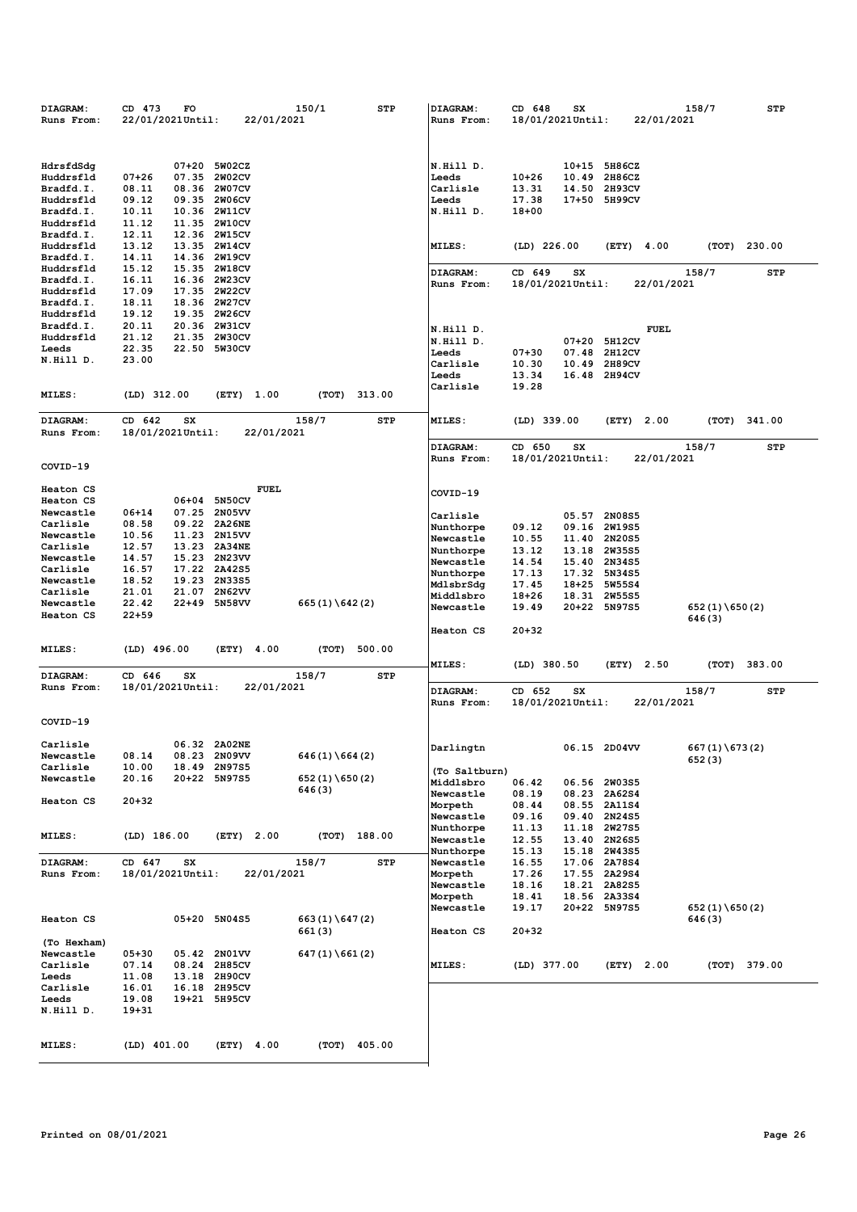**DIAGRAM:** CD 473 FO 150/1 STP
**Runs From:** 22/01/2021 **Until:** 22/01/2021

| | | | | |
|---|---|---|---|---|
| HdrsfdSdg | | 07+20 | 5W02CZ | |
| Huddrsfld | 07+26 | 07.35 | 2W02CV | |
| Bradfd.I. | 08.11 | 08.36 | 2W07CV | |
| Huddrsfld | 09.12 | 09.35 | 2W06CV | |
| Bradfd.I. | 10.11 | 10.36 | 2W11CV | |
| Huddrsfld | 11.12 | 11.35 | 2W10CV | |
| Bradfd.I. | 12.11 | 12.36 | 2W15CV | |
| Huddrsfld | 13.12 | 13.35 | 2W14CV | |
| Bradfd.I. | 14.11 | 14.36 | 2W19CV | |
| Huddrsfld | 15.12 | 15.35 | 2W18CV | |
| Bradfd.I. | 16.11 | 16.36 | 2W23CV | |
| Huddrsfld | 17.09 | 17.35 | 2W22CV | |
| Bradfd.I. | 18.11 | 18.36 | 2W27CV | |
| Huddrsfld | 19.12 | 19.35 | 2W26CV | |
| Bradfd.I. | 20.11 | 20.36 | 2W31CV | |
| Huddrsfld | 21.12 | 21.35 | 2W30CV | |
| Leeds | 22.35 | 22.50 | 5W30CV | |
| N.Hill D. | 23.00 | | | |

**MILES:** (LD) 312.00 (ETY) 1.00 (TOT) 313.00

---

**DIAGRAM:** CD 642 SX 158/7 STP
**Runs From:** 18/01/2021 **Until:** 22/01/2021

COVID-19

| | | | | |
|---|---|---|---|---|
| Heaton CS | | | FUEL | |
| Heaton CS | | 06+04 | 5N50CV | |
| Newcastle | 06+14 | 07.25 | 2N05VV | |
| Carlisle | 08.58 | 09.22 | 2A26NE | |
| Newcastle | 10.56 | 11.23 | 2N15VV | |
| Carlisle | 12.57 | 13.23 | 2A34NE | |
| Newcastle | 14.57 | 15.23 | 2N23VV | |
| Carlisle | 16.57 | 17.22 | 2A42S5 | |
| Newcastle | 18.52 | 19.23 | 2N33S5 | |
| Carlisle | 21.01 | 21.07 | 2N62VV | |
| Newcastle | 22.42 | 22+49 | 5N58VV | 665(1)\642(2) |
| Heaton CS | 22+59 | | | |

**MILES:** (LD) 496.00 (ETY) 4.00 (TOT) 500.00

---

**DIAGRAM:** CD 646 SX 158/7 STP
**Runs From:** 18/01/2021 **Until:** 22/01/2021

COVID-19

| | | | | |
|---|---|---|---|---|
| Carlisle | | 06.32 | 2A02NE | |
| Newcastle | 08.14 | 08.23 | 2N09VV | 646(1)\664(2) |
| Carlisle | 10.00 | 18.49 | 2N97S5 | |
| Newcastle | 20.16 | 20+22 | 5N97S5 | 652(1)\650(2) 646(3) |
| Heaton CS | 20+32 | | | |

**MILES:** (LD) 186.00 (ETY) 2.00 (TOT) 188.00

---

**DIAGRAM:** CD 647 SX 158/7 STP
**Runs From:** 18/01/2021 **Until:** 22/01/2021

| | | | | |
|---|---|---|---|---|
| Heaton CS | | 05+20 | 5N04S5 | 663(1)\647(2) 661(3) |
| (To Hexham) | | | | |
| Newcastle | 05+30 | 05.42 | 2N01VV | 647(1)\661(2) |
| Carlisle | 07.14 | 08.24 | 2H85CV | |
| Leeds | 11.08 | 13.18 | 2H90CV | |
| Carlisle | 16.01 | 16.18 | 2H95CV | |
| Leeds | 19.08 | 19+21 | 5H95CV | |
| N.Hill D. | 19+31 | | | |

**MILES:** (LD) 401.00 (ETY) 4.00 (TOT) 405.00

---

**DIAGRAM:** CD 648 SX 158/7 STP
**Runs From:** 18/01/2021 **Until:** 22/01/2021

| | | | | |
|---|---|---|---|---|
| N.Hill D. | | 10+15 | 5H86CZ | |
| Leeds | 10+26 | 10.49 | 2H86CZ | |
| Carlisle | 13.31 | 14.50 | 2H93CV | |
| Leeds | 17.38 | 17+50 | 5H99CV | |
| N.Hill D. | 18+00 | | | |

**MILES:** (LD) 226.00 (ETY) 4.00 (TOT) 230.00

---

**DIAGRAM:** CD 649 SX 158/7 STP
**Runs From:** 18/01/2021 **Until:** 22/01/2021

| | | | | |
|---|---|---|---|---|
| N.Hill D. | | | FUEL | |
| N.Hill D. | | 07+20 | 5H12CV | |
| Leeds | 07+30 | 07.48 | 2H12CV | |
| Carlisle | 10.30 | 10.49 | 2H89CV | |
| Leeds | 13.34 | 16.48 | 2H94CV | |
| Carlisle | 19.28 | | | |

**MILES:** (LD) 339.00 (ETY) 2.00 (TOT) 341.00

---

**DIAGRAM:** CD 650 SX 158/7 STP
**Runs From:** 18/01/2021 **Until:** 22/01/2021

COVID-19

| | | | | |
|---|---|---|---|---|
| Carlisle | | 05.57 | 2N08S5 | |
| Nunthorpe | 09.12 | 09.16 | 2W19S5 | |
| Newcastle | 10.55 | 11.40 | 2N20S5 | |
| Nunthorpe | 13.12 | 13.18 | 2W35S5 | |
| Newcastle | 14.54 | 15.40 | 2N34S5 | |
| Nunthorpe | 17.13 | 17.32 | 5N34S5 | |
| MdlsbrSdg | 17.45 | 18+25 | 5W55S4 | |
| Middlsbro | 18+26 | 18.31 | 2W55S5 | |
| Newcastle | 19.49 | 20+22 | 5N97S5 | 652(1)\650(2) 646(3) |
| Heaton CS | 20+32 | | | |

**MILES:** (LD) 380.50 (ETY) 2.50 (TOT) 383.00

---

**DIAGRAM:** CD 652 SX 158/7 STP
**Runs From:** 18/01/2021 **Until:** 22/01/2021

| | | | | |
|---|---|---|---|---|
| Darlingtn | | 06.15 | 2D04VV | 667(1)\673(2) 652(3) |
| (To Saltburn) | | | | |
| Middlsbro | 06.42 | 06.56 | 2W03S5 | |
| Newcastle | 08.19 | 08.23 | 2A62S4 | |
| Morpeth | 08.44 | 08.55 | 2A11S4 | |
| Newcastle | 09.16 | 09.40 | 2N24S5 | |
| Nunthorpe | 11.13 | 11.18 | 2W27S5 | |
| Newcastle | 12.55 | 13.40 | 2N26S5 | |
| Nunthorpe | 15.13 | 15.18 | 2W43S5 | |
| Newcastle | 16.55 | 17.06 | 2A78S4 | |
| Morpeth | 17.26 | 17.55 | 2A29S4 | |
| Newcastle | 18.16 | 18.21 | 2A82S5 | |
| Morpeth | 18.41 | 18.56 | 2A33S4 | |
| Newcastle | 19.17 | 20+22 | 5N97S5 | 652(1)\650(2) 646(3) |
| Heaton CS | 20+32 | | | |

**MILES:** (LD) 377.00 (ETY) 2.00 (TOT) 379.00

Printed on 08/01/2021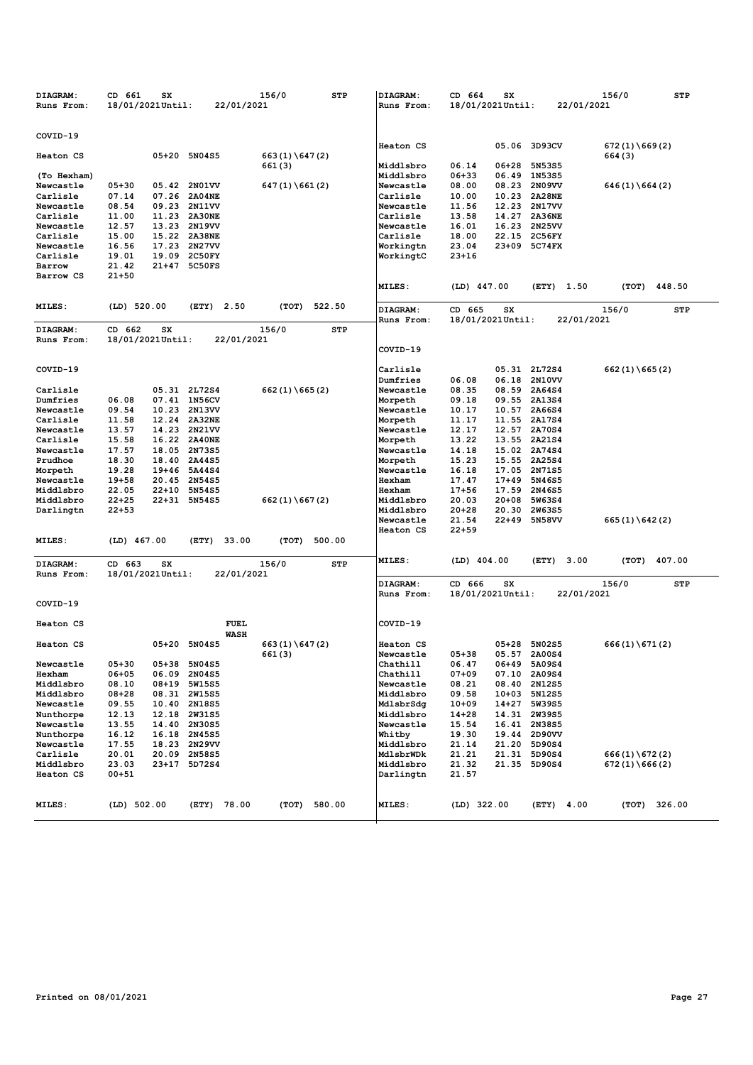## DIAGRAM: CD 661 SX 156/0 STP

Runs From: 18/01/2021 Until: 22/01/2021

COVID-19

| | | | | |
|---|---|---|---|---|
| Heaton CS | | 05+20 | 5N04S5 | 663(1)\647(2) 661(3) |
| (To Hexham) | | | | |
| Newcastle | 05+30 | 05.42 | 2N01VV | 647(1)\661(2) |
| Carlisle | 07.14 | 07.26 | 2A04NE | |
| Newcastle | 08.54 | 09.23 | 2N11VV | |
| Carlisle | 11.00 | 11.23 | 2A30NE | |
| Newcastle | 12.57 | 13.23 | 2N19VV | |
| Carlisle | 15.00 | 15.22 | 2A38NE | |
| Newcastle | 16.56 | 17.23 | 2N27VV | |
| Carlisle | 19.01 | 19.09 | 2C50FY | |
| Barrow | 21.42 | 21+47 | 5C50FS | |
| Barrow CS | 21+50 | | | |

MILES: (LD) 520.00 (ETY) 2.50 (TOT) 522.50

## DIAGRAM: CD 662 SX 156/0 STP

Runs From: 18/01/2021 Until: 22/01/2021

COVID-19

| | | | | |
|---|---|---|---|---|
| Carlisle | | 05.31 | 2L72S4 | 662(1)\665(2) |
| Dumfries | 06.08 | 07.41 | 1N56CV | |
| Newcastle | 09.54 | 10.23 | 2N13VV | |
| Carlisle | 11.58 | 12.24 | 2A32NE | |
| Newcastle | 13.57 | 14.23 | 2N21VV | |
| Carlisle | 15.58 | 16.22 | 2A40NE | |
| Newcastle | 17.57 | 18.05 | 2N73S5 | |
| Prudhoe | 18.30 | 18.40 | 2A44S5 | |
| Morpeth | 19.28 | 19+46 | 5A44S4 | |
| Newcastle | 19+58 | 20.45 | 2N54S5 | |
| Middlsbro | 22.05 | 22+10 | 5N54S5 | |
| Middlsbro | 22+25 | 22+31 | 5N54S5 | 662(1)\667(2) |
| Darlingtn | 22+53 | | | |

MILES: (LD) 467.00 (ETY) 33.00 (TOT) 500.00

## DIAGRAM: CD 663 SX 156/0 STP

Runs From: 18/01/2021 Until: 22/01/2021

COVID-19

| | | | | |
|---|---|---|---|---|
| Heaton CS | | | FUEL WASH | |
| Heaton CS | | 05+20 | 5N04S5 | 663(1)\647(2) 661(3) |
| Newcastle | 05+30 | 05+38 | 5N04S5 | |
| Hexham | 06+05 | 06.09 | 2N04S5 | |
| Middlsbro | 08.10 | 08+19 | 5W15S5 | |
| Middlsbro | 08+28 | 08.31 | 2W15S5 | |
| Newcastle | 09.55 | 10.40 | 2N18S5 | |
| Nunthorpe | 12.13 | 12.18 | 2W31S5 | |
| Newcastle | 13.55 | 14.40 | 2N30S5 | |
| Nunthorpe | 16.12 | 16.18 | 2N45S5 | |
| Newcastle | 17.55 | 18.23 | 2N29VV | |
| Carlisle | 20.01 | 20.09 | 2N58S5 | |
| Middlsbro | 23.03 | 23+17 | 5D72S4 | |
| Heaton CS | 00+51 | | | |

MILES: (LD) 502.00 (ETY) 78.00 (TOT) 580.00

## DIAGRAM: CD 664 SX 156/0 STP

Runs From: 18/01/2021 Until: 22/01/2021

| | | | | |
|---|---|---|---|---|
| Heaton CS | | 05.06 | 3D93CV | 672(1)\669(2) 664(3) |
| Middlsbro | 06.14 | 06+28 | 5N53S5 | |
| Middlsbro | 06+33 | 06.49 | 1N53S5 | |
| Newcastle | 08.00 | 08.23 | 2N09VV | 646(1)\664(2) |
| Carlisle | 10.00 | 10.23 | 2A28NE | |
| Newcastle | 11.56 | 12.23 | 2N17VV | |
| Carlisle | 13.58 | 14.27 | 2A36NE | |
| Newcastle | 16.01 | 16.23 | 2N25VV | |
| Carlisle | 18.00 | 22.15 | 2C56FY | |
| Workingtn | 23.04 | 23+09 | 5C74FX | |
| WorkingtC | 23+16 | | | |

MILES: (LD) 447.00 (ETY) 1.50 (TOT) 448.50

## DIAGRAM: CD 665 SX 156/0 STP

Runs From: 18/01/2021 Until: 22/01/2021

COVID-19

| | | | | |
|---|---|---|---|---|
| Carlisle | | 05.31 | 2L72S4 | 662(1)\665(2) |
| Dumfries | 06.08 | 06.18 | 2N10VV | |
| Newcastle | 08.35 | 08.59 | 2A64S4 | |
| Morpeth | 09.18 | 09.55 | 2A13S4 | |
| Newcastle | 10.17 | 10.57 | 2A66S4 | |
| Morpeth | 11.17 | 11.55 | 2A17S4 | |
| Newcastle | 12.17 | 12.57 | 2A70S4 | |
| Morpeth | 13.22 | 13.55 | 2A21S4 | |
| Newcastle | 14.18 | 15.02 | 2A74S4 | |
| Morpeth | 15.23 | 15.55 | 2A25S4 | |
| Newcastle | 16.18 | 17.05 | 2N71S5 | |
| Hexham | 17.47 | 17+49 | 5N46S5 | |
| Hexham | 17+56 | 17.59 | 2N46S5 | |
| Middlsbro | 20.03 | 20+08 | 5W63S4 | |
| Middlsbro | 20+28 | 20.30 | 2W63S5 | |
| Newcastle | 21.54 | 22+49 | 5N58VV | 665(1)\642(2) |
| Heaton CS | 22+59 | | | |

MILES: (LD) 404.00 (ETY) 3.00 (TOT) 407.00

## DIAGRAM: CD 666 SX 156/0 STP

Runs From: 18/01/2021 Until: 22/01/2021

COVID-19

| | | | | |
|---|---|---|---|---|
| Heaton CS | | 05+28 | 5N02S5 | 666(1)\671(2) |
| Newcastle | 05+38 | 05.57 | 2A00S4 | |
| Chathill | 06.47 | 06+49 | 5A09S4 | |
| Chathill | 07+09 | 07.10 | 2A09S4 | |
| Newcastle | 08.21 | 08.40 | 2N12S5 | |
| Middlsbro | 09.58 | 10+03 | 5N12S5 | |
| MdlsbrSdg | 10+09 | 14+27 | 5W39S5 | |
| Middlsbro | 14+28 | 14.31 | 2W39S5 | |
| Newcastle | 15.54 | 16.41 | 2N38S5 | |
| Whitby | 19.30 | 19.44 | 2D90VV | |
| Middlsbro | 21.14 | 21.20 | 5D90S4 | |
| MdlsbrWDk | 21.21 | 21.31 | 5D90S4 | 666(1)\672(2) |
| Middlsbro | 21.32 | 21.35 | 5D90S4 | 672(1)\666(2) |
| Darlingtn | 21.57 | | | |

MILES: (LD) 322.00 (ETY) 4.00 (TOT) 326.00

Printed on 08/01/2021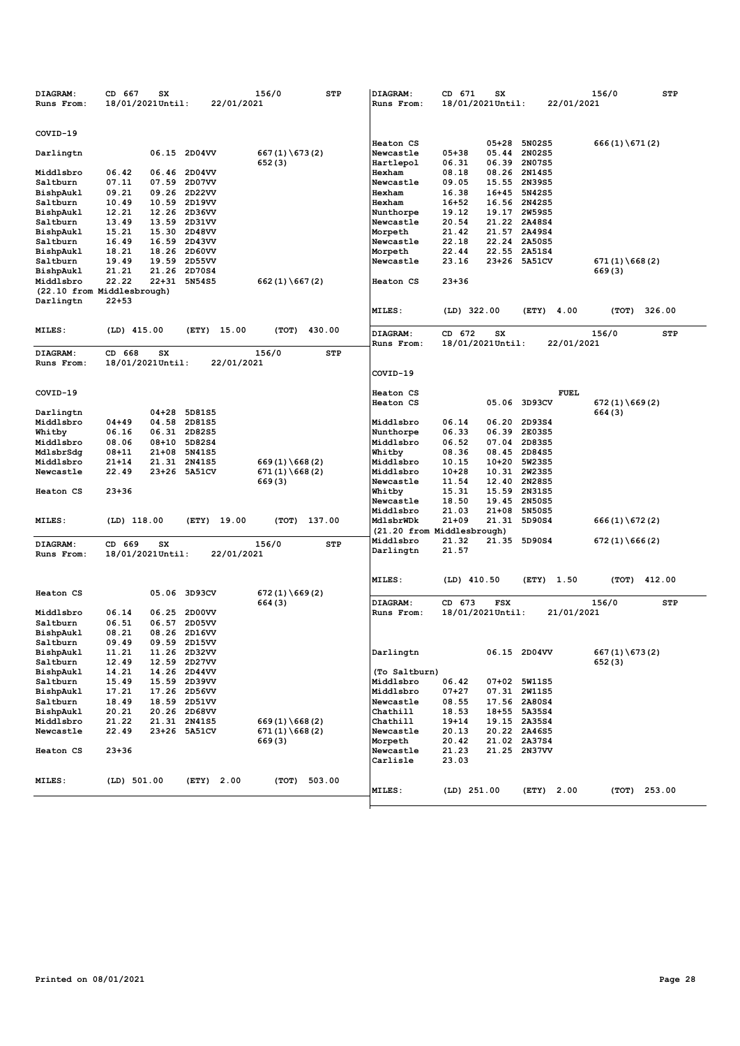DIAGRAM: CD 667 SX 156/0 STP
Runs From: 18/01/2021 Until: 22/01/2021

COVID-19

| | | | | |
|---|---|---|---|---|
| Darlingtn | | 06.15 | 2D04VV | 667(1)\673(2) 652(3) |
| Middlsbro | 06.42 | 06.46 | 2D04VV | |
| Saltburn | 07.11 | 07.59 | 2D07VV | |
| BishpAukl | 09.21 | 09.26 | 2D22VV | |
| Saltburn | 10.49 | 10.59 | 2D19VV | |
| BishpAukl | 12.21 | 12.26 | 2D36VV | |
| Saltburn | 13.49 | 13.59 | 2D31VV | |
| BishpAukl | 15.21 | 15.30 | 2D48VV | |
| Saltburn | 16.49 | 16.59 | 2D43VV | |
| BishpAukl | 18.21 | 18.26 | 2D60VV | |
| Saltburn | 19.49 | 19.59 | 2D55VV | |
| BishpAukl | 21.21 | 21.26 | 2D70S4 | |
| Middlsbro | 22.22 | 22+31 | 5N54S5 | 662(1)\667(2) |
| (22.10 from Middlesbrough) | | | | |
| Darlingtn | 22+53 | | | |

MILES: (LD) 415.00 (ETY) 15.00 (TOT) 430.00

DIAGRAM: CD 668 SX 156/0 STP
Runs From: 18/01/2021 Until: 22/01/2021

COVID-19

| | | | | |
|---|---|---|---|---|
| Darlingtn | | 04+28 | 5D81S5 | |
| Middlsbro | 04+49 | 04.58 | 2D81S5 | |
| Whitby | 06.16 | 06.31 | 2D82S5 | |
| Middlsbro | 08.06 | 08+10 | 5D82S4 | |
| MdlsbrSdg | 08+11 | 21+08 | 5N41S5 | |
| Middlsbro | 21+14 | 21.31 | 2N41S5 | 669(1)\668(2) |
| Newcastle | 22.49 | 23+26 | 5A51CV | 671(1)\668(2) 669(3) |
| Heaton CS | 23+36 | | | |

MILES: (LD) 118.00 (ETY) 19.00 (TOT) 137.00

DIAGRAM: CD 669 SX 156/0 STP
Runs From: 18/01/2021 Until: 22/01/2021

| | | | | |
|---|---|---|---|---|
| Heaton CS | | 05.06 | 3D93CV | 672(1)\669(2) 664(3) |
| Middlsbro | 06.14 | 06.25 | 2D00VV | |
| Saltburn | 06.51 | 06.57 | 2D05VV | |
| BishpAukl | 08.21 | 08.26 | 2D16VV | |
| Saltburn | 09.49 | 09.59 | 2D15VV | |
| BishpAukl | 11.21 | 11.26 | 2D32VV | |
| Saltburn | 12.49 | 12.59 | 2D27VV | |
| BishpAukl | 14.21 | 14.26 | 2D44VV | |
| Saltburn | 15.49 | 15.59 | 2D39VV | |
| BishpAukl | 17.21 | 17.26 | 2D56VV | |
| Saltburn | 18.49 | 18.59 | 2D51VV | |
| BishpAukl | 20.21 | 20.26 | 2D68VV | |
| Middlsbro | 21.22 | 21.31 | 2N41S5 | 669(1)\668(2) |
| Newcastle | 22.49 | 23+26 | 5A51CV | 671(1)\668(2) 669(3) |
| Heaton CS | 23+36 | | | |

MILES: (LD) 501.00 (ETY) 2.00 (TOT) 503.00

DIAGRAM: CD 671 SX 156/0 STP
Runs From: 18/01/2021 Until: 22/01/2021

| | | | | |
|---|---|---|---|---|
| Heaton CS | | 05+28 | 5N02S5 | 666(1)\671(2) |
| Newcastle | 05+38 | 05.44 | 2N02S5 | |
| Hartlepol | 06.31 | 06.39 | 2N07S5 | |
| Hexham | 08.18 | 08.26 | 2N14S5 | |
| Newcastle | 09.05 | 15.55 | 2N39S5 | |
| Hexham | 16.38 | 16+45 | 5N42S5 | |
| Hexham | 16+52 | 16.56 | 2N42S5 | |
| Nunthorpe | 19.12 | 19.17 | 2W59S5 | |
| Newcastle | 20.54 | 21.22 | 2A48S4 | |
| Morpeth | 21.42 | 21.57 | 2A49S4 | |
| Newcastle | 22.18 | 22.24 | 2A50S5 | |
| Morpeth | 22.44 | 22.55 | 2A51S4 | |
| Newcastle | 23.16 | 23+26 | 5A51CV | 671(1)\668(2) 669(3) |
| Heaton CS | 23+36 | | | |

MILES: (LD) 322.00 (ETY) 4.00 (TOT) 326.00

DIAGRAM: CD 672 SX 156/0 STP
Runs From: 18/01/2021 Until: 22/01/2021

COVID-19

| | | | | |
|---|---|---|---|---|
| Heaton CS | | | FUEL | |
| Heaton CS | | 05.06 | 3D93CV | 672(1)\669(2) 664(3) |
| Middlsbro | 06.14 | 06.20 | 2D93S4 | |
| Nunthorpe | 06.33 | 06.39 | 2E03S5 | |
| Middlsbro | 06.52 | 07.04 | 2D83S5 | |
| Whitby | 08.36 | 08.45 | 2D84S5 | |
| Middlsbro | 10.15 | 10+20 | 5W23S5 | |
| Middlsbro | 10+28 | 10.31 | 2W23S5 | |
| Newcastle | 11.54 | 12.40 | 2N28S5 | |
| Whitby | 15.31 | 15.59 | 2N31S5 | |
| Newcastle | 18.50 | 19.45 | 2N50S5 | |
| Middlsbro | 21.03 | 21+08 | 5N50S5 | |
| MdlsbrWDk | 21+09 | 21.31 | 5D90S4 | 666(1)\672(2) |
| (21.20 from Middlesbrough) | | | | |
| Middlsbro | 21.32 | 21.35 | 5D90S4 | 672(1)\666(2) |
| Darlingtn | 21.57 | | | |

MILES: (LD) 410.50 (ETY) 1.50 (TOT) 412.00

DIAGRAM: CD 673 FSX 156/0 STP
Runs From: 18/01/2021 Until: 21/01/2021

| | | | | |
|---|---|---|---|---|
| Darlingtn | | 06.15 | 2D04VV | 667(1)\673(2) 652(3) |
| (To Saltburn) | | | | |
| Middlsbro | 06.42 | 07+02 | 5W11S5 | |
| Middlsbro | 07+27 | 07.31 | 2W11S5 | |
| Newcastle | 08.55 | 17.56 | 2A80S4 | |
| Chathill | 18.53 | 18+55 | 5A35S4 | |
| Chathill | 19+14 | 19.15 | 2A35S4 | |
| Newcastle | 20.13 | 20.22 | 2A46S5 | |
| Morpeth | 20.42 | 21.02 | 2A37S4 | |
| Newcastle | 21.23 | 21.25 | 2N37VV | |
| Carlisle | 23.03 | | | |

MILES: (LD) 251.00 (ETY) 2.00 (TOT) 253.00

Printed on 08/01/2021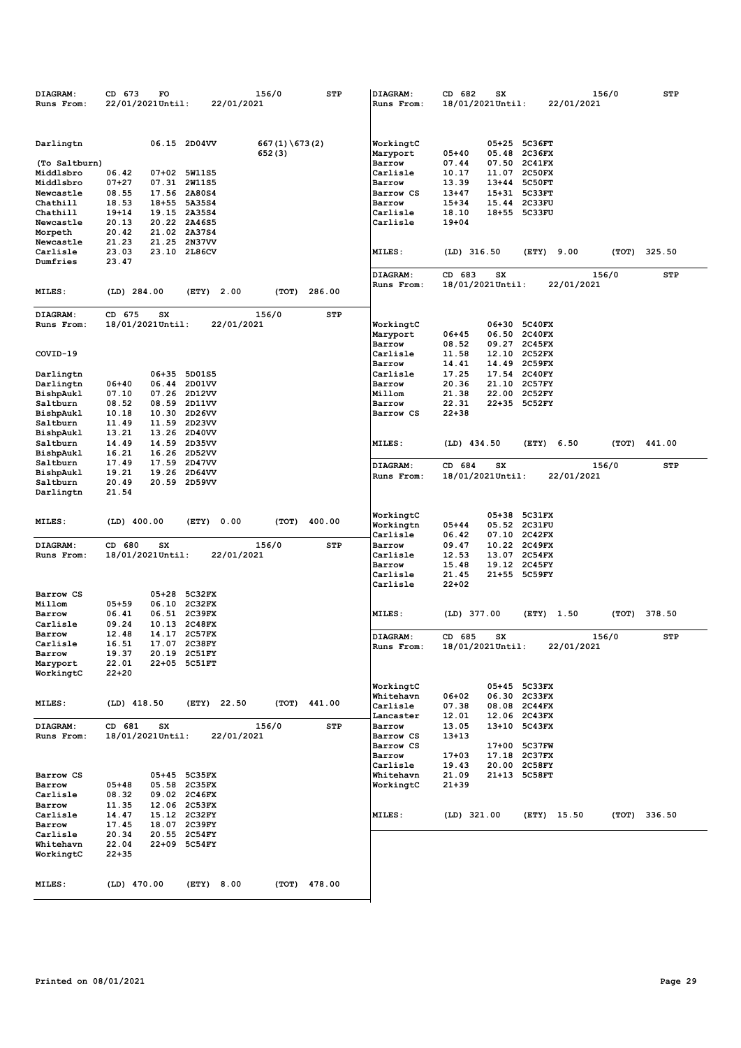**DIAGRAM:** CD 673 FO 156/0 STP
**Runs From:** 22/01/2021 Until: 22/01/2021

| | | | | |
|---|---|---|---|---|
| Darlingtn | | 06.15 | 2D04VV | 667(1)\673(2) 652(3) |
| (To Saltburn) | | | | |
| Middlsbro | 06.42 | 07+02 | 5W11S5 | |
| Middlsbro | 07+27 | 07.31 | 2W11S5 | |
| Newcastle | 08.55 | 17.56 | 2A80S4 | |
| Chathill | 18.53 | 18+55 | 5A35S4 | |
| Chathill | 19+14 | 19.15 | 2A35S4 | |
| Newcastle | 20.13 | 20.22 | 2A46S5 | |
| Morpeth | 20.42 | 21.02 | 2A37S4 | |
| Newcastle | 21.23 | 21.25 | 2N37VV | |
| Carlisle | 23.03 | 23.10 | 2L86CV | |
| Dumfries | 23.47 | | | |

**MILES:** (LD) 284.00 (ETY) 2.00 (TOT) 286.00

**DIAGRAM:** CD 675 SX 156/0 STP
**Runs From:** 18/01/2021 Until: 22/01/2021

COVID-19

| | | | |
|---|---|---|---|
| Darlingtn | | 06+35 | 5D01S5 |
| Darlingtn | 06+40 | 06.44 | 2D01VV |
| BishpAukl | 07.10 | 07.26 | 2D12VV |
| Saltburn | 08.52 | 08.59 | 2D11VV |
| BishpAukl | 10.18 | 10.30 | 2D26VV |
| Saltburn | 11.49 | 11.59 | 2D23VV |
| BishpAukl | 13.21 | 13.26 | 2D40VV |
| Saltburn | 14.49 | 14.59 | 2D35VV |
| BishpAukl | 16.21 | 16.26 | 2D52VV |
| Saltburn | 17.49 | 17.59 | 2D47VV |
| BishpAukl | 19.21 | 19.26 | 2D64VV |
| Saltburn | 20.49 | 20.59 | 2D59VV |
| Darlingtn | 21.54 | | |

**MILES:** (LD) 400.00 (ETY) 0.00 (TOT) 400.00

**DIAGRAM:** CD 680 SX 156/0 STP
**Runs From:** 18/01/2021 Until: 22/01/2021

| | | | |
|---|---|---|---|
| Barrow CS | | 05+28 | 5C32FX |
| Millom | 05+59 | 06.10 | 2C32FX |
| Barrow | 06.41 | 06.51 | 2C39FX |
| Carlisle | 09.24 | 10.13 | 2C48FX |
| Barrow | 12.48 | 14.17 | 2C57FX |
| Carlisle | 16.51 | 17.07 | 2C38FY |
| Barrow | 19.37 | 20.19 | 2C51FY |
| Maryport | 22.01 | 22+05 | 5C51FT |
| WorkingtC | 22+20 | | |

**MILES:** (LD) 418.50 (ETY) 22.50 (TOT) 441.00

**DIAGRAM:** CD 681 SX 156/0 STP
**Runs From:** 18/01/2021 Until: 22/01/2021

| | | | |
|---|---|---|---|
| Barrow CS | | 05+45 | 5C35FX |
| Barrow | 05+48 | 05.58 | 2C35FX |
| Carlisle | 08.32 | 09.02 | 2C46FX |
| Barrow | 11.35 | 12.06 | 2C53FX |
| Carlisle | 14.47 | 15.12 | 2C32FY |
| Barrow | 17.45 | 18.07 | 2C39FY |
| Carlisle | 20.34 | 20.55 | 2C54FY |
| Whitehavn | 22.04 | 22+09 | 5C54FY |
| WorkingtC | 22+35 | | |

**MILES:** (LD) 470.00 (ETY) 8.00 (TOT) 478.00

**DIAGRAM:** CD 682 SX 156/0 STP
**Runs From:** 18/01/2021 Until: 22/01/2021

| | | | |
|---|---|---|---|
| WorkingtC | | 05+25 | 5C36FT |
| Maryport | 05+40 | 05.48 | 2C36FX |
| Barrow | 07.44 | 07.50 | 2C41FX |
| Carlisle | 10.17 | 11.07 | 2C50FX |
| Barrow | 13.39 | 13+44 | 5C50FT |
| Barrow CS | 13+47 | 15+31 | 5C33FT |
| Barrow | 15+34 | 15.44 | 2C33FU |
| Carlisle | 18.10 | 18+55 | 5C33FU |
| Carlisle | 19+04 | | |

**MILES:** (LD) 316.50 (ETY) 9.00 (TOT) 325.50

**DIAGRAM:** CD 683 SX 156/0 STP
**Runs From:** 18/01/2021 Until: 22/01/2021

| | | | |
|---|---|---|---|
| WorkingtC | | 06+30 | 5C40FX |
| Maryport | 06+45 | 06.50 | 2C40FX |
| Barrow | 08.52 | 09.27 | 2C45FX |
| Carlisle | 11.58 | 12.10 | 2C52FX |
| Barrow | 14.41 | 14.49 | 2C59FX |
| Carlisle | 17.25 | 17.54 | 2C40FY |
| Barrow | 20.36 | 21.10 | 2C57FY |
| Millom | 21.38 | 22.00 | 2C52FY |
| Barrow | 22.31 | 22+35 | 5C52FY |
| Barrow CS | 22+38 | | |

**MILES:** (LD) 434.50 (ETY) 6.50 (TOT) 441.00

**DIAGRAM:** CD 684 SX 156/0 STP
**Runs From:** 18/01/2021 Until: 22/01/2021

| | | | |
|---|---|---|---|
| WorkingtC | | 05+38 | 5C31FX |
| Workingtn | 05+44 | 05.52 | 2C31FU |
| Carlisle | 06.42 | 07.10 | 2C42FX |
| Barrow | 09.47 | 10.22 | 2C49FX |
| Carlisle | 12.53 | 13.07 | 2C54FX |
| Barrow | 15.48 | 19.12 | 2C45FY |
| Carlisle | 21.45 | 21+55 | 5C59FY |
| Carlisle | 22+02 | | |

**MILES:** (LD) 377.00 (ETY) 1.50 (TOT) 378.50

**DIAGRAM:** CD 685 SX 156/0 STP
**Runs From:** 18/01/2021 Until: 22/01/2021

| | | | |
|---|---|---|---|
| WorkingtC | | 05+45 | 5C33FX |
| Whitehavn | 06+02 | 06.30 | 2C33FX |
| Carlisle | 07.38 | 08.08 | 2C44FX |
| Lancaster | 12.01 | 12.06 | 2C43FX |
| Barrow | 13.05 | 13+10 | 5C43FX |
| Barrow CS | 13+13 | | |
| Barrow CS | | 17+00 | 5C37FW |
| Barrow | 17+03 | 17.18 | 2C37FX |
| Carlisle | 19.43 | 20.00 | 2C58FY |
| Whitehavn | 21.09 | 21+13 | 5C58FT |
| WorkingtC | 21+39 | | |

**MILES:** (LD) 321.00 (ETY) 15.50 (TOT) 336.50

Printed on 08/01/2021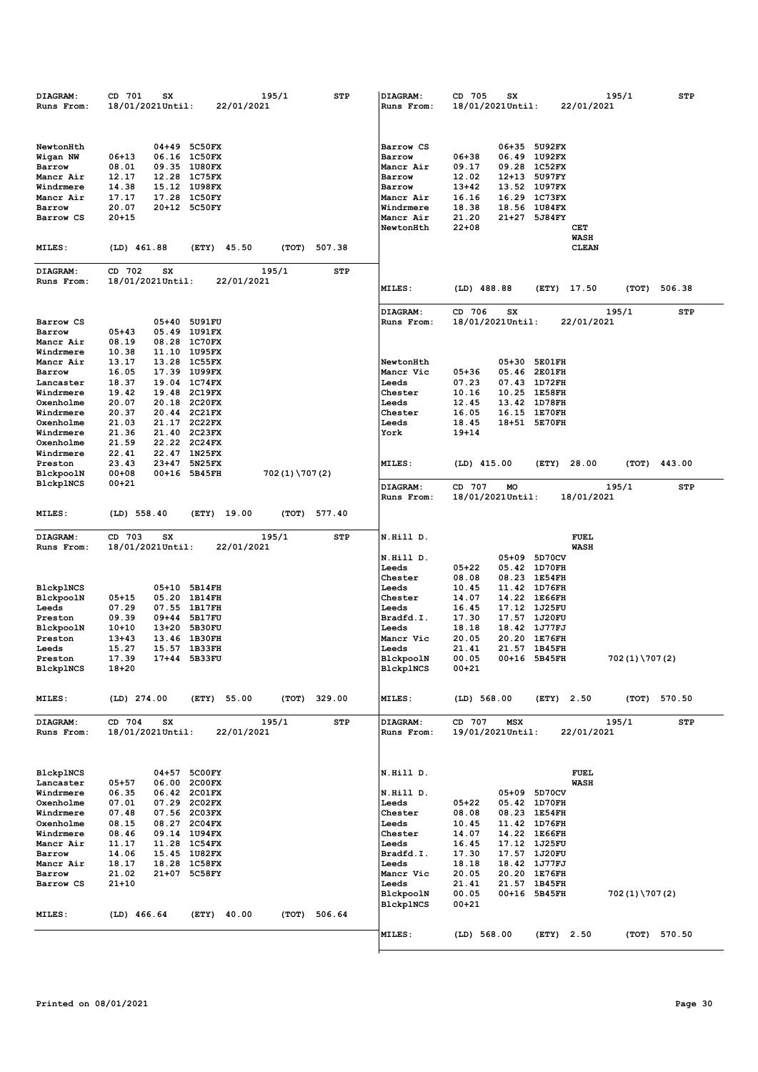| | | | | | |
|---|---|---|---|---|---|
| DIAGRAM: | CD 701 | SX | | 195/1 | STP |
| Runs From: | 18/01/2021 | Until: | 22/01/2021 | | |
| NewtonHth | | 04+49 | 5C50FX | | |
| Wigan NW | 06+13 | 06.16 | 1C50FX | | |
| Barrow | 08.01 | 09.35 | 1U80FX | | |
| Mancr Air | 12.17 | 12.28 | 1C75FX | | |
| Windrmere | 14.38 | 15.12 | 1U98FX | | |
| Mancr Air | 17.17 | 17.28 | 1C50FY | | |
| Barrow | 20.07 | 20+12 | 5C50FY | | |
| Barrow CS | 20+15 | | | | |
| MILES: | (LD) 461.88 | (ETY) 45.50 | (TOT) 507.38 | | |

| | | | | | |
|---|---|---|---|---|---|
| DIAGRAM: | CD 702 | SX | | 195/1 | STP |
| Runs From: | 18/01/2021 | Until: | 22/01/2021 | | |
| Barrow CS | | 05+40 | 5U91FU | | |
| Barrow | 05+43 | 05.49 | 1U91FX | | |
| Mancr Air | 08.19 | 08.28 | 1C70FX | | |
| Windrmere | 10.38 | 11.10 | 1U95FX | | |
| Mancr Air | 13.17 | 13.28 | 1C55FX | | |
| Barrow | 16.05 | 17.39 | 1U99FX | | |
| Lancaster | 18.37 | 19.04 | 1C74FX | | |
| Windrmere | 19.42 | 19.48 | 2C19FX | | |
| Oxenholme | 20.07 | 20.18 | 2C20FX | | |
| Windrmere | 20.37 | 20.44 | 2C21FX | | |
| Oxenholme | 21.03 | 21.17 | 2C22FX | | |
| Windrmere | 21.36 | 21.40 | 2C23FX | | |
| Oxenholme | 21.59 | 22.22 | 2C24FX | | |
| Windrmere | 22.41 | 22.47 | 1N25FX | | |
| Preston | 23.43 | 23+47 | 5N25FX | | |
| BlckpoolN | 00+08 | 00+16 | 5B45FH | 702(1)\707(2) | |
| BlckplNCS | 00+21 | | | | |
| MILES: | (LD) 558.40 | (ETY) 19.00 | (TOT) 577.40 | | |

| | | | | | |
|---|---|---|---|---|---|
| DIAGRAM: | CD 703 | SX | | 195/1 | STP |
| Runs From: | 18/01/2021 | Until: | 22/01/2021 | | |
| BlckplNCS | | 05+10 | 5B14FH | | |
| BlckpoolN | 05+15 | 05.20 | 1B14FH | | |
| Leeds | 07.29 | 07.55 | 1B17FH | | |
| Preston | 09.39 | 09+44 | 5B17FU | | |
| BlckpoolN | 10+10 | 13+20 | 5B30FU | | |
| Preston | 13+43 | 13.46 | 1B30FH | | |
| Leeds | 15.27 | 15.57 | 1B33FH | | |
| Preston | 17.39 | 17+44 | 5B33FU | | |
| BlckplNCS | 18+20 | | | | |
| MILES: | (LD) 274.00 | (ETY) 55.00 | (TOT) 329.00 | | |

| | | | | | |
|---|---|---|---|---|---|
| DIAGRAM: | CD 704 | SX | | 195/1 | STP |
| Runs From: | 18/01/2021 | Until: | 22/01/2021 | | |
| BlckplNCS | | 04+57 | 5C00FY | | |
| Lancaster | 05+57 | 06.00 | 2C00FX | | |
| Windrmere | 06.35 | 06.42 | 2C01FX | | |
| Oxenholme | 07.01 | 07.29 | 2C02FX | | |
| Windrmere | 07.48 | 07.56 | 2C03FX | | |
| Oxenholme | 08.15 | 08.27 | 2C04FX | | |
| Windrmere | 08.46 | 09.14 | 1U94FX | | |
| Mancr Air | 11.17 | 11.28 | 1C54FX | | |
| Barrow | 14.06 | 15.45 | 1U82FX | | |
| Mancr Air | 18.17 | 18.28 | 1C58FX | | |
| Barrow | 21.02 | 21+07 | 5C58FY | | |
| Barrow CS | 21+10 | | | | |
| MILES: | (LD) 466.64 | (ETY) 40.00 | (TOT) 506.64 | | |

| | | | | | |
|---|---|---|---|---|---|
| DIAGRAM: | CD 705 | SX | | 195/1 | STP |
| Runs From: | 18/01/2021 | Until: | 22/01/2021 | | |
| Barrow CS | | 06+35 | 5U92FX | | |
| Barrow | 06+38 | 06.49 | 1U92FX | | |
| Mancr Air | 09.17 | 09.28 | 1C52FX | | |
| Barrow | 12.02 | 12+13 | 5U97FY | | |
| Barrow | 13+42 | 13.52 | 1U97FX | | |
| Mancr Air | 16.16 | 16.29 | 1C73FX | | |
| Windrmere | 18.38 | 18.56 | 1U84FX | | |
| Mancr Air | 21.20 | 21+27 | 5J84FY | | |
| NewtonHth | 22+08 | | | CET WASH CLEAN | |
| MILES: | (LD) 488.88 | (ETY) 17.50 | (TOT) 506.38 | | |

| | | | | | |
|---|---|---|---|---|---|
| DIAGRAM: | CD 706 | SX | | 195/1 | STP |
| Runs From: | 18/01/2021 | Until: | 22/01/2021 | | |
| NewtonHth | | 05+30 | 5E01FH | | |
| Mancr Vic | 05+36 | 05.46 | 2E01FH | | |
| Leeds | 07.23 | 07.43 | 1D72FH | | |
| Chester | 10.16 | 10.25 | 1E58FH | | |
| Leeds | 12.45 | 13.42 | 1D78FH | | |
| Chester | 16.05 | 16.15 | 1E70FH | | |
| Leeds | 18.45 | 18+51 | 5E70FH | | |
| York | 19+14 | | | | |
| MILES: | (LD) 415.00 | (ETY) 28.00 | (TOT) 443.00 | | |

| | | | | | |
|---|---|---|---|---|---|
| DIAGRAM: | CD 707 | MO | | 195/1 | STP |
| Runs From: | 18/01/2021 | Until: | 18/01/2021 | | |
| N.Hill D. | | | | FUEL WASH | |
| N.Hill D. | | 05+09 | 5D70CV | | |
| Leeds | 05+22 | 05.42 | 1D70FH | | |
| Chester | 08.08 | 08.23 | 1E54FH | | |
| Leeds | 10.45 | 11.42 | 1D76FH | | |
| Chester | 14.07 | 14.22 | 1E66FH | | |
| Leeds | 16.45 | 17.12 | 1J25FU | | |
| Bradfd.I. | 17.30 | 17.57 | 1J20FU | | |
| Leeds | 18.18 | 18.42 | 1J77FJ | | |
| Mancr Vic | 20.05 | 20.20 | 1E76FH | | |
| Leeds | 21.41 | 21.57 | 1B45FH | | |
| BlckpoolN | 00.05 | 00+16 | 5B45FH | 702(1)\707(2) | |
| BlckplNCS | 00+21 | | | | |
| MILES: | (LD) 568.00 | (ETY) 2.50 | (TOT) 570.50 | | |

| | | | | | |
|---|---|---|---|---|---|
| DIAGRAM: | CD 707 | MSX | | 195/1 | STP |
| Runs From: | 19/01/2021 | Until: | 22/01/2021 | | |
| N.Hill D. | | | | FUEL WASH | |
| N.Hill D. | | 05+09 | 5D70CV | | |
| Leeds | 05+22 | 05.42 | 1D70FH | | |
| Chester | 08.08 | 08.23 | 1E54FH | | |
| Leeds | 10.45 | 11.42 | 1D76FH | | |
| Chester | 14.07 | 14.22 | 1E66FH | | |
| Leeds | 16.45 | 17.12 | 1J25FU | | |
| Bradfd.I. | 17.30 | 17.57 | 1J20FU | | |
| Leeds | 18.18 | 18.42 | 1J77FJ | | |
| Mancr Vic | 20.05 | 20.20 | 1E76FH | | |
| Leeds | 21.41 | 21.57 | 1B45FH | | |
| BlckpoolN | 00.05 | 00+16 | 5B45FH | 702(1)\707(2) | |
| BlckplNCS | 00+21 | | | | |
| MILES: | (LD) 568.00 | (ETY) 2.50 | (TOT) 570.50 | | |

Printed on 08/01/2021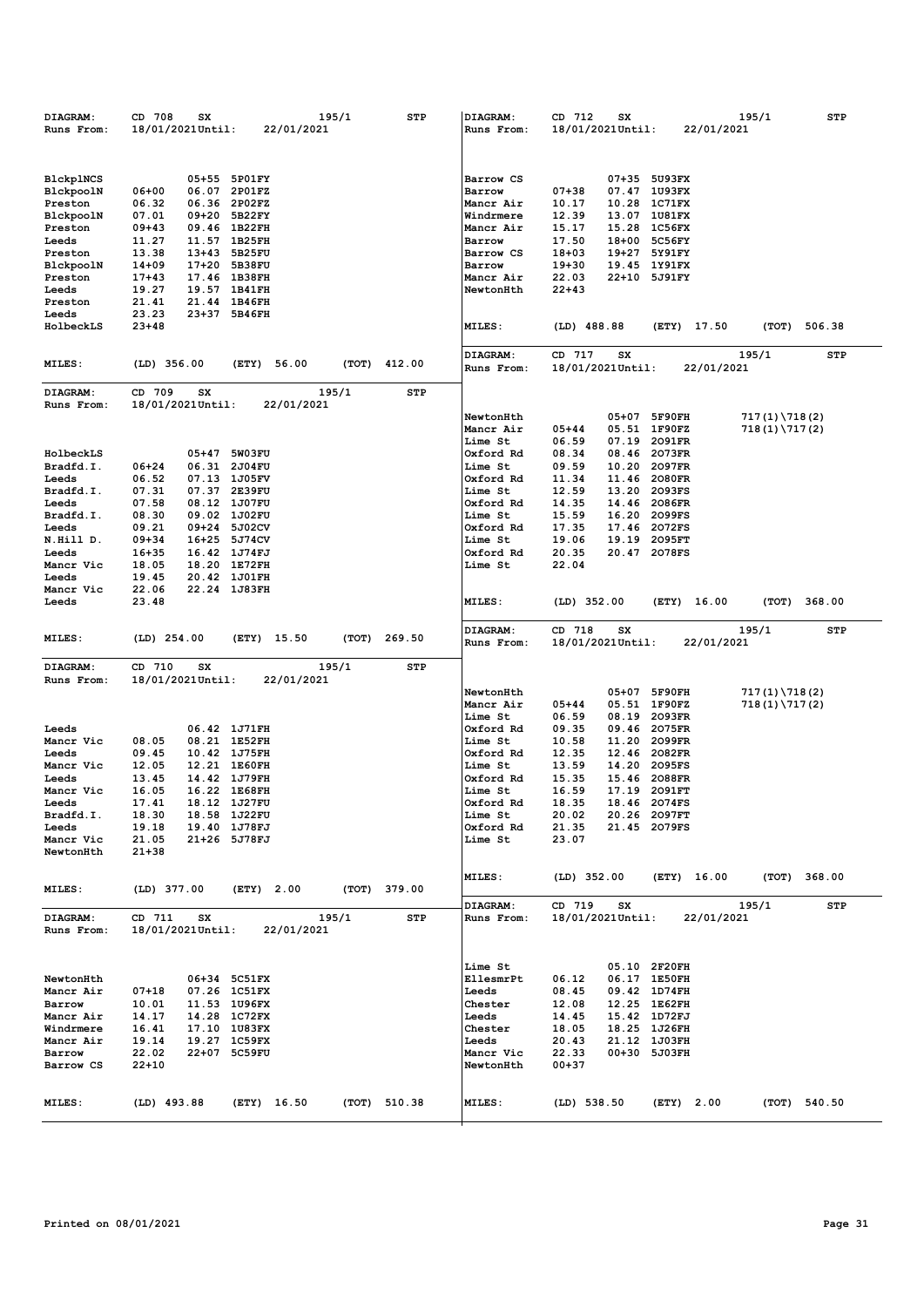**DIAGRAM:** CD 708 SX 195/1 STP
**Runs From:** 18/01/2021 **Until:** 22/01/2021

| | | | |
|---|---|---|---|
| BlckplNCS | | 05+55 | 5P01FY |
| BlckpoolN | 06+00 | 06.07 | 2P01FZ |
| Preston | 06.32 | 06.36 | 2P02FZ |
| BlckpoolN | 07.01 | 09+20 | 5B22FY |
| Preston | 09+43 | 09.46 | 1B22FH |
| Leeds | 11.27 | 11.57 | 1B25FH |
| Preston | 13.38 | 13+43 | 5B25FU |
| BlckpoolN | 14+09 | 17+20 | 5B38FU |
| Preston | 17+43 | 17.46 | 1B38FH |
| Leeds | 19.27 | 19.57 | 1B41FH |
| Preston | 21.41 | 21.44 | 1B46FH |
| Leeds | 23.23 | 23+37 | 5B46FH |
| HolbeckLS | 23+48 | | |

**MILES:** (LD) 356.00 (ETY) 56.00 (TOT) 412.00

**DIAGRAM:** CD 709 SX 195/1 STP
**Runs From:** 18/01/2021 **Until:** 22/01/2021

| | | | |
|---|---|---|---|
| HolbeckLS | | 05+47 | 5W03FU |
| Bradfd.I. | 06+24 | 06.31 | 2J04FU |
| Leeds | 06.52 | 07.13 | 1J05FV |
| Bradfd.I. | 07.31 | 07.37 | 2E39FU |
| Leeds | 07.58 | 08.12 | 1J07FU |
| Bradfd.I. | 08.30 | 09.02 | 1J02FU |
| Leeds | 09.21 | 09+24 | 5J02CV |
| N.Hill D. | 09+34 | 16+25 | 5J74CV |
| Leeds | 16+35 | 16.42 | 1J74FJ |
| Mancr Vic | 18.05 | 18.20 | 1E72FH |
| Leeds | 19.45 | 20.42 | 1J01FH |
| Mancr Vic | 22.06 | 22.24 | 1J83FH |
| Leeds | 23.48 | | |

**MILES:** (LD) 254.00 (ETY) 15.50 (TOT) 269.50

**DIAGRAM:** CD 710 SX 195/1 STP
**Runs From:** 18/01/2021 **Until:** 22/01/2021

| | | | |
|---|---|---|---|
| Leeds | | 06.42 | 1J71FH |
| Mancr Vic | 08.05 | 08.21 | 1E52FH |
| Leeds | 09.45 | 10.42 | 1J75FH |
| Mancr Vic | 12.05 | 12.21 | 1E60FH |
| Leeds | 13.45 | 14.42 | 1J79FH |
| Mancr Vic | 16.05 | 16.22 | 1E68FH |
| Leeds | 17.41 | 18.12 | 1J27FU |
| Bradfd.I. | 18.30 | 18.58 | 1J22FU |
| Leeds | 19.18 | 19.40 | 1J78FJ |
| Mancr Vic | 21.05 | 21+26 | 5J78FJ |
| NewtonHth | 21+38 | | |

**MILES:** (LD) 377.00 (ETY) 2.00 (TOT) 379.00

**DIAGRAM:** CD 711 SX 195/1 STP
**Runs From:** 18/01/2021 **Until:** 22/01/2021

| | | | |
|---|---|---|---|
| NewtonHth | | 06+34 | 5C51FX |
| Mancr Air | 07+18 | 07.26 | 1C51FX |
| Barrow | 10.01 | 11.53 | 1U96FX |
| Mancr Air | 14.17 | 14.28 | 1C72FX |
| Windrmere | 16.41 | 17.10 | 1U83FX |
| Mancr Air | 19.14 | 19.27 | 1C59FX |
| Barrow | 22.02 | 22+07 | 5C59FU |
| Barrow CS | 22+10 | | |

**MILES:** (LD) 493.88 (ETY) 16.50 (TOT) 510.38

**DIAGRAM:** CD 712 SX 195/1 STP
**Runs From:** 18/01/2021 **Until:** 22/01/2021

| | | | |
|---|---|---|---|
| Barrow CS | | 07+35 | 5U93FX |
| Barrow | 07+38 | 07.47 | 1U93FX |
| Mancr Air | 10.17 | 10.28 | 1C71FX |
| Windrmere | 12.39 | 13.07 | 1U81FX |
| Mancr Air | 15.17 | 15.28 | 1C56FX |
| Barrow | 17.50 | 18+00 | 5C56FY |
| Barrow CS | 18+03 | 19+27 | 5Y91FY |
| Barrow | 19+30 | 19.45 | 1Y91FX |
| Mancr Air | 22.03 | 22+10 | 5J91FY |
| NewtonHth | 22+43 | | |

**MILES:** (LD) 488.88 (ETY) 17.50 (TOT) 506.38

**DIAGRAM:** CD 717 SX 195/1 STP
**Runs From:** 18/01/2021 **Until:** 22/01/2021

| | | | | |
|---|---|---|---|---|
| NewtonHth | | 05+07 | 5F90FH | 717(1)\718(2) |
| Mancr Air | 05+44 | 05.51 | 1F90FZ | 718(1)\717(2) |
| Lime St | 06.59 | 07.19 | 2O91FR | |
| Oxford Rd | 08.34 | 08.46 | 2O73FR | |
| Lime St | 09.59 | 10.20 | 2O97FR | |
| Oxford Rd | 11.34 | 11.46 | 2O80FR | |
| Lime St | 12.59 | 13.20 | 2O93FS | |
| Oxford Rd | 14.35 | 14.46 | 2O86FR | |
| Lime St | 15.59 | 16.20 | 2O99FS | |
| Oxford Rd | 17.35 | 17.46 | 2O72FS | |
| Lime St | 19.06 | 19.19 | 2O95FT | |
| Oxford Rd | 20.35 | 20.47 | 2O78FS | |
| Lime St | 22.04 | | | |

**MILES:** (LD) 352.00 (ETY) 16.00 (TOT) 368.00

**DIAGRAM:** CD 718 SX 195/1 STP
**Runs From:** 18/01/2021 **Until:** 22/01/2021

| | | | | |
|---|---|---|---|---|
| NewtonHth | | 05+07 | 5F90FH | 717(1)\718(2) |
| Mancr Air | 05+44 | 05.51 | 1F90FZ | 718(1)\717(2) |
| Lime St | 06.59 | 08.19 | 2O93FR | |
| Oxford Rd | 09.35 | 09.46 | 2O75FR | |
| Lime St | 10.58 | 11.20 | 2O99FR | |
| Oxford Rd | 12.35 | 12.46 | 2O82FR | |
| Lime St | 13.59 | 14.20 | 2O95FS | |
| Oxford Rd | 15.35 | 15.46 | 2O88FR | |
| Lime St | 16.59 | 17.19 | 2O91FT | |
| Oxford Rd | 18.35 | 18.46 | 2O74FS | |
| Lime St | 20.02 | 20.26 | 2O97FT | |
| Oxford Rd | 21.35 | 21.45 | 2O79FS | |
| Lime St | 23.07 | | | |

**MILES:** (LD) 352.00 (ETY) 16.00 (TOT) 368.00

**DIAGRAM:** CD 719 SX 195/1 STP
**Runs From:** 18/01/2021 **Until:** 22/01/2021

| | | | |
|---|---|---|---|
| Lime St | | 05.10 | 2F20FH |
| EllesmrPt | 06.12 | 06.17 | 1E50FH |
| Leeds | 08.45 | 09.42 | 1D74FH |
| Chester | 12.08 | 12.25 | 1E62FH |
| Leeds | 14.45 | 15.42 | 1D72FJ |
| Chester | 18.05 | 18.25 | 1J26FH |
| Leeds | 20.43 | 21.12 | 1J03FH |
| Mancr Vic | 22.33 | 00+30 | 5J03FH |
| NewtonHth | 00+37 | | |

**MILES:** (LD) 538.50 (ETY) 2.00 (TOT) 540.50

Printed on 08/01/2021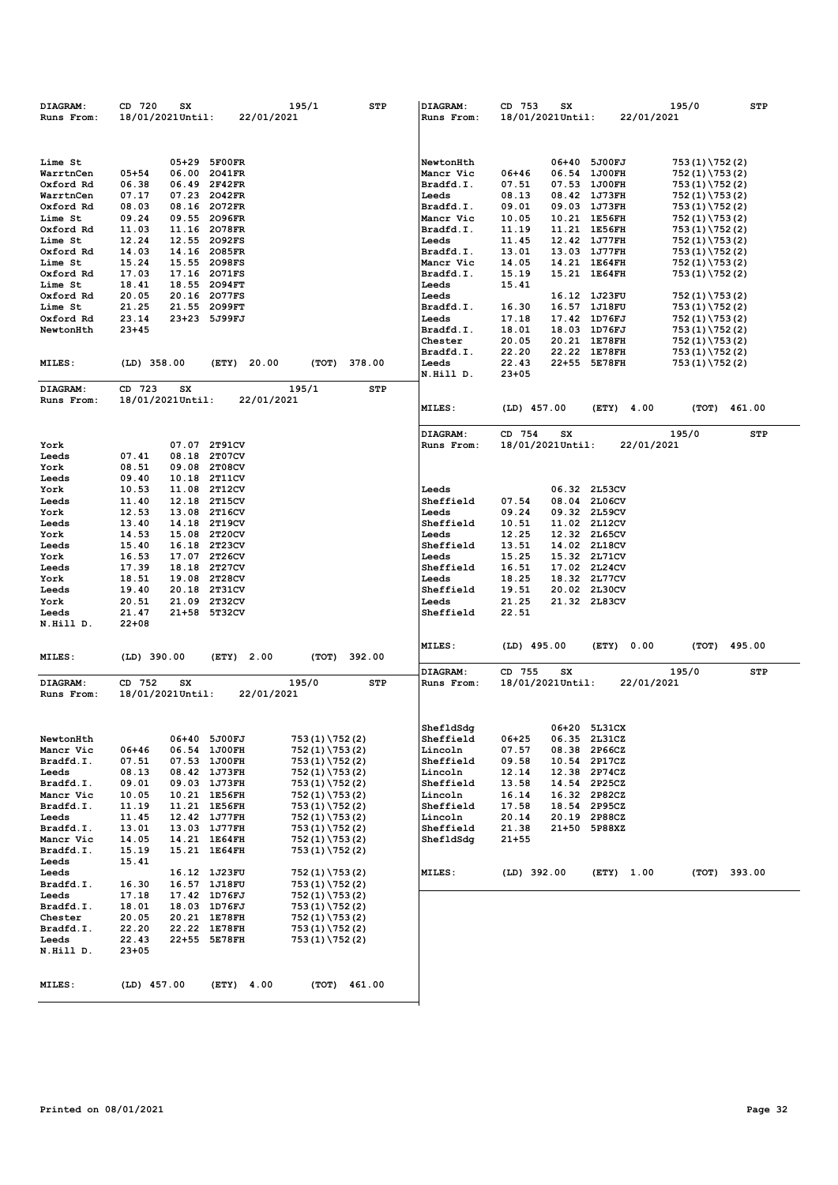DIAGRAM: CD 720 SX 195/1 STP
Runs From: 18/01/2021 Until: 22/01/2021

| | | | | |
|---|---|---|---|---|
| Lime St | | 05+29 | 5F00FR | |
| WarrtnCen | 05+54 | 06.00 | 2O41FR | |
| Oxford Rd | 06.38 | 06.49 | 2F42FR | |
| WarrtnCen | 07.17 | 07.23 | 2O42FR | |
| Oxford Rd | 08.03 | 08.16 | 2O72FR | |
| Lime St | 09.24 | 09.55 | 2O96FR | |
| Oxford Rd | 11.03 | 11.16 | 2O78FR | |
| Lime St | 12.24 | 12.55 | 2O92FS | |
| Oxford Rd | 14.03 | 14.16 | 2O85FR | |
| Lime St | 15.24 | 15.55 | 2O98FS | |
| Oxford Rd | 17.03 | 17.16 | 2O71FS | |
| Lime St | 18.41 | 18.55 | 2O94FT | |
| Oxford Rd | 20.05 | 20.16 | 2O77FS | |
| Lime St | 21.25 | 21.55 | 2O99FT | |
| Oxford Rd | 23.14 | 23+23 | 5J99FJ | |
| NewtonHth | 23+45 | | | |

MILES: (LD) 358.00 (ETY) 20.00 (TOT) 378.00

DIAGRAM: CD 723 SX 195/1 STP
Runs From: 18/01/2021 Until: 22/01/2021

| | | | |
|---|---|---|---|
| York | | 07.07 | 2T91CV |
| Leeds | 07.41 | 08.18 | 2T07CV |
| York | 08.51 | 09.08 | 2T08CV |
| Leeds | 09.40 | 10.18 | 2T11CV |
| York | 10.53 | 11.08 | 2T12CV |
| Leeds | 11.40 | 12.18 | 2T15CV |
| York | 12.53 | 13.08 | 2T16CV |
| Leeds | 13.40 | 14.18 | 2T19CV |
| York | 14.53 | 15.08 | 2T20CV |
| Leeds | 15.40 | 16.18 | 2T23CV |
| York | 16.53 | 17.07 | 2T26CV |
| Leeds | 17.39 | 18.18 | 2T27CV |
| York | 18.51 | 19.08 | 2T28CV |
| Leeds | 19.40 | 20.18 | 2T31CV |
| York | 20.51 | 21.09 | 2T32CV |
| Leeds | 21.47 | 21+58 | 5T32CV |
| N.Hill D. | 22+08 | | |

MILES: (LD) 390.00 (ETY) 2.00 (TOT) 392.00

DIAGRAM: CD 752 SX 195/0 STP
Runs From: 18/01/2021 Until: 22/01/2021

| | | | | |
|---|---|---|---|---|
| NewtonHth | | 06+40 | 5J00FJ | 753(1)\752(2) |
| Mancr Vic | 06+46 | 06.54 | 1J00FH | 752(1)\753(2) |
| Bradfd.I. | 07.51 | 07.53 | 1J00FH | 753(1)\752(2) |
| Leeds | 08.13 | 08.42 | 1J73FH | 752(1)\753(2) |
| Bradfd.I. | 09.01 | 09.03 | 1J73FH | 753(1)\752(2) |
| Mancr Vic | 10.05 | 10.21 | 1E56FH | 752(1)\753(2) |
| Bradfd.I. | 11.19 | 11.21 | 1E56FH | 753(1)\752(2) |
| Leeds | 11.45 | 12.42 | 1J77FH | 752(1)\753(2) |
| Bradfd.I. | 13.01 | 13.03 | 1J77FH | 753(1)\752(2) |
| Mancr Vic | 14.05 | 14.21 | 1E64FH | 752(1)\753(2) |
| Bradfd.I. | 15.19 | 15.21 | 1E64FH | 753(1)\752(2) |
| Leeds | 15.41 | | | |
| Leeds | | 16.12 | 1J23FU | 752(1)\753(2) |
| Bradfd.I. | 16.30 | 16.57 | 1J18FU | 753(1)\752(2) |
| Leeds | 17.18 | 17.42 | 1D76FJ | 752(1)\753(2) |
| Bradfd.I. | 18.01 | 18.03 | 1D76FJ | 753(1)\752(2) |
| Chester | 20.05 | 20.21 | 1E78FH | 752(1)\753(2) |
| Bradfd.I. | 22.20 | 22.22 | 1E78FH | 753(1)\752(2) |
| Leeds | 22.43 | 22+55 | 5E78FH | 753(1)\752(2) |
| N.Hill D. | 23+05 | | | |

MILES: (LD) 457.00 (ETY) 4.00 (TOT) 461.00

DIAGRAM: CD 753 SX 195/0 STP
Runs From: 18/01/2021 Until: 22/01/2021

| | | | | |
|---|---|---|---|---|
| NewtonHth | | 06+40 | 5J00FJ | 753(1)\752(2) |
| Mancr Vic | 06+46 | 06.54 | 1J00FH | 752(1)\753(2) |
| Bradfd.I. | 07.51 | 07.53 | 1J00FH | 753(1)\752(2) |
| Leeds | 08.13 | 08.42 | 1J73FH | 752(1)\753(2) |
| Bradfd.I. | 09.01 | 09.03 | 1J73FH | 753(1)\752(2) |
| Mancr Vic | 10.05 | 10.21 | 1E56FH | 752(1)\753(2) |
| Bradfd.I. | 11.19 | 11.21 | 1E56FH | 753(1)\752(2) |
| Leeds | 11.45 | 12.42 | 1J77FH | 752(1)\753(2) |
| Bradfd.I. | 13.01 | 13.03 | 1J77FH | 753(1)\752(2) |
| Mancr Vic | 14.05 | 14.21 | 1E64FH | 752(1)\753(2) |
| Bradfd.I. | 15.19 | 15.21 | 1E64FH | 753(1)\752(2) |
| Leeds | 15.41 | | | |
| Leeds | | 16.12 | 1J23FU | 752(1)\753(2) |
| Bradfd.I. | 16.30 | 16.57 | 1J18FU | 753(1)\752(2) |
| Leeds | 17.18 | 17.42 | 1D76FJ | 752(1)\753(2) |
| Bradfd.I. | 18.01 | 18.03 | 1D76FJ | 753(1)\752(2) |
| Chester | 20.05 | 20.21 | 1E78FH | 752(1)\753(2) |
| Bradfd.I. | 22.20 | 22.22 | 1E78FH | 753(1)\752(2) |
| Leeds | 22.43 | 22+55 | 5E78FH | 753(1)\752(2) |
| N.Hill D. | 23+05 | | | |

MILES: (LD) 457.00 (ETY) 4.00 (TOT) 461.00

DIAGRAM: CD 754 SX 195/0 STP
Runs From: 18/01/2021 Until: 22/01/2021

| | | | |
|---|---|---|---|
| Leeds | | 06.32 | 2L53CV |
| Sheffield | 07.54 | 08.04 | 2L06CV |
| Leeds | 09.24 | 09.32 | 2L59CV |
| Sheffield | 10.51 | 11.02 | 2L12CV |
| Leeds | 12.25 | 12.32 | 2L65CV |
| Sheffield | 13.51 | 14.02 | 2L18CV |
| Leeds | 15.25 | 15.32 | 2L71CV |
| Sheffield | 16.51 | 17.02 | 2L24CV |
| Leeds | 18.25 | 18.32 | 2L77CV |
| Sheffield | 19.51 | 20.02 | 2L30CV |
| Leeds | 21.25 | 21.32 | 2L83CV |
| Sheffield | 22.51 | | |

MILES: (LD) 495.00 (ETY) 0.00 (TOT) 495.00

DIAGRAM: CD 755 SX 195/0 STP
Runs From: 18/01/2021 Until: 22/01/2021

| | | | |
|---|---|---|---|
| ShefldSdg | | 06+20 | 5L31CX |
| Sheffield | 06+25 | 06.35 | 2L31CZ |
| Lincoln | 07.57 | 08.38 | 2P66CZ |
| Sheffield | 09.58 | 10.54 | 2P17CZ |
| Lincoln | 12.14 | 12.38 | 2P74CZ |
| Sheffield | 13.58 | 14.54 | 2P25CZ |
| Lincoln | 16.14 | 16.32 | 2P82CZ |
| Sheffield | 17.58 | 18.54 | 2P95CZ |
| Lincoln | 20.14 | 20.19 | 2P88CZ |
| Sheffield | 21.38 | 21+50 | 5P88XZ |
| ShefldSdg | 21+55 | | |

MILES: (LD) 392.00 (ETY) 1.00 (TOT) 393.00

Printed on 08/01/2021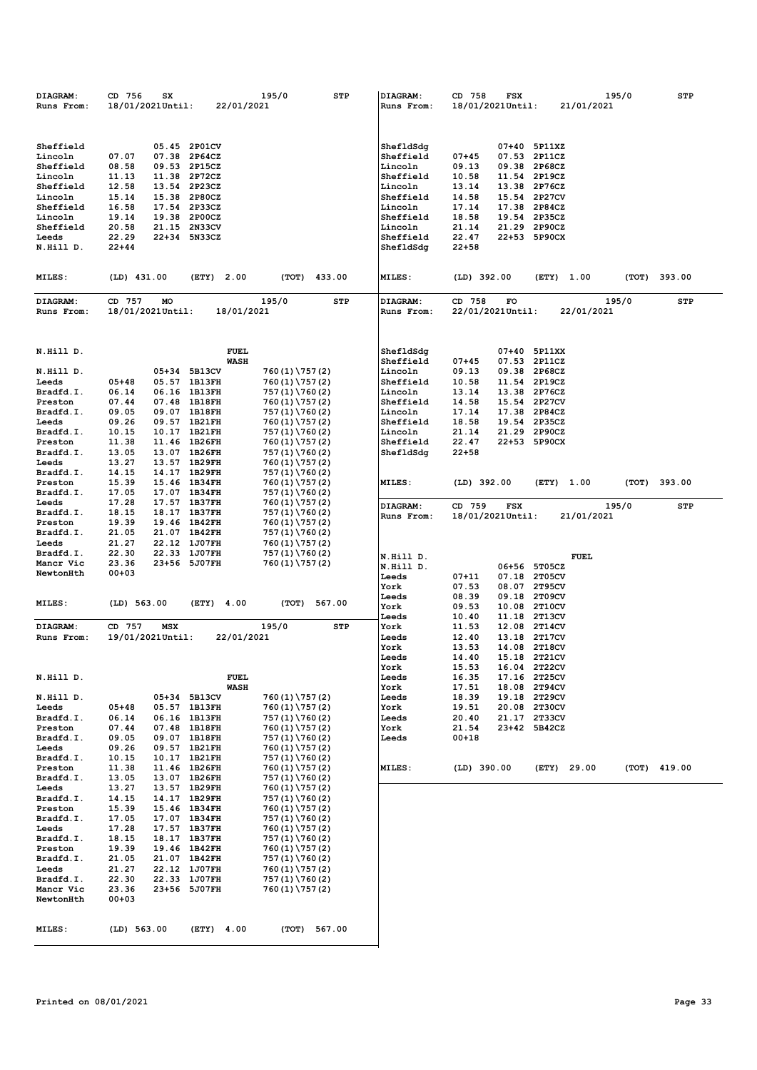DIAGRAM: CD 756 SX 195/0 STP
Runs From: 18/01/2021 Until: 22/01/2021

| Location | Arr | Dep | Headcode | |
|---|---|---|---|---|
| Sheffield | | 05.45 | 2P01CV | |
| Lincoln | 07.07 | 07.38 | 2P64CZ | |
| Sheffield | 08.58 | 09.53 | 2P15CZ | |
| Lincoln | 11.13 | 11.38 | 2P72CZ | |
| Sheffield | 12.58 | 13.54 | 2P23CZ | |
| Lincoln | 15.14 | 15.38 | 2P80CZ | |
| Sheffield | 16.58 | 17.54 | 2P33CZ | |
| Lincoln | 19.14 | 19.38 | 2P00CZ | |
| Sheffield | 20.58 | 21.15 | 2N33CV | |
| Leeds | 22.29 | 22+34 | 5N33CZ | |
| N.Hill D. | 22+44 | | | |

MILES: (LD) 431.00 (ETY) 2.00 (TOT) 433.00

DIAGRAM: CD 757 MO 195/0 STP
Runs From: 18/01/2021 Until: 18/01/2021

| Location | Arr | Dep | Headcode | |
|---|---|---|---|---|
| N.Hill D. | | | FUEL WASH | |
| N.Hill D. | | 05+34 | 5B13CV | 760(1)\757(2) |
| Leeds | 05+48 | 05.57 | 1B13FH | 760(1)\757(2) |
| Bradfd.I. | 06.14 | 06.16 | 1B13FH | 757(1)\760(2) |
| Preston | 07.44 | 07.48 | 1B18FH | 760(1)\757(2) |
| Bradfd.I. | 09.05 | 09.07 | 1B18FH | 757(1)\760(2) |
| Leeds | 09.26 | 09.57 | 1B21FH | 760(1)\757(2) |
| Bradfd.I. | 10.15 | 10.17 | 1B21FH | 757(1)\760(2) |
| Preston | 11.38 | 11.46 | 1B26FH | 760(1)\757(2) |
| Bradfd.I. | 13.05 | 13.07 | 1B26FH | 757(1)\760(2) |
| Leeds | 13.27 | 13.57 | 1B29FH | 760(1)\757(2) |
| Bradfd.I. | 14.15 | 14.17 | 1B29FH | 757(1)\760(2) |
| Preston | 15.39 | 15.46 | 1B34FH | 760(1)\757(2) |
| Bradfd.I. | 17.05 | 17.07 | 1B34FH | 757(1)\760(2) |
| Leeds | 17.28 | 17.57 | 1B37FH | 760(1)\757(2) |
| Bradfd.I. | 18.15 | 18.17 | 1B37FH | 757(1)\760(2) |
| Preston | 19.39 | 19.46 | 1B42FH | 760(1)\757(2) |
| Bradfd.I. | 21.05 | 21.07 | 1B42FH | 757(1)\760(2) |
| Leeds | 21.27 | 22.12 | 1J07FH | 760(1)\757(2) |
| Bradfd.I. | 22.30 | 22.33 | 1J07FH | 757(1)\760(2) |
| Mancr Vic | 23.36 | 23+56 | 5J07FH | 760(1)\757(2) |
| NewtonHth | 00+03 | | | |

MILES: (LD) 563.00 (ETY) 4.00 (TOT) 567.00

DIAGRAM: CD 757 MSX 195/0 STP
Runs From: 19/01/2021 Until: 22/01/2021

| Location | Arr | Dep | Headcode | |
|---|---|---|---|---|
| N.Hill D. | | | FUEL WASH | |
| N.Hill D. | | 05+34 | 5B13CV | 760(1)\757(2) |
| Leeds | 05+48 | 05.57 | 1B13FH | 760(1)\757(2) |
| Bradfd.I. | 06.14 | 06.16 | 1B13FH | 757(1)\760(2) |
| Preston | 07.44 | 07.48 | 1B18FH | 760(1)\757(2) |
| Bradfd.I. | 09.05 | 09.07 | 1B18FH | 757(1)\760(2) |
| Leeds | 09.26 | 09.57 | 1B21FH | 760(1)\757(2) |
| Bradfd.I. | 10.15 | 10.17 | 1B21FH | 757(1)\760(2) |
| Preston | 11.38 | 11.46 | 1B26FH | 760(1)\757(2) |
| Bradfd.I. | 13.05 | 13.07 | 1B26FH | 757(1)\760(2) |
| Leeds | 13.27 | 13.57 | 1B29FH | 760(1)\757(2) |
| Bradfd.I. | 14.15 | 14.17 | 1B29FH | 757(1)\760(2) |
| Preston | 15.39 | 15.46 | 1B34FH | 760(1)\757(2) |
| Bradfd.I. | 17.05 | 17.07 | 1B34FH | 757(1)\760(2) |
| Leeds | 17.28 | 17.57 | 1B37FH | 760(1)\757(2) |
| Bradfd.I. | 18.15 | 18.17 | 1B37FH | 757(1)\760(2) |
| Preston | 19.39 | 19.46 | 1B42FH | 760(1)\757(2) |
| Bradfd.I. | 21.05 | 21.07 | 1B42FH | 757(1)\760(2) |
| Leeds | 21.27 | 22.12 | 1J07FH | 760(1)\757(2) |
| Bradfd.I. | 22.30 | 22.33 | 1J07FH | 757(1)\760(2) |
| Mancr Vic | 23.36 | 23+56 | 5J07FH | 760(1)\757(2) |
| NewtonHth | 00+03 | | | |

MILES: (LD) 563.00 (ETY) 4.00 (TOT) 567.00

DIAGRAM: CD 758 FSX 195/0 STP
Runs From: 18/01/2021 Until: 21/01/2021

| Location | Arr | Dep | Headcode |
|---|---|---|---|
| ShefldSdg | | 07+40 | 5P11XZ |
| Sheffield | 07+45 | 07.53 | 2P11CZ |
| Lincoln | 09.13 | 09.38 | 2P68CZ |
| Sheffield | 10.58 | 11.54 | 2P19CZ |
| Lincoln | 13.14 | 13.38 | 2P76CZ |
| Sheffield | 14.58 | 15.54 | 2P27CV |
| Lincoln | 17.14 | 17.38 | 2P84CZ |
| Sheffield | 18.58 | 19.54 | 2P35CZ |
| Lincoln | 21.14 | 21.29 | 2P90CZ |
| Sheffield | 22.47 | 22+53 | 5P90CX |
| ShefldSdg | 22+58 | | |

MILES: (LD) 392.00 (ETY) 1.00 (TOT) 393.00

DIAGRAM: CD 758 FO 195/0 STP
Runs From: 22/01/2021 Until: 22/01/2021

| Location | Arr | Dep | Headcode |
|---|---|---|---|
| ShefldSdg | | 07+40 | 5P11XX |
| Sheffield | 07+45 | 07.53 | 2P11CZ |
| Lincoln | 09.13 | 09.38 | 2P68CZ |
| Sheffield | 10.58 | 11.54 | 2P19CZ |
| Lincoln | 13.14 | 13.38 | 2P76CZ |
| Sheffield | 14.58 | 15.54 | 2P27CV |
| Lincoln | 17.14 | 17.38 | 2P84CZ |
| Sheffield | 18.58 | 19.54 | 2P35CZ |
| Lincoln | 21.14 | 21.29 | 2P90CZ |
| Sheffield | 22.47 | 22+53 | 5P90CX |
| ShefldSdg | 22+58 | | |

MILES: (LD) 392.00 (ETY) 1.00 (TOT) 393.00

DIAGRAM: CD 759 FSX 195/0 STP
Runs From: 18/01/2021 Until: 21/01/2021

| Location | Arr | Dep | Headcode |
|---|---|---|---|
| N.Hill D. | | | FUEL |
| N.Hill D. | | 06+56 | 5T05CZ |
| Leeds | 07+11 | 07.18 | 2T05CV |
| York | 07.53 | 08.07 | 2T95CV |
| Leeds | 08.39 | 09.18 | 2T09CV |
| York | 09.53 | 10.08 | 2T10CV |
| Leeds | 10.40 | 11.18 | 2T13CV |
| York | 11.53 | 12.08 | 2T14CV |
| Leeds | 12.40 | 13.18 | 2T17CV |
| York | 13.53 | 14.08 | 2T18CV |
| Leeds | 14.40 | 15.18 | 2T21CV |
| York | 15.53 | 16.04 | 2T22CV |
| Leeds | 16.35 | 17.16 | 2T25CV |
| York | 17.51 | 18.08 | 2T94CV |
| Leeds | 18.39 | 19.18 | 2T29CV |
| York | 19.51 | 20.08 | 2T30CV |
| Leeds | 20.40 | 21.17 | 2T33CV |
| York | 21.54 | 23+42 | 5B42CZ |
| Leeds | 00+18 | | |

MILES: (LD) 390.00 (ETY) 29.00 (TOT) 419.00

Printed on 08/01/2021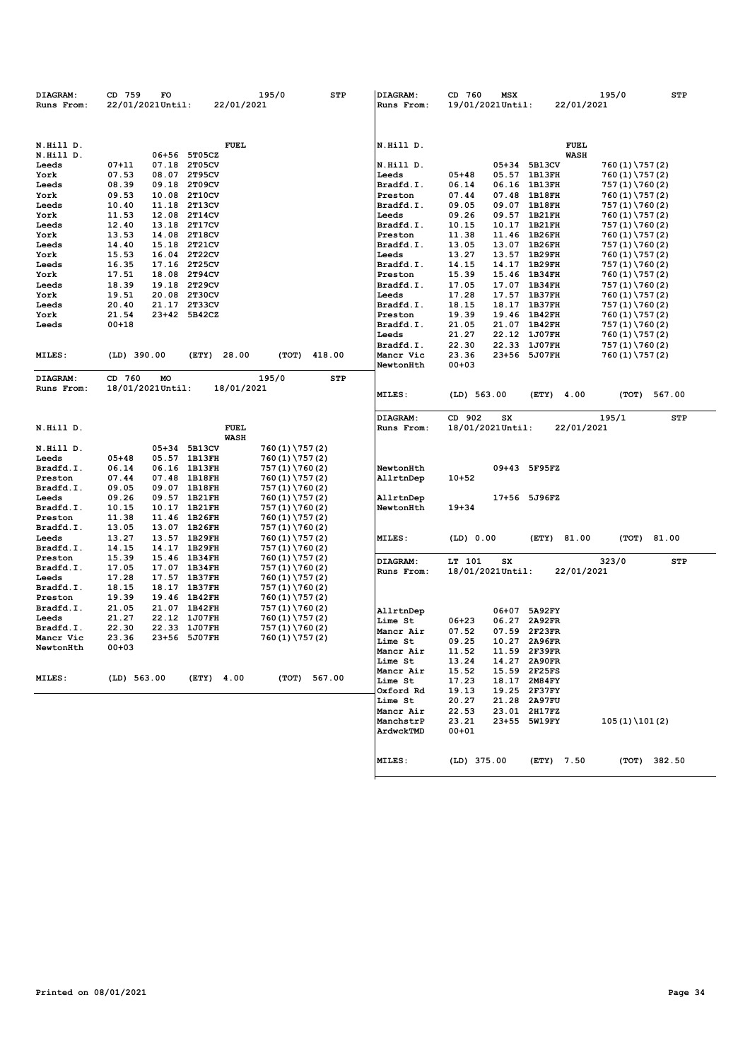| DIAGRAM: | CD 759 | FO | | 195/0 | STP |
|---|---|---|---|---|---|
| Runs From: | 22/01/2021Until: | | 22/01/2021 | | |
| N.Hill D. | | | FUEL | | |
| N.Hill D. | | 06+56 | 5T05CZ | | |
| Leeds | 07+11 | 07.18 | 2T05CV | | |
| York | 07.53 | 08.07 | 2T95CV | | |
| Leeds | 08.39 | 09.18 | 2T09CV | | |
| York | 09.53 | 10.08 | 2T10CV | | |
| Leeds | 10.40 | 11.18 | 2T13CV | | |
| York | 11.53 | 12.08 | 2T14CV | | |
| Leeds | 12.40 | 13.18 | 2T17CV | | |
| York | 13.53 | 14.08 | 2T18CV | | |
| Leeds | 14.40 | 15.18 | 2T21CV | | |
| York | 15.53 | 16.04 | 2T22CV | | |
| Leeds | 16.35 | 17.16 | 2T25CV | | |
| York | 17.51 | 18.08 | 2T94CV | | |
| Leeds | 18.39 | 19.18 | 2T29CV | | |
| York | 19.51 | 20.08 | 2T30CV | | |
| Leeds | 20.40 | 21.17 | 2T33CV | | |
| York | 21.54 | 23+42 | 5B42CZ | | |
| Leeds | 00+18 | | | | |
| MILES: | (LD) 390.00 | | (ETY) 28.00 | (TOT) 418.00 | |

| DIAGRAM: | CD 760 | MO | | 195/0 | STP |
|---|---|---|---|---|---|
| Runs From: | 18/01/2021Until: | | 18/01/2021 | | |
| N.Hill D. | | | FUEL WASH | | |
| N.Hill D. | | 05+34 | 5B13CV | 760(1)\757(2) | |
| Leeds | 05+48 | 05.57 | 1B13FH | 760(1)\757(2) | |
| Bradfd.I. | 06.14 | 06.16 | 1B13FH | 757(1)\760(2) | |
| Preston | 07.44 | 07.48 | 1B18FH | 760(1)\757(2) | |
| Bradfd.I. | 09.05 | 09.07 | 1B18FH | 757(1)\760(2) | |
| Leeds | 09.26 | 09.57 | 1B21FH | 760(1)\757(2) | |
| Bradfd.I. | 10.15 | 10.17 | 1B21FH | 757(1)\760(2) | |
| Preston | 11.38 | 11.46 | 1B26FH | 760(1)\757(2) | |
| Bradfd.I. | 13.05 | 13.07 | 1B26FH | 757(1)\760(2) | |
| Leeds | 13.27 | 13.57 | 1B29FH | 760(1)\757(2) | |
| Bradfd.I. | 14.15 | 14.17 | 1B29FH | 757(1)\760(2) | |
| Preston | 15.39 | 15.46 | 1B34FH | 760(1)\757(2) | |
| Bradfd.I. | 17.05 | 17.07 | 1B34FH | 757(1)\760(2) | |
| Leeds | 17.28 | 17.57 | 1B37FH | 760(1)\757(2) | |
| Bradfd.I. | 18.15 | 18.17 | 1B37FH | 757(1)\760(2) | |
| Preston | 19.39 | 19.46 | 1B42FH | 760(1)\757(2) | |
| Bradfd.I. | 21.05 | 21.07 | 1B42FH | 757(1)\760(2) | |
| Leeds | 21.27 | 22.12 | 1J07FH | 760(1)\757(2) | |
| Bradfd.I. | 22.30 | 22.33 | 1J07FH | 757(1)\760(2) | |
| Mancr Vic | 23.36 | 23+56 | 5J07FH | 760(1)\757(2) | |
| NewtonHth | 00+03 | | | | |
| MILES: | (LD) 563.00 | | (ETY) 4.00 | (TOT) 567.00 | |

| DIAGRAM: | CD 760 | MSX | | 195/0 | STP |
|---|---|---|---|---|---|
| Runs From: | 19/01/2021Until: | | 22/01/2021 | | |
| N.Hill D. | | | FUEL WASH | | |
| N.Hill D. | | 05+34 | 5B13CV | 760(1)\757(2) | |
| Leeds | 05+48 | 05.57 | 1B13FH | 760(1)\757(2) | |
| Bradfd.I. | 06.14 | 06.16 | 1B13FH | 757(1)\760(2) | |
| Preston | 07.44 | 07.48 | 1B18FH | 760(1)\757(2) | |
| Bradfd.I. | 09.05 | 09.07 | 1B18FH | 757(1)\760(2) | |
| Leeds | 09.26 | 09.57 | 1B21FH | 760(1)\757(2) | |
| Bradfd.I. | 10.15 | 10.17 | 1B21FH | 757(1)\760(2) | |
| Preston | 11.38 | 11.46 | 1B26FH | 760(1)\757(2) | |
| Bradfd.I. | 13.05 | 13.07 | 1B26FH | 757(1)\760(2) | |
| Leeds | 13.27 | 13.57 | 1B29FH | 760(1)\757(2) | |
| Bradfd.I. | 14.15 | 14.17 | 1B29FH | 757(1)\760(2) | |
| Preston | 15.39 | 15.46 | 1B34FH | 760(1)\757(2) | |
| Bradfd.I. | 17.05 | 17.07 | 1B34FH | 757(1)\760(2) | |
| Leeds | 17.28 | 17.57 | 1B37FH | 760(1)\757(2) | |
| Bradfd.I. | 18.15 | 18.17 | 1B37FH | 757(1)\760(2) | |
| Preston | 19.39 | 19.46 | 1B42FH | 760(1)\757(2) | |
| Bradfd.I. | 21.05 | 21.07 | 1B42FH | 757(1)\760(2) | |
| Leeds | 21.27 | 22.12 | 1J07FH | 760(1)\757(2) | |
| Bradfd.I. | 22.30 | 22.33 | 1J07FH | 757(1)\760(2) | |
| Mancr Vic | 23.36 | 23+56 | 5J07FH | 760(1)\757(2) | |
| NewtonHth | 00+03 | | | | |
| MILES: | (LD) 563.00 | | (ETY) 4.00 | (TOT) 567.00 | |

| DIAGRAM: | CD 902 | SX | | 195/1 | STP |
|---|---|---|---|---|---|
| Runs From: | 18/01/2021Until: | | 22/01/2021 | | |
| NewtonHth | | 09+43 | 5F95FZ | | |
| AllrtnDep | 10+52 | | | | |
| AllrtnDep | | 17+56 | 5J96FZ | | |
| NewtonHth | 19+34 | | | | |
| MILES: | (LD) 0.00 | | (ETY) 81.00 | (TOT) 81.00 | |

| DIAGRAM: | LT 101 | SX | | 323/0 | STP |
|---|---|---|---|---|---|
| Runs From: | 18/01/2021Until: | | 22/01/2021 | | |
| AllrtnDep | | 06+07 | 5A92FY | | |
| Lime St | 06+23 | 06.27 | 2A92FR | | |
| Mancr Air | 07.52 | 07.59 | 2F23FR | | |
| Lime St | 09.25 | 10.27 | 2A96FR | | |
| Mancr Air | 11.52 | 11.59 | 2F39FR | | |
| Lime St | 13.24 | 14.27 | 2A90FR | | |
| Mancr Air | 15.52 | 15.59 | 2F25FS | | |
| Lime St | 17.23 | 18.17 | 2M84FY | | |
| Oxford Rd | 19.13 | 19.25 | 2F37FY | | |
| Lime St | 20.27 | 21.28 | 2A97FU | | |
| Mancr Air | 22.53 | 23.01 | 2H17FZ | | |
| ManchstrP | 23.21 | 23+55 | 5W19FY | 105(1)\101(2) | |
| ArdwckTMD | 00+01 | | | | |
| MILES: | (LD) 375.00 | | (ETY) 7.50 | (TOT) 382.50 | |

Printed on 08/01/2021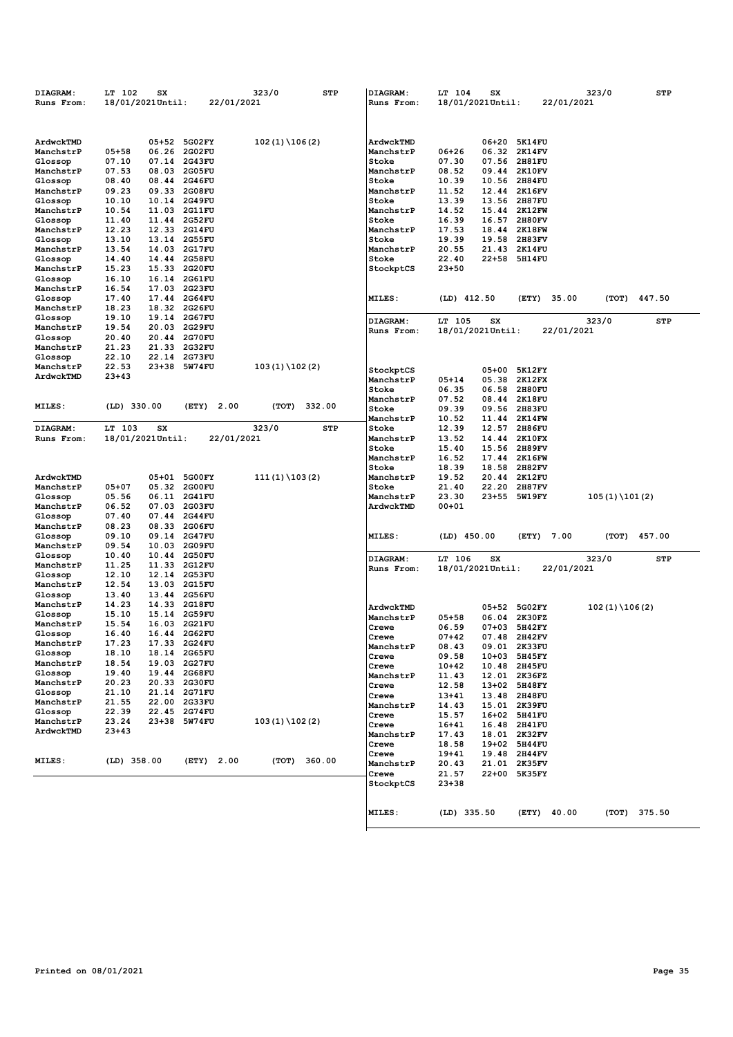| DIAGRAM: | LT 102 | SX | | 323/0 | STP |
|---|---|---|---|---|---|
| Runs From: | 18/01/2021Until: | | 22/01/2021 | | |
| ArdwckTMD | | 05+52 | 5G02FY | 102(1)\106(2) | |
| ManchstrP | 05+58 | 06.26 | 2G02FU | | |
| Glossop | 07.10 | 07.14 | 2G43FU | | |
| ManchstrP | 07.53 | 08.03 | 2G05FU | | |
| Glossop | 08.40 | 08.44 | 2G46FU | | |
| ManchstrP | 09.23 | 09.33 | 2G08FU | | |
| Glossop | 10.10 | 10.14 | 2G49FU | | |
| ManchstrP | 10.54 | 11.03 | 2G11FU | | |
| Glossop | 11.40 | 11.44 | 2G52FU | | |
| ManchstrP | 12.23 | 12.33 | 2G14FU | | |
| Glossop | 13.10 | 13.14 | 2G55FU | | |
| ManchstrP | 13.54 | 14.03 | 2G17FU | | |
| Glossop | 14.40 | 14.44 | 2G58FU | | |
| ManchstrP | 15.23 | 15.33 | 2G20FU | | |
| Glossop | 16.10 | 16.14 | 2G61FU | | |
| ManchstrP | 16.54 | 17.03 | 2G23FU | | |
| Glossop | 17.40 | 17.44 | 2G64FU | | |
| ManchstrP | 18.23 | 18.32 | 2G26FU | | |
| Glossop | 19.10 | 19.14 | 2G67FU | | |
| ManchstrP | 19.54 | 20.03 | 2G29FU | | |
| Glossop | 20.40 | 20.44 | 2G70FU | | |
| ManchstrP | 21.23 | 21.33 | 2G32FU | | |
| Glossop | 22.10 | 22.14 | 2G73FU | | |
| ManchstrP | 22.53 | 23+38 | 5W74FU | 103(1)\102(2) | |
| ArdwckTMD | 23+43 | | | | |
| MILES: | (LD) 330.00 | | (ETY) 2.00 | (TOT) 332.00 | |

| DIAGRAM: | LT 103 | SX | | 323/0 | STP |
|---|---|---|---|---|---|
| Runs From: | 18/01/2021Until: | | 22/01/2021 | | |
| ArdwckTMD | | 05+01 | 5G00FY | 111(1)\103(2) | |
| ManchstrP | 05+07 | 05.32 | 2G00FU | | |
| Glossop | 05.56 | 06.11 | 2G41FU | | |
| ManchstrP | 06.52 | 07.03 | 2G03FU | | |
| Glossop | 07.40 | 07.44 | 2G44FU | | |
| ManchstrP | 08.23 | 08.33 | 2G06FU | | |
| Glossop | 09.10 | 09.14 | 2G47FU | | |
| ManchstrP | 09.54 | 10.03 | 2G09FU | | |
| Glossop | 10.40 | 10.44 | 2G50FU | | |
| ManchstrP | 11.25 | 11.33 | 2G12FU | | |
| Glossop | 12.10 | 12.14 | 2G53FU | | |
| ManchstrP | 12.54 | 13.03 | 2G15FU | | |
| Glossop | 13.40 | 13.44 | 2G56FU | | |
| ManchstrP | 14.23 | 14.33 | 2G18FU | | |
| Glossop | 15.10 | 15.14 | 2G59FU | | |
| ManchstrP | 15.54 | 16.03 | 2G21FU | | |
| Glossop | 16.40 | 16.44 | 2G62FU | | |
| ManchstrP | 17.23 | 17.33 | 2G24FU | | |
| Glossop | 18.10 | 18.14 | 2G65FU | | |
| ManchstrP | 18.54 | 19.03 | 2G27FU | | |
| Glossop | 19.40 | 19.44 | 2G68FU | | |
| ManchstrP | 20.23 | 20.33 | 2G30FU | | |
| Glossop | 21.10 | 21.14 | 2G71FU | | |
| ManchstrP | 21.55 | 22.00 | 2G33FU | | |
| Glossop | 22.39 | 22.45 | 2G74FU | | |
| ManchstrP | 23.24 | 23+38 | 5W74FU | 103(1)\102(2) | |
| ArdwckTMD | 23+43 | | | | |
| MILES: | (LD) 358.00 | | (ETY) 2.00 | (TOT) 360.00 | |

| DIAGRAM: | LT 104 | SX | | 323/0 | STP |
|---|---|---|---|---|---|
| Runs From: | 18/01/2021Until: | | 22/01/2021 | | |
| ArdwckTMD | | 06+20 | 5K14FU | | |
| ManchstrP | 06+26 | 06.32 | 2K14FV | | |
| Stoke | 07.30 | 07.56 | 2H81FU | | |
| ManchstrP | 08.52 | 09.44 | 2K10FV | | |
| Stoke | 10.39 | 10.56 | 2H84FU | | |
| ManchstrP | 11.52 | 12.44 | 2K16FV | | |
| Stoke | 13.39 | 13.56 | 2H87FU | | |
| ManchstrP | 14.52 | 15.44 | 2K12FW | | |
| Stoke | 16.39 | 16.57 | 2H80FV | | |
| ManchstrP | 17.53 | 18.44 | 2K18FW | | |
| Stoke | 19.39 | 19.58 | 2H83FV | | |
| ManchstrP | 20.55 | 21.43 | 2K14FU | | |
| Stoke | 22.40 | 22+58 | 5H14FU | | |
| StockptCS | 23+50 | | | | |
| MILES: | (LD) 412.50 | | (ETY) 35.00 | (TOT) 447.50 | |

| DIAGRAM: | LT 105 | SX | | 323/0 | STP |
|---|---|---|---|---|---|
| Runs From: | 18/01/2021Until: | | 22/01/2021 | | |
| StockptCS | | 05+00 | 5K12FY | | |
| ManchstrP | 05+14 | 05.38 | 2K12FX | | |
| Stoke | 06.35 | 06.58 | 2H80FU | | |
| ManchstrP | 07.52 | 08.44 | 2K18FU | | |
| Stoke | 09.39 | 09.56 | 2H83FU | | |
| ManchstrP | 10.52 | 11.44 | 2K14FW | | |
| Stoke | 12.39 | 12.57 | 2H86FU | | |
| ManchstrP | 13.52 | 14.44 | 2K10FX | | |
| Stoke | 15.40 | 15.56 | 2H89FV | | |
| ManchstrP | 16.52 | 17.44 | 2K16FW | | |
| Stoke | 18.39 | 18.58 | 2H82FV | | |
| ManchstrP | 19.52 | 20.44 | 2K12FU | | |
| Stoke | 21.40 | 22.20 | 2H87FV | | |
| ManchstrP | 23.30 | 23+55 | 5W19FY | 105(1)\101(2) | |
| ArdwckTMD | 00+01 | | | | |
| MILES: | (LD) 450.00 | | (ETY) 7.00 | (TOT) 457.00 | |

| DIAGRAM: | LT 106 | SX | | 323/0 | STP |
|---|---|---|---|---|---|
| Runs From: | 18/01/2021Until: | | 22/01/2021 | | |
| ArdwckTMD | | 05+52 | 5G02FY | 102(1)\106(2) | |
| ManchstrP | 05+58 | 06.04 | 2K30FZ | | |
| Crewe | 06.59 | 07+03 | 5H42FY | | |
| Crewe | 07+42 | 07.48 | 2H42FV | | |
| ManchstrP | 08.43 | 09.01 | 2K33FU | | |
| Crewe | 09.58 | 10+03 | 5H45FY | | |
| Crewe | 10+42 | 10.48 | 2H45FU | | |
| ManchstrP | 11.43 | 12.01 | 2K36FZ | | |
| Crewe | 12.58 | 13+02 | 5H48FY | | |
| Crewe | 13+41 | 13.48 | 2H48FU | | |
| ManchstrP | 14.43 | 15.01 | 2K39FU | | |
| Crewe | 15.57 | 16+02 | 5H41FU | | |
| Crewe | 16+41 | 16.48 | 2H41FU | | |
| ManchstrP | 17.43 | 18.01 | 2K32FV | | |
| Crewe | 18.58 | 19+02 | 5H44FU | | |
| Crewe | 19+41 | 19.48 | 2H44FV | | |
| ManchstrP | 20.43 | 21.01 | 2K35FV | | |
| Crewe | 21.57 | 22+00 | 5K35FY | | |
| StockptCS | 23+38 | | | | |
| MILES: | (LD) 335.50 | | (ETY) 40.00 | (TOT) 375.50 | |

Printed on 08/01/2021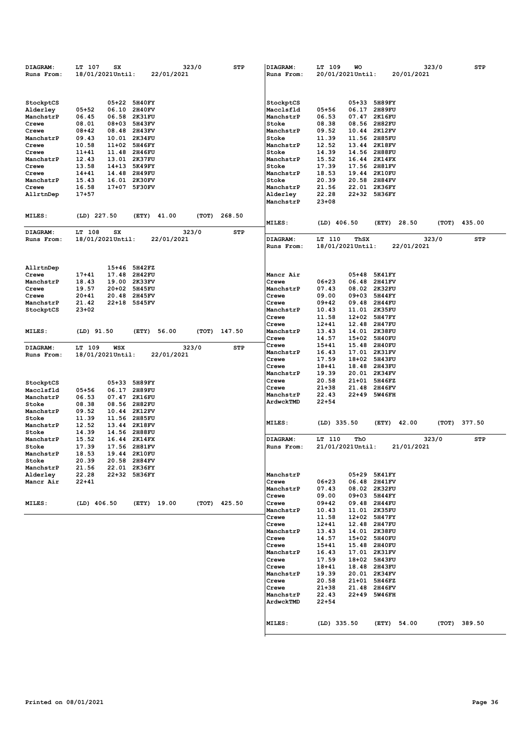| DIAGRAM: | LT 107 | SX | | 323/0 | STP |
|---|---|---|---|---|---|
| Runs From: | 18/01/2021 | Until: | 22/01/2021 | | |

| | | | |
|---|---|---|---|
| StockptCS | | 05+22 | 5H40FY |
| Alderley | 05+52 | 06.10 | 2H40FV |
| ManchstrP | 06.45 | 06.58 | 2K31FU |
| Crewe | 08.01 | 08+03 | 5H43FV |
| Crewe | 08+42 | 08.48 | 2H43FV |
| ManchstrP | 09.43 | 10.01 | 2K34FU |
| Crewe | 10.58 | 11+02 | 5H46FY |
| Crewe | 11+41 | 11.48 | 2H46FU |
| ManchstrP | 12.43 | 13.01 | 2K37FU |
| Crewe | 13.58 | 14+13 | 5K49FY |
| Crewe | 14+41 | 14.48 | 2H49FU |
| ManchstrP | 15.43 | 16.01 | 2K30FV |
| Crewe | 16.58 | 17+07 | 5F30FV |
| AllrtnDep | 17+57 | | |

MILES: (LD) 227.50 (ETY) 41.00 (TOT) 268.50

| DIAGRAM: | LT 108 | SX | | 323/0 | STP |
|---|---|---|---|---|---|
| Runs From: | 18/01/2021 | Until: | 22/01/2021 | | |

| | | | |
|---|---|---|---|
| AllrtnDep | | 15+46 | 5H42FZ |
| Crewe | 17+41 | 17.48 | 2H42FU |
| ManchstrP | 18.43 | 19.00 | 2K33FV |
| Crewe | 19.57 | 20+02 | 5H45FU |
| Crewe | 20+41 | 20.48 | 2H45FV |
| ManchstrP | 21.42 | 22+18 | 5S45FV |
| StockptCS | 23+02 | | |

MILES: (LD) 91.50 (ETY) 56.00 (TOT) 147.50

| DIAGRAM: | LT 109 | WSX | | 323/0 | STP |
|---|---|---|---|---|---|
| Runs From: | 18/01/2021 | Until: | 22/01/2021 | | |

| | | | |
|---|---|---|---|
| StockptCS | | 05+33 | 5H89FY |
| Macclsfld | 05+56 | 06.17 | 2H89FU |
| ManchstrP | 06.53 | 07.47 | 2K16FU |
| Stoke | 08.38 | 08.56 | 2H82FU |
| ManchstrP | 09.52 | 10.44 | 2K12FV |
| Stoke | 11.39 | 11.56 | 2H85FU |
| ManchstrP | 12.52 | 13.44 | 2K18FV |
| Stoke | 14.39 | 14.56 | 2H88FU |
| ManchstrP | 15.52 | 16.44 | 2K14FX |
| Stoke | 17.39 | 17.56 | 2H81FV |
| ManchstrP | 18.53 | 19.44 | 2K10FU |
| Stoke | 20.39 | 20.58 | 2H84FV |
| ManchstrP | 21.56 | 22.01 | 2K36FY |
| Alderley | 22.28 | 22+32 | 5H36FY |
| Mancr Air | 22+41 | | |

MILES: (LD) 406.50 (ETY) 19.00 (TOT) 425.50

| DIAGRAM: | LT 109 | WO | | 323/0 | STP |
|---|---|---|---|---|---|
| Runs From: | 20/01/2021 | Until: | 20/01/2021 | | |

| | | | |
|---|---|---|---|
| StockptCS | | 05+33 | 5H89FY |
| Macclsfld | 05+56 | 06.17 | 2H89FU |
| ManchstrP | 06.53 | 07.47 | 2K16FU |
| Stoke | 08.38 | 08.56 | 2H82FU |
| ManchstrP | 09.52 | 10.44 | 2K12FV |
| Stoke | 11.39 | 11.56 | 2H85FU |
| ManchstrP | 12.52 | 13.44 | 2K18FV |
| Stoke | 14.39 | 14.56 | 2H88FU |
| ManchstrP | 15.52 | 16.44 | 2K14FX |
| Stoke | 17.39 | 17.56 | 2H81FV |
| ManchstrP | 18.53 | 19.44 | 2K10FU |
| Stoke | 20.39 | 20.58 | 2H84FV |
| ManchstrP | 21.56 | 22.01 | 2K36FY |
| Alderley | 22.28 | 22+32 | 5H36FY |
| ManchstrP | 23+08 | | |

MILES: (LD) 406.50 (ETY) 28.50 (TOT) 435.00

| DIAGRAM: | LT 110 | ThSX | | 323/0 | STP |
|---|---|---|---|---|---|
| Runs From: | 18/01/2021 | Until: | 22/01/2021 | | |

| | | | |
|---|---|---|---|
| Mancr Air | | 05+48 | 5K41FY |
| Crewe | 06+23 | 06.48 | 2H41FV |
| ManchstrP | 07.43 | 08.02 | 2K32FU |
| Crewe | 09.00 | 09+03 | 5H44FY |
| Crewe | 09+42 | 09.48 | 2H44FU |
| ManchstrP | 10.43 | 11.01 | 2K35FU |
| Crewe | 11.58 | 12+02 | 5H47FY |
| Crewe | 12+41 | 12.48 | 2H47FU |
| ManchstrP | 13.43 | 14.01 | 2K38FU |
| Crewe | 14.57 | 15+02 | 5H40FU |
| Crewe | 15+41 | 15.48 | 2H40FU |
| ManchstrP | 16.43 | 17.01 | 2K31FV |
| Crewe | 17.59 | 18+02 | 5H43FU |
| Crewe | 18+41 | 18.48 | 2H43FU |
| ManchstrP | 19.39 | 20.01 | 2K34FV |
| Crewe | 20.58 | 21+01 | 5H46FZ |
| Crewe | 21+38 | 21.48 | 2H46FV |
| ManchstrP | 22.43 | 22+49 | 5W46FH |
| ArdwckTMD | 22+54 | | |

MILES: (LD) 335.50 (ETY) 42.00 (TOT) 377.50

| DIAGRAM: | LT 110 | ThO | | 323/0 | STP |
|---|---|---|---|---|---|
| Runs From: | 21/01/2021 | Until: | 21/01/2021 | | |

| | | | |
|---|---|---|---|
| ManchstrP | | 05+29 | 5K41FY |
| Crewe | 06+23 | 06.48 | 2H41FV |
| ManchstrP | 07.43 | 08.02 | 2K32FU |
| Crewe | 09.00 | 09+03 | 5H44FY |
| Crewe | 09+42 | 09.48 | 2H44FU |
| ManchstrP | 10.43 | 11.01 | 2K35FU |
| Crewe | 11.58 | 12+02 | 5H47FY |
| Crewe | 12+41 | 12.48 | 2H47FU |
| ManchstrP | 13.43 | 14.01 | 2K38FU |
| Crewe | 14.57 | 15+02 | 5H40FU |
| Crewe | 15+41 | 15.48 | 2H40FU |
| ManchstrP | 16.43 | 17.01 | 2K31FV |
| Crewe | 17.59 | 18+02 | 5H43FU |
| Crewe | 18+41 | 18.48 | 2H43FU |
| ManchstrP | 19.39 | 20.01 | 2K34FV |
| Crewe | 20.58 | 21+01 | 5H46FZ |
| Crewe | 21+38 | 21.48 | 2H46FV |
| ManchstrP | 22.43 | 22+49 | 5W46FH |
| ArdwckTMD | 22+54 | | |

MILES: (LD) 335.50 (ETY) 54.00 (TOT) 389.50

Printed on 08/01/2021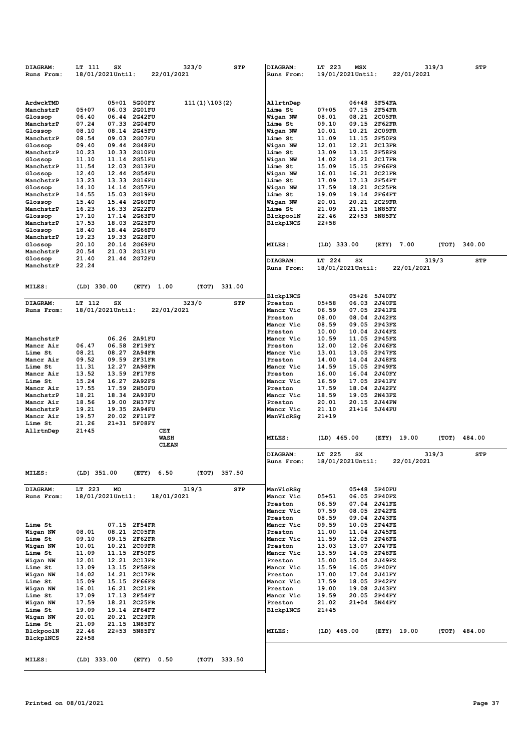| DIAGRAM: | LT 111 | SX | | 323/0 | STP |
|---|---|---|---|---|---|
| Runs From: | 18/01/2021Until: | | 22/01/2021 | | |
| | | | | | |
| ArdwckTMD | | 05+01 | 5G00FY | 111(1)\103(2) | |
| ManchstrP | 05+07 | 06.03 | 2G01FU | | |
| Glossop | 06.40 | 06.44 | 2G42FU | | |
| ManchstrP | 07.24 | 07.33 | 2G04FU | | |
| Glossop | 08.10 | 08.14 | 2G45FU | | |
| ManchstrP | 08.54 | 09.03 | 2G07FU | | |
| Glossop | 09.40 | 09.44 | 2G48FU | | |
| ManchstrP | 10.23 | 10.33 | 2G10FU | | |
| Glossop | 11.10 | 11.14 | 2G51FU | | |
| ManchstrP | 11.54 | 12.03 | 2G13FU | | |
| Glossop | 12.40 | 12.44 | 2G54FU | | |
| ManchstrP | 13.23 | 13.33 | 2G16FU | | |
| Glossop | 14.10 | 14.14 | 2G57FU | | |
| ManchstrP | 14.55 | 15.03 | 2G19FU | | |
| Glossop | 15.40 | 15.44 | 2G60FU | | |
| ManchstrP | 16.23 | 16.33 | 2G22FU | | |
| Glossop | 17.10 | 17.14 | 2G63FU | | |
| ManchstrP | 17.53 | 18.03 | 2G25FU | | |
| Glossop | 18.40 | 18.44 | 2G66FU | | |
| ManchstrP | 19.23 | 19.33 | 2G28FU | | |
| Glossop | 20.10 | 20.14 | 2G69FU | | |
| ManchstrP | 20.54 | 21.03 | 2G31FU | | |
| Glossop | 21.40 | 21.44 | 2G72FU | | |
| ManchstrP | 22.24 | | | | |
| | | | | | |
| MILES: | (LD) 330.00 | (ETY) 1.00 | | (TOT) 331.00 | |

| DIAGRAM: | LT 112 | SX | | 323/0 | STP |
|---|---|---|---|---|---|
| Runs From: | 18/01/2021Until: | | 22/01/2021 | | |
| | | | | | |
| ManchstrP | | 06.26 | 2A91FU | | |
| Mancr Air | 06.47 | 06.58 | 2F19FY | | |
| Lime St | 08.21 | 08.27 | 2A94FR | | |
| Mancr Air | 09.52 | 09.59 | 2F31FR | | |
| Lime St | 11.31 | 12.27 | 2A98FR | | |
| Mancr Air | 13.52 | 13.59 | 2F17FS | | |
| Lime St | 15.24 | 16.27 | 2A92FS | | |
| Mancr Air | 17.55 | 17.59 | 2H50FU | | |
| ManchstrP | 18.21 | 18.34 | 2A93FU | | |
| Mancr Air | 18.56 | 19.00 | 2H37FY | | |
| ManchstrP | 19.21 | 19.35 | 2A94FU | | |
| Mancr Air | 19.57 | 20.02 | 2F11FT | | |
| Lime St | 21.26 | 21+31 | 5F08FY | | |
| AllrtnDep | 21+45 | | | CET WASH CLEAN | |
| | | | | | |
| MILES: | (LD) 351.00 | (ETY) 6.50 | | (TOT) 357.50 | |

| DIAGRAM: | LT 223 | MO | | 319/3 | STP |
|---|---|---|---|---|---|
| Runs From: | 18/01/2021Until: | | 18/01/2021 | | |
| | | | | | |
| Lime St | | 07.15 | 2F54FR | | |
| Wigan NW | 08.01 | 08.21 | 2C05FR | | |
| Lime St | 09.10 | 09.15 | 2F62FR | | |
| Wigan NW | 10.01 | 10.21 | 2C09FR | | |
| Lime St | 11.09 | 11.15 | 2F50FS | | |
| Wigan NW | 12.01 | 12.21 | 2C13FR | | |
| Lime St | 13.09 | 13.15 | 2F58FS | | |
| Wigan NW | 14.02 | 14.21 | 2C17FR | | |
| Lime St | 15.09 | 15.15 | 2F66FS | | |
| Wigan NW | 16.01 | 16.21 | 2C21FR | | |
| Lime St | 17.09 | 17.13 | 2F54FT | | |
| Wigan NW | 17.59 | 18.21 | 2C25FR | | |
| Lime St | 19.09 | 19.14 | 2F64FT | | |
| Wigan NW | 20.01 | 20.21 | 2C29FR | | |
| Lime St | 21.09 | 21.15 | 1N85FY | | |
| BlckpoolN | 22.46 | 22+53 | 5N85FY | | |
| BlckplNCS | 22+58 | | | | |
| | | | | | |
| MILES: | (LD) 333.00 | (ETY) 0.50 | | (TOT) 333.50 | |

| DIAGRAM: | LT 223 | MSX | | 319/3 | STP |
|---|---|---|---|---|---|
| Runs From: | 19/01/2021Until: | | 22/01/2021 | | |
| | | | | | |
| AllrtnDep | | 06+48 | 5F54FA | | |
| Lime St | 07+05 | 07.15 | 2F54FR | | |
| Wigan NW | 08.01 | 08.21 | 2C05FR | | |
| Lime St | 09.10 | 09.15 | 2F62FR | | |
| Wigan NW | 10.01 | 10.21 | 2C09FR | | |
| Lime St | 11.09 | 11.15 | 2F50FS | | |
| Wigan NW | 12.01 | 12.21 | 2C13FR | | |
| Lime St | 13.09 | 13.15 | 2F58FS | | |
| Wigan NW | 14.02 | 14.21 | 2C17FR | | |
| Lime St | 15.09 | 15.15 | 2F66FS | | |
| Wigan NW | 16.01 | 16.21 | 2C21FR | | |
| Lime St | 17.09 | 17.13 | 2F54FT | | |
| Wigan NW | 17.59 | 18.21 | 2C25FR | | |
| Lime St | 19.09 | 19.14 | 2F64FT | | |
| Wigan NW | 20.01 | 20.21 | 2C29FR | | |
| Lime St | 21.09 | 21.15 | 1N85FY | | |
| BlckpoolN | 22.46 | 22+53 | 5N85FY | | |
| BlckplNCS | 22+58 | | | | |
| | | | | | |
| MILES: | (LD) 333.00 | (ETY) 7.00 | | (TOT) 340.00 | |

| DIAGRAM: | LT 224 | SX | | 319/3 | STP |
|---|---|---|---|---|---|
| Runs From: | 18/01/2021Until: | | 22/01/2021 | | |
| | | | | | |
| BlckplNCS | | 05+26 | 5J40FY | | |
| Preston | 05+58 | 06.03 | 2J40FZ | | |
| Mancr Vic | 06.59 | 07.05 | 2P41FZ | | |
| Preston | 08.00 | 08.04 | 2J42FZ | | |
| Mancr Vic | 08.59 | 09.05 | 2P43FZ | | |
| Preston | 10.00 | 10.04 | 2J44FZ | | |
| Mancr Vic | 10.59 | 11.05 | 2P45FZ | | |
| Preston | 12.00 | 12.06 | 2J46FZ | | |
| Mancr Vic | 13.01 | 13.05 | 2P47FZ | | |
| Preston | 14.00 | 14.04 | 2J48FZ | | |
| Mancr Vic | 14.59 | 15.05 | 2P49FZ | | |
| Preston | 16.00 | 16.04 | 2J40FY | | |
| Mancr Vic | 16.59 | 17.05 | 2P41FY | | |
| Preston | 17.59 | 18.04 | 2J42FY | | |
| Mancr Vic | 18.59 | 19.05 | 2N43FZ | | |
| Preston | 20.01 | 20.15 | 2J44FW | | |
| Mancr Vic | 21.10 | 21+16 | 5J44FU | | |
| ManVicRSg | 21+19 | | | | |
| | | | | | |
| MILES: | (LD) 465.00 | (ETY) 19.00 | | (TOT) 484.00 | |

| DIAGRAM: | LT 225 | SX | | 319/3 | STP |
|---|---|---|---|---|---|
| Runs From: | 18/01/2021Until: | | 22/01/2021 | | |
| | | | | | |
| ManVicRSg | | 05+48 | 5P40FU | | |
| Mancr Vic | 05+51 | 06.05 | 2P40FZ | | |
| Preston | 06.59 | 07.04 | 2J41FZ | | |
| Mancr Vic | 07.59 | 08.05 | 2P42FZ | | |
| Preston | 08.59 | 09.04 | 2J43FZ | | |
| Mancr Vic | 09.59 | 10.05 | 2P44FZ | | |
| Preston | 11.00 | 11.04 | 2J45FZ | | |
| Mancr Vic | 11.59 | 12.05 | 2P46FZ | | |
| Preston | 13.03 | 13.07 | 2J47FZ | | |
| Mancr Vic | 13.59 | 14.05 | 2P48FZ | | |
| Preston | 15.00 | 15.04 | 2J49FZ | | |
| Mancr Vic | 15.59 | 16.05 | 2P40FY | | |
| Preston | 17.00 | 17.04 | 2J41FY | | |
| Mancr Vic | 17.59 | 18.05 | 2P42FY | | |
| Preston | 19.00 | 19.08 | 2J43FY | | |
| Mancr Vic | 19.59 | 20.05 | 2P44FY | | |
| Preston | 21.02 | 21+04 | 5N44FY | | |
| BlckplNCS | 21+45 | | | | |
| | | | | | |
| MILES: | (LD) 465.00 | (ETY) 19.00 | | (TOT) 484.00 | |

Printed on 08/01/2021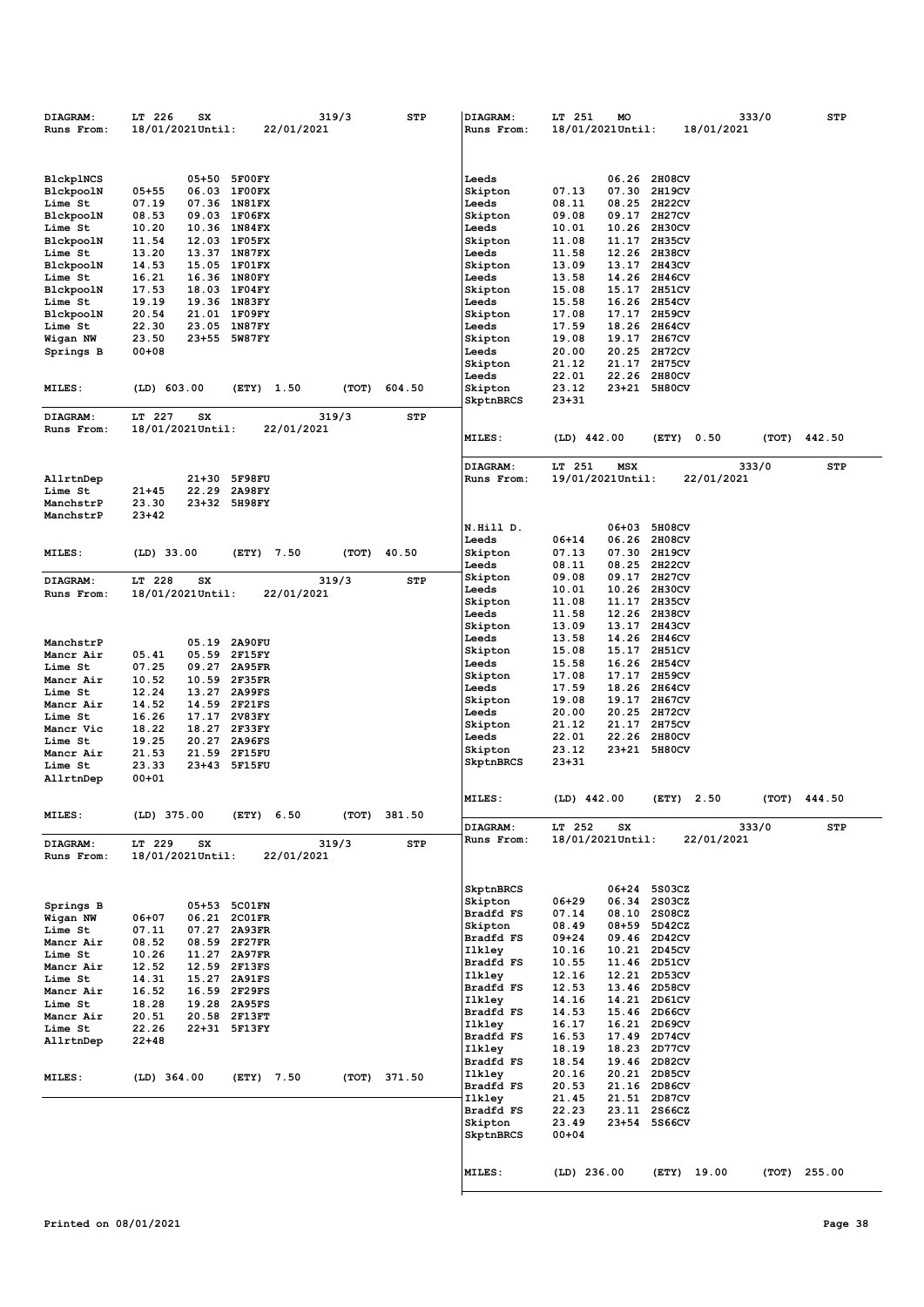**DIAGRAM:** LT 226 SX 319/3 STP
**Runs From:** 18/01/2021 **Until:** 22/01/2021

| | | | |
|---|---|---|---|
| BlckplNCS | | 05+50 | 5F00FY |
| BlckpoolN | 05+55 | 06.03 | 1F00FX |
| Lime St | 07.19 | 07.36 | 1N81FX |
| BlckpoolN | 08.53 | 09.03 | 1F06FX |
| Lime St | 10.20 | 10.36 | 1N84FX |
| BlckpoolN | 11.54 | 12.03 | 1F05FX |
| Lime St | 13.20 | 13.37 | 1N87FX |
| BlckpoolN | 14.53 | 15.05 | 1F01FX |
| Lime St | 16.21 | 16.36 | 1N80FY |
| BlckpoolN | 17.53 | 18.03 | 1F04FY |
| Lime St | 19.19 | 19.36 | 1N83FY |
| BlckpoolN | 20.54 | 21.01 | 1F09FY |
| Lime St | 22.30 | 23.05 | 1N87FY |
| Wigan NW | 23.50 | 23+55 | 5W87FY |
| Springs B | 00+08 | | |

**MILES:** (LD) 603.00 (ETY) 1.50 (TOT) 604.50

**DIAGRAM:** LT 227 SX 319/3 STP
**Runs From:** 18/01/2021 **Until:** 22/01/2021

| | | | |
|---|---|---|---|
| AllrtnDep | | 21+30 | 5F98FU |
| Lime St | 21+45 | 22.29 | 2A98FY |
| ManchstrP | 23.30 | 23+32 | 5H98FY |
| ManchstrP | 23+42 | | |

**MILES:** (LD) 33.00 (ETY) 7.50 (TOT) 40.50

**DIAGRAM:** LT 228 SX 319/3 STP
**Runs From:** 18/01/2021 **Until:** 22/01/2021

| | | | |
|---|---|---|---|
| ManchstrP | | 05.19 | 2A90FU |
| Mancr Air | 05.41 | 05.59 | 2F15FY |
| Lime St | 07.25 | 09.27 | 2A95FR |
| Mancr Air | 10.52 | 10.59 | 2F35FR |
| Lime St | 12.24 | 13.27 | 2A99FS |
| Mancr Air | 14.52 | 14.59 | 2F21FS |
| Lime St | 16.26 | 17.17 | 2V83FY |
| Mancr Vic | 18.22 | 18.27 | 2F33FY |
| Lime St | 19.25 | 20.27 | 2A96FS |
| Mancr Air | 21.53 | 21.59 | 2F15FU |
| Lime St | 23.33 | 23+43 | 5F15FU |
| AllrtnDep | 00+01 | | |

**MILES:** (LD) 375.00 (ETY) 6.50 (TOT) 381.50

**DIAGRAM:** LT 229 SX 319/3 STP
**Runs From:** 18/01/2021 **Until:** 22/01/2021

| | | | |
|---|---|---|---|
| Springs B | | 05+53 | 5C01FN |
| Wigan NW | 06+07 | 06.21 | 2C01FR |
| Lime St | 07.11 | 07.27 | 2A93FR |
| Mancr Air | 08.52 | 08.59 | 2F27FR |
| Lime St | 10.26 | 11.27 | 2A97FR |
| Mancr Air | 12.52 | 12.59 | 2F13FS |
| Lime St | 14.31 | 15.27 | 2A91FS |
| Mancr Air | 16.52 | 16.59 | 2F29FS |
| Lime St | 18.28 | 19.28 | 2A95FS |
| Mancr Air | 20.51 | 20.58 | 2F13FT |
| Lime St | 22.26 | 22+31 | 5F13FY |
| AllrtnDep | 22+48 | | |

**MILES:** (LD) 364.00 (ETY) 7.50 (TOT) 371.50

**DIAGRAM:** LT 251 MO 333/0 STP
**Runs From:** 18/01/2021 **Until:** 18/01/2021

| | | | |
|---|---|---|---|
| Leeds | | 06.26 | 2H08CV |
| Skipton | 07.13 | 07.30 | 2H19CV |
| Leeds | 08.11 | 08.25 | 2H22CV |
| Skipton | 09.08 | 09.17 | 2H27CV |
| Leeds | 10.01 | 10.26 | 2H30CV |
| Skipton | 11.08 | 11.17 | 2H35CV |
| Leeds | 11.58 | 12.26 | 2H38CV |
| Skipton | 13.09 | 13.17 | 2H43CV |
| Leeds | 13.58 | 14.26 | 2H46CV |
| Skipton | 15.08 | 15.17 | 2H51CV |
| Leeds | 15.58 | 16.26 | 2H54CV |
| Skipton | 17.08 | 17.17 | 2H59CV |
| Leeds | 17.59 | 18.26 | 2H64CV |
| Skipton | 19.08 | 19.17 | 2H67CV |
| Leeds | 20.00 | 20.25 | 2H72CV |
| Skipton | 21.12 | 21.17 | 2H75CV |
| Leeds | 22.01 | 22.26 | 2H80CV |
| Skipton | 23.12 | 23+21 | 5H80CV |
| SkptnBRCS | 23+31 | | |

**MILES:** (LD) 442.00 (ETY) 0.50 (TOT) 442.50

**DIAGRAM:** LT 251 MSX 333/0 STP
**Runs From:** 19/01/2021 **Until:** 22/01/2021

| | | | |
|---|---|---|---|
| N.Hill D. | | 06+03 | 5H08CV |
| Leeds | 06+14 | 06.26 | 2H08CV |
| Skipton | 07.13 | 07.30 | 2H19CV |
| Leeds | 08.11 | 08.25 | 2H22CV |
| Skipton | 09.08 | 09.17 | 2H27CV |
| Leeds | 10.01 | 10.26 | 2H30CV |
| Skipton | 11.08 | 11.17 | 2H35CV |
| Leeds | 11.58 | 12.26 | 2H38CV |
| Skipton | 13.09 | 13.17 | 2H43CV |
| Leeds | 13.58 | 14.26 | 2H46CV |
| Skipton | 15.08 | 15.17 | 2H51CV |
| Leeds | 15.58 | 16.26 | 2H54CV |
| Skipton | 17.08 | 17.17 | 2H59CV |
| Leeds | 17.59 | 18.26 | 2H64CV |
| Skipton | 19.08 | 19.17 | 2H67CV |
| Leeds | 20.00 | 20.25 | 2H72CV |
| Skipton | 21.12 | 21.17 | 2H75CV |
| Leeds | 22.01 | 22.26 | 2H80CV |
| Skipton | 23.12 | 23+21 | 5H80CV |
| SkptnBRCS | 23+31 | | |

**MILES:** (LD) 442.00 (ETY) 2.50 (TOT) 444.50

**DIAGRAM:** LT 252 SX 333/0 STP
**Runs From:** 18/01/2021 **Until:** 22/01/2021

| | | | |
|---|---|---|---|
| SkptnBRCS | | 06+24 | 5S03CZ |
| Skipton | 06+29 | 06.34 | 2S03CZ |
| Bradfd FS | 07.14 | 08.10 | 2S08CZ |
| Skipton | 08.49 | 08+59 | 5D42CZ |
| Bradfd FS | 09+24 | 09.46 | 2D42CV |
| Ilkley | 10.16 | 10.21 | 2D45CV |
| Bradfd FS | 10.55 | 11.46 | 2D51CV |
| Ilkley | 12.16 | 12.21 | 2D53CV |
| Bradfd FS | 12.53 | 13.46 | 2D58CV |
| Ilkley | 14.16 | 14.21 | 2D61CV |
| Bradfd FS | 14.53 | 15.46 | 2D66CV |
| Ilkley | 16.17 | 16.21 | 2D69CV |
| Bradfd FS | 16.53 | 17.49 | 2D74CV |
| Ilkley | 18.19 | 18.23 | 2D77CV |
| Bradfd FS | 18.54 | 19.46 | 2D82CV |
| Ilkley | 20.16 | 20.21 | 2D85CV |
| Bradfd FS | 20.53 | 21.16 | 2D86CV |
| Ilkley | 21.45 | 21.51 | 2D87CV |
| Bradfd FS | 22.23 | 23.11 | 2S66CZ |
| Skipton | 23.49 | 23+54 | 5S66CV |
| SkptnBRCS | 00+04 | | |

**MILES:** (LD) 236.00 (ETY) 19.00 (TOT) 255.00

Printed on 08/01/2021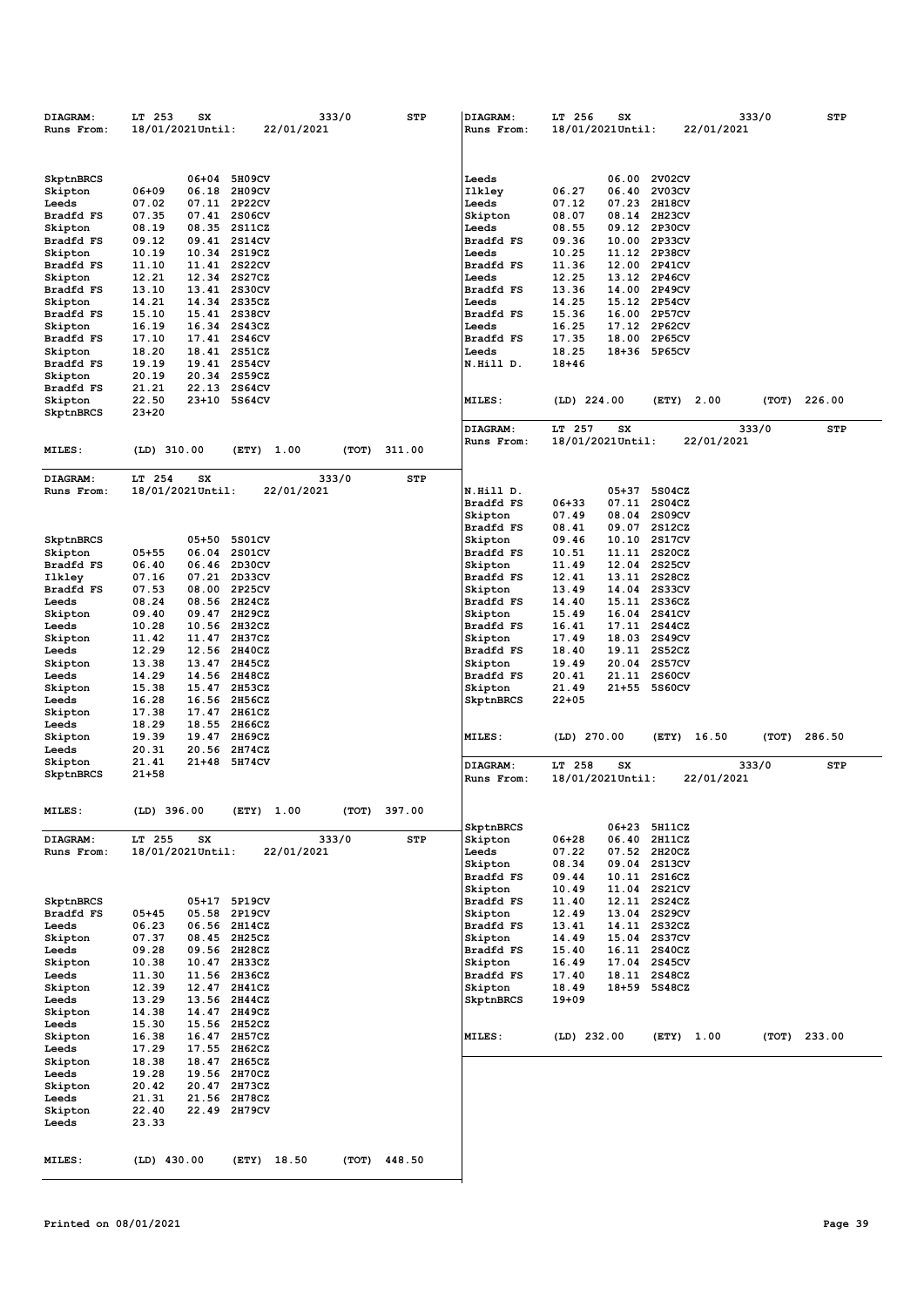DIAGRAM: LT 253 SX 333/0 STP
Runs From: 18/01/2021 Until: 22/01/2021

| | | | |
|---|---|---|---|
| SkptnBRCS | | 06+04 | 5H09CV |
| Skipton | 06+09 | 06.18 | 2H09CV |
| Leeds | 07.02 | 07.11 | 2P22CV |
| Bradfd FS | 07.35 | 07.41 | 2S06CV |
| Skipton | 08.19 | 08.35 | 2S11CZ |
| Bradfd FS | 09.12 | 09.41 | 2S14CV |
| Skipton | 10.19 | 10.34 | 2S19CZ |
| Bradfd FS | 11.10 | 11.41 | 2S22CV |
| Skipton | 12.21 | 12.34 | 2S27CZ |
| Bradfd FS | 13.10 | 13.41 | 2S30CV |
| Skipton | 14.21 | 14.34 | 2S35CZ |
| Bradfd FS | 15.10 | 15.41 | 2S38CV |
| Skipton | 16.19 | 16.34 | 2S43CZ |
| Bradfd FS | 17.10 | 17.41 | 2S46CV |
| Skipton | 18.20 | 18.41 | 2S51CZ |
| Bradfd FS | 19.19 | 19.41 | 2S54CV |
| Skipton | 20.19 | 20.34 | 2S59CZ |
| Bradfd FS | 21.21 | 22.13 | 2S64CV |
| Skipton | 22.50 | 23+10 | 5S64CV |
| SkptnBRCS | 23+20 | | |

MILES: (LD) 310.00 (ETY) 1.00 (TOT) 311.00

DIAGRAM: LT 254 SX 333/0 STP
Runs From: 18/01/2021 Until: 22/01/2021

| | | | |
|---|---|---|---|
| SkptnBRCS | | 05+50 | 5S01CV |
| Skipton | 05+55 | 06.04 | 2S01CV |
| Bradfd FS | 06.40 | 06.46 | 2D30CV |
| Ilkley | 07.16 | 07.21 | 2D33CV |
| Bradfd FS | 07.53 | 08.00 | 2P25CV |
| Leeds | 08.24 | 08.56 | 2H24CZ |
| Skipton | 09.40 | 09.47 | 2H29CZ |
| Leeds | 10.28 | 10.56 | 2H32CZ |
| Skipton | 11.42 | 11.47 | 2H37CZ |
| Leeds | 12.29 | 12.56 | 2H40CZ |
| Skipton | 13.38 | 13.47 | 2H45CZ |
| Leeds | 14.29 | 14.56 | 2H48CZ |
| Skipton | 15.38 | 15.47 | 2H53CZ |
| Leeds | 16.28 | 16.56 | 2H56CZ |
| Skipton | 17.38 | 17.47 | 2H61CZ |
| Leeds | 18.29 | 18.55 | 2H66CZ |
| Skipton | 19.39 | 19.47 | 2H69CZ |
| Leeds | 20.31 | 20.56 | 2H74CZ |
| Skipton | 21.41 | 21+48 | 5H74CV |
| SkptnBRCS | 21+58 | | |

MILES: (LD) 396.00 (ETY) 1.00 (TOT) 397.00

DIAGRAM: LT 255 SX 333/0 STP
Runs From: 18/01/2021 Until: 22/01/2021

| | | | |
|---|---|---|---|
| SkptnBRCS | | 05+17 | 5P19CV |
| Bradfd FS | 05+45 | 05.58 | 2P19CV |
| Leeds | 06.23 | 06.56 | 2H14CZ |
| Skipton | 07.37 | 08.45 | 2H25CZ |
| Leeds | 09.28 | 09.56 | 2H28CZ |
| Skipton | 10.38 | 10.47 | 2H33CZ |
| Leeds | 11.30 | 11.56 | 2H36CZ |
| Skipton | 12.39 | 12.47 | 2H41CZ |
| Leeds | 13.29 | 13.56 | 2H44CZ |
| Skipton | 14.38 | 14.47 | 2H49CZ |
| Leeds | 15.30 | 15.56 | 2H52CZ |
| Skipton | 16.38 | 16.47 | 2H57CZ |
| Leeds | 17.29 | 17.55 | 2H62CZ |
| Skipton | 18.38 | 18.47 | 2H65CZ |
| Leeds | 19.28 | 19.56 | 2H70CZ |
| Skipton | 20.42 | 20.47 | 2H73CZ |
| Leeds | 21.31 | 21.56 | 2H78CZ |
| Skipton | 22.40 | 22.49 | 2H79CV |
| Leeds | 23.33 | | |

MILES: (LD) 430.00 (ETY) 18.50 (TOT) 448.50

DIAGRAM: LT 256 SX 333/0 STP
Runs From: 18/01/2021 Until: 22/01/2021

| | | | |
|---|---|---|---|
| Leeds | | 06.00 | 2V02CV |
| Ilkley | 06.27 | 06.40 | 2V03CV |
| Leeds | 07.12 | 07.23 | 2H18CV |
| Skipton | 08.07 | 08.14 | 2H23CV |
| Leeds | 08.55 | 09.12 | 2P30CV |
| Bradfd FS | 09.36 | 10.00 | 2P33CV |
| Leeds | 10.25 | 11.12 | 2P38CV |
| Bradfd FS | 11.36 | 12.00 | 2P41CV |
| Leeds | 12.25 | 13.12 | 2P46CV |
| Bradfd FS | 13.36 | 14.00 | 2P49CV |
| Leeds | 14.25 | 15.12 | 2P54CV |
| Bradfd FS | 15.36 | 16.00 | 2P57CV |
| Leeds | 16.25 | 17.12 | 2P62CV |
| Bradfd FS | 17.35 | 18.00 | 2P65CV |
| Leeds | 18.25 | 18+36 | 5P65CV |
| N.Hill D. | 18+46 | | |

MILES: (LD) 224.00 (ETY) 2.00 (TOT) 226.00

DIAGRAM: LT 257 SX 333/0 STP
Runs From: 18/01/2021 Until: 22/01/2021

| | | | |
|---|---|---|---|
| N.Hill D. | | 05+37 | 5S04CZ |
| Bradfd FS | 06+33 | 07.11 | 2S04CZ |
| Skipton | 07.49 | 08.04 | 2S09CV |
| Bradfd FS | 08.41 | 09.07 | 2S12CZ |
| Skipton | 09.46 | 10.10 | 2S17CV |
| Bradfd FS | 10.51 | 11.11 | 2S20CZ |
| Skipton | 11.49 | 12.04 | 2S25CV |
| Bradfd FS | 12.41 | 13.11 | 2S28CZ |
| Skipton | 13.49 | 14.04 | 2S33CV |
| Bradfd FS | 14.40 | 15.11 | 2S36CZ |
| Skipton | 15.49 | 16.04 | 2S41CV |
| Bradfd FS | 16.41 | 17.11 | 2S44CZ |
| Skipton | 17.49 | 18.03 | 2S49CV |
| Bradfd FS | 18.40 | 19.11 | 2S52CZ |
| Skipton | 19.49 | 20.04 | 2S57CV |
| Bradfd FS | 20.41 | 21.11 | 2S60CV |
| Skipton | 21.49 | 21+55 | 5S60CV |
| SkptnBRCS | 22+05 | | |

MILES: (LD) 270.00 (ETY) 16.50 (TOT) 286.50

DIAGRAM: LT 258 SX 333/0 STP
Runs From: 18/01/2021 Until: 22/01/2021

| | | | |
|---|---|---|---|
| SkptnBRCS | | 06+23 | 5H11CZ |
| Skipton | 06+28 | 06.40 | 2H11CZ |
| Leeds | 07.22 | 07.52 | 2H20CZ |
| Skipton | 08.34 | 09.04 | 2S13CV |
| Bradfd FS | 09.44 | 10.11 | 2S16CZ |
| Skipton | 10.49 | 11.04 | 2S21CV |
| Bradfd FS | 11.40 | 12.11 | 2S24CZ |
| Skipton | 12.49 | 13.04 | 2S29CV |
| Bradfd FS | 13.41 | 14.11 | 2S32CZ |
| Skipton | 14.49 | 15.04 | 2S37CV |
| Bradfd FS | 15.40 | 16.11 | 2S40CZ |
| Skipton | 16.49 | 17.04 | 2S45CV |
| Bradfd FS | 17.40 | 18.11 | 2S48CZ |
| Skipton | 18.49 | 18+59 | 5S48CZ |
| SkptnBRCS | 19+09 | | |

MILES: (LD) 232.00 (ETY) 1.00 (TOT) 233.00

Printed on 08/01/2021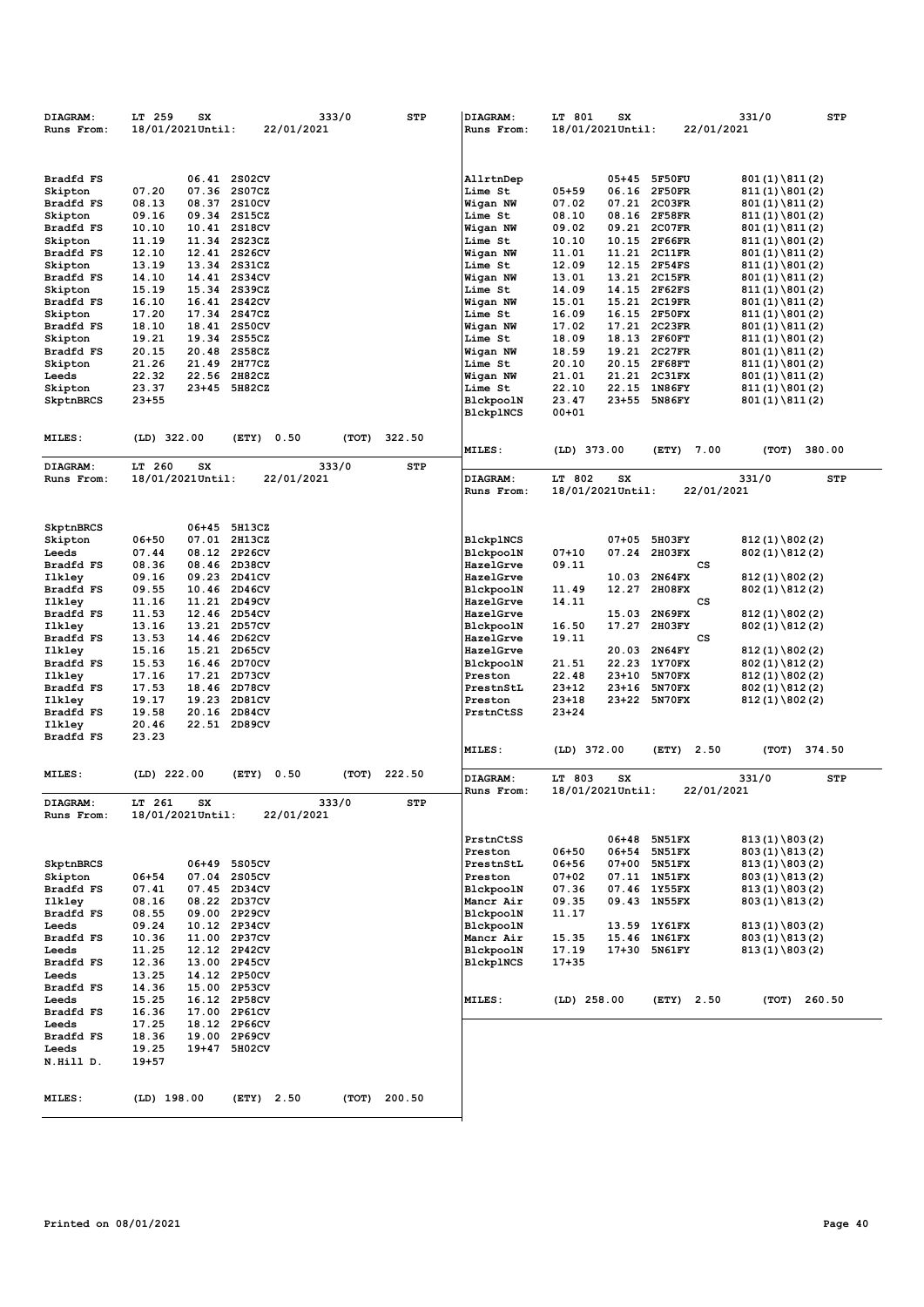DIAGRAM: LT 259 SX 333/0 STP
Runs From: 18/01/2021 Until: 22/01/2021

| | | | |
|---|---|---|---|
| Bradfd FS | | 06.41 | 2S02CV |
| Skipton | 07.20 | 07.36 | 2S07CZ |
| Bradfd FS | 08.13 | 08.37 | 2S10CV |
| Skipton | 09.16 | 09.34 | 2S15CZ |
| Bradfd FS | 10.10 | 10.41 | 2S18CV |
| Skipton | 11.19 | 11.34 | 2S23CZ |
| Bradfd FS | 12.10 | 12.41 | 2S26CV |
| Skipton | 13.19 | 13.34 | 2S31CZ |
| Bradfd FS | 14.10 | 14.41 | 2S34CV |
| Skipton | 15.19 | 15.34 | 2S39CZ |
| Bradfd FS | 16.10 | 16.41 | 2S42CV |
| Skipton | 17.20 | 17.34 | 2S47CZ |
| Bradfd FS | 18.10 | 18.41 | 2S50CV |
| Skipton | 19.21 | 19.34 | 2S55CZ |
| Bradfd FS | 20.15 | 20.48 | 2S58CZ |
| Skipton | 21.26 | 21.49 | 2H77CZ |
| Leeds | 22.32 | 22.56 | 2H82CZ |
| Skipton | 23.37 | 23+45 | 5H82CZ |
| SkptnBRCS | 23+55 | | |

MILES: (LD) 322.00 (ETY) 0.50 (TOT) 322.50

DIAGRAM: LT 260 SX 333/0 STP
Runs From: 18/01/2021 Until: 22/01/2021

| | | | |
|---|---|---|---|
| SkptnBRCS | | 06+45 | 5H13CZ |
| Skipton | 06+50 | 07.01 | 2H13CZ |
| Leeds | 07.44 | 08.12 | 2P26CV |
| Bradfd FS | 08.36 | 08.46 | 2D38CV |
| Ilkley | 09.16 | 09.23 | 2D41CV |
| Bradfd FS | 09.55 | 10.46 | 2D46CV |
| Ilkley | 11.16 | 11.21 | 2D49CV |
| Bradfd FS | 11.53 | 12.46 | 2D54CV |
| Ilkley | 13.16 | 13.21 | 2D57CV |
| Bradfd FS | 13.53 | 14.46 | 2D62CV |
| Ilkley | 15.16 | 15.21 | 2D65CV |
| Bradfd FS | 15.53 | 16.46 | 2D70CV |
| Ilkley | 17.16 | 17.21 | 2D73CV |
| Bradfd FS | 17.53 | 18.46 | 2D78CV |
| Ilkley | 19.17 | 19.23 | 2D81CV |
| Bradfd FS | 19.58 | 20.16 | 2D84CV |
| Ilkley | 20.46 | 22.51 | 2D89CV |
| Bradfd FS | 23.23 | | |

MILES: (LD) 222.00 (ETY) 0.50 (TOT) 222.50

DIAGRAM: LT 261 SX 333/0 STP
Runs From: 18/01/2021 Until: 22/01/2021

| | | | |
|---|---|---|---|
| SkptnBRCS | | 06+49 | 5S05CV |
| Skipton | 06+54 | 07.04 | 2S05CV |
| Bradfd FS | 07.41 | 07.45 | 2D34CV |
| Ilkley | 08.16 | 08.22 | 2D37CV |
| Bradfd FS | 08.55 | 09.00 | 2P29CV |
| Leeds | 09.24 | 10.12 | 2P34CV |
| Bradfd FS | 10.36 | 11.00 | 2P37CV |
| Leeds | 11.25 | 12.12 | 2P42CV |
| Bradfd FS | 12.36 | 13.00 | 2P45CV |
| Leeds | 13.25 | 14.12 | 2P50CV |
| Bradfd FS | 14.36 | 15.00 | 2P53CV |
| Leeds | 15.25 | 16.12 | 2P58CV |
| Bradfd FS | 16.36 | 17.00 | 2P61CV |
| Leeds | 17.25 | 18.12 | 2P66CV |
| Bradfd FS | 18.36 | 19.00 | 2P69CV |
| Leeds | 19.25 | 19+47 | 5H02CV |
| N.Hill D. | 19+57 | | |

MILES: (LD) 198.00 (ETY) 2.50 (TOT) 200.50

DIAGRAM: LT 801 SX 331/0 STP
Runs From: 18/01/2021 Until: 22/01/2021

| | | | | |
|---|---|---|---|---|
| AllrtnDep | | 05+45 | 5F50FU | 801(1)\811(2) |
| Lime St | 05+59 | 06.16 | 2F50FR | 811(1)\801(2) |
| Wigan NW | 07.02 | 07.21 | 2C03FR | 801(1)\811(2) |
| Lime St | 08.10 | 08.16 | 2F58FR | 811(1)\801(2) |
| Wigan NW | 09.02 | 09.21 | 2C07FR | 801(1)\811(2) |
| Lime St | 10.10 | 10.15 | 2F66FR | 811(1)\801(2) |
| Wigan NW | 11.01 | 11.21 | 2C11FR | 801(1)\811(2) |
| Lime St | 12.09 | 12.15 | 2F54FS | 811(1)\801(2) |
| Wigan NW | 13.01 | 13.21 | 2C15FR | 801(1)\811(2) |
| Lime St | 14.09 | 14.15 | 2F62FS | 811(1)\801(2) |
| Wigan NW | 15.01 | 15.21 | 2C19FR | 801(1)\811(2) |
| Lime St | 16.09 | 16.15 | 2F50FX | 811(1)\801(2) |
| Wigan NW | 17.02 | 17.21 | 2C23FR | 801(1)\811(2) |
| Lime St | 18.09 | 18.13 | 2F60FT | 811(1)\801(2) |
| Wigan NW | 18.59 | 19.21 | 2C27FR | 801(1)\811(2) |
| Lime St | 20.10 | 20.15 | 2F68FT | 811(1)\801(2) |
| Wigan NW | 21.01 | 21.21 | 2C31FX | 801(1)\811(2) |
| Lime St | 22.10 | 22.15 | 1N86FY | 811(1)\801(2) |
| BlckpoolN | 23.47 | 23+55 | 5N86FY | 801(1)\811(2) |
| BlckplNCS | 00+01 | | | |

MILES: (LD) 373.00 (ETY) 7.00 (TOT) 380.00

DIAGRAM: LT 802 SX 331/0 STP
Runs From: 18/01/2021 Until: 22/01/2021

| | | | | |
|---|---|---|---|---|
| BlckplNCS | | 07+05 | 5H03FY | 812(1)\802(2) |
| BlckpoolN | 07+10 | 07.24 | 2H03FX | 802(1)\812(2) |
| HazelGrve | 09.11 | | CS | |
| HazelGrve | | 10.03 | 2N64FX | 812(1)\802(2) |
| BlckpoolN | 11.49 | 12.27 | 2H08FX | 802(1)\812(2) |
| HazelGrve | 14.11 | | CS | |
| HazelGrve | | 15.03 | 2N69FX | 812(1)\802(2) |
| BlckpoolN | 16.50 | 17.27 | 2H03FY | 802(1)\812(2) |
| HazelGrve | 19.11 | | CS | |
| HazelGrve | | 20.03 | 2N64FY | 812(1)\802(2) |
| BlckpoolN | 21.51 | 22.23 | 1Y70FX | 802(1)\812(2) |
| Preston | 22.48 | 23+10 | 5N70FX | 812(1)\802(2) |
| PrestnStL | 23+12 | 23+16 | 5N70FX | 802(1)\812(2) |
| Preston | 23+18 | 23+22 | 5N70FX | 812(1)\802(2) |
| PrstnCtSS | 23+24 | | | |

MILES: (LD) 372.00 (ETY) 2.50 (TOT) 374.50

DIAGRAM: LT 803 SX 331/0 STP
Runs From: 18/01/2021 Until: 22/01/2021

| | | | | |
|---|---|---|---|---|
| PrstnCtSS | | 06+48 | 5N51FX | 813(1)\803(2) |
| Preston | 06+50 | 06+54 | 5N51FX | 803(1)\813(2) |
| PrestnStL | 06+56 | 07+00 | 5N51FX | 813(1)\803(2) |
| Preston | 07+02 | 07.11 | 1N51FX | 803(1)\813(2) |
| BlckpoolN | 07.36 | 07.46 | 1Y55FX | 813(1)\803(2) |
| Mancr Air | 09.35 | 09.43 | 1N55FX | 803(1)\813(2) |
| BlckpoolN | 11.17 | | | |
| BlckpoolN | | 13.59 | 1Y61FX | 813(1)\803(2) |
| Mancr Air | 15.35 | 15.46 | 1N61FX | 803(1)\813(2) |
| BlckpoolN | 17.19 | 17+30 | 5N61FY | 813(1)\803(2) |
| BlckplNCS | 17+35 | | | |

MILES: (LD) 258.00 (ETY) 2.50 (TOT) 260.50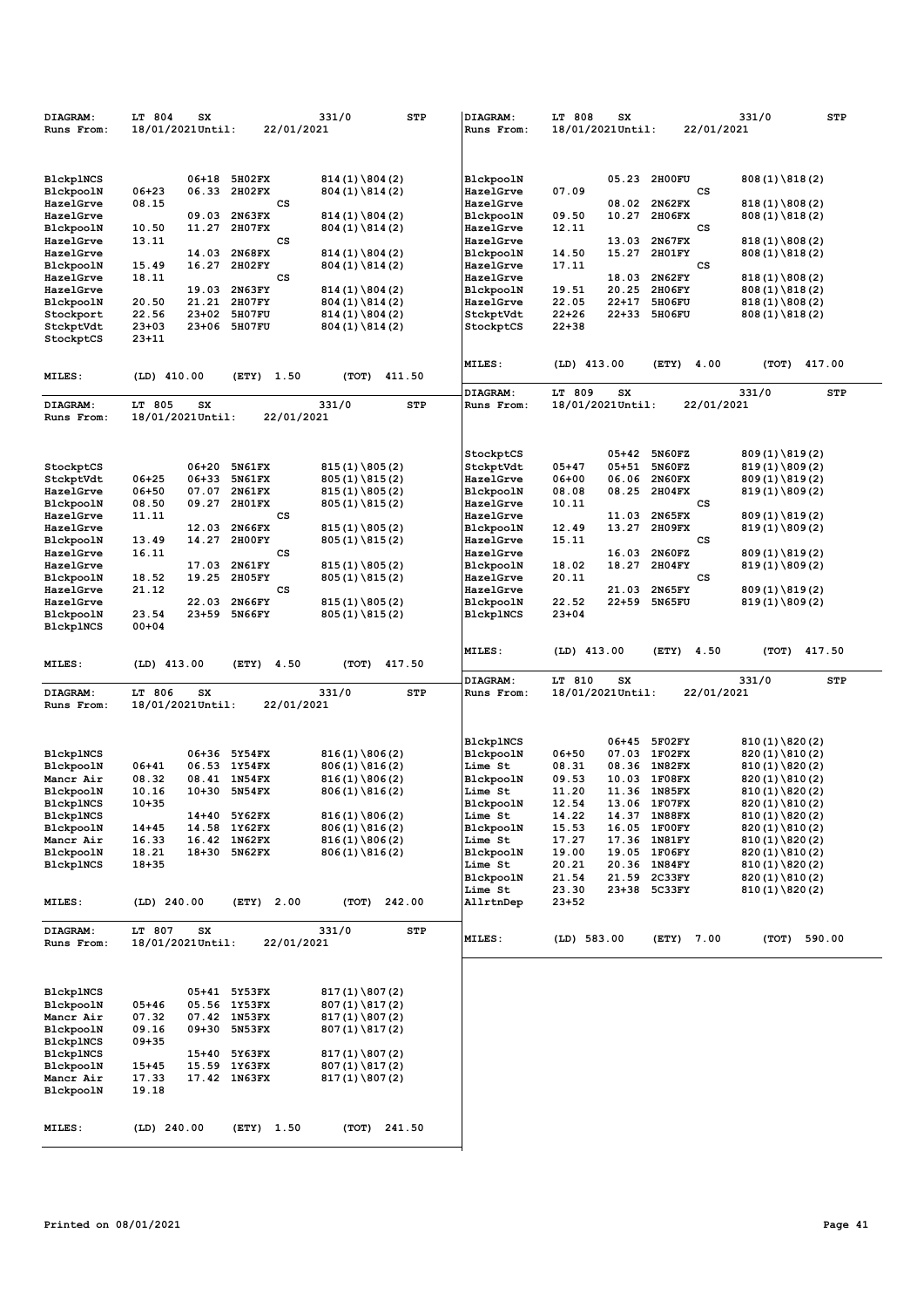**DIAGRAM:** LT 804 SX 331/0 STP
**Runs From:** 18/01/2021 Until: 22/01/2021

| | | | | |
|---|---|---|---|---|
| BlckplNCS | | 06+18 | 5H02FX | 814(1)\804(2) |
| BlckpoolN | 06+23 | 06.33 | 2H02FX | 804(1)\814(2) |
| HazelGrve | 08.15 | | CS | |
| HazelGrve | | 09.03 | 2N63FX | 814(1)\804(2) |
| BlckpoolN | 10.50 | 11.27 | 2H07FX | 804(1)\814(2) |
| HazelGrve | 13.11 | | CS | |
| HazelGrve | | 14.03 | 2N68FX | 814(1)\804(2) |
| BlckpoolN | 15.49 | 16.27 | 2H02FY | 804(1)\814(2) |
| HazelGrve | 18.11 | | CS | |
| HazelGrve | | 19.03 | 2N63FY | 814(1)\804(2) |
| BlckpoolN | 20.50 | 21.21 | 2H07FY | 804(1)\814(2) |
| Stockport | 22.56 | 23+02 | 5H07FU | 814(1)\804(2) |
| StckptVdt | 23+03 | 23+06 | 5H07FU | 804(1)\814(2) |
| StockptCS | 23+11 | | | |

**MILES:** (LD) 410.00 (ETY) 1.50 (TOT) 411.50

**DIAGRAM:** LT 805 SX 331/0 STP
**Runs From:** 18/01/2021 Until: 22/01/2021

| | | | | |
|---|---|---|---|---|
| StockptCS | | 06+20 | 5N61FX | 815(1)\805(2) |
| StckptVdt | 06+25 | 06+33 | 5N61FX | 805(1)\815(2) |
| HazelGrve | 06+50 | 07.07 | 2N61FX | 815(1)\805(2) |
| BlckpoolN | 08.50 | 09.27 | 2H01FX | 805(1)\815(2) |
| HazelGrve | 11.11 | | CS | |
| HazelGrve | | 12.03 | 2N66FX | 815(1)\805(2) |
| BlckpoolN | 13.49 | 14.27 | 2H00FY | 805(1)\815(2) |
| HazelGrve | 16.11 | | CS | |
| HazelGrve | | 17.03 | 2N61FY | 815(1)\805(2) |
| BlckpoolN | 18.52 | 19.25 | 2H05FY | 805(1)\815(2) |
| HazelGrve | 21.12 | | CS | |
| HazelGrve | | 22.03 | 2N66FY | 815(1)\805(2) |
| BlckpoolN | 23.54 | 23+59 | 5N66FY | 805(1)\815(2) |
| BlckplNCS | 00+04 | | | |

**MILES:** (LD) 413.00 (ETY) 4.50 (TOT) 417.50

**DIAGRAM:** LT 806 SX 331/0 STP
**Runs From:** 18/01/2021 Until: 22/01/2021

| | | | | |
|---|---|---|---|---|
| BlckplNCS | | 06+36 | 5Y54FX | 816(1)\806(2) |
| BlckpoolN | 06+41 | 06.53 | 1Y54FX | 806(1)\816(2) |
| Mancr Air | 08.32 | 08.41 | 1N54FX | 816(1)\806(2) |
| BlckpoolN | 10.16 | 10+30 | 5N54FX | 806(1)\816(2) |
| BlckplNCS | 10+35 | | | |
| BlckplNCS | | 14+40 | 5Y62FX | 816(1)\806(2) |
| BlckpoolN | 14+45 | 14.58 | 1Y62FX | 806(1)\816(2) |
| Mancr Air | 16.33 | 16.42 | 1N62FX | 816(1)\806(2) |
| BlckpoolN | 18.21 | 18+30 | 5N62FX | 806(1)\816(2) |
| BlckplNCS | 18+35 | | | |

**MILES:** (LD) 240.00 (ETY) 2.00 (TOT) 242.00

**DIAGRAM:** LT 807 SX 331/0 STP
**Runs From:** 18/01/2021 Until: 22/01/2021

| | | | | |
|---|---|---|---|---|
| BlckplNCS | | 05+41 | 5Y53FX | 817(1)\807(2) |
| BlckpoolN | 05+46 | 05.56 | 1Y53FX | 807(1)\817(2) |
| Mancr Air | 07.32 | 07.42 | 1N53FX | 817(1)\807(2) |
| BlckpoolN | 09.16 | 09+30 | 5N53FX | 807(1)\817(2) |
| BlckplNCS | 09+35 | | | |
| BlckplNCS | | 15+40 | 5Y63FX | 817(1)\807(2) |
| BlckpoolN | 15+45 | 15.59 | 1Y63FX | 807(1)\817(2) |
| Mancr Air | 17.33 | 17.42 | 1N63FX | 817(1)\807(2) |
| BlckpoolN | 19.18 | | | |

**MILES:** (LD) 240.00 (ETY) 1.50 (TOT) 241.50

**DIAGRAM:** LT 808 SX 331/0 STP
**Runs From:** 18/01/2021 Until: 22/01/2021

| | | | | |
|---|---|---|---|---|
| BlckpoolN | | 05.23 | 2H00FU | 808(1)\818(2) |
| HazelGrve | 07.09 | | CS | |
| HazelGrve | | 08.02 | 2N62FX | 818(1)\808(2) |
| BlckpoolN | 09.50 | 10.27 | 2H06FX | 808(1)\818(2) |
| HazelGrve | 12.11 | | CS | |
| HazelGrve | | 13.03 | 2N67FX | 818(1)\808(2) |
| BlckpoolN | 14.50 | 15.27 | 2H01FY | 808(1)\818(2) |
| HazelGrve | 17.11 | | CS | |
| HazelGrve | | 18.03 | 2N62FY | 818(1)\808(2) |
| BlckpoolN | 19.51 | 20.25 | 2H06FY | 808(1)\818(2) |
| HazelGrve | 22.05 | 22+17 | 5H06FU | 818(1)\808(2) |
| StckptVdt | 22+26 | 22+33 | 5H06FU | 808(1)\818(2) |
| StockptCS | 22+38 | | | |

**MILES:** (LD) 413.00 (ETY) 4.00 (TOT) 417.00

**DIAGRAM:** LT 809 SX 331/0 STP
**Runs From:** 18/01/2021 Until: 22/01/2021

| | | | | |
|---|---|---|---|---|
| StockptCS | | 05+42 | 5N60FZ | 809(1)\819(2) |
| StckptVdt | 05+47 | 05+51 | 5N60FZ | 819(1)\809(2) |
| HazelGrve | 06+00 | 06.06 | 2N60FX | 809(1)\819(2) |
| BlckpoolN | 08.08 | 08.25 | 2H04FX | 819(1)\809(2) |
| HazelGrve | 10.11 | | CS | |
| HazelGrve | | 11.03 | 2N65FX | 809(1)\819(2) |
| BlckpoolN | 12.49 | 13.27 | 2H09FX | 819(1)\809(2) |
| HazelGrve | 15.11 | | CS | |
| HazelGrve | | 16.03 | 2N60FZ | 809(1)\819(2) |
| BlckpoolN | 18.02 | 18.27 | 2H04FY | 819(1)\809(2) |
| HazelGrve | 20.11 | | CS | |
| HazelGrve | | 21.03 | 2N65FY | 809(1)\819(2) |
| BlckpoolN | 22.52 | 22+59 | 5N65FU | 819(1)\809(2) |
| BlckplNCS | 23+04 | | | |

**MILES:** (LD) 413.00 (ETY) 4.50 (TOT) 417.50

**DIAGRAM:** LT 810 SX 331/0 STP
**Runs From:** 18/01/2021 Until: 22/01/2021

| | | | | |
|---|---|---|---|---|
| BlckplNCS | | 06+45 | 5F02FY | 810(1)\820(2) |
| BlckpoolN | 06+50 | 07.03 | 1F02FX | 820(1)\810(2) |
| Lime St | 08.31 | 08.36 | 1N82FX | 810(1)\820(2) |
| BlckpoolN | 09.53 | 10.03 | 1F08FX | 820(1)\810(2) |
| Lime St | 11.20 | 11.36 | 1N85FX | 810(1)\820(2) |
| BlckpoolN | 12.54 | 13.06 | 1F07FX | 820(1)\810(2) |
| Lime St | 14.22 | 14.37 | 1N88FX | 810(1)\820(2) |
| BlckpoolN | 15.53 | 16.05 | 1F00FY | 820(1)\810(2) |
| Lime St | 17.27 | 17.36 | 1N81FY | 810(1)\820(2) |
| BlckpoolN | 19.00 | 19.05 | 1F06FY | 820(1)\810(2) |
| Lime St | 20.21 | 20.36 | 1N84FY | 810(1)\820(2) |
| BlckpoolN | 21.54 | 21.59 | 2C33FY | 820(1)\810(2) |
| Lime St | 23.30 | 23+38 | 5C33FY | 810(1)\820(2) |
| AllrtnDep | 23+52 | | | |

**MILES:** (LD) 583.00 (ETY) 7.00 (TOT) 590.00

Printed on 08/01/2021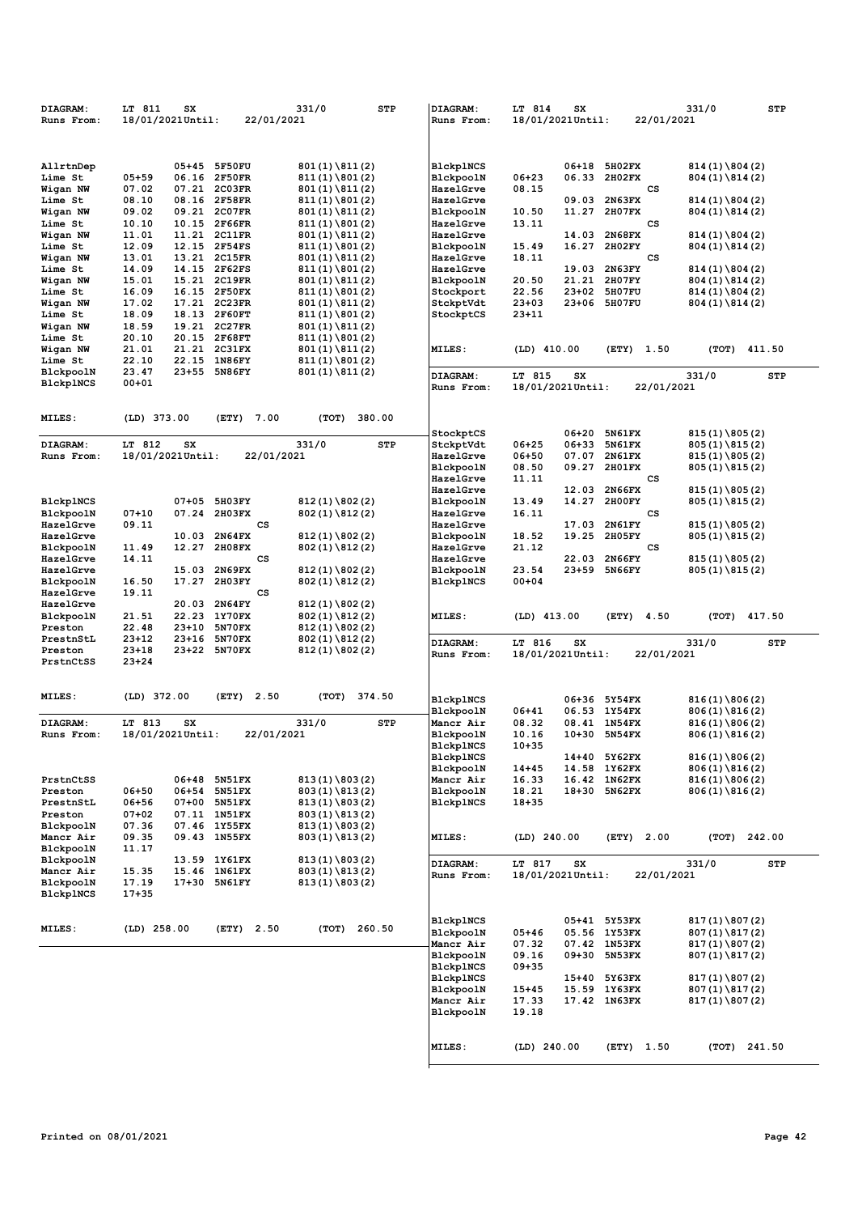DIAGRAM: LT 811 SX 331/0 STP
Runs From: 18/01/2021 Until: 22/01/2021

| | | | | |
|---|---|---|---|---|
| AllrtnDep | | 05+45 | 5F50FU | 801(1)\811(2) |
| Lime St | 05+59 | 06.16 | 2F50FR | 811(1)\801(2) |
| Wigan NW | 07.02 | 07.21 | 2C03FR | 801(1)\811(2) |
| Lime St | 08.10 | 08.16 | 2F58FR | 811(1)\801(2) |
| Wigan NW | 09.02 | 09.21 | 2C07FR | 801(1)\811(2) |
| Lime St | 10.10 | 10.15 | 2F66FR | 811(1)\801(2) |
| Wigan NW | 11.01 | 11.21 | 2C11FR | 801(1)\811(2) |
| Lime St | 12.09 | 12.15 | 2F54FS | 811(1)\801(2) |
| Wigan NW | 13.01 | 13.21 | 2C15FR | 801(1)\811(2) |
| Lime St | 14.09 | 14.15 | 2F62FS | 811(1)\801(2) |
| Wigan NW | 15.01 | 15.21 | 2C19FR | 801(1)\811(2) |
| Lime St | 16.09 | 16.15 | 2F50FX | 811(1)\801(2) |
| Wigan NW | 17.02 | 17.21 | 2C23FR | 801(1)\811(2) |
| Lime St | 18.09 | 18.13 | 2F60FT | 811(1)\801(2) |
| Wigan NW | 18.59 | 19.21 | 2C27FR | 801(1)\811(2) |
| Lime St | 20.10 | 20.15 | 2F68FT | 811(1)\801(2) |
| Wigan NW | 21.01 | 21.21 | 2C31FX | 801(1)\811(2) |
| Lime St | 22.10 | 22.15 | 1N86FY | 811(1)\801(2) |
| BlckpoolN | 23.47 | 23+55 | 5N86FY | 801(1)\811(2) |
| BlckplNCS | 00+01 | | | |

MILES: (LD) 373.00 (ETY) 7.00 (TOT) 380.00

DIAGRAM: LT 812 SX 331/0 STP
Runs From: 18/01/2021 Until: 22/01/2021

| | | | | |
|---|---|---|---|---|
| BlckplNCS | | 07+05 | 5H03FY | 812(1)\802(2) |
| BlckpoolN | 07+10 | 07.24 | 2H03FX | 802(1)\812(2) |
| HazelGrve | 09.11 | | CS | |
| HazelGrve | | 10.03 | 2N64FX | 812(1)\802(2) |
| BlckpoolN | 11.49 | 12.27 | 2H08FX | 802(1)\812(2) |
| HazelGrve | 14.11 | | CS | |
| HazelGrve | | 15.03 | 2N69FX | 812(1)\802(2) |
| BlckpoolN | 16.50 | 17.27 | 2H03FY | 802(1)\812(2) |
| HazelGrve | 19.11 | | CS | |
| HazelGrve | | 20.03 | 2N64FY | 812(1)\802(2) |
| BlckpoolN | 21.51 | 22.23 | 1Y70FX | 802(1)\812(2) |
| Preston | 22.48 | 23+10 | 5N70FX | 812(1)\802(2) |
| PrestnStL | 23+12 | 23+16 | 5N70FX | 802(1)\812(2) |
| Preston | 23+18 | 23+22 | 5N70FX | 812(1)\802(2) |
| PrstnCtSS | 23+24 | | | |

MILES: (LD) 372.00 (ETY) 2.50 (TOT) 374.50

DIAGRAM: LT 813 SX 331/0 STP
Runs From: 18/01/2021 Until: 22/01/2021

| | | | | |
|---|---|---|---|---|
| PrstnCtSS | | 06+48 | 5N51FX | 813(1)\803(2) |
| Preston | 06+50 | 06+54 | 5N51FX | 803(1)\813(2) |
| PrestnStL | 06+56 | 07+00 | 5N51FX | 813(1)\803(2) |
| Preston | 07+02 | 07.11 | 1N51FX | 803(1)\813(2) |
| BlckpoolN | 07.36 | 07.46 | 1Y55FX | 813(1)\803(2) |
| Mancr Air | 09.35 | 09.43 | 1N55FX | 803(1)\813(2) |
| BlckpoolN | 11.17 | | | |
| BlckpoolN | | 13.59 | 1Y61FX | 813(1)\803(2) |
| Mancr Air | 15.35 | 15.46 | 1N61FX | 803(1)\813(2) |
| BlckpoolN | 17.19 | 17+30 | 5N61FY | 813(1)\803(2) |
| BlckplNCS | 17+35 | | | |

MILES: (LD) 258.00 (ETY) 2.50 (TOT) 260.50

DIAGRAM: LT 814 SX 331/0 STP
Runs From: 18/01/2021 Until: 22/01/2021

| | | | | |
|---|---|---|---|---|
| BlckplNCS | | 06+18 | 5H02FX | 814(1)\804(2) |
| BlckpoolN | 06+23 | 06.33 | 2H02FX | 804(1)\814(2) |
| HazelGrve | 08.15 | | CS | |
| HazelGrve | | 09.03 | 2N63FX | 814(1)\804(2) |
| BlckpoolN | 10.50 | 11.27 | 2H07FX | 804(1)\814(2) |
| HazelGrve | 13.11 | | CS | |
| HazelGrve | | 14.03 | 2N68FX | 814(1)\804(2) |
| BlckpoolN | 15.49 | 16.27 | 2H02FY | 804(1)\814(2) |
| HazelGrve | 18.11 | | CS | |
| HazelGrve | | 19.03 | 2N63FY | 814(1)\804(2) |
| BlckpoolN | 20.50 | 21.21 | 2H07FY | 804(1)\814(2) |
| Stockport | 22.56 | 23+02 | 5H07FU | 814(1)\804(2) |
| StckptVdt | 23+03 | 23+06 | 5H07FU | 804(1)\814(2) |
| StockptCS | 23+11 | | | |

MILES: (LD) 410.00 (ETY) 1.50 (TOT) 411.50

DIAGRAM: LT 815 SX 331/0 STP
Runs From: 18/01/2021 Until: 22/01/2021

| | | | | |
|---|---|---|---|---|
| StockptCS | | 06+20 | 5N61FX | 815(1)\805(2) |
| StckptVdt | 06+25 | 06+33 | 5N61FX | 805(1)\815(2) |
| HazelGrve | 06+50 | 07.07 | 2N61FX | 815(1)\805(2) |
| BlckpoolN | 08.50 | 09.27 | 2H01FX | 805(1)\815(2) |
| HazelGrve | 11.11 | | CS | |
| HazelGrve | | 12.03 | 2N66FX | 815(1)\805(2) |
| BlckpoolN | 13.49 | 14.27 | 2H00FY | 805(1)\815(2) |
| HazelGrve | 16.11 | | CS | |
| HazelGrve | | 17.03 | 2N61FY | 815(1)\805(2) |
| BlckpoolN | 18.52 | 19.25 | 2H05FY | 805(1)\815(2) |
| HazelGrve | 21.12 | | CS | |
| HazelGrve | | 22.03 | 2N66FY | 815(1)\805(2) |
| BlckpoolN | 23.54 | 23+59 | 5N66FY | 805(1)\815(2) |
| BlckplNCS | 00+04 | | | |

MILES: (LD) 413.00 (ETY) 4.50 (TOT) 417.50

DIAGRAM: LT 816 SX 331/0 STP
Runs From: 18/01/2021 Until: 22/01/2021

| | | | | |
|---|---|---|---|---|
| BlckplNCS | | 06+36 | 5Y54FX | 816(1)\806(2) |
| BlckpoolN | 06+41 | 06.53 | 1Y54FX | 806(1)\816(2) |
| Mancr Air | 08.32 | 08.41 | 1N54FX | 816(1)\806(2) |
| BlckpoolN | 10.16 | 10+30 | 5N54FX | 806(1)\816(2) |
| BlckplNCS | 10+35 | | | |
| BlckplNCS | | 14+40 | 5Y62FX | 816(1)\806(2) |
| BlckpoolN | 14+45 | 14.58 | 1Y62FX | 806(1)\816(2) |
| Mancr Air | 16.33 | 16.42 | 1N62FX | 816(1)\806(2) |
| BlckpoolN | 18.21 | 18+30 | 5N62FX | 806(1)\816(2) |
| BlckplNCS | 18+35 | | | |

MILES: (LD) 240.00 (ETY) 2.00 (TOT) 242.00

DIAGRAM: LT 817 SX 331/0 STP
Runs From: 18/01/2021 Until: 22/01/2021

| | | | | |
|---|---|---|---|---|
| BlckplNCS | | 05+41 | 5Y53FX | 817(1)\807(2) |
| BlckpoolN | 05+46 | 05.56 | 1Y53FX | 807(1)\817(2) |
| Mancr Air | 07.32 | 07.42 | 1N53FX | 817(1)\807(2) |
| BlckpoolN | 09.16 | 09+30 | 5N53FX | 807(1)\817(2) |
| BlckplNCS | 09+35 | | | |
| BlckplNCS | | 15+40 | 5Y63FX | 817(1)\807(2) |
| BlckpoolN | 15+45 | 15.59 | 1Y63FX | 807(1)\817(2) |
| Mancr Air | 17.33 | 17.42 | 1N63FX | 817(1)\807(2) |
| BlckpoolN | 19.18 | | | |

MILES: (LD) 240.00 (ETY) 1.50 (TOT) 241.50

Printed on 08/01/2021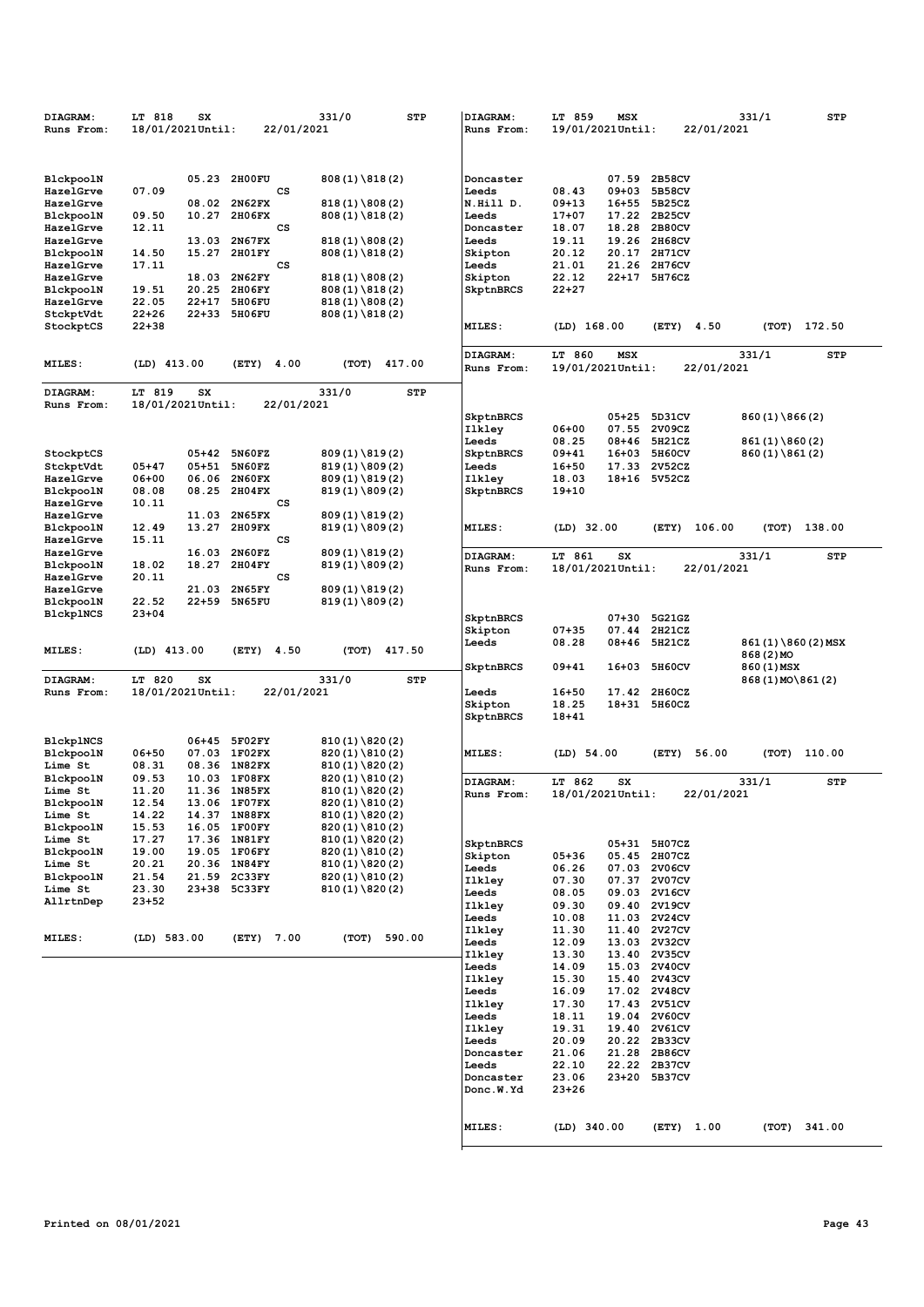| DIAGRAM: | LT 818 | SX | | 331/0 | STP |
|---|---|---|---|---|---|
| Runs From: | 18/01/2021Until: | | 22/01/2021 | | |
| BlckpoolN | | 05.23 | 2H00FU | 808(1)\818(2) | |
| HazelGrve | 07.09 | | CS | | |
| HazelGrve | | 08.02 | 2N62FX | 818(1)\808(2) | |
| BlckpoolN | 09.50 | 10.27 | 2H06FX | 808(1)\818(2) | |
| HazelGrve | 12.11 | | CS | | |
| HazelGrve | | 13.03 | 2N67FX | 818(1)\808(2) | |
| BlckpoolN | 14.50 | 15.27 | 2H01FY | 808(1)\818(2) | |
| HazelGrve | 17.11 | | CS | | |
| HazelGrve | | 18.03 | 2N62FY | 818(1)\808(2) | |
| BlckpoolN | 19.51 | 20.25 | 2H06FY | 808(1)\818(2) | |
| HazelGrve | 22.05 | 22+17 | 5H06FU | 818(1)\808(2) | |
| StckptVdt | 22+26 | 22+33 | 5H06FU | 808(1)\818(2) | |
| StockptCS | 22+38 | | | | |
| MILES: | (LD) 413.00 | (ETY) 4.00 | | (TOT) 417.00 | |

| DIAGRAM: | LT 819 | SX | | 331/0 | STP |
|---|---|---|---|---|---|
| Runs From: | 18/01/2021Until: | | 22/01/2021 | | |
| StockptCS | | 05+42 | 5N60FZ | 809(1)\819(2) | |
| StckptVdt | 05+47 | 05+51 | 5N60FZ | 819(1)\809(2) | |
| HazelGrve | 06+00 | 06.06 | 2N60FX | 809(1)\819(2) | |
| BlckpoolN | 08.08 | 08.25 | 2H04FX | 819(1)\809(2) | |
| HazelGrve | 10.11 | | CS | | |
| HazelGrve | | 11.03 | 2N65FX | 809(1)\819(2) | |
| BlckpoolN | 12.49 | 13.27 | 2H09FX | 819(1)\809(2) | |
| HazelGrve | 15.11 | | CS | | |
| HazelGrve | | 16.03 | 2N60FZ | 809(1)\819(2) | |
| BlckpoolN | 18.02 | 18.27 | 2H04FY | 819(1)\809(2) | |
| HazelGrve | 20.11 | | CS | | |
| HazelGrve | | 21.03 | 2N65FY | 809(1)\819(2) | |
| BlckpoolN | 22.52 | 22+59 | 5N65FU | 819(1)\809(2) | |
| BlckplNCS | 23+04 | | | | |
| MILES: | (LD) 413.00 | (ETY) 4.50 | | (TOT) 417.50 | |

| DIAGRAM: | LT 820 | SX | | 331/0 | STP |
|---|---|---|---|---|---|
| Runs From: | 18/01/2021Until: | | 22/01/2021 | | |
| BlckplNCS | | 06+45 | 5F02FY | 810(1)\820(2) | |
| BlckpoolN | 06+50 | 07.03 | 1F02FX | 820(1)\810(2) | |
| Lime St | 08.31 | 08.36 | 1N82FX | 810(1)\820(2) | |
| BlckpoolN | 09.53 | 10.03 | 1F08FX | 820(1)\810(2) | |
| Lime St | 11.20 | 11.36 | 1N85FX | 810(1)\820(2) | |
| BlckpoolN | 12.54 | 13.06 | 1F07FX | 820(1)\810(2) | |
| Lime St | 14.22 | 14.37 | 1N88FX | 810(1)\820(2) | |
| BlckpoolN | 15.53 | 16.05 | 1F00FY | 820(1)\810(2) | |
| Lime St | 17.27 | 17.36 | 1N81FY | 810(1)\820(2) | |
| BlckpoolN | 19.00 | 19.05 | 1F06FY | 820(1)\810(2) | |
| Lime St | 20.21 | 20.36 | 1N84FY | 810(1)\820(2) | |
| BlckpoolN | 21.54 | 21.59 | 2C33FY | 820(1)\810(2) | |
| Lime St | 23.30 | 23+38 | 5C33FY | 810(1)\820(2) | |
| AllrtnDep | 23+52 | | | | |
| MILES: | (LD) 583.00 | (ETY) 7.00 | | (TOT) 590.00 | |

| DIAGRAM: | LT 859 | MSX | | 331/1 | STP |
|---|---|---|---|---|---|
| Runs From: | 19/01/2021Until: | | 22/01/2021 | | |
| Doncaster | | 07.59 | 2B58CV | | |
| Leeds | 08.43 | 09+03 | 5B58CV | | |
| N.Hill D. | 09+13 | 16+55 | 5B25CZ | | |
| Leeds | 17+07 | 17.22 | 2B25CV | | |
| Doncaster | 18.07 | 18.28 | 2B80CV | | |
| Leeds | 19.11 | 19.26 | 2H68CV | | |
| Skipton | 20.12 | 20.17 | 2H71CV | | |
| Leeds | 21.01 | 21.26 | 2H76CV | | |
| Skipton | 22.12 | 22+17 | 5H76CZ | | |
| SkptnBRCS | 22+27 | | | | |
| MILES: | (LD) 168.00 | (ETY) 4.50 | | (TOT) 172.50 | |

| DIAGRAM: | LT 860 | MSX | | 331/1 | STP |
|---|---|---|---|---|---|
| Runs From: | 19/01/2021Until: | | 22/01/2021 | | |
| SkptnBRCS | | 05+25 | 5D31CV | 860(1)\866(2) | |
| Ilkley | 06+00 | 07.55 | 2V09CZ | | |
| Leeds | 08.25 | 08+46 | 5H21CZ | 861(1)\860(2) | |
| SkptnBRCS | 09+41 | 16+03 | 5H60CV | 860(1)\861(2) | |
| Leeds | 16+50 | 17.33 | 2V52CZ | | |
| Ilkley | 18.03 | 18+16 | 5V52CZ | | |
| SkptnBRCS | 19+10 | | | | |
| MILES: | (LD) 32.00 | (ETY) 106.00 | | (TOT) 138.00 | |

| DIAGRAM: | LT 861 | SX | | 331/1 | STP |
|---|---|---|---|---|---|
| Runs From: | 18/01/2021Until: | | 22/01/2021 | | |
| SkptnBRCS | | 07+30 | 5G21GZ | | |
| Skipton | 07+35 | 07.44 | 2H21CZ | | |
| Leeds | 08.28 | 08+46 | 5H21CZ | 861(1)\860(2)MSX 868(2)MO | |
| SkptnBRCS | 09+41 | 16+03 | 5H60CV | 860(1)MSX 868(1)MO\861(2) | |
| Leeds | 16+50 | 17.42 | 2H60CZ | | |
| Skipton | 18.25 | 18+31 | 5H60CZ | | |
| SkptnBRCS | 18+41 | | | | |
| MILES: | (LD) 54.00 | (ETY) 56.00 | | (TOT) 110.00 | |

| DIAGRAM: | LT 862 | SX | | 331/1 | STP |
|---|---|---|---|---|---|
| Runs From: | 18/01/2021Until: | | 22/01/2021 | | |
| SkptnBRCS | | 05+31 | 5H07CZ | | |
| Skipton | 05+36 | 05.45 | 2H07CZ | | |
| Leeds | 06.26 | 07.03 | 2V06CV | | |
| Ilkley | 07.30 | 07.37 | 2V07CV | | |
| Leeds | 08.05 | 09.03 | 2V16CV | | |
| Ilkley | 09.30 | 09.40 | 2V19CV | | |
| Leeds | 10.08 | 11.03 | 2V24CV | | |
| Ilkley | 11.30 | 11.40 | 2V27CV | | |
| Leeds | 12.09 | 13.03 | 2V32CV | | |
| Ilkley | 13.30 | 13.40 | 2V35CV | | |
| Leeds | 14.09 | 15.03 | 2V40CV | | |
| Ilkley | 15.30 | 15.40 | 2V43CV | | |
| Leeds | 16.09 | 17.02 | 2V48CV | | |
| Ilkley | 17.30 | 17.43 | 2V51CV | | |
| Leeds | 18.11 | 19.04 | 2V60CV | | |
| Ilkley | 19.31 | 19.40 | 2V61CV | | |
| Leeds | 20.09 | 20.22 | 2B33CV | | |
| Doncaster | 21.06 | 21.28 | 2B86CV | | |
| Leeds | 22.10 | 22.22 | 2B37CV | | |
| Doncaster | 23.06 | 23+20 | 5B37CV | | |
| Donc.W.Yd | 23+26 | | | | |
| MILES: | (LD) 340.00 | (ETY) 1.00 | | (TOT) 341.00 | |

Printed on 08/01/2021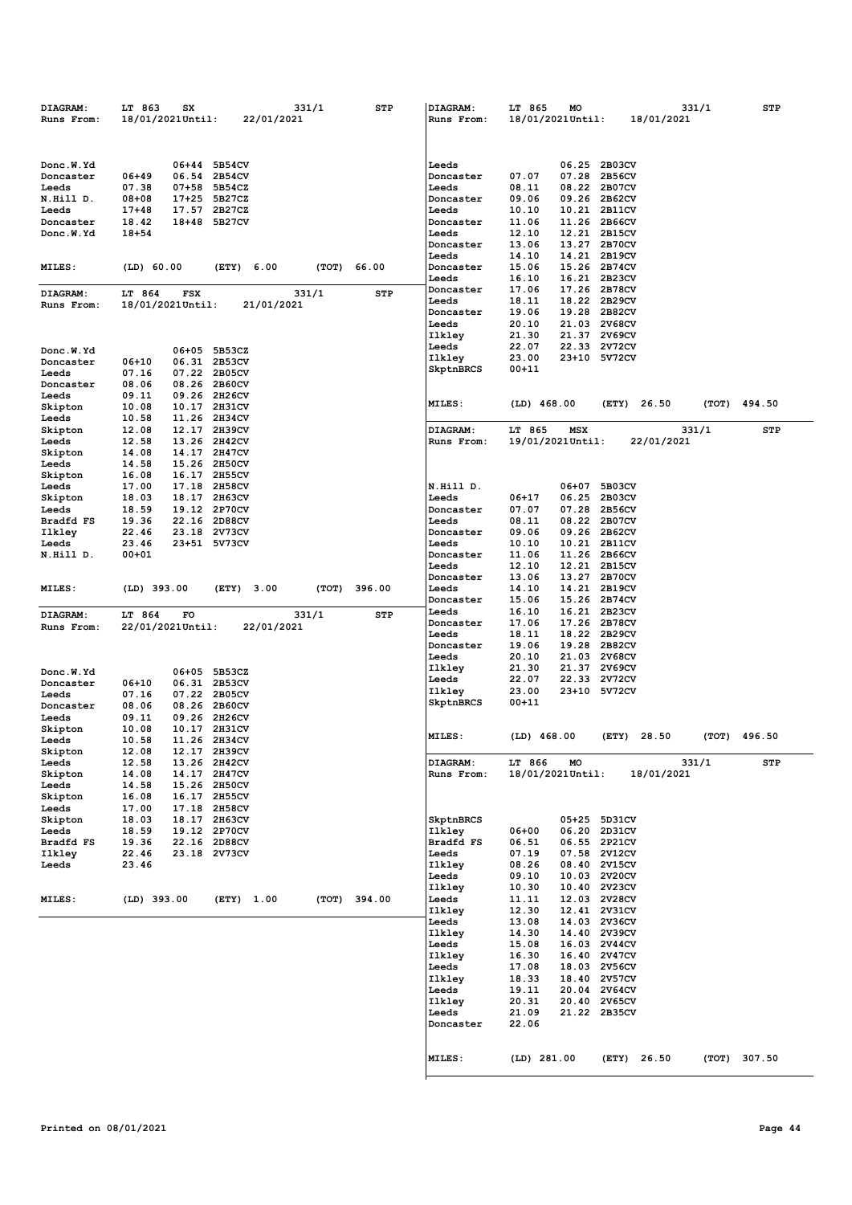| | | | | | | |
|---|---|---|---|---|---|---|
| DIAGRAM: | LT 863 | SX | | 331/1 | | STP |
| Runs From: | 18/01/2021 | Until: | 22/01/2021 | | | |

| | | | |
|---|---|---|---|
| Donc.W.Yd | | 06+44 | 5B54CV |
| Doncaster | 06+49 | 06.54 | 2B54CV |
| Leeds | 07.38 | 07+58 | 5B54CZ |
| N.Hill D. | 08+08 | 17+25 | 5B27CZ |
| Leeds | 17+48 | 17.57 | 2B27CZ |
| Doncaster | 18.42 | 18+48 | 5B27CV |
| Donc.W.Yd | 18+54 | | |

MILES: (LD) 60.00 (ETY) 6.00 (TOT) 66.00

| | | | | | | |
|---|---|---|---|---|---|---|
| DIAGRAM: | LT 864 | FSX | | 331/1 | | STP |
| Runs From: | 18/01/2021 | Until: | 21/01/2021 | | | |

| | | | |
|---|---|---|---|
| Donc.W.Yd | | 06+05 | 5B53CZ |
| Doncaster | 06+10 | 06.31 | 2B53CV |
| Leeds | 07.16 | 07.22 | 2B05CV |
| Doncaster | 08.06 | 08.26 | 2B60CV |
| Leeds | 09.11 | 09.26 | 2H26CV |
| Skipton | 10.08 | 10.17 | 2H31CV |
| Leeds | 10.58 | 11.26 | 2H34CV |
| Skipton | 12.08 | 12.17 | 2H39CV |
| Leeds | 12.58 | 13.26 | 2H42CV |
| Skipton | 14.08 | 14.17 | 2H47CV |
| Leeds | 14.58 | 15.26 | 2H50CV |
| Skipton | 16.08 | 16.17 | 2H55CV |
| Leeds | 17.00 | 17.18 | 2H58CV |
| Skipton | 18.03 | 18.17 | 2H63CV |
| Leeds | 18.59 | 19.12 | 2P70CV |
| Bradfd FS | 19.36 | 22.16 | 2D88CV |
| Ilkley | 22.46 | 23.18 | 2V73CV |
| Leeds | 23.46 | 23+51 | 5V73CV |
| N.Hill D. | 00+01 | | |

MILES: (LD) 393.00 (ETY) 3.00 (TOT) 396.00

| | | | | | | |
|---|---|---|---|---|---|---|
| DIAGRAM: | LT 864 | FO | | 331/1 | | STP |
| Runs From: | 22/01/2021 | Until: | 22/01/2021 | | | |

| | | | |
|---|---|---|---|
| Donc.W.Yd | | 06+05 | 5B53CZ |
| Doncaster | 06+10 | 06.31 | 2B53CV |
| Leeds | 07.16 | 07.22 | 2B05CV |
| Doncaster | 08.06 | 08.26 | 2B60CV |
| Leeds | 09.11 | 09.26 | 2H26CV |
| Skipton | 10.08 | 10.17 | 2H31CV |
| Leeds | 10.58 | 11.26 | 2H34CV |
| Skipton | 12.08 | 12.17 | 2H39CV |
| Leeds | 12.58 | 13.26 | 2H42CV |
| Skipton | 14.08 | 14.17 | 2H47CV |
| Leeds | 14.58 | 15.26 | 2H50CV |
| Skipton | 16.08 | 16.17 | 2H55CV |
| Leeds | 17.00 | 17.18 | 2H58CV |
| Skipton | 18.03 | 18.17 | 2H63CV |
| Leeds | 18.59 | 19.12 | 2P70CV |
| Bradfd FS | 19.36 | 22.16 | 2D88CV |
| Ilkley | 22.46 | 23.18 | 2V73CV |
| Leeds | 23.46 | | |

MILES: (LD) 393.00 (ETY) 1.00 (TOT) 394.00

| | | | | | | |
|---|---|---|---|---|---|---|
| DIAGRAM: | LT 865 | MO | | 331/1 | | STP |
| Runs From: | 18/01/2021 | Until: | 18/01/2021 | | | |

| | | | |
|---|---|---|---|
| Leeds | | 06.25 | 2B03CV |
| Doncaster | 07.07 | 07.28 | 2B56CV |
| Leeds | 08.11 | 08.22 | 2B07CV |
| Doncaster | 09.06 | 09.26 | 2B62CV |
| Leeds | 10.10 | 10.21 | 2B11CV |
| Doncaster | 11.06 | 11.26 | 2B66CV |
| Leeds | 12.10 | 12.21 | 2B15CV |
| Doncaster | 13.06 | 13.27 | 2B70CV |
| Leeds | 14.10 | 14.21 | 2B19CV |
| Doncaster | 15.06 | 15.26 | 2B74CV |
| Leeds | 16.10 | 16.21 | 2B23CV |
| Doncaster | 17.06 | 17.26 | 2B78CV |
| Leeds | 18.11 | 18.22 | 2B29CV |
| Doncaster | 19.06 | 19.28 | 2B82CV |
| Leeds | 20.10 | 21.03 | 2V68CV |
| Ilkley | 21.30 | 21.37 | 2V69CV |
| Leeds | 22.07 | 22.33 | 2V72CV |
| Ilkley | 23.00 | 23+10 | 5V72CV |
| SkptnBRCS | 00+11 | | |

MILES: (LD) 468.00 (ETY) 26.50 (TOT) 494.50

| | | | | | | |
|---|---|---|---|---|---|---|
| DIAGRAM: | LT 865 | MSX | | 331/1 | | STP |
| Runs From: | 19/01/2021 | Until: | 22/01/2021 | | | |

| | | | |
|---|---|---|---|
| N.Hill D. | | 06+07 | 5B03CV |
| Leeds | 06+17 | 06.25 | 2B03CV |
| Doncaster | 07.07 | 07.28 | 2B56CV |
| Leeds | 08.11 | 08.22 | 2B07CV |
| Doncaster | 09.06 | 09.26 | 2B62CV |
| Leeds | 10.10 | 10.21 | 2B11CV |
| Doncaster | 11.06 | 11.26 | 2B66CV |
| Leeds | 12.10 | 12.21 | 2B15CV |
| Doncaster | 13.06 | 13.27 | 2B70CV |
| Leeds | 14.10 | 14.21 | 2B19CV |
| Doncaster | 15.06 | 15.26 | 2B74CV |
| Leeds | 16.10 | 16.21 | 2B23CV |
| Doncaster | 17.06 | 17.26 | 2B78CV |
| Leeds | 18.11 | 18.22 | 2B29CV |
| Doncaster | 19.06 | 19.28 | 2B82CV |
| Leeds | 20.10 | 21.03 | 2V68CV |
| Ilkley | 21.30 | 21.37 | 2V69CV |
| Leeds | 22.07 | 22.33 | 2V72CV |
| Ilkley | 23.00 | 23+10 | 5V72CV |
| SkptnBRCS | 00+11 | | |

MILES: (LD) 468.00 (ETY) 28.50 (TOT) 496.50

| | | | | | | |
|---|---|---|---|---|---|---|
| DIAGRAM: | LT 866 | MO | | 331/1 | | STP |
| Runs From: | 18/01/2021 | Until: | 18/01/2021 | | | |

| | | | |
|---|---|---|---|
| SkptnBRCS | | 05+25 | 5D31CV |
| Ilkley | 06+00 | 06.20 | 2D31CV |
| Bradfd FS | 06.51 | 06.55 | 2P21CV |
| Leeds | 07.19 | 07.58 | 2V12CV |
| Ilkley | 08.26 | 08.40 | 2V15CV |
| Leeds | 09.10 | 10.03 | 2V20CV |
| Ilkley | 10.30 | 10.40 | 2V23CV |
| Leeds | 11.11 | 12.03 | 2V28CV |
| Ilkley | 12.30 | 12.41 | 2V31CV |
| Leeds | 13.08 | 14.03 | 2V36CV |
| Ilkley | 14.30 | 14.40 | 2V39CV |
| Leeds | 15.08 | 16.03 | 2V44CV |
| Ilkley | 16.30 | 16.40 | 2V47CV |
| Leeds | 17.08 | 18.03 | 2V56CV |
| Ilkley | 18.33 | 18.40 | 2V57CV |
| Leeds | 19.11 | 20.04 | 2V64CV |
| Ilkley | 20.31 | 20.40 | 2V65CV |
| Leeds | 21.09 | 21.22 | 2B35CV |
| Doncaster | 22.06 | | |

MILES: (LD) 281.00 (ETY) 26.50 (TOT) 307.50

Printed on 08/01/2021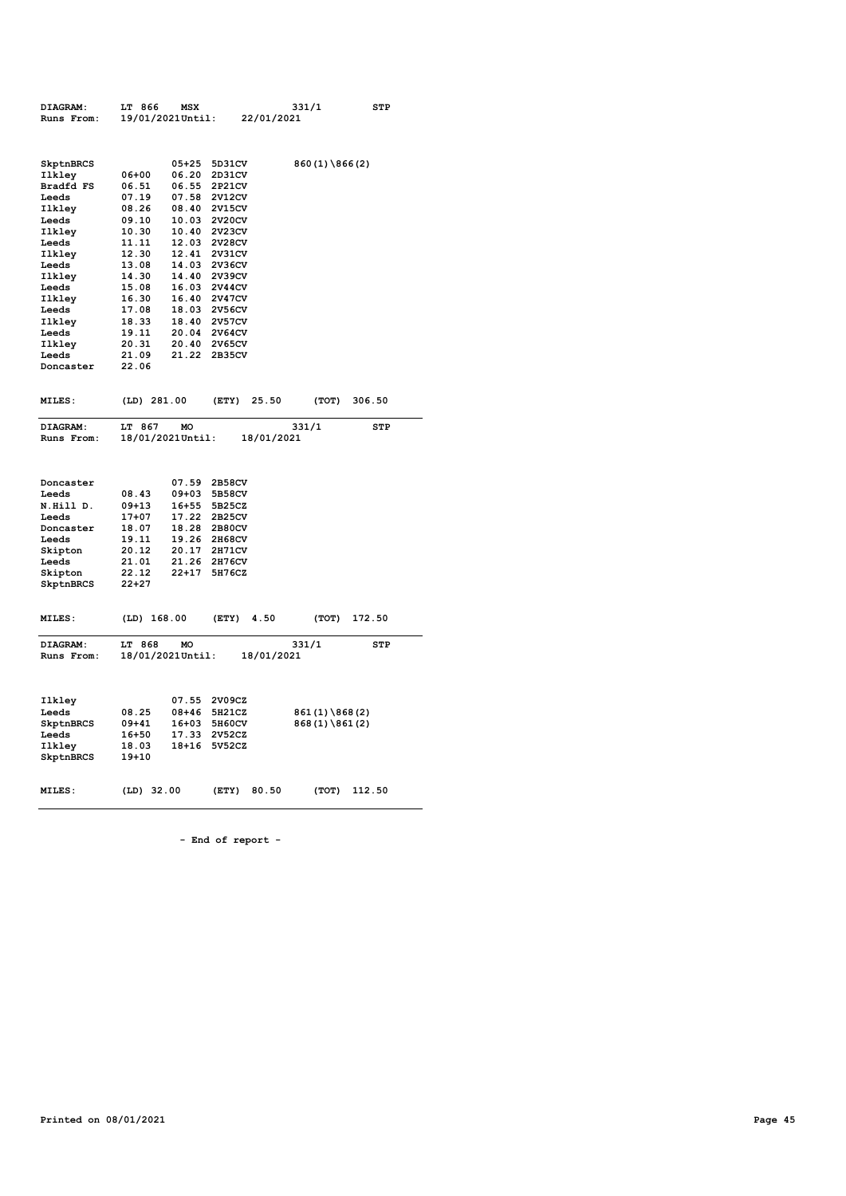**DIAGRAM:** LT 866 MSX 331/1 STP
**Runs From:** 19/01/2021 Until: 22/01/2021

| | | | | |
|---|---|---|---|---|
| SkptnBRCS | | 05+25 | 5D31CV | 860(1)\866(2) |
| Ilkley | 06+00 | 06.20 | 2D31CV | |
| Bradfd FS | 06.51 | 06.55 | 2P21CV | |
| Leeds | 07.19 | 07.58 | 2V12CV | |
| Ilkley | 08.26 | 08.40 | 2V15CV | |
| Leeds | 09.10 | 10.03 | 2V20CV | |
| Ilkley | 10.30 | 10.40 | 2V23CV | |
| Leeds | 11.11 | 12.03 | 2V28CV | |
| Ilkley | 12.30 | 12.41 | 2V31CV | |
| Leeds | 13.08 | 14.03 | 2V36CV | |
| Ilkley | 14.30 | 14.40 | 2V39CV | |
| Leeds | 15.08 | 16.03 | 2V44CV | |
| Ilkley | 16.30 | 16.40 | 2V47CV | |
| Leeds | 17.08 | 18.03 | 2V56CV | |
| Ilkley | 18.33 | 18.40 | 2V57CV | |
| Leeds | 19.11 | 20.04 | 2V64CV | |
| Ilkley | 20.31 | 20.40 | 2V65CV | |
| Leeds | 21.09 | 21.22 | 2B35CV | |
| Doncaster | 22.06 | | | |

**MILES:** (LD) 281.00 (ETY) 25.50 (TOT) 306.50

---

**DIAGRAM:** LT 867 MO 331/1 STP
**Runs From:** 18/01/2021 Until: 18/01/2021

| | | | | |
|---|---|---|---|---|
| Doncaster | | 07.59 | 2B58CV | |
| Leeds | 08.43 | 09+03 | 5B58CV | |
| N.Hill D. | 09+13 | 16+55 | 5B25CZ | |
| Leeds | 17+07 | 17.22 | 2B25CV | |
| Doncaster | 18.07 | 18.28 | 2B80CV | |
| Leeds | 19.11 | 19.26 | 2H68CV | |
| Skipton | 20.12 | 20.17 | 2H71CV | |
| Leeds | 21.01 | 21.26 | 2H76CV | |
| Skipton | 22.12 | 22+17 | 5H76CZ | |
| SkptnBRCS | 22+27 | | | |

**MILES:** (LD) 168.00 (ETY) 4.50 (TOT) 172.50

---

**DIAGRAM:** LT 868 MO 331/1 STP
**Runs From:** 18/01/2021 Until: 18/01/2021

| | | | | |
|---|---|---|---|---|
| Ilkley | | 07.55 | 2V09CZ | |
| Leeds | 08.25 | 08+46 | 5H21CZ | 861(1)\868(2) |
| SkptnBRCS | 09+41 | 16+03 | 5H60CV | 868(1)\861(2) |
| Leeds | 16+50 | 17.33 | 2V52CZ | |
| Ilkley | 18.03 | 18+16 | 5V52CZ | |
| SkptnBRCS | 19+10 | | | |

**MILES:** (LD) 32.00 (ETY) 80.50 (TOT) 112.50

---

- End of report -

Printed on 08/01/2021